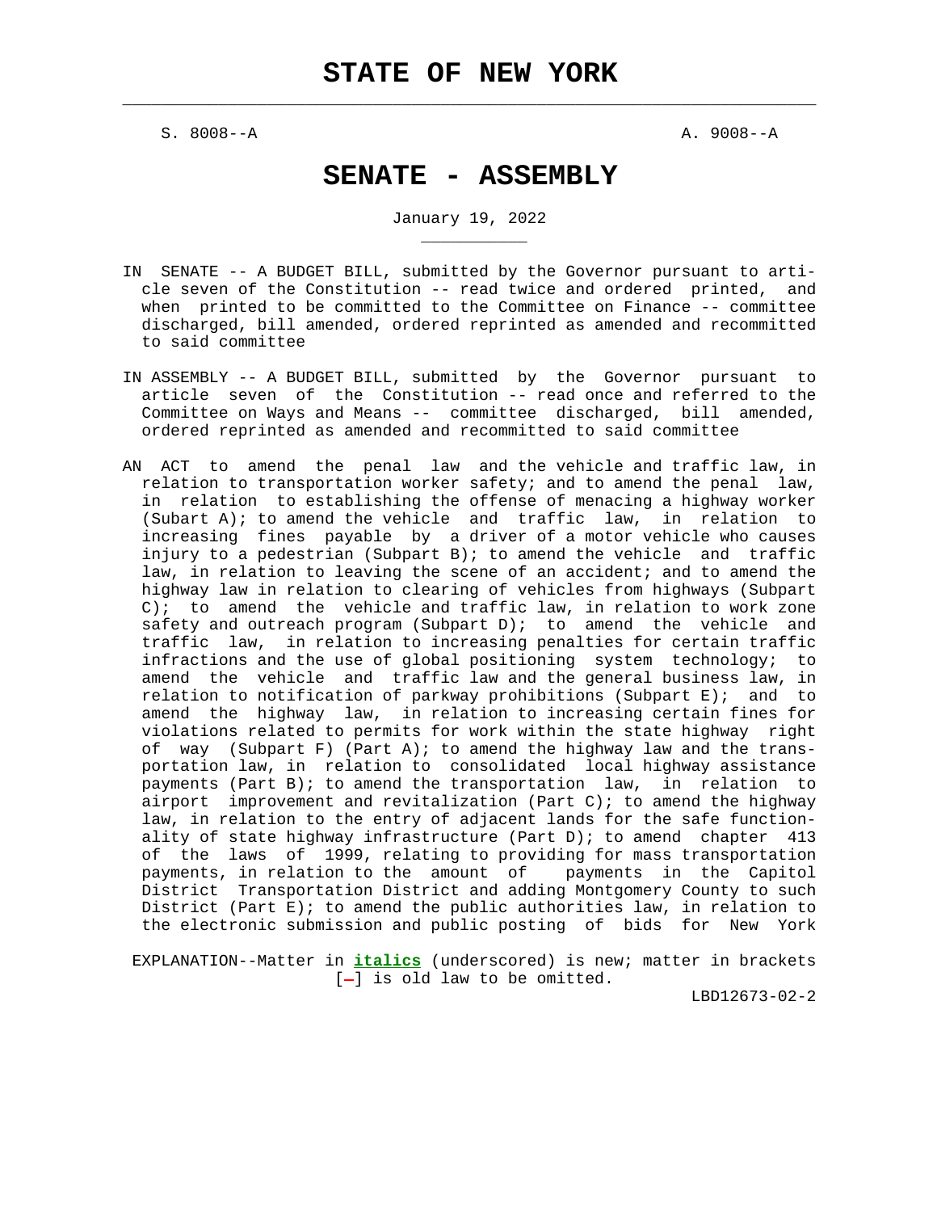# STATE OF NEW YORK

S. 8008--A A. 9008--A

# SENATE - ASSEMBLY

January 19, 2022

IN SENATE -- A BUDGET BILL, submitted by the Governor pursuant to article seven of the Constitution -- read twice and ordered printed, and when printed to be committed to the Committee on Finance -- committee discharged, bill amended, ordered reprinted as amended and recommitted to said committee

IN ASSEMBLY -- A BUDGET BILL, submitted by the Governor pursuant to article seven of the Constitution -- read once and referred to the Committee on Ways and Means -- committee discharged, bill amended, ordered reprinted as amended and recommitted to said committee

AN ACT to amend the penal law and the vehicle and traffic law, in relation to transportation worker safety; and to amend the penal law, in relation to establishing the offense of menacing a highway worker (Subpart A); to amend the vehicle and traffic law, in relation to increasing fines payable by a driver of a motor vehicle who causes injury to a pedestrian (Subpart B); to amend the vehicle and traffic law, in relation to leaving the scene of an accident; and to amend the highway law in relation to clearing of vehicles from highways (Subpart C); to amend the vehicle and traffic law, in relation to work zone safety and outreach program (Subpart D); to amend the vehicle and traffic law, in relation to increasing penalties for certain traffic infractions and the use of global positioning system technology; to amend the vehicle and traffic law and the general business law, in relation to notification of parkway prohibitions (Subpart E); and to amend the highway law, in relation to increasing certain fines for violations related to permits for work within the state highway right of way (Subpart F) (Part A); to amend the highway law and the transportation law, in relation to consolidated local highway assistance payments (Part B); to amend the transportation law, in relation to airport improvement and revitalization (Part C); to amend the highway law, in relation to the entry of adjacent lands for the safe functionality of state highway infrastructure (Part D); to amend chapter 413 of the laws of 1999, relating to providing for mass transportation payments, in relation to the amount of payments in the Capitol District Transportation District and adding Montgomery County to such District (Part E); to amend the public authorities law, in relation to the electronic submission and public posting of bids for New York

EXPLANATION--Matter in ***italics*** (underscored) is new; matter in brackets [-] is old law to be omitted.

LBD12673-02-2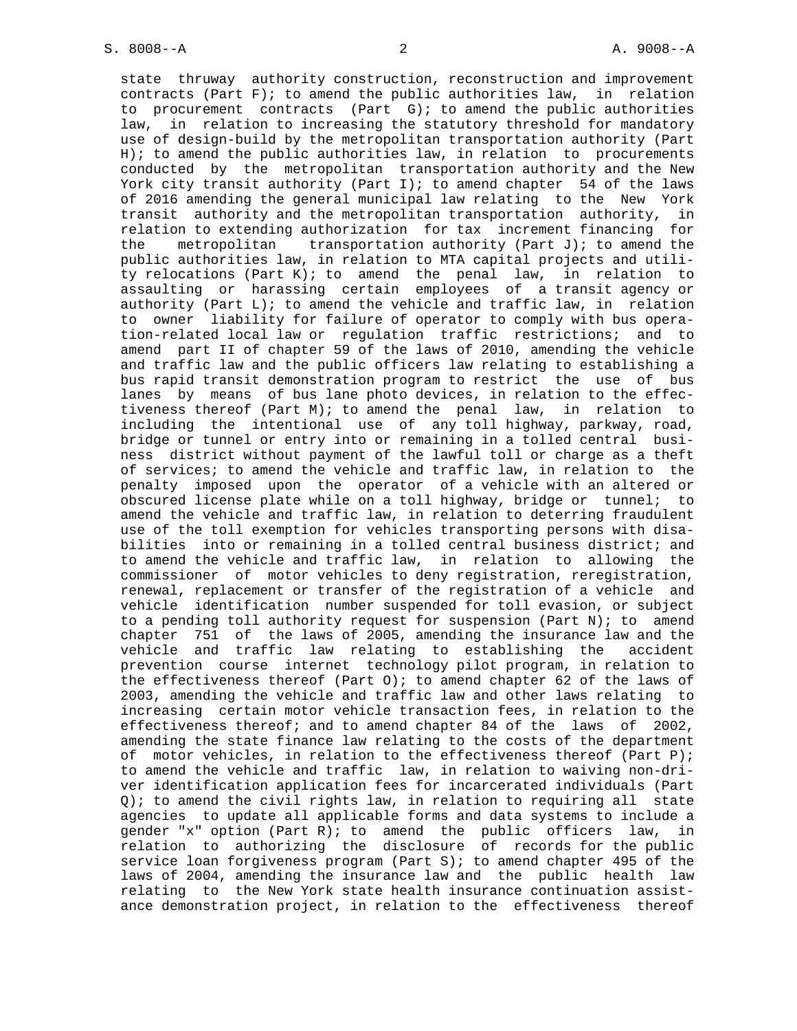state thruway authority construction, reconstruction and improvement contracts (Part F); to amend the public authorities law, in relation to procurement contracts (Part G); to amend the public authorities law, in relation to increasing the statutory threshold for mandatory use of design-build by the metropolitan transportation authority (Part H); to amend the public authorities law, in relation to procurements conducted by the metropolitan transportation authority and the New York city transit authority (Part I); to amend chapter 54 of the laws of 2016 amending the general municipal law relating to the New York transit authority and the metropolitan transportation authority, in relation to extending authorization for tax increment financing for the metropolitan transportation authority (Part J); to amend the public authorities law, in relation to MTA capital projects and utility relocations (Part K); to amend the penal law, in relation to assaulting or harassing certain employees of a transit agency or authority (Part L); to amend the vehicle and traffic law, in relation to owner liability for failure of operator to comply with bus operation-related local law or regulation traffic restrictions; and to amend part II of chapter 59 of the laws of 2010, amending the vehicle and traffic law and the public officers law relating to establishing a bus rapid transit demonstration program to restrict the use of bus lanes by means of bus lane photo devices, in relation to the effectiveness thereof (Part M); to amend the penal law, in relation to including the intentional use of any toll highway, parkway, road, bridge or tunnel or entry into or remaining in a tolled central business district without payment of the lawful toll or charge as a theft of services; to amend the vehicle and traffic law, in relation to the penalty imposed upon the operator of a vehicle with an altered or obscured license plate while on a toll highway, bridge or tunnel; to amend the vehicle and traffic law, in relation to deterring fraudulent use of the toll exemption for vehicles transporting persons with disabilities into or remaining in a tolled central business district; and to amend the vehicle and traffic law, in relation to allowing the commissioner of motor vehicles to deny registration, reregistration, renewal, replacement or transfer of the registration of a vehicle and vehicle identification number suspended for toll evasion, or subject to a pending toll authority request for suspension (Part N); to amend chapter 751 of the laws of 2005, amending the insurance law and the vehicle and traffic law relating to establishing the accident prevention course internet technology pilot program, in relation to the effectiveness thereof (Part O); to amend chapter 62 of the laws of 2003, amending the vehicle and traffic law and other laws relating to increasing certain motor vehicle transaction fees, in relation to the effectiveness thereof; and to amend chapter 84 of the laws of 2002, amending the state finance law relating to the costs of the department of motor vehicles, in relation to the effectiveness thereof (Part P); to amend the vehicle and traffic law, in relation to waiving non-driver identification application fees for incarcerated individuals (Part Q); to amend the civil rights law, in relation to requiring all state agencies to update all applicable forms and data systems to include a gender "x" option (Part R); to amend the public officers law, in relation to authorizing the disclosure of records for the public service loan forgiveness program (Part S); to amend chapter 495 of the laws of 2004, amending the insurance law and the public health law relating to the New York state health insurance continuation assistance demonstration project, in relation to the effectiveness thereof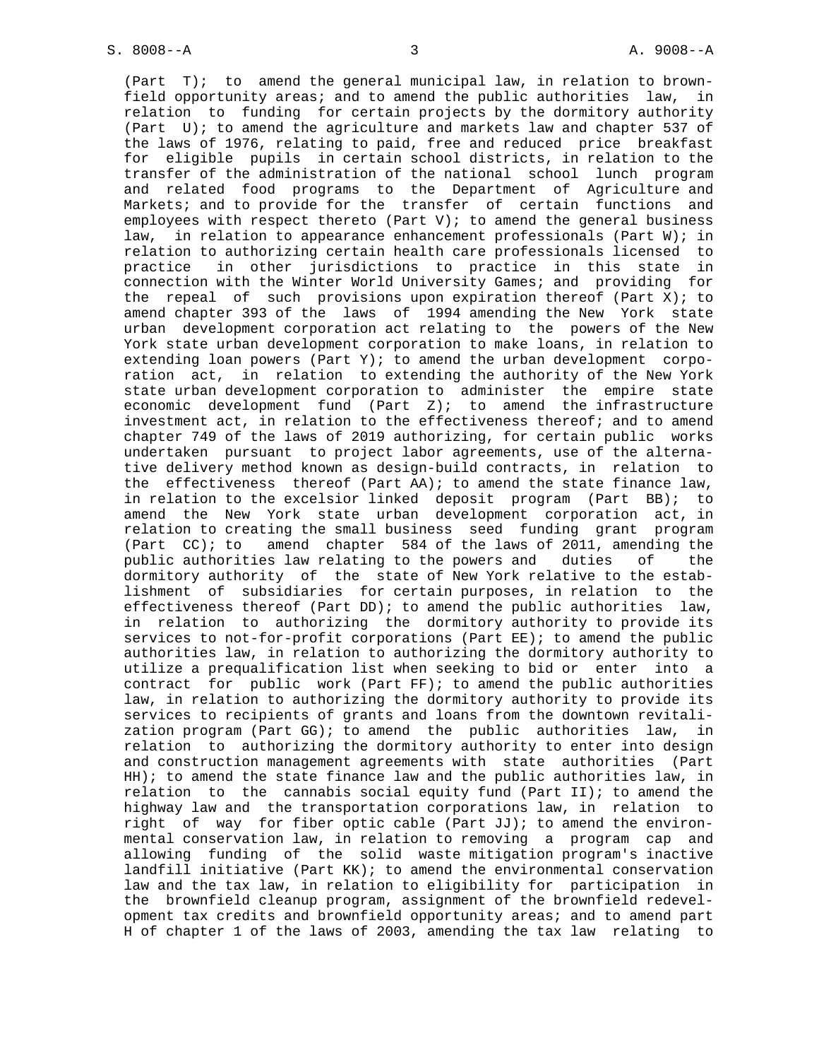(Part T); to amend the general municipal law, in relation to brownfield opportunity areas; and to amend the public authorities law, in relation to funding for certain projects by the dormitory authority (Part U); to amend the agriculture and markets law and chapter 537 of the laws of 1976, relating to paid, free and reduced price breakfast for eligible pupils in certain school districts, in relation to the transfer of the administration of the national school lunch program and related food programs to the Department of Agriculture and Markets; and to provide for the transfer of certain functions and employees with respect thereto (Part V); to amend the general business law, in relation to appearance enhancement professionals (Part W); in relation to authorizing certain health care professionals licensed to practice in other jurisdictions to practice in this state in connection with the Winter World University Games; and providing for the repeal of such provisions upon expiration thereof (Part X); to amend chapter 393 of the laws of 1994 amending the New York state urban development corporation act relating to the powers of the New York state urban development corporation to make loans, in relation to extending loan powers (Part Y); to amend the urban development corporation act, in relation to extending the authority of the New York state urban development corporation to administer the empire state economic development fund (Part Z); to amend the infrastructure investment act, in relation to the effectiveness thereof; and to amend chapter 749 of the laws of 2019 authorizing, for certain public works undertaken pursuant to project labor agreements, use of the alternative delivery method known as design-build contracts, in relation to the effectiveness thereof (Part AA); to amend the state finance law, in relation to the excelsior linked deposit program (Part BB); to amend the New York state urban development corporation act, in relation to creating the small business seed funding grant program (Part CC); to amend chapter 584 of the laws of 2011, amending the public authorities law relating to the powers and duties of the dormitory authority of the state of New York relative to the establishment of subsidiaries for certain purposes, in relation to the effectiveness thereof (Part DD); to amend the public authorities law, in relation to authorizing the dormitory authority to provide its services to not-for-profit corporations (Part EE); to amend the public authorities law, in relation to authorizing the dormitory authority to utilize a prequalification list when seeking to bid or enter into a contract for public work (Part FF); to amend the public authorities law, in relation to authorizing the dormitory authority to provide its services to recipients of grants and loans from the downtown revitalization program (Part GG); to amend the public authorities law, in relation to authorizing the dormitory authority to enter into design and construction management agreements with state authorities (Part HH); to amend the state finance law and the public authorities law, in relation to the cannabis social equity fund (Part II); to amend the highway law and the transportation corporations law, in relation to right of way for fiber optic cable (Part JJ); to amend the environmental conservation law, in relation to removing a program cap and allowing funding of the solid waste mitigation program's inactive landfill initiative (Part KK); to amend the environmental conservation law and the tax law, in relation to eligibility for participation in the brownfield cleanup program, assignment of the brownfield redevelopment tax credits and brownfield opportunity areas; and to amend part H of chapter 1 of the laws of 2003, amending the tax law relating to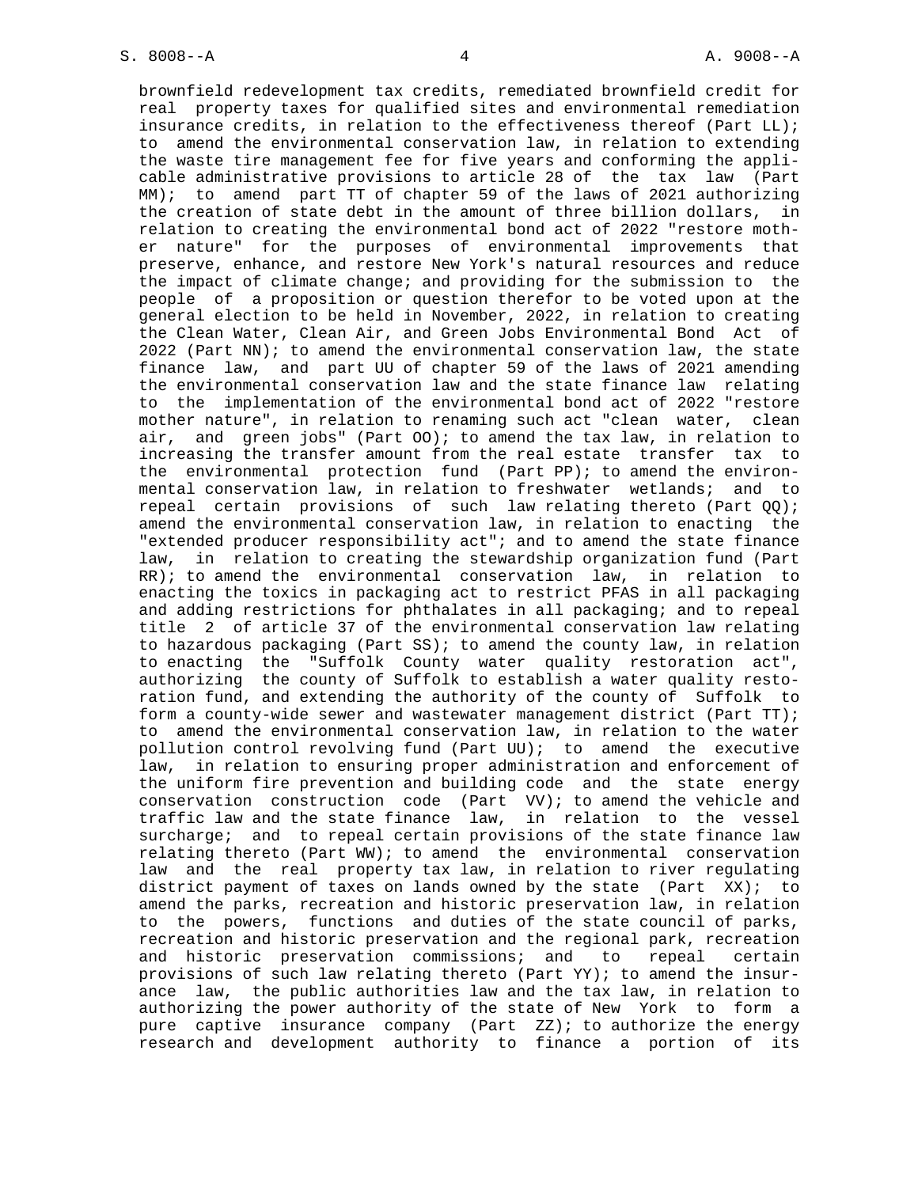brownfield redevelopment tax credits, remediated brownfield credit for real property taxes for qualified sites and environmental remediation insurance credits, in relation to the effectiveness thereof (Part LL); to amend the environmental conservation law, in relation to extending the waste tire management fee for five years and conforming the applicable administrative provisions to article 28 of the tax law (Part MM); to amend part TT of chapter 59 of the laws of 2021 authorizing the creation of state debt in the amount of three billion dollars, in relation to creating the environmental bond act of 2022 "restore mother nature" for the purposes of environmental improvements that preserve, enhance, and restore New York's natural resources and reduce the impact of climate change; and providing for the submission to the people of a proposition or question therefor to be voted upon at the general election to be held in November, 2022, in relation to creating the Clean Water, Clean Air, and Green Jobs Environmental Bond Act of 2022 (Part NN); to amend the environmental conservation law, the state finance law, and part UU of chapter 59 of the laws of 2021 amending the environmental conservation law and the state finance law relating to the implementation of the environmental bond act of 2022 "restore mother nature", in relation to renaming such act "clean water, clean air, and green jobs" (Part OO); to amend the tax law, in relation to increasing the transfer amount from the real estate transfer tax to the environmental protection fund (Part PP); to amend the environmental conservation law, in relation to freshwater wetlands; and to repeal certain provisions of such law relating thereto (Part QQ); amend the environmental conservation law, in relation to enacting the "extended producer responsibility act"; and to amend the state finance law, in relation to creating the stewardship organization fund (Part RR); to amend the environmental conservation law, in relation to enacting the toxics in packaging act to restrict PFAS in all packaging and adding restrictions for phthalates in all packaging; and to repeal title 2 of article 37 of the environmental conservation law relating to hazardous packaging (Part SS); to amend the county law, in relation to enacting the "Suffolk County water quality restoration act", authorizing the county of Suffolk to establish a water quality restoration fund, and extending the authority of the county of Suffolk to form a county-wide sewer and wastewater management district (Part TT); to amend the environmental conservation law, in relation to the water pollution control revolving fund (Part UU); to amend the executive law, in relation to ensuring proper administration and enforcement of the uniform fire prevention and building code and the state energy conservation construction code (Part VV); to amend the vehicle and traffic law and the state finance law, in relation to the vessel surcharge; and to repeal certain provisions of the state finance law relating thereto (Part WW); to amend the environmental conservation law and the real property tax law, in relation to river regulating district payment of taxes on lands owned by the state (Part XX); to amend the parks, recreation and historic preservation law, in relation to the powers, functions and duties of the state council of parks, recreation and historic preservation and the regional park, recreation and historic preservation commissions; and to repeal certain provisions of such law relating thereto (Part YY); to amend the insurance law, the public authorities law and the tax law, in relation to authorizing the power authority of the state of New York to form a pure captive insurance company (Part ZZ); to authorize the energy research and development authority to finance a portion of its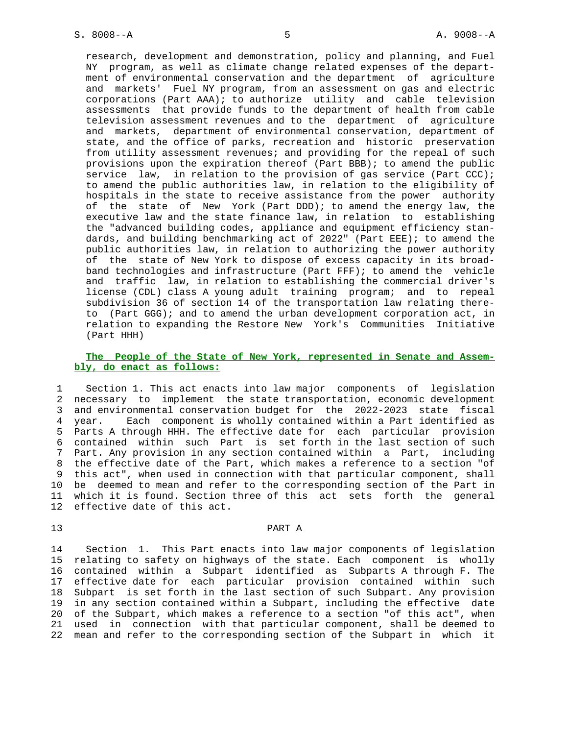research, development and demonstration, policy and planning, and Fuel NY program, as well as climate change related expenses of the department of environmental conservation and the department of agriculture and markets' Fuel NY program, from an assessment on gas and electric corporations (Part AAA); to authorize utility and cable television assessments that provide funds to the department of health from cable television assessment revenues and to the department of agriculture and markets, department of environmental conservation, department of state, and the office of parks, recreation and historic preservation from utility assessment revenues; and providing for the repeal of such provisions upon the expiration thereof (Part BBB); to amend the public service law, in relation to the provision of gas service (Part CCC); to amend the public authorities law, in relation to the eligibility of hospitals in the state to receive assistance from the power authority of the state of New York (Part DDD); to amend the energy law, the executive law and the state finance law, in relation to establishing the "advanced building codes, appliance and equipment efficiency standards, and building benchmarking act of 2022" (Part EEE); to amend the public authorities law, in relation to authorizing the power authority of the state of New York to dispose of excess capacity in its broadband technologies and infrastructure (Part FFF); to amend the vehicle and traffic law, in relation to establishing the commercial driver's license (CDL) class A young adult training program; and to repeal subdivision 36 of section 14 of the transportation law relating thereto (Part GGG); and to amend the urban development corporation act, in relation to expanding the Restore New York's Communities Initiative (Part HHH)

**The People of the State of New York, represented in Senate and Assembly, do enact as follows:**

Section 1. This act enacts into law major components of legislation necessary to implement the state transportation, economic development and environmental conservation budget for the 2022-2023 state fiscal year. Each component is wholly contained within a Part identified as Parts A through HHH. The effective date for each particular provision contained within such Part is set forth in the last section of such Part. Any provision in any section contained within a Part, including the effective date of the Part, which makes a reference to a section "of this act", when used in connection with that particular component, shall be deemed to mean and refer to the corresponding section of the Part in which it is found. Section three of this act sets forth the general effective date of this act.

PART A

Section 1. This Part enacts into law major components of legislation relating to safety on highways of the state. Each component is wholly contained within a Subpart identified as Subparts A through F. The effective date for each particular provision contained within such Subpart is set forth in the last section of such Subpart. Any provision in any section contained within a Subpart, including the effective date of the Subpart, which makes a reference to a section "of this act", when used in connection with that particular component, shall be deemed to mean and refer to the corresponding section of the Subpart in which it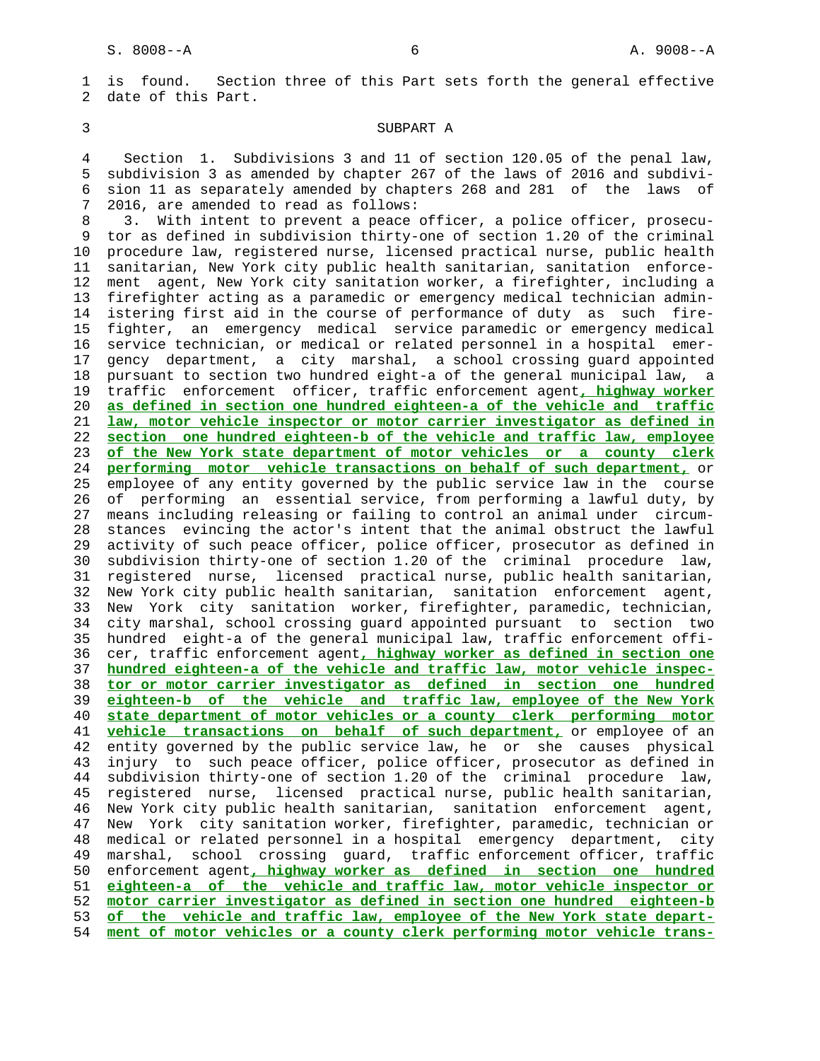is found. Section three of this Part sets forth the general effective date of this Part.

SUBPART A

Section 1. Subdivisions 3 and 11 of section 120.05 of the penal law, subdivision 3 as amended by chapter 267 of the laws of 2016 and subdivision 11 as separately amended by chapters 268 and 281 of the laws of 2016, are amended to read as follows:

3. With intent to prevent a peace officer, a police officer, prosecutor as defined in subdivision thirty-one of section 1.20 of the criminal procedure law, registered nurse, licensed practical nurse, public health sanitarian, New York city public health sanitarian, sanitation enforcement agent, New York city sanitation worker, a firefighter, including a firefighter acting as a paramedic or emergency medical technician administering first aid in the course of performance of duty as such firefighter, an emergency medical service paramedic or emergency medical service technician, or medical or related personnel in a hospital emergency department, a city marshal, a school crossing guard appointed pursuant to section two hundred eight-a of the general municipal law, a traffic enforcement officer, traffic enforcement agent**, highway worker as defined in section one hundred eighteen-a of the vehicle and traffic law, motor vehicle inspector or motor carrier investigator as defined in section one hundred eighteen-b of the vehicle and traffic law, employee of the New York state department of motor vehicles or a county clerk performing motor vehicle transactions on behalf of such department,** or employee of any entity governed by the public service law in the course of performing an essential service, from performing a lawful duty, by means including releasing or failing to control an animal under circumstances evincing the actor's intent that the animal obstruct the lawful activity of such peace officer, police officer, prosecutor as defined in subdivision thirty-one of section 1.20 of the criminal procedure law, registered nurse, licensed practical nurse, public health sanitarian, New York city public health sanitarian, sanitation enforcement agent, New York city sanitation worker, firefighter, paramedic, technician, city marshal, school crossing guard appointed pursuant to section two hundred eight-a of the general municipal law, traffic enforcement officer, traffic enforcement agent**, highway worker as defined in section one hundred eighteen-a of the vehicle and traffic law, motor vehicle inspector or motor carrier investigator as defined in section one hundred eighteen-b of the vehicle and traffic law, employee of the New York state department of motor vehicles or a county clerk performing motor vehicle transactions on behalf of such department,** or employee of an entity governed by the public service law, he or she causes physical injury to such peace officer, police officer, prosecutor as defined in subdivision thirty-one of section 1.20 of the criminal procedure law, registered nurse, licensed practical nurse, public health sanitarian, New York city public health sanitarian, sanitation enforcement agent, New York city sanitation worker, firefighter, paramedic, technician or medical or related personnel in a hospital emergency department, city marshal, school crossing guard, traffic enforcement officer, traffic enforcement agent**, highway worker as defined in section one hundred eighteen-a of the vehicle and traffic law, motor vehicle inspector or motor carrier investigator as defined in section one hundred eighteen-b of the vehicle and traffic law, employee of the New York state department of motor vehicles or a county clerk performing motor vehicle trans-**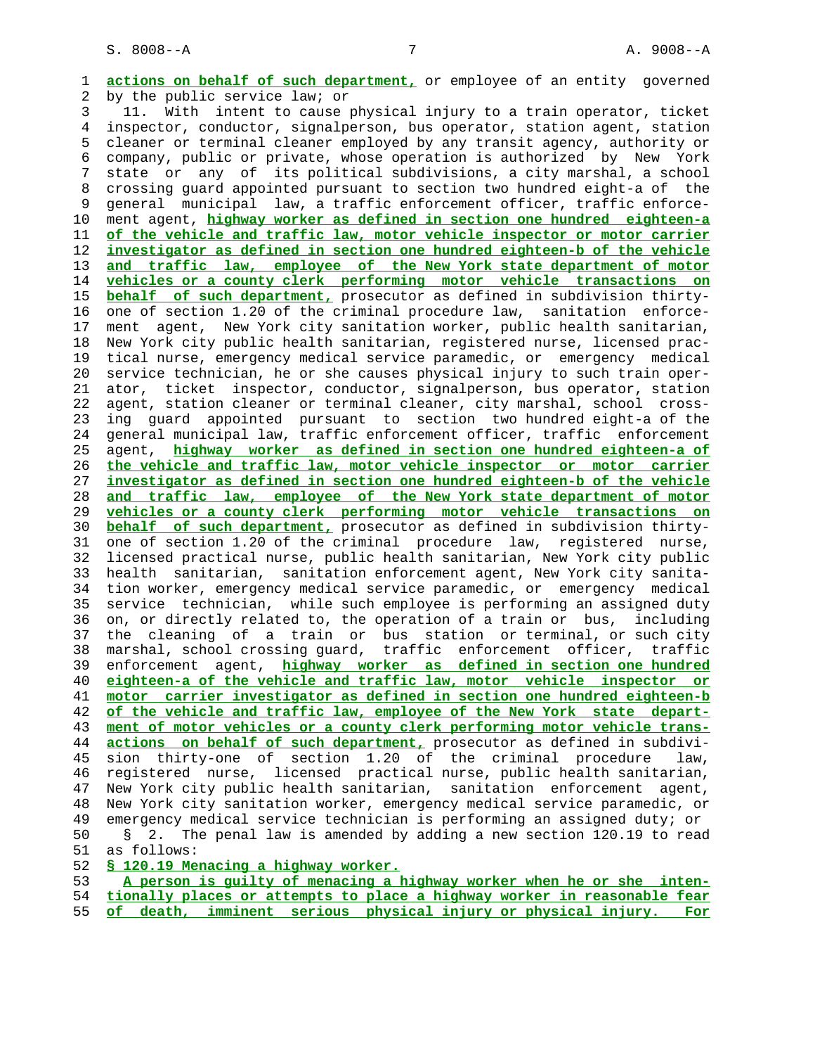actions on behalf of such department, or employee of an entity governed by the public service law; or

11. With intent to cause physical injury to a train operator, ticket inspector, conductor, signalperson, bus operator, station agent, station cleaner or terminal cleaner employed by any transit agency, authority or company, public or private, whose operation is authorized by New York state or any of its political subdivisions, a city marshal, a school crossing guard appointed pursuant to section two hundred eight-a of the general municipal law, a traffic enforcement officer, traffic enforcement agent, highway worker as defined in section one hundred eighteen-a of the vehicle and traffic law, motor vehicle inspector or motor carrier investigator as defined in section one hundred eighteen-b of the vehicle and traffic law, employee of the New York state department of motor vehicles or a county clerk performing motor vehicle transactions on behalf of such department, prosecutor as defined in subdivision thirty-one of section 1.20 of the criminal procedure law, sanitation enforcement agent, New York city sanitation worker, public health sanitarian, New York city public health sanitarian, registered nurse, licensed practical nurse, emergency medical service paramedic, or emergency medical service technician, he or she causes physical injury to such train operator, ticket inspector, conductor, signalperson, bus operator, station agent, station cleaner or terminal cleaner, city marshal, school crossing guard appointed pursuant to section two hundred eight-a of the general municipal law, traffic enforcement officer, traffic enforcement agent, highway worker as defined in section one hundred eighteen-a of the vehicle and traffic law, motor vehicle inspector or motor carrier investigator as defined in section one hundred eighteen-b of the vehicle and traffic law, employee of the New York state department of motor vehicles or a county clerk performing motor vehicle transactions on behalf of such department, prosecutor as defined in subdivision thirty-one of section 1.20 of the criminal procedure law, registered nurse, licensed practical nurse, public health sanitarian, New York city public health sanitarian, sanitation enforcement agent, New York city sanitation worker, emergency medical service paramedic, or emergency medical service technician, while such employee is performing an assigned duty on, or directly related to, the operation of a train or bus, including the cleaning of a train or bus station or terminal, or such city marshal, school crossing guard, traffic enforcement officer, traffic enforcement agent, highway worker as defined in section one hundred eighteen-a of the vehicle and traffic law, motor vehicle inspector or motor carrier investigator as defined in section one hundred eighteen-b of the vehicle and traffic law, employee of the New York state department of motor vehicles or a county clerk performing motor vehicle transactions on behalf of such department, prosecutor as defined in subdivision thirty-one of section 1.20 of the criminal procedure law, registered nurse, licensed practical nurse, public health sanitarian, New York city public health sanitarian, sanitation enforcement agent, New York city sanitation worker, emergency medical service paramedic, or emergency medical service technician is performing an assigned duty; or

§ 2. The penal law is amended by adding a new section 120.19 to read as follows:

§ 120.19 Menacing a highway worker.

A person is guilty of menacing a highway worker when he or she intentionally places or attempts to place a highway worker in reasonable fear of death, imminent serious physical injury or physical injury. For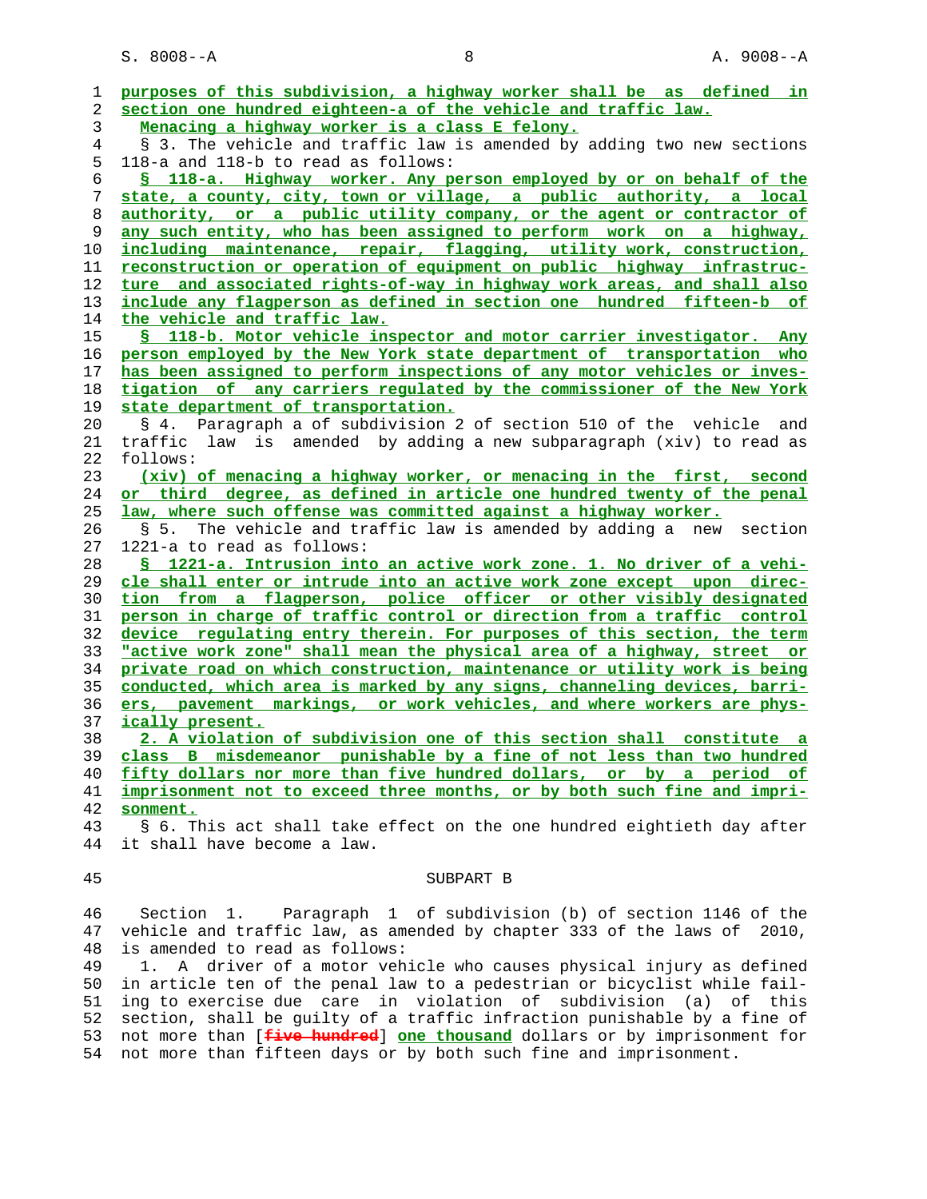purposes of this subdivision, a highway worker shall be as defined in section one hundred eighteen-a of the vehicle and traffic law.

Menacing a highway worker is a class E felony.

§ 3. The vehicle and traffic law is amended by adding two new sections 118-a and 118-b to read as follows:

§ 118-a. Highway worker. Any person employed by or on behalf of the state, a county, city, town or village, a public authority, a local authority, or a public utility company, or the agent or contractor of any such entity, who has been assigned to perform work on a highway, including maintenance, repair, flagging, utility work, construction, reconstruction or operation of equipment on public highway infrastructure and associated rights-of-way in highway work areas, and shall also include any flagperson as defined in section one hundred fifteen-b of the vehicle and traffic law.

§ 118-b. Motor vehicle inspector and motor carrier investigator. Any person employed by the New York state department of transportation who has been assigned to perform inspections of any motor vehicles or investigation of any carriers regulated by the commissioner of the New York state department of transportation.

§ 4. Paragraph a of subdivision 2 of section 510 of the vehicle and traffic law is amended by adding a new subparagraph (xiv) to read as follows:

(xiv) of menacing a highway worker, or menacing in the first, second or third degree, as defined in article one hundred twenty of the penal law, where such offense was committed against a highway worker.

§ 5. The vehicle and traffic law is amended by adding a new section 1221-a to read as follows:

§ 1221-a. Intrusion into an active work zone. 1. No driver of a vehicle shall enter or intrude into an active work zone except upon direction from a flagperson, police officer or other visibly designated person in charge of traffic control or direction from a traffic control device regulating entry therein. For purposes of this section, the term "active work zone" shall mean the physical area of a highway, street or private road on which construction, maintenance or utility work is being conducted, which area is marked by any signs, channeling devices, barriers, pavement markings, or work vehicles, and where workers are physically present.

2. A violation of subdivision one of this section shall constitute a class B misdemeanor punishable by a fine of not less than two hundred fifty dollars nor more than five hundred dollars, or by a period of imprisonment not to exceed three months, or by both such fine and imprisonment.

§ 6. This act shall take effect on the one hundred eightieth day after it shall have become a law.

## SUBPART B

Section 1. Paragraph 1 of subdivision (b) of section 1146 of the vehicle and traffic law, as amended by chapter 333 of the laws of 2010, is amended to read as follows:

1. A driver of a motor vehicle who causes physical injury as defined in article ten of the penal law to a pedestrian or bicyclist while failing to exercise due care in violation of subdivision (a) of this section, shall be guilty of a traffic infraction punishable by a fine of not more than [~~five hundred~~] one thousand dollars or by imprisonment for not more than fifteen days or by both such fine and imprisonment.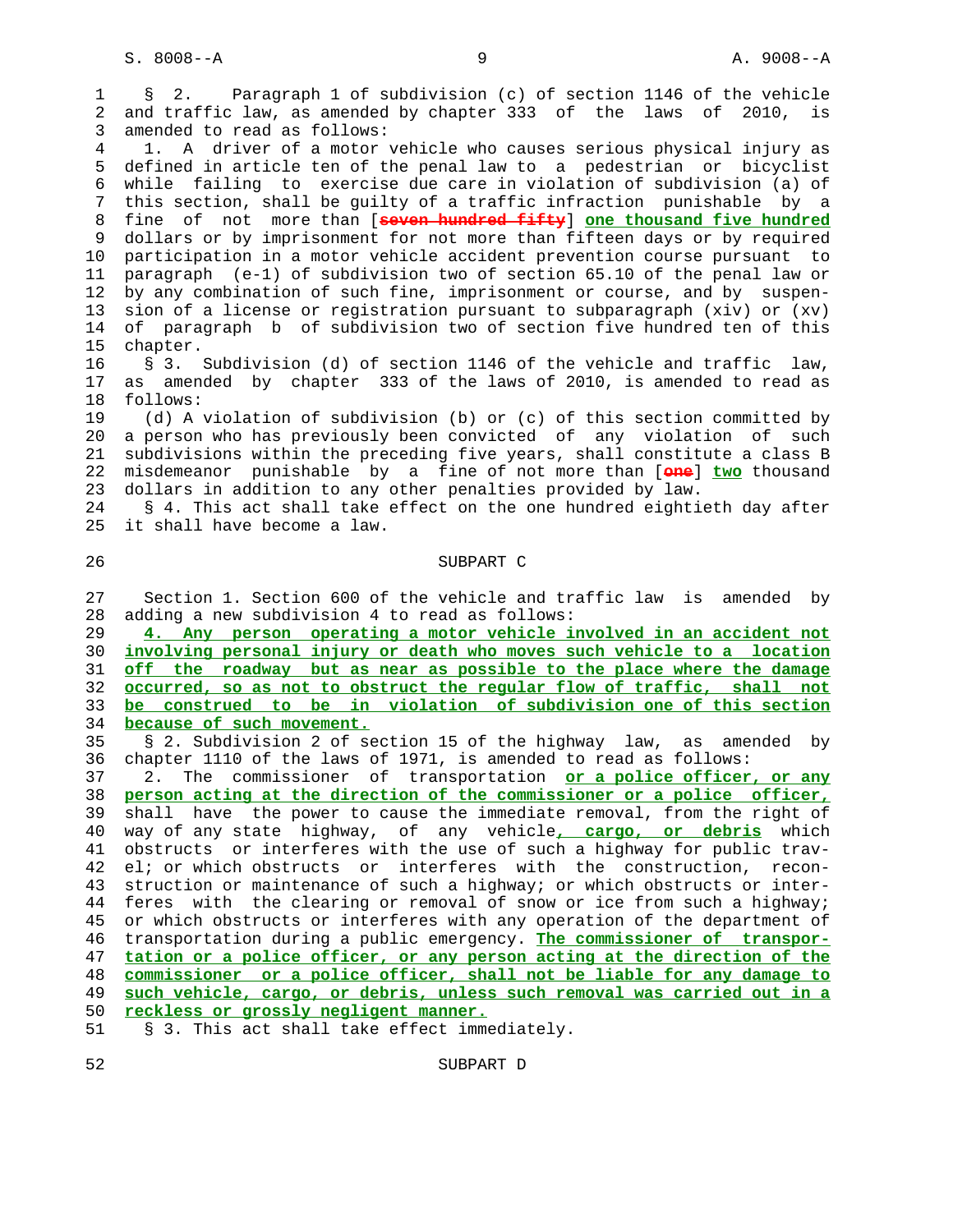§ 2. Paragraph 1 of subdivision (c) of section 1146 of the vehicle and traffic law, as amended by chapter 333 of the laws of 2010, is amended to read as follows:

1. A driver of a motor vehicle who causes serious physical injury as defined in article ten of the penal law to a pedestrian or bicyclist while failing to exercise due care in violation of subdivision (a) of this section, shall be guilty of a traffic infraction punishable by a fine of not more than [~~seven hundred fifty~~] **one thousand five hundred** dollars or by imprisonment for not more than fifteen days or by required participation in a motor vehicle accident prevention course pursuant to paragraph (e-1) of subdivision two of section 65.10 of the penal law or by any combination of such fine, imprisonment or course, and by suspension of a license or registration pursuant to subparagraph (xiv) or (xv) of paragraph b of subdivision two of section five hundred ten of this chapter.

§ 3. Subdivision (d) of section 1146 of the vehicle and traffic law, as amended by chapter 333 of the laws of 2010, is amended to read as follows:

(d) A violation of subdivision (b) or (c) of this section committed by a person who has previously been convicted of any violation of such subdivisions within the preceding five years, shall constitute a class B misdemeanor punishable by a fine of not more than [~~one~~] **two** thousand dollars in addition to any other penalties provided by law.

§ 4. This act shall take effect on the one hundred eightieth day after it shall have become a law.

SUBPART C

Section 1. Section 600 of the vehicle and traffic law is amended by adding a new subdivision 4 to read as follows:

**4. Any person operating a motor vehicle involved in an accident not involving personal injury or death who moves such vehicle to a location off the roadway but as near as possible to the place where the damage occurred, so as not to obstruct the regular flow of traffic, shall not be construed to be in violation of subdivision one of this section because of such movement.**

§ 2. Subdivision 2 of section 15 of the highway law, as amended by chapter 1110 of the laws of 1971, is amended to read as follows:

2. The commissioner of transportation **or a police officer, or any person acting at the direction of the commissioner or a police officer,** shall have the power to cause the immediate removal, from the right of way of any state highway, of any vehicle**, cargo, or debris** which obstructs or interferes with the use of such a highway for public travel; or which obstructs or interferes with the construction, reconstruction or maintenance of such a highway; or which obstructs or interferes with the clearing or removal of snow or ice from such a highway; or which obstructs or interferes with any operation of the department of transportation during a public emergency. **The commissioner of transportation or a police officer, or any person acting at the direction of the commissioner or a police officer, shall not be liable for any damage to such vehicle, cargo, or debris, unless such removal was carried out in a reckless or grossly negligent manner.**

§ 3. This act shall take effect immediately.

SUBPART D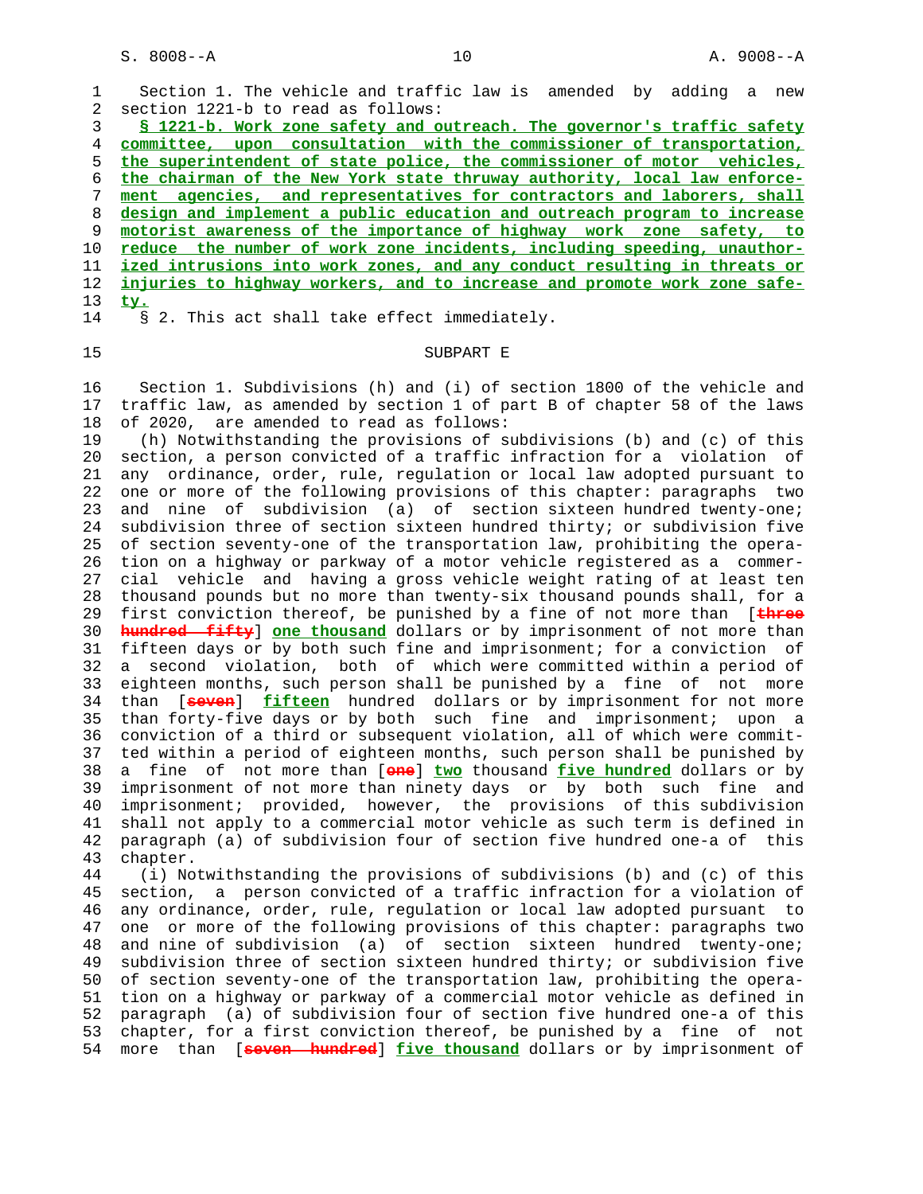Section 1. The vehicle and traffic law is amended by adding a new section 1221-b to read as follows:

**§ 1221-b. Work zone safety and outreach. The governor's traffic safety committee, upon consultation with the commissioner of transportation, the superintendent of state police, the commissioner of motor vehicles, the chairman of the New York state thruway authority, local law enforcement agencies, and representatives for contractors and laborers, shall design and implement a public education and outreach program to increase motorist awareness of the importance of highway work zone safety, to reduce the number of work zone incidents, including speeding, unauthorized intrusions into work zones, and any conduct resulting in threats or injuries to highway workers, and to increase and promote work zone safety.**

§ 2. This act shall take effect immediately.

SUBPART E

Section 1. Subdivisions (h) and (i) of section 1800 of the vehicle and traffic law, as amended by section 1 of part B of chapter 58 of the laws of 2020, are amended to read as follows:

(h) Notwithstanding the provisions of subdivisions (b) and (c) of this section, a person convicted of a traffic infraction for a violation of any ordinance, order, rule, regulation or local law adopted pursuant to one or more of the following provisions of this chapter: paragraphs two and nine of subdivision (a) of section sixteen hundred twenty-one; subdivision three of section sixteen hundred thirty; or subdivision five of section seventy-one of the transportation law, prohibiting the operation on a highway or parkway of a motor vehicle registered as a commercial vehicle and having a gross vehicle weight rating of at least ten thousand pounds but no more than twenty-six thousand pounds shall, for a first conviction thereof, be punished by a fine of not more than [~~three hundred fifty~~] **one thousand** dollars or by imprisonment of not more than fifteen days or by both such fine and imprisonment; for a conviction of a second violation, both of which were committed within a period of eighteen months, such person shall be punished by a fine of not more than [~~seven~~] **fifteen** hundred dollars or by imprisonment for not more than forty-five days or by both such fine and imprisonment; upon a conviction of a third or subsequent violation, all of which were committed within a period of eighteen months, such person shall be punished by a fine of not more than [~~one~~] **two** thousand **five hundred** dollars or by imprisonment of not more than ninety days or by both such fine and imprisonment; provided, however, the provisions of this subdivision shall not apply to a commercial motor vehicle as such term is defined in paragraph (a) of subdivision four of section five hundred one-a of this chapter.

(i) Notwithstanding the provisions of subdivisions (b) and (c) of this section, a person convicted of a traffic infraction for a violation of any ordinance, order, rule, regulation or local law adopted pursuant to one or more of the following provisions of this chapter: paragraphs two and nine of subdivision (a) of section sixteen hundred twenty-one; subdivision three of section sixteen hundred thirty; or subdivision five of section seventy-one of the transportation law, prohibiting the operation on a highway or parkway of a commercial motor vehicle as defined in paragraph (a) of subdivision four of section five hundred one-a of this chapter, for a first conviction thereof, be punished by a fine of not more than [~~seven hundred~~] **five thousand** dollars or by imprisonment of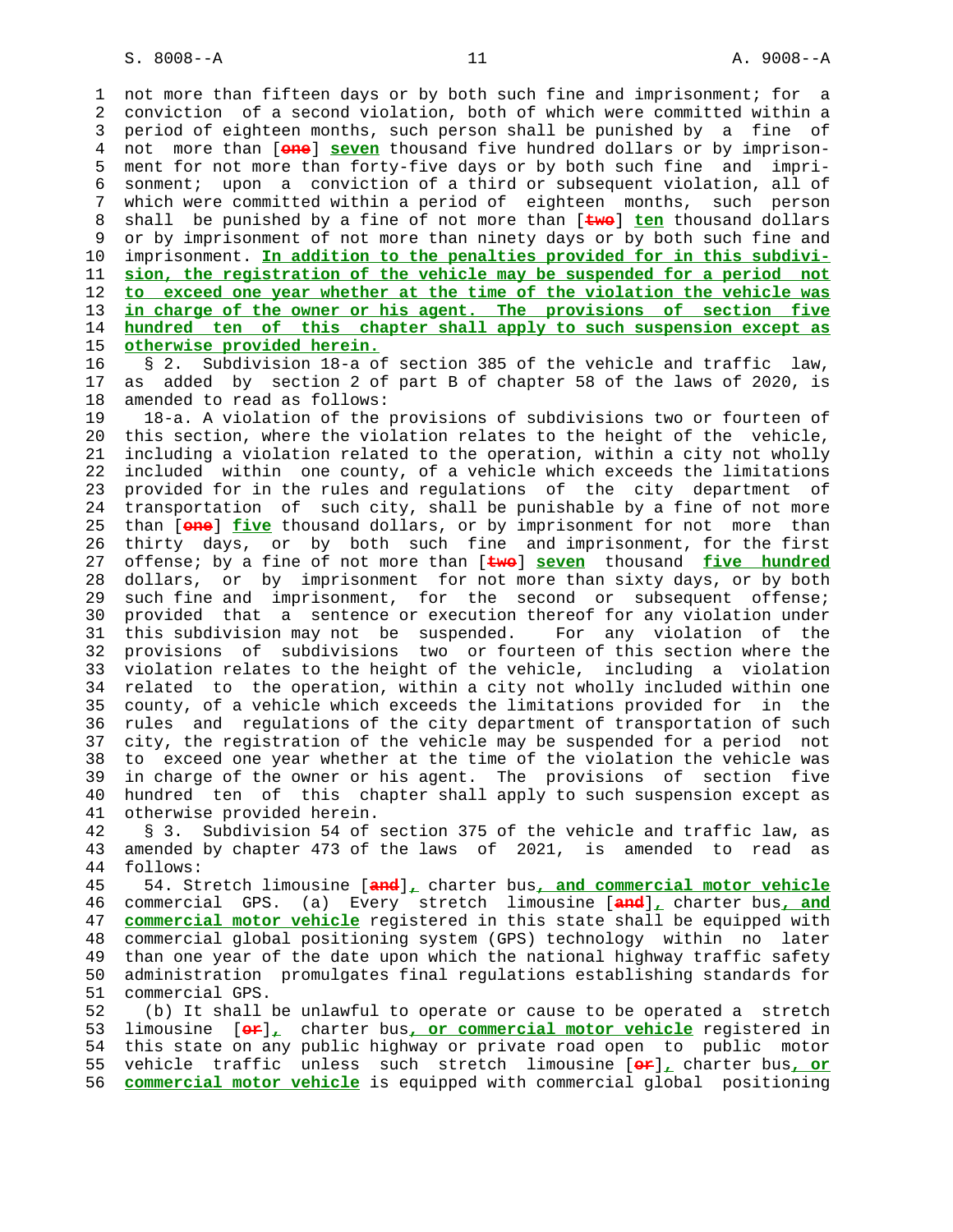not more than fifteen days or by both such fine and imprisonment; for a conviction of a second violation, both of which were committed within a period of eighteen months, such person shall be punished by a fine of not more than [~~one~~] **seven** thousand five hundred dollars or by imprisonment for not more than forty-five days or by both such fine and imprisonment; upon a conviction of a third or subsequent violation, all of which were committed within a period of eighteen months, such person shall be punished by a fine of not more than [~~two~~] **ten** thousand dollars or by imprisonment of not more than ninety days or by both such fine and imprisonment. **In addition to the penalties provided for in this subdivision, the registration of the vehicle may be suspended for a period not to exceed one year whether at the time of the violation the vehicle was in charge of the owner or his agent. The provisions of section five hundred ten of this chapter shall apply to such suspension except as otherwise provided herein.**

§ 2. Subdivision 18-a of section 385 of the vehicle and traffic law, as added by section 2 of part B of chapter 58 of the laws of 2020, is amended to read as follows:

18-a. A violation of the provisions of subdivisions two or fourteen of this section, where the violation relates to the height of the vehicle, including a violation related to the operation, within a city not wholly included within one county, of a vehicle which exceeds the limitations provided for in the rules and regulations of the city department of transportation of such city, shall be punishable by a fine of not more than [~~one~~] **five** thousand dollars, or by imprisonment for not more than thirty days, or by both such fine and imprisonment, for the first offense; by a fine of not more than [~~two~~] **seven** thousand **five hundred** dollars, or by imprisonment for not more than sixty days, or by both such fine and imprisonment, for the second or subsequent offense; provided that a sentence or execution thereof for any violation under this subdivision may not be suspended. For any violation of the provisions of subdivisions two or fourteen of this section where the violation relates to the height of the vehicle, including a violation related to the operation, within a city not wholly included within one county, of a vehicle which exceeds the limitations provided for in the rules and regulations of the city department of transportation of such city, the registration of the vehicle may be suspended for a period not to exceed one year whether at the time of the violation the vehicle was in charge of the owner or his agent. The provisions of section five hundred ten of this chapter shall apply to such suspension except as otherwise provided herein.

§ 3. Subdivision 54 of section 375 of the vehicle and traffic law, as amended by chapter 473 of the laws of 2021, is amended to read as follows:

54. Stretch limousine [~~and~~]**,** charter bus**, and commercial motor vehicle** commercial GPS. (a) Every stretch limousine [~~and~~]**,** charter bus**, and commercial motor vehicle** registered in this state shall be equipped with commercial global positioning system (GPS) technology within no later than one year of the date upon which the national highway traffic safety administration promulgates final regulations establishing standards for commercial GPS.

(b) It shall be unlawful to operate or cause to be operated a stretch limousine [~~or~~]**,** charter bus**, or commercial motor vehicle** registered in this state on any public highway or private road open to public motor vehicle traffic unless such stretch limousine [~~or~~]**,** charter bus**, or commercial motor vehicle** is equipped with commercial global positioning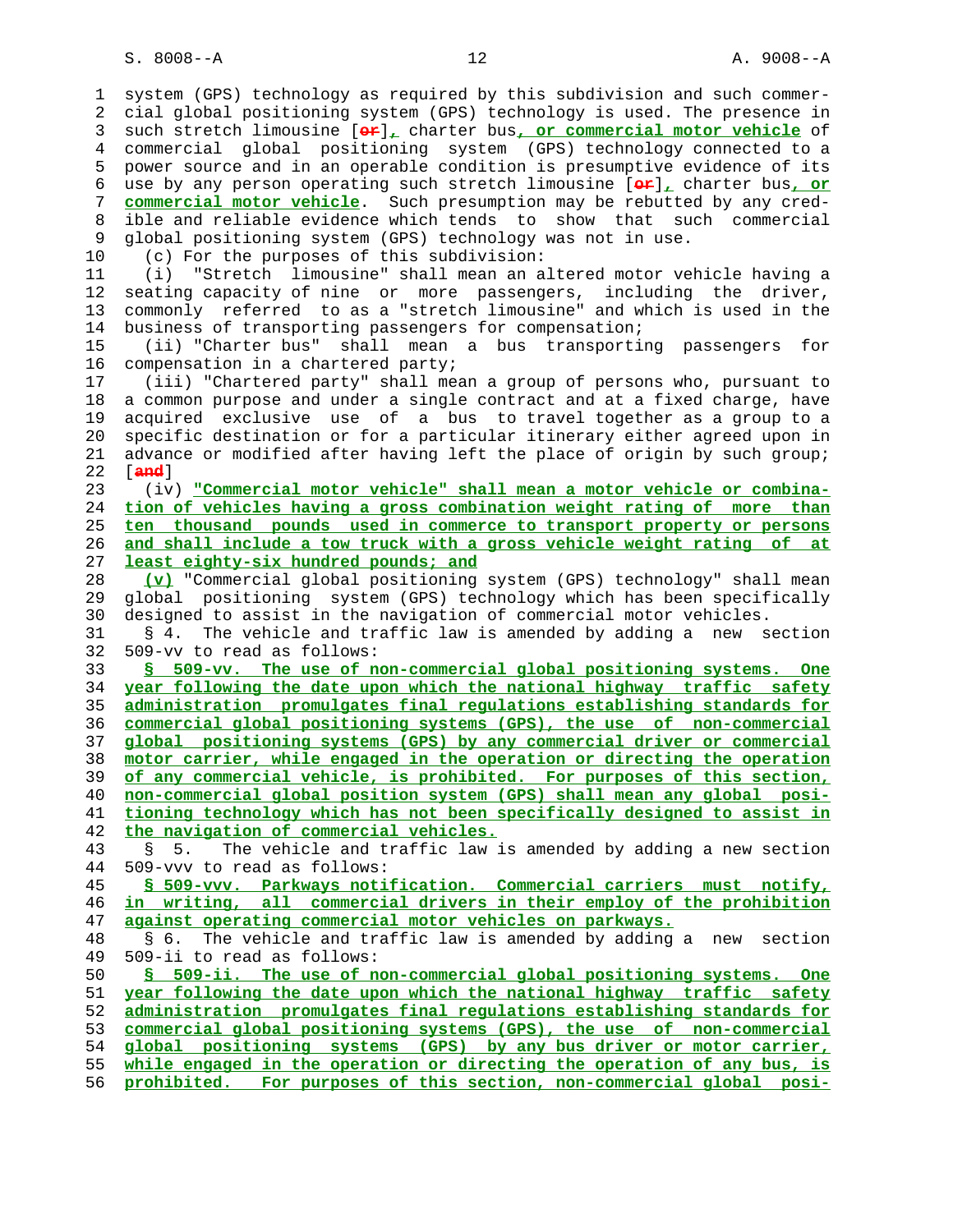system (GPS) technology as required by this subdivision and such commercial global positioning system (GPS) technology is used. The presence in such stretch limousine [or], charter bus, or commercial motor vehicle of commercial global positioning system (GPS) technology connected to a power source and in an operable condition is presumptive evidence of its use by any person operating such stretch limousine [or], charter bus, or commercial motor vehicle. Such presumption may be rebutted by any credible and reliable evidence which tends to show that such commercial global positioning system (GPS) technology was not in use.

(c) For the purposes of this subdivision:

(i) "Stretch limousine" shall mean an altered motor vehicle having a seating capacity of nine or more passengers, including the driver, commonly referred to as a "stretch limousine" and which is used in the business of transporting passengers for compensation;

(ii) "Charter bus" shall mean a bus transporting passengers for compensation in a chartered party;

(iii) "Chartered party" shall mean a group of persons who, pursuant to a common purpose and under a single contract and at a fixed charge, have acquired exclusive use of a bus to travel together as a group to a specific destination or for a particular itinerary either agreed upon in advance or modified after having left the place of origin by such group; [and]

(iv) "Commercial motor vehicle" shall mean a motor vehicle or combination of vehicles having a gross combination weight rating of more than ten thousand pounds used in commerce to transport property or persons and shall include a tow truck with a gross vehicle weight rating of at least eighty-six hundred pounds; and

(v) "Commercial global positioning system (GPS) technology" shall mean global positioning system (GPS) technology which has been specifically designed to assist in the navigation of commercial motor vehicles.

§ 4. The vehicle and traffic law is amended by adding a new section 509-vv to read as follows:

§ 509-vv. The use of non-commercial global positioning systems. One year following the date upon which the national highway traffic safety administration promulgates final regulations establishing standards for commercial global positioning systems (GPS), the use of non-commercial global positioning systems (GPS) by any commercial driver or commercial motor carrier, while engaged in the operation or directing the operation of any commercial vehicle, is prohibited. For purposes of this section, non-commercial global position system (GPS) shall mean any global positioning technology which has not been specifically designed to assist in the navigation of commercial vehicles.

§ 5. The vehicle and traffic law is amended by adding a new section 509-vvv to read as follows:

§ 509-vvv. Parkways notification. Commercial carriers must notify, in writing, all commercial drivers in their employ of the prohibition against operating commercial motor vehicles on parkways.

§ 6. The vehicle and traffic law is amended by adding a new section 509-ii to read as follows:

§ 509-ii. The use of non-commercial global positioning systems. One year following the date upon which the national highway traffic safety administration promulgates final regulations establishing standards for commercial global positioning systems (GPS), the use of non-commercial global positioning systems (GPS) by any bus driver or motor carrier, while engaged in the operation or directing the operation of any bus, is prohibited. For purposes of this section, non-commercial global posi-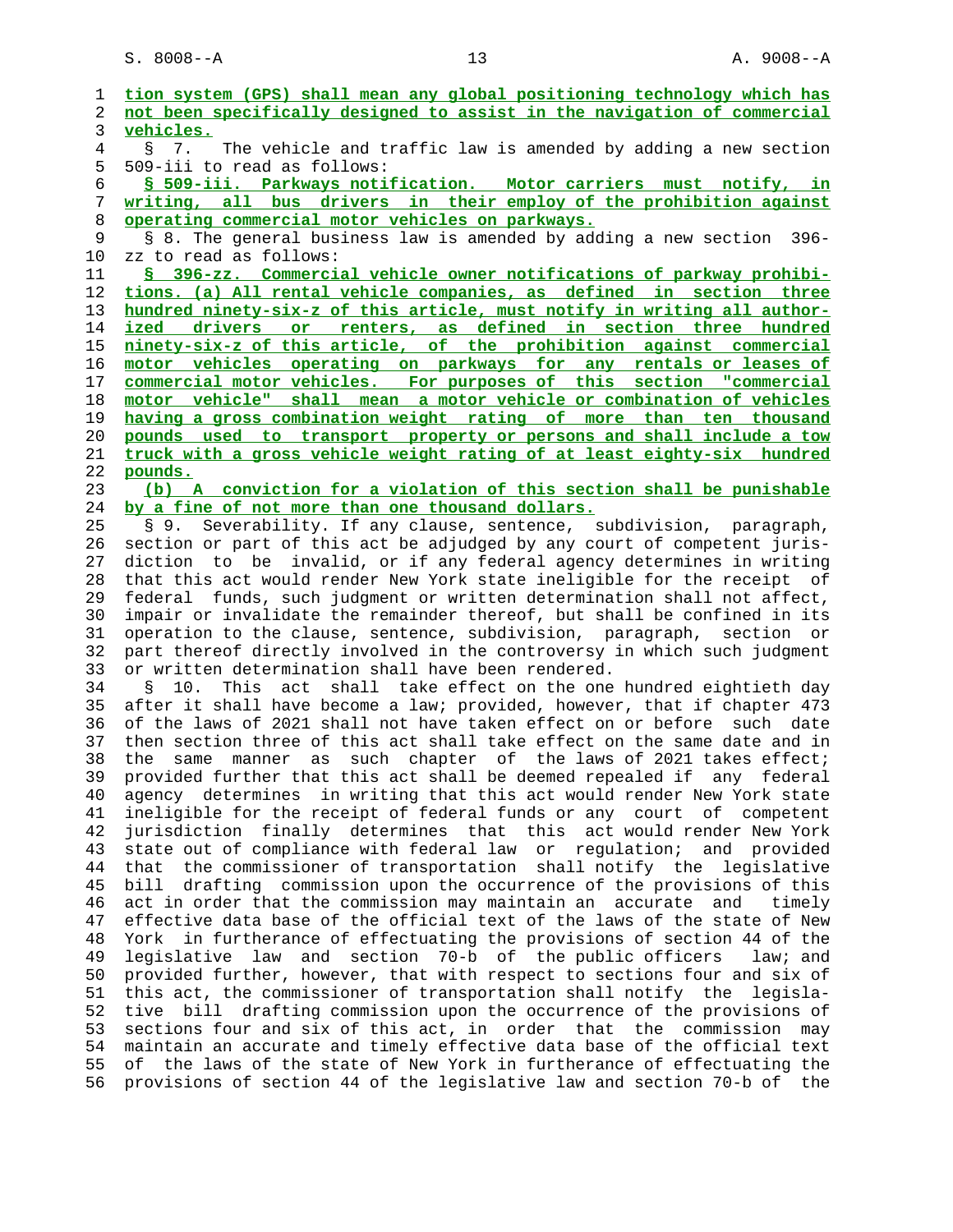tion system (GPS) shall mean any global positioning technology which has not been specifically designed to assist in the navigation of commercial vehicles.

§ 7. The vehicle and traffic law is amended by adding a new section 509-iii to read as follows:

§ 509-iii. Parkways notification. Motor carriers must notify, in writing, all bus drivers in their employ of the prohibition against operating commercial motor vehicles on parkways.

§ 8. The general business law is amended by adding a new section 396-zz to read as follows:

§ 396-zz. Commercial vehicle owner notifications of parkway prohibitions. (a) All rental vehicle companies, as defined in section three hundred ninety-six-z of this article, must notify in writing all authorized drivers or renters, as defined in section three hundred ninety-six-z of this article, of the prohibition against commercial motor vehicles operating on parkways for any rentals or leases of commercial motor vehicles. For purposes of this section "commercial motor vehicle" shall mean a motor vehicle or combination of vehicles having a gross combination weight rating of more than ten thousand pounds used to transport property or persons and shall include a tow truck with a gross vehicle weight rating of at least eighty-six hundred pounds.

(b) A conviction for a violation of this section shall be punishable by a fine of not more than one thousand dollars.

§ 9. Severability. If any clause, sentence, subdivision, paragraph, section or part of this act be adjudged by any court of competent jurisdiction to be invalid, or if any federal agency determines in writing that this act would render New York state ineligible for the receipt of federal funds, such judgment or written determination shall not affect, impair or invalidate the remainder thereof, but shall be confined in its operation to the clause, sentence, subdivision, paragraph, section or part thereof directly involved in the controversy in which such judgment or written determination shall have been rendered.

§ 10. This act shall take effect on the one hundred eightieth day after it shall have become a law; provided, however, that if chapter 473 of the laws of 2021 shall not have taken effect on or before such date then section three of this act shall take effect on the same date and in the same manner as such chapter of the laws of 2021 takes effect; provided further that this act shall be deemed repealed if any federal agency determines in writing that this act would render New York state ineligible for the receipt of federal funds or any court of competent jurisdiction finally determines that this act would render New York state out of compliance with federal law or regulation; and provided that the commissioner of transportation shall notify the legislative bill drafting commission upon the occurrence of the provisions of this act in order that the commission may maintain an accurate and timely effective data base of the official text of the laws of the state of New York in furtherance of effectuating the provisions of section 44 of the legislative law and section 70-b of the public officers law; and provided further, however, that with respect to sections four and six of this act, the commissioner of transportation shall notify the legislative bill drafting commission upon the occurrence of the provisions of sections four and six of this act, in order that the commission may maintain an accurate and timely effective data base of the official text of the laws of the state of New York in furtherance of effectuating the provisions of section 44 of the legislative law and section 70-b of the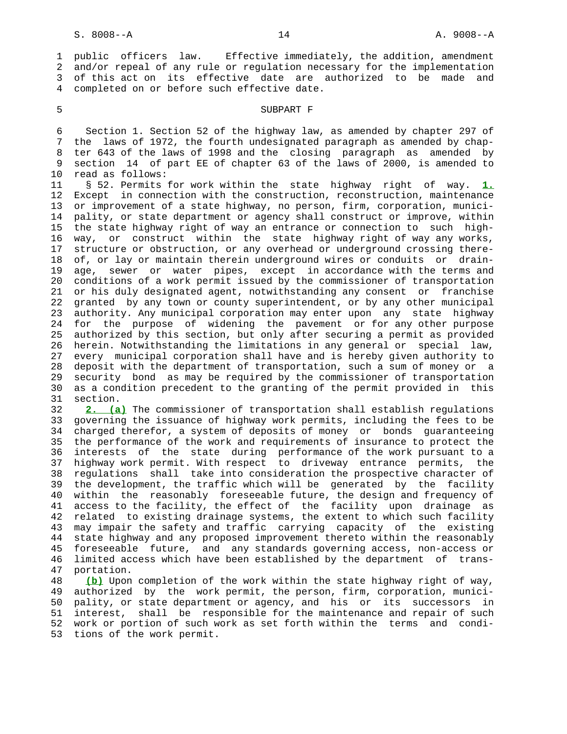public officers law. Effective immediately, the addition, amendment and/or repeal of any rule or regulation necessary for the implementation of this act on its effective date are authorized to be made and completed on or before such effective date.

## SUBPART F

Section 1. Section 52 of the highway law, as amended by chapter 297 of the laws of 1972, the fourth undesignated paragraph as amended by chapter 643 of the laws of 1998 and the closing paragraph as amended by section 14 of part EE of chapter 63 of the laws of 2000, is amended to read as follows:

§ 52. Permits for work within the state highway right of way. **1.** Except in connection with the construction, reconstruction, maintenance or improvement of a state highway, no person, firm, corporation, municipality, or state department or agency shall construct or improve, within the state highway right of way an entrance or connection to such highway, or construct within the state highway right of way any works, structure or obstruction, or any overhead or underground crossing thereof, or lay or maintain therein underground wires or conduits or drainage, sewer or water pipes, except in accordance with the terms and conditions of a work permit issued by the commissioner of transportation or his duly designated agent, notwithstanding any consent or franchise granted by any town or county superintendent, or by any other municipal authority. Any municipal corporation may enter upon any state highway for the purpose of widening the pavement or for any other purpose authorized by this section, but only after securing a permit as provided herein. Notwithstanding the limitations in any general or special law, every municipal corporation shall have and is hereby given authority to deposit with the department of transportation, such a sum of money or a security bond as may be required by the commissioner of transportation as a condition precedent to the granting of the permit provided in this section.

**2. (a)** The commissioner of transportation shall establish regulations governing the issuance of highway work permits, including the fees to be charged therefor, a system of deposits of money or bonds guaranteeing the performance of the work and requirements of insurance to protect the interests of the state during performance of the work pursuant to a highway work permit. With respect to driveway entrance permits, the regulations shall take into consideration the prospective character of the development, the traffic which will be generated by the facility within the reasonably foreseeable future, the design and frequency of access to the facility, the effect of the facility upon drainage as related to existing drainage systems, the extent to which such facility may impair the safety and traffic carrying capacity of the existing state highway and any proposed improvement thereto within the reasonably foreseeable future, and any standards governing access, non-access or limited access which have been established by the department of transportation.

**(b)** Upon completion of the work within the state highway right of way, authorized by the work permit, the person, firm, corporation, municipality, or state department or agency, and his or its successors in interest, shall be responsible for the maintenance and repair of such work or portion of such work as set forth within the terms and conditions of the work permit.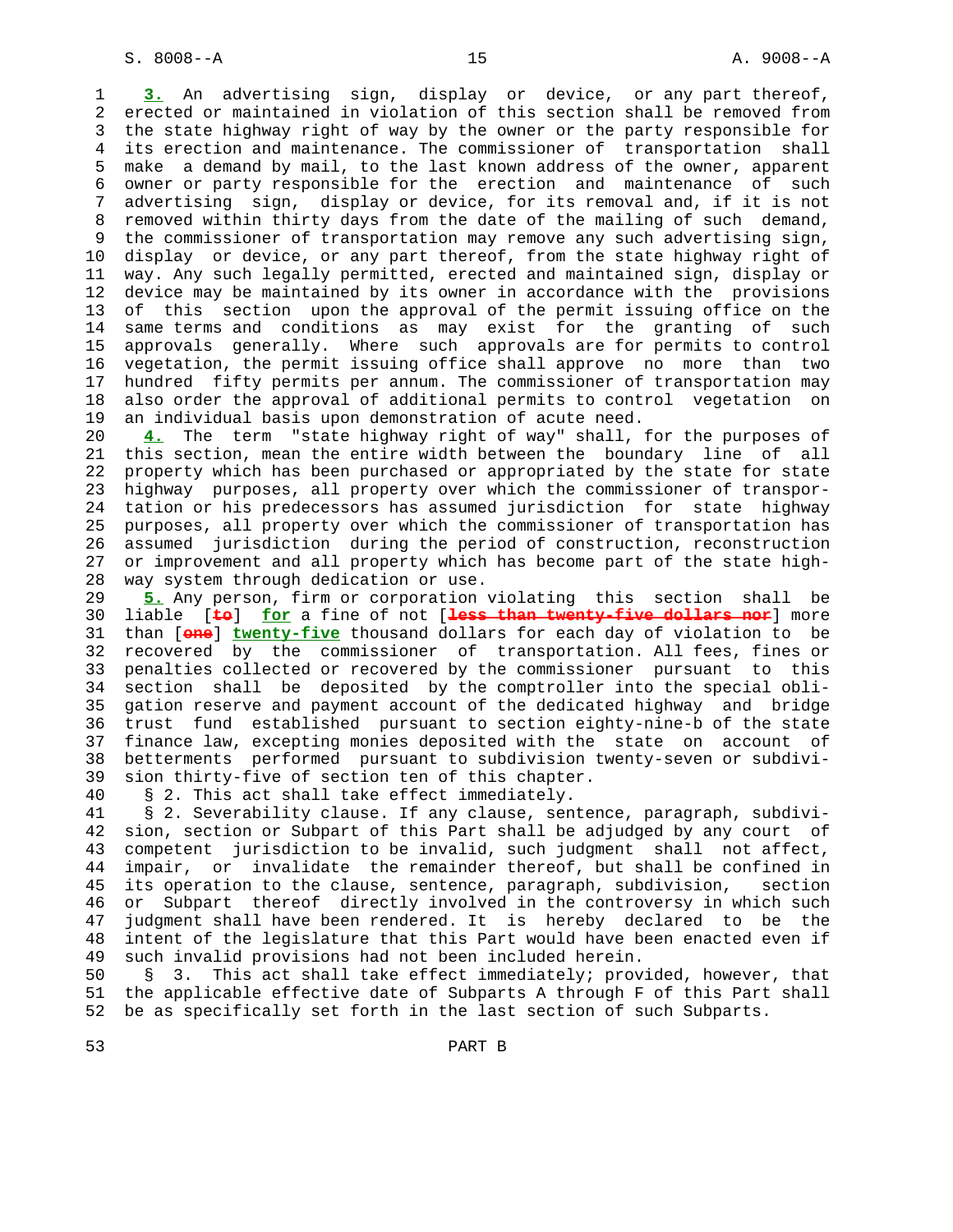**3.** An advertising sign, display or device, or any part thereof, erected or maintained in violation of this section shall be removed from the state highway right of way by the owner or the party responsible for its erection and maintenance. The commissioner of transportation shall make a demand by mail, to the last known address of the owner, apparent owner or party responsible for the erection and maintenance of such advertising sign, display or device, for its removal and, if it is not removed within thirty days from the date of the mailing of such demand, the commissioner of transportation may remove any such advertising sign, display or device, or any part thereof, from the state highway right of way. Any such legally permitted, erected and maintained sign, display or device may be maintained by its owner in accordance with the provisions of this section upon the approval of the permit issuing office on the same terms and conditions as may exist for the granting of such approvals generally. Where such approvals are for permits to control vegetation, the permit issuing office shall approve no more than two hundred fifty permits per annum. The commissioner of transportation may also order the approval of additional permits to control vegetation on an individual basis upon demonstration of acute need.

**4.** The term "state highway right of way" shall, for the purposes of this section, mean the entire width between the boundary line of all property which has been purchased or appropriated by the state for state highway purposes, all property over which the commissioner of transportation or his predecessors has assumed jurisdiction for state highway purposes, all property over which the commissioner of transportation has assumed jurisdiction during the period of construction, reconstruction or improvement and all property which has become part of the state highway system through dedication or use.

**5.** Any person, firm or corporation violating this section shall be liable [~~to~~] **for** a fine of not [~~less than twenty-five dollars nor~~] more than [~~one~~] **twenty-five** thousand dollars for each day of violation to be recovered by the commissioner of transportation. All fees, fines or penalties collected or recovered by the commissioner pursuant to this section shall be deposited by the comptroller into the special obligation reserve and payment account of the dedicated highway and bridge trust fund established pursuant to section eighty-nine-b of the state finance law, excepting monies deposited with the state on account of betterments performed pursuant to subdivision twenty-seven or subdivision thirty-five of section ten of this chapter.

§ 2. This act shall take effect immediately.

§ 2. Severability clause. If any clause, sentence, paragraph, subdivision, section or Subpart of this Part shall be adjudged by any court of competent jurisdiction to be invalid, such judgment shall not affect, impair, or invalidate the remainder thereof, but shall be confined in its operation to the clause, sentence, paragraph, subdivision, section or Subpart thereof directly involved in the controversy in which such judgment shall have been rendered. It is hereby declared to be the intent of the legislature that this Part would have been enacted even if such invalid provisions had not been included herein.

§ 3. This act shall take effect immediately; provided, however, that the applicable effective date of Subparts A through F of this Part shall be as specifically set forth in the last section of such Subparts.

PART B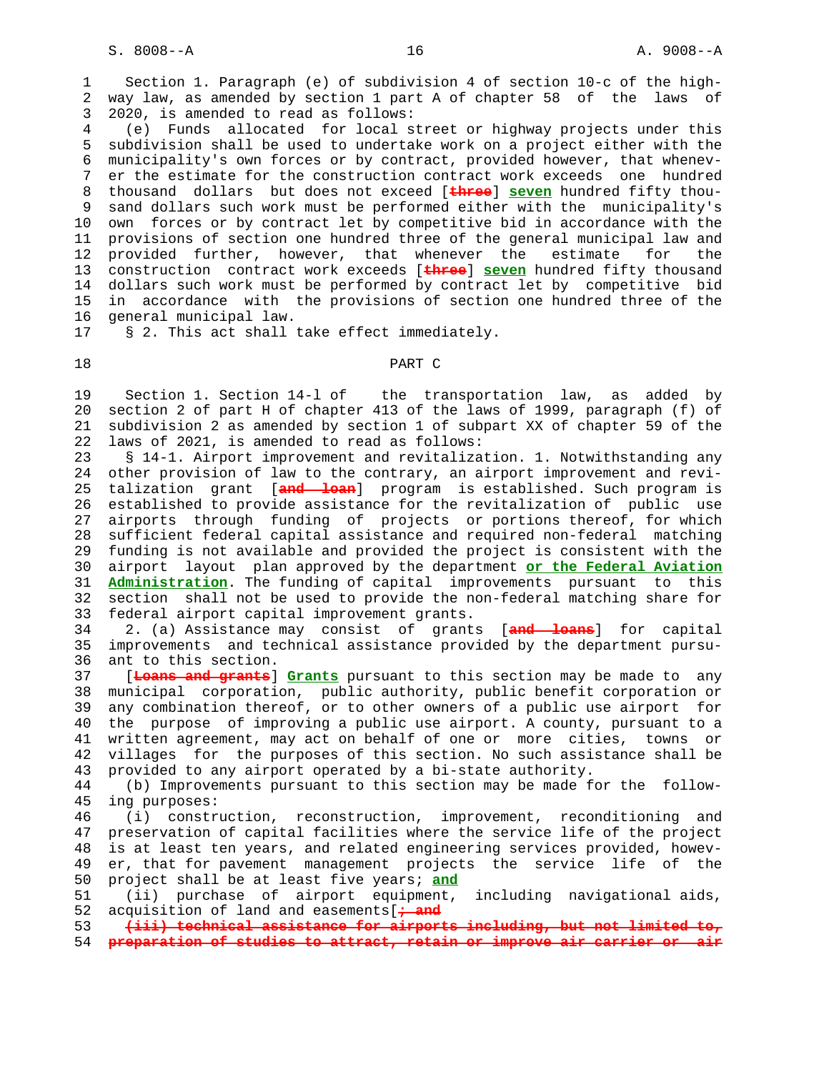Section 1. Paragraph (e) of subdivision 4 of section 10-c of the highway law, as amended by section 1 part A of chapter 58 of the laws of 2020, is amended to read as follows:

(e) Funds allocated for local street or highway projects under this subdivision shall be used to undertake work on a project either with the municipality's own forces or by contract, provided however, that whenever the estimate for the construction contract work exceeds one hundred thousand dollars but does not exceed [~~three~~] **seven** hundred fifty thousand dollars such work must be performed either with the municipality's own forces or by contract let by competitive bid in accordance with the provisions of section one hundred three of the general municipal law and provided further, however, that whenever the estimate for the construction contract work exceeds [~~three~~] **seven** hundred fifty thousand dollars such work must be performed by contract let by competitive bid in accordance with the provisions of section one hundred three of the general municipal law.

§ 2. This act shall take effect immediately.

## PART C

Section 1. Section 14-l of the transportation law, as added by section 2 of part H of chapter 413 of the laws of 1999, paragraph (f) of subdivision 2 as amended by section 1 of subpart XX of chapter 59 of the laws of 2021, is amended to read as follows:

§ 14-l. Airport improvement and revitalization. 1. Notwithstanding any other provision of law to the contrary, an airport improvement and revitalization grant [~~and loan~~] program is established. Such program is established to provide assistance for the revitalization of public use airports through funding of projects or portions thereof, for which sufficient federal capital assistance and required non-federal matching funding is not available and provided the project is consistent with the airport layout plan approved by the department **or the Federal Aviation Administration**. The funding of capital improvements pursuant to this section shall not be used to provide the non-federal matching share for federal airport capital improvement grants.

2. (a) Assistance may consist of grants [~~and loans~~] for capital improvements and technical assistance provided by the department pursuant to this section.

[~~Loans and grants~~] **Grants** pursuant to this section may be made to any municipal corporation, public authority, public benefit corporation or any combination thereof, or to other owners of a public use airport for the purpose of improving a public use airport. A county, pursuant to a written agreement, may act on behalf of one or more cities, towns or villages for the purposes of this section. No such assistance shall be provided to any airport operated by a bi-state authority.

(b) Improvements pursuant to this section may be made for the following purposes:

(i) construction, reconstruction, improvement, reconditioning and preservation of capital facilities where the service life of the project is at least ten years, and related engineering services provided, however, that for pavement management projects the service life of the project shall be at least five years; **and**

(ii) purchase of airport equipment, including navigational aids, acquisition of land and easements[~~; and~~

~~(iii) technical assistance for airports including, but not limited to, preparation of studies to attract, retain or improve air carrier or air~~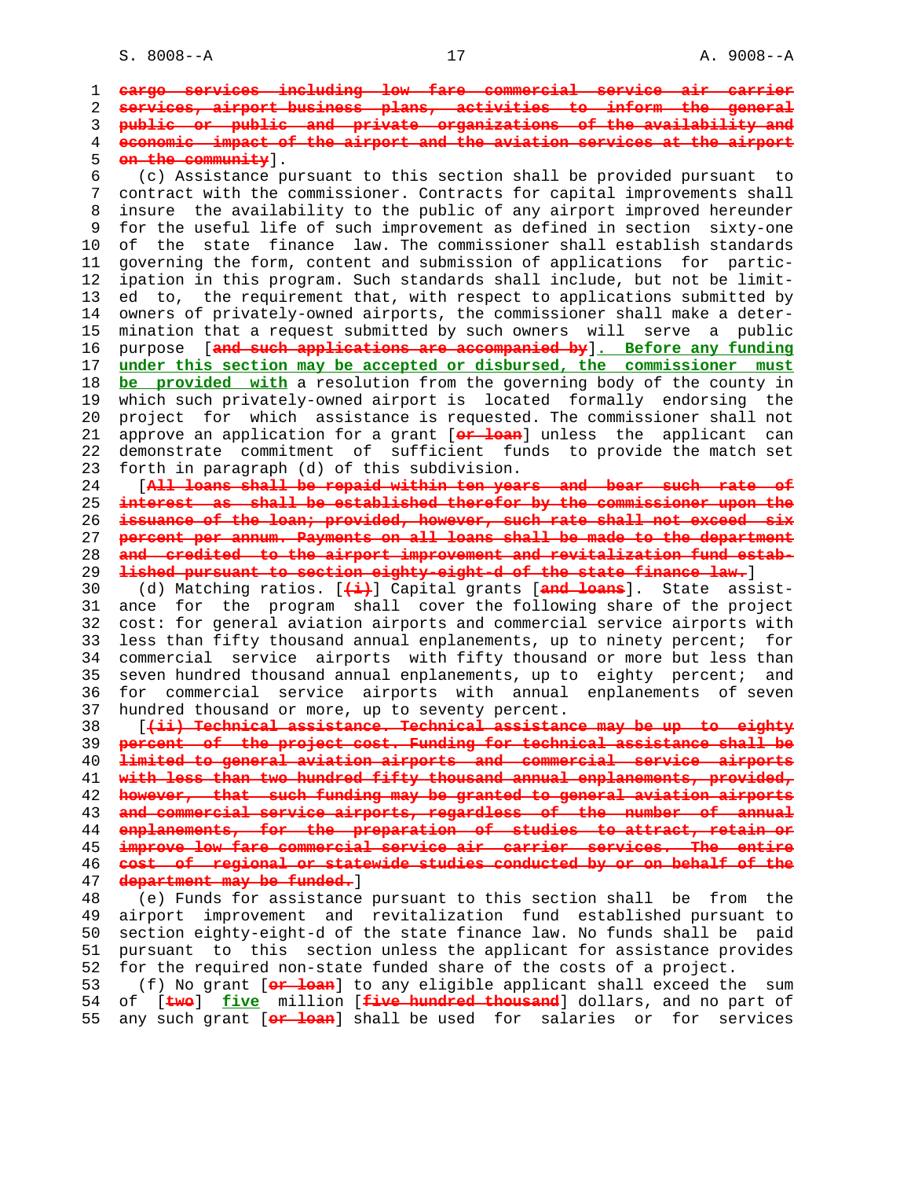cargo services including low fare commercial service air carrier services, airport business plans, activities to inform the general public or public and private organizations of the availability and economic impact of the airport and the aviation services at the airport on the community].

(c) Assistance pursuant to this section shall be provided pursuant to contract with the commissioner. Contracts for capital improvements shall insure the availability to the public of any airport improved hereunder for the useful life of such improvement as defined in section sixty-one of the state finance law. The commissioner shall establish standards governing the form, content and submission of applications for participation in this program. Such standards shall include, but not be limited to, the requirement that, with respect to applications submitted by owners of privately-owned airports, the commissioner shall make a determination that a request submitted by such owners will serve a public purpose [and such applications are accompanied by]. Before any funding under this section may be accepted or disbursed, the commissioner must be provided with a resolution from the governing body of the county in which such privately-owned airport is located formally endorsing the project for which assistance is requested. The commissioner shall not approve an application for a grant [or loan] unless the applicant can demonstrate commitment of sufficient funds to provide the match set forth in paragraph (d) of this subdivision.

[All loans shall be repaid within ten years and bear such rate of interest as shall be established therefor by the commissioner upon the issuance of the loan; provided, however, such rate shall not exceed six percent per annum. Payments on all loans shall be made to the department and credited to the airport improvement and revitalization fund established pursuant to section eighty-eight-d of the state finance law.]

(d) Matching ratios. [(i)] Capital grants [and loans]. State assistance for the program shall cover the following share of the project cost: for general aviation airports and commercial service airports with less than fifty thousand annual enplanements, up to ninety percent; for commercial service airports with fifty thousand or more but less than seven hundred thousand annual enplanements, up to eighty percent; and for commercial service airports with annual enplanements of seven hundred thousand or more, up to seventy percent.

[(ii) Technical assistance. Technical assistance may be up to eighty percent of the project cost. Funding for technical assistance shall be limited to general aviation airports and commercial service airports with less than two hundred fifty thousand annual enplanements, provided, however, that such funding may be granted to general aviation airports and commercial service airports, regardless of the number of annual enplanements, for the preparation of studies to attract, retain or improve low fare commercial service air carrier services. The entire cost of regional or statewide studies conducted by or on behalf of the department may be funded.]

(e) Funds for assistance pursuant to this section shall be from the airport improvement and revitalization fund established pursuant to section eighty-eight-d of the state finance law. No funds shall be paid pursuant to this section unless the applicant for assistance provides for the required non-state funded share of the costs of a project.

(f) No grant [or loan] to any eligible applicant shall exceed the sum of [two] five million [five hundred thousand] dollars, and no part of any such grant [or loan] shall be used for salaries or for services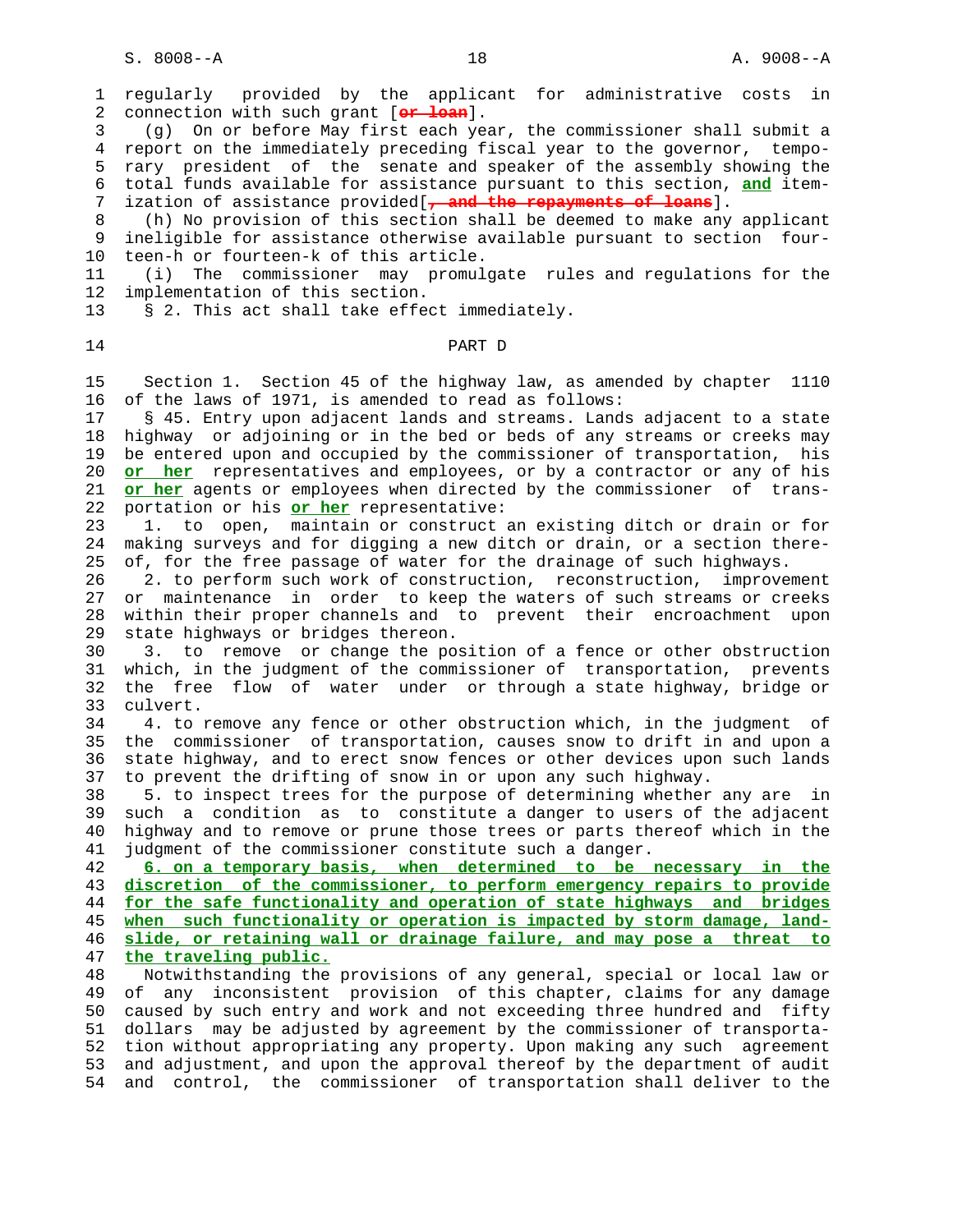regularly provided by the applicant for administrative costs in connection with such grant [~~or loan~~].

(g) On or before May first each year, the commissioner shall submit a report on the immediately preceding fiscal year to the governor, temporary president of the senate and speaker of the assembly showing the total funds available for assistance pursuant to this section, **and** itemization of assistance provided[~~, and the repayments of loans~~].

(h) No provision of this section shall be deemed to make any applicant ineligible for assistance otherwise available pursuant to section fourteen-h or fourteen-k of this article.

(i) The commissioner may promulgate rules and regulations for the implementation of this section.

§ 2. This act shall take effect immediately.

## PART D

Section 1. Section 45 of the highway law, as amended by chapter 1110 of the laws of 1971, is amended to read as follows:

§ 45. Entry upon adjacent lands and streams. Lands adjacent to a state highway or adjoining or in the bed or beds of any streams or creeks may be entered upon and occupied by the commissioner of transportation, his **or her** representatives and employees, or by a contractor or any of his **or her** agents or employees when directed by the commissioner of transportation or his **or her** representative:

1. to open, maintain or construct an existing ditch or drain or for making surveys and for digging a new ditch or drain, or a section thereof, for the free passage of water for the drainage of such highways.

2. to perform such work of construction, reconstruction, improvement or maintenance in order to keep the waters of such streams or creeks within their proper channels and to prevent their encroachment upon state highways or bridges thereon.

3. to remove or change the position of a fence or other obstruction which, in the judgment of the commissioner of transportation, prevents the free flow of water under or through a state highway, bridge or culvert.

4. to remove any fence or other obstruction which, in the judgment of the commissioner of transportation, causes snow to drift in and upon a state highway, and to erect snow fences or other devices upon such lands to prevent the drifting of snow in or upon any such highway.

5. to inspect trees for the purpose of determining whether any are in such a condition as to constitute a danger to users of the adjacent highway and to remove or prune those trees or parts thereof which in the judgment of the commissioner constitute such a danger.

**6. on a temporary basis, when determined to be necessary in the discretion of the commissioner, to perform emergency repairs to provide for the safe functionality and operation of state highways and bridges when such functionality or operation is impacted by storm damage, landslide, or retaining wall or drainage failure, and may pose a threat to the traveling public.**

Notwithstanding the provisions of any general, special or local law or of any inconsistent provision of this chapter, claims for any damage caused by such entry and work and not exceeding three hundred and fifty dollars may be adjusted by agreement by the commissioner of transportation without appropriating any property. Upon making any such agreement and adjustment, and upon the approval thereof by the department of audit and control, the commissioner of transportation shall deliver to the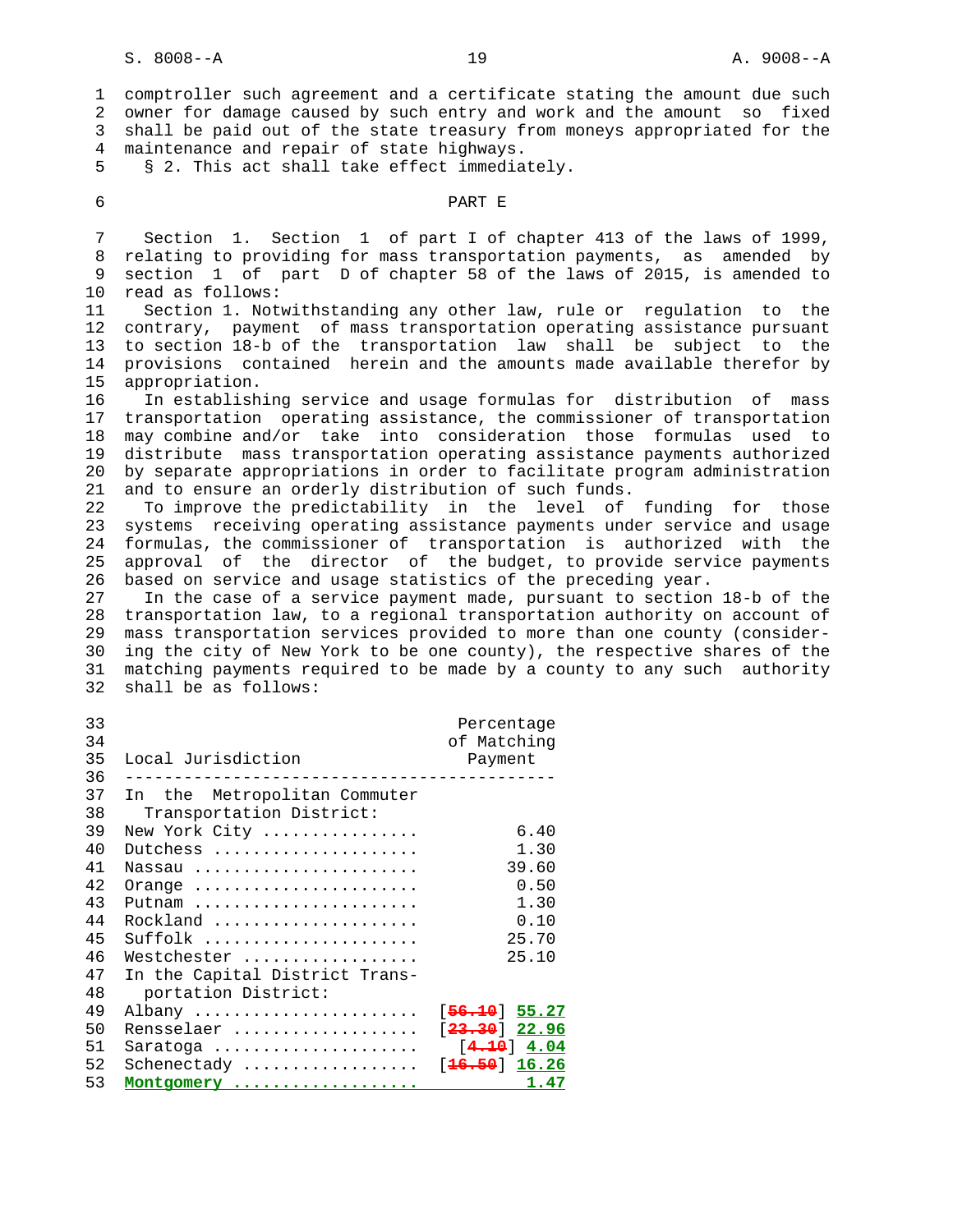comptroller such agreement and a certificate stating the amount due such owner for damage caused by such entry and work and the amount so fixed shall be paid out of the state treasury from moneys appropriated for the maintenance and repair of state highways.

§ 2. This act shall take effect immediately.

## PART E

Section 1. Section 1 of part I of chapter 413 of the laws of 1999, relating to providing for mass transportation payments, as amended by section 1 of part D of chapter 58 of the laws of 2015, is amended to read as follows:

Section 1. Notwithstanding any other law, rule or regulation to the contrary, payment of mass transportation operating assistance pursuant to section 18-b of the transportation law shall be subject to the provisions contained herein and the amounts made available therefor by appropriation.

In establishing service and usage formulas for distribution of mass transportation operating assistance, the commissioner of transportation may combine and/or take into consideration those formulas used to distribute mass transportation operating assistance payments authorized by separate appropriations in order to facilitate program administration and to ensure an orderly distribution of such funds.

To improve the predictability in the level of funding for those systems receiving operating assistance payments under service and usage formulas, the commissioner of transportation is authorized with the approval of the director of the budget, to provide service payments based on service and usage statistics of the preceding year.

In the case of a service payment made, pursuant to section 18-b of the transportation law, to a regional transportation authority on account of mass transportation services provided to more than one county (considering the city of New York to be one county), the respective shares of the matching payments required to be made by a county to any such authority shall be as follows:

| Local Jurisdiction | Percentage of Matching Payment |
|---|---|
| In the Metropolitan Commuter Transportation District: | |
| New York City ................ | 6.40 |
| Dutchess ..................... | 1.30 |
| Nassau ....................... | 39.60 |
| Orange ....................... | 0.50 |
| Putnam ....................... | 1.30 |
| Rockland ..................... | 0.10 |
| Suffolk ...................... | 25.70 |
| Westchester .................. | 25.10 |
| In the Capital District Transportation District: | |
| Albany ....................... | [56.10] 55.27 |
| Rensselaer ................... | [23.30] 22.96 |
| Saratoga ..................... | [4.10] 4.04 |
| Schenectady .................. | [16.50] 16.26 |
| Montgomery ................... | 1.47 |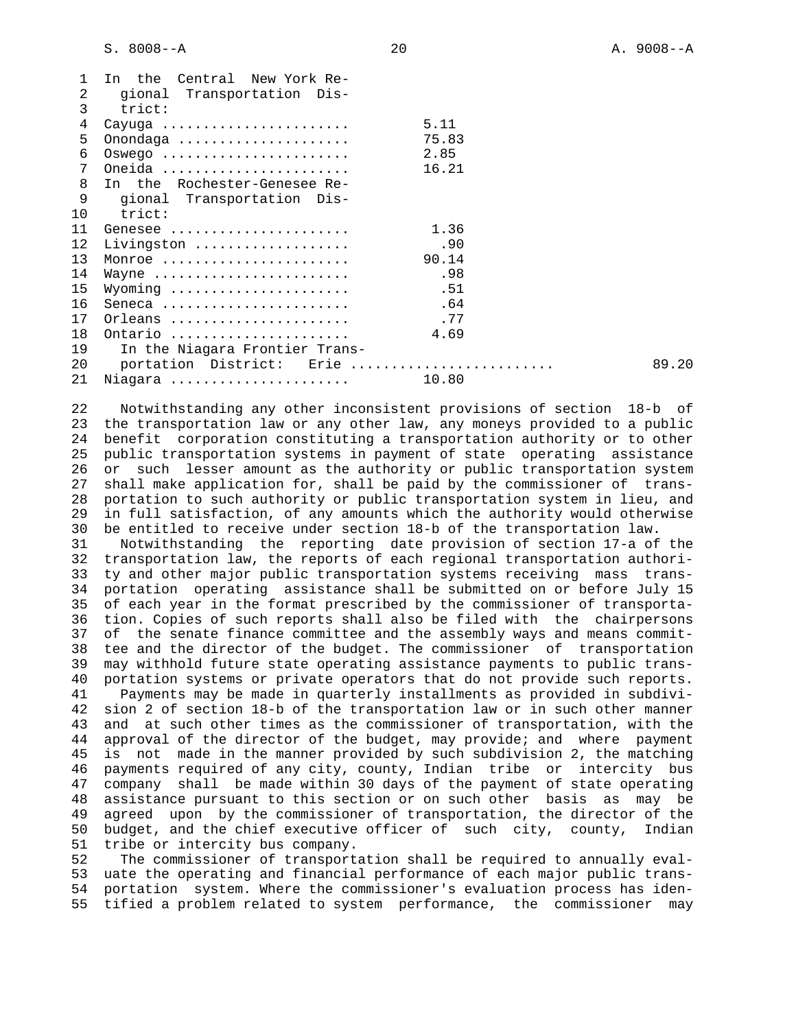| | |
|---|---|
| In the Central New York Regional Transportation District: | |
| Cayuga | 5.11 |
| Onondaga | 75.83 |
| Oswego | 2.85 |
| Oneida | 16.21 |
| In the Rochester-Genesee Regional Transportation District: | |
| Genesee | 1.36 |
| Livingston | .90 |
| Monroe | 90.14 |
| Wayne | .98 |
| Wyoming | .51 |
| Seneca | .64 |
| Orleans | .77 |
| Ontario | 4.69 |
| In the Niagara Frontier Transportation District: Erie | 89.20 |
| Niagara | 10.80 |

Notwithstanding any other inconsistent provisions of section 18-b of the transportation law or any other law, any moneys provided to a public benefit corporation constituting a transportation authority or to other public transportation systems in payment of state operating assistance or such lesser amount as the authority or public transportation system shall make application for, shall be paid by the commissioner of transportation to such authority or public transportation system in lieu, and in full satisfaction, of any amounts which the authority would otherwise be entitled to receive under section 18-b of the transportation law.

Notwithstanding the reporting date provision of section 17-a of the transportation law, the reports of each regional transportation authority and other major public transportation systems receiving mass transportation operating assistance shall be submitted on or before July 15 of each year in the format prescribed by the commissioner of transportation. Copies of such reports shall also be filed with the chairpersons of the senate finance committee and the assembly ways and means committee and the director of the budget. The commissioner of transportation may withhold future state operating assistance payments to public transportation systems or private operators that do not provide such reports.

Payments may be made in quarterly installments as provided in subdivision 2 of section 18-b of the transportation law or in such other manner and at such other times as the commissioner of transportation, with the approval of the director of the budget, may provide; and where payment is not made in the manner provided by such subdivision 2, the matching payments required of any city, county, Indian tribe or intercity bus company shall be made within 30 days of the payment of state operating assistance pursuant to this section or on such other basis as may be agreed upon by the commissioner of transportation, the director of the budget, and the chief executive officer of such city, county, Indian tribe or intercity bus company.

The commissioner of transportation shall be required to annually evaluate the operating and financial performance of each major public transportation system. Where the commissioner's evaluation process has identified a problem related to system performance, the commissioner may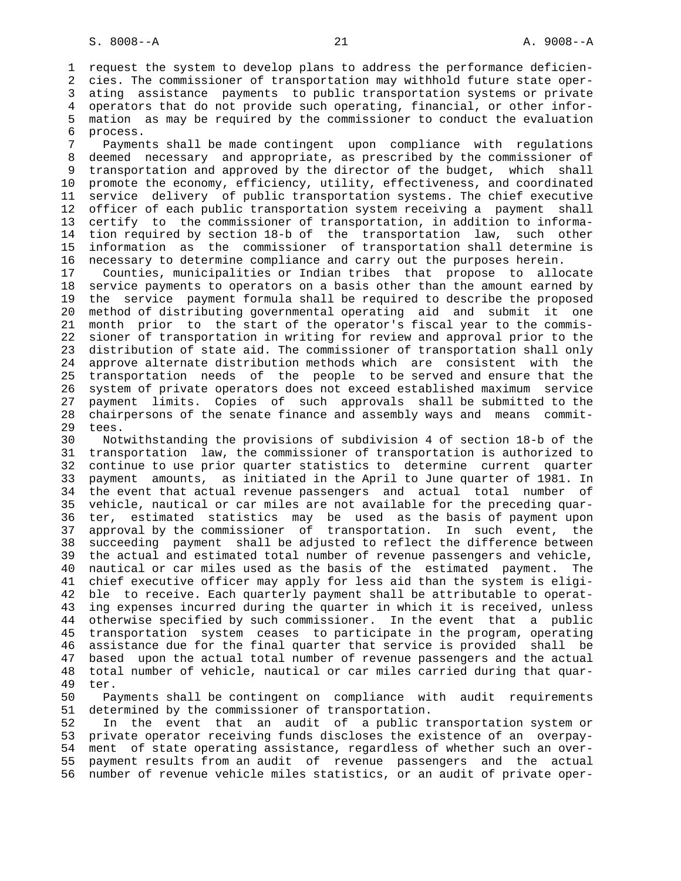request the system to develop plans to address the performance deficiencies. The commissioner of transportation may withhold future state operating assistance payments to public transportation systems or private operators that do not provide such operating, financial, or other information as may be required by the commissioner to conduct the evaluation process.

Payments shall be made contingent upon compliance with regulations deemed necessary and appropriate, as prescribed by the commissioner of transportation and approved by the director of the budget, which shall promote the economy, efficiency, utility, effectiveness, and coordinated service delivery of public transportation systems. The chief executive officer of each public transportation system receiving a payment shall certify to the commissioner of transportation, in addition to information required by section 18-b of the transportation law, such other information as the commissioner of transportation shall determine is necessary to determine compliance and carry out the purposes herein.

Counties, municipalities or Indian tribes that propose to allocate service payments to operators on a basis other than the amount earned by the service payment formula shall be required to describe the proposed method of distributing governmental operating aid and submit it one month prior to the start of the operator's fiscal year to the commissioner of transportation in writing for review and approval prior to the distribution of state aid. The commissioner of transportation shall only approve alternate distribution methods which are consistent with the transportation needs of the people to be served and ensure that the system of private operators does not exceed established maximum service payment limits. Copies of such approvals shall be submitted to the chairpersons of the senate finance and assembly ways and means committees.

Notwithstanding the provisions of subdivision 4 of section 18-b of the transportation law, the commissioner of transportation is authorized to continue to use prior quarter statistics to determine current quarter payment amounts, as initiated in the April to June quarter of 1981. In the event that actual revenue passengers and actual total number of vehicle, nautical or car miles are not available for the preceding quarter, estimated statistics may be used as the basis of payment upon approval by the commissioner of transportation. In such event, the succeeding payment shall be adjusted to reflect the difference between the actual and estimated total number of revenue passengers and vehicle, nautical or car miles used as the basis of the estimated payment. The chief executive officer may apply for less aid than the system is eligible to receive. Each quarterly payment shall be attributable to operating expenses incurred during the quarter in which it is received, unless otherwise specified by such commissioner. In the event that a public transportation system ceases to participate in the program, operating assistance due for the final quarter that service is provided shall be based upon the actual total number of revenue passengers and the actual total number of vehicle, nautical or car miles carried during that quarter.

Payments shall be contingent on compliance with audit requirements determined by the commissioner of transportation.

In the event that an audit of a public transportation system or private operator receiving funds discloses the existence of an overpayment of state operating assistance, regardless of whether such an overpayment results from an audit of revenue passengers and the actual number of revenue vehicle miles statistics, or an audit of private oper-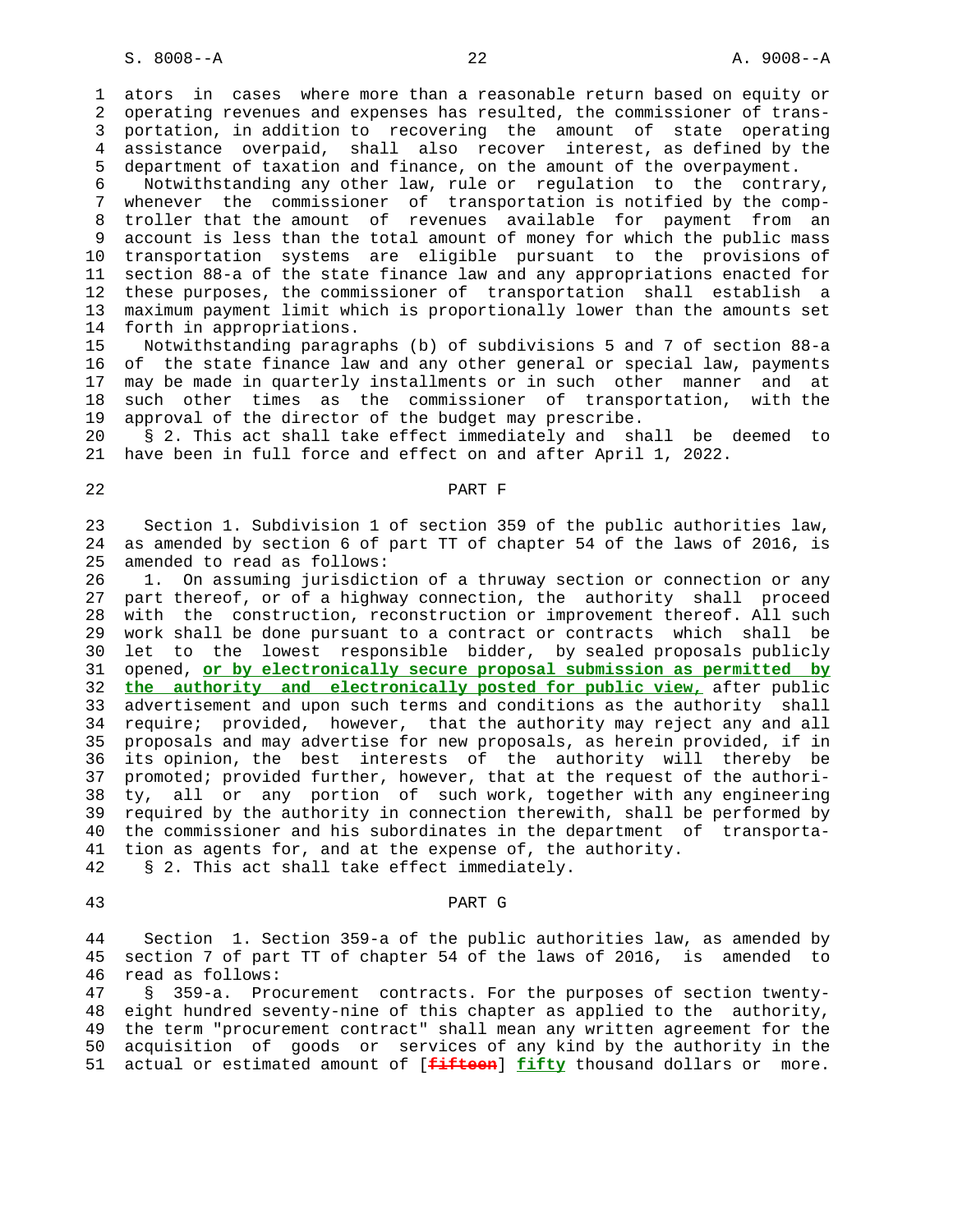ators in cases where more than a reasonable return based on equity or operating revenues and expenses has resulted, the commissioner of transportation, in addition to recovering the amount of state operating assistance overpaid, shall also recover interest, as defined by the department of taxation and finance, on the amount of the overpayment.

Notwithstanding any other law, rule or regulation to the contrary, whenever the commissioner of transportation is notified by the comptroller that the amount of revenues available for payment from an account is less than the total amount of money for which the public mass transportation systems are eligible pursuant to the provisions of section 88-a of the state finance law and any appropriations enacted for these purposes, the commissioner of transportation shall establish a maximum payment limit which is proportionally lower than the amounts set forth in appropriations.

Notwithstanding paragraphs (b) of subdivisions 5 and 7 of section 88-a of the state finance law and any other general or special law, payments may be made in quarterly installments or in such other manner and at such other times as the commissioner of transportation, with the approval of the director of the budget may prescribe.

§ 2. This act shall take effect immediately and shall be deemed to have been in full force and effect on and after April 1, 2022.

## PART F

Section 1. Subdivision 1 of section 359 of the public authorities law, as amended by section 6 of part TT of chapter 54 of the laws of 2016, is amended to read as follows:

1. On assuming jurisdiction of a thruway section or connection or any part thereof, or of a highway connection, the authority shall proceed with the construction, reconstruction or improvement thereof. All such work shall be done pursuant to a contract or contracts which shall be let to the lowest responsible bidder, by sealed proposals publicly opened, **or by electronically secure proposal submission as permitted by the authority and electronically posted for public view,** after public advertisement and upon such terms and conditions as the authority shall require; provided, however, that the authority may reject any and all proposals and may advertise for new proposals, as herein provided, if in its opinion, the best interests of the authority will thereby be promoted; provided further, however, that at the request of the authority, all or any portion of such work, together with any engineering required by the authority in connection therewith, shall be performed by the commissioner and his subordinates in the department of transportation as agents for, and at the expense of, the authority.

§ 2. This act shall take effect immediately.

## PART G

Section 1. Section 359-a of the public authorities law, as amended by section 7 of part TT of chapter 54 of the laws of 2016, is amended to read as follows:

§ 359-a. Procurement contracts. For the purposes of section twenty-eight hundred seventy-nine of this chapter as applied to the authority, the term "procurement contract" shall mean any written agreement for the acquisition of goods or services of any kind by the authority in the actual or estimated amount of [~~fifteen~~] **fifty** thousand dollars or more.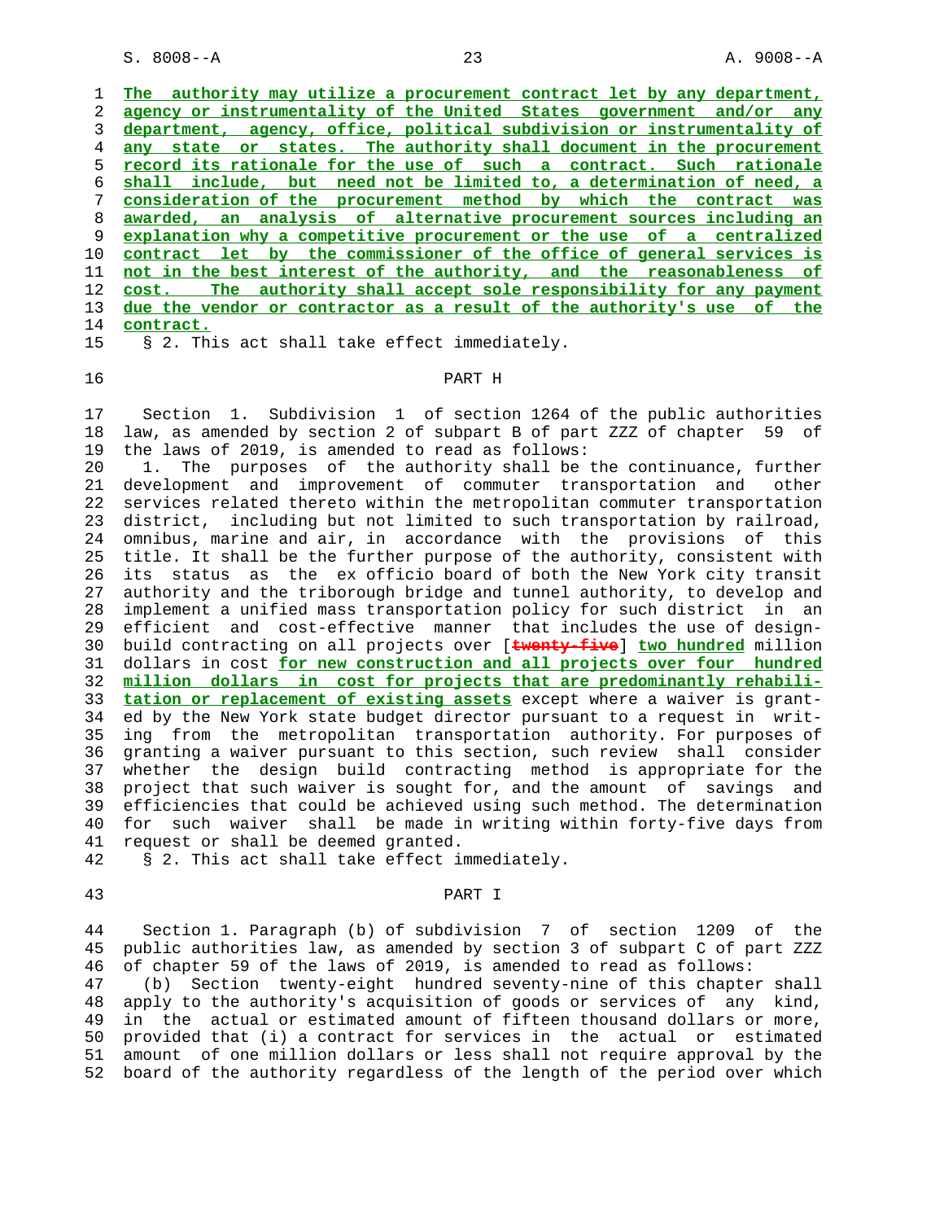The authority may utilize a procurement contract let by any department, agency or instrumentality of the United States government and/or any department, agency, office, political subdivision or instrumentality of any state or states. The authority shall document in the procurement record its rationale for the use of such a contract. Such rationale shall include, but need not be limited to, a determination of need, a consideration of the procurement method by which the contract was awarded, an analysis of alternative procurement sources including an explanation why a competitive procurement or the use of a centralized contract let by the commissioner of the office of general services is not in the best interest of the authority, and the reasonableness of cost. The authority shall accept sole responsibility for any payment due the vendor or contractor as a result of the authority's use of the contract.

§ 2. This act shall take effect immediately.

## PART H

Section 1. Subdivision 1 of section 1264 of the public authorities law, as amended by section 2 of subpart B of part ZZZ of chapter 59 of the laws of 2019, is amended to read as follows:

1. The purposes of the authority shall be the continuance, further development and improvement of commuter transportation and other services related thereto within the metropolitan commuter transportation district, including but not limited to such transportation by railroad, omnibus, marine and air, in accordance with the provisions of this title. It shall be the further purpose of the authority, consistent with its status as the ex officio board of both the New York city transit authority and the triborough bridge and tunnel authority, to develop and implement a unified mass transportation policy for such district in an efficient and cost-effective manner that includes the use of design-build contracting on all projects over [~~twenty-five~~] two hundred million dollars in cost for new construction and all projects over four hundred million dollars in cost for projects that are predominantly rehabilitation or replacement of existing assets except where a waiver is granted by the New York state budget director pursuant to a request in writing from the metropolitan transportation authority. For purposes of granting a waiver pursuant to this section, such review shall consider whether the design build contracting method is appropriate for the project that such waiver is sought for, and the amount of savings and efficiencies that could be achieved using such method. The determination for such waiver shall be made in writing within forty-five days from request or shall be deemed granted.

§ 2. This act shall take effect immediately.

## PART I

Section 1. Paragraph (b) of subdivision 7 of section 1209 of the public authorities law, as amended by section 3 of subpart C of part ZZZ of chapter 59 of the laws of 2019, is amended to read as follows:

(b) Section twenty-eight hundred seventy-nine of this chapter shall apply to the authority's acquisition of goods or services of any kind, in the actual or estimated amount of fifteen thousand dollars or more, provided that (i) a contract for services in the actual or estimated amount of one million dollars or less shall not require approval by the board of the authority regardless of the length of the period over which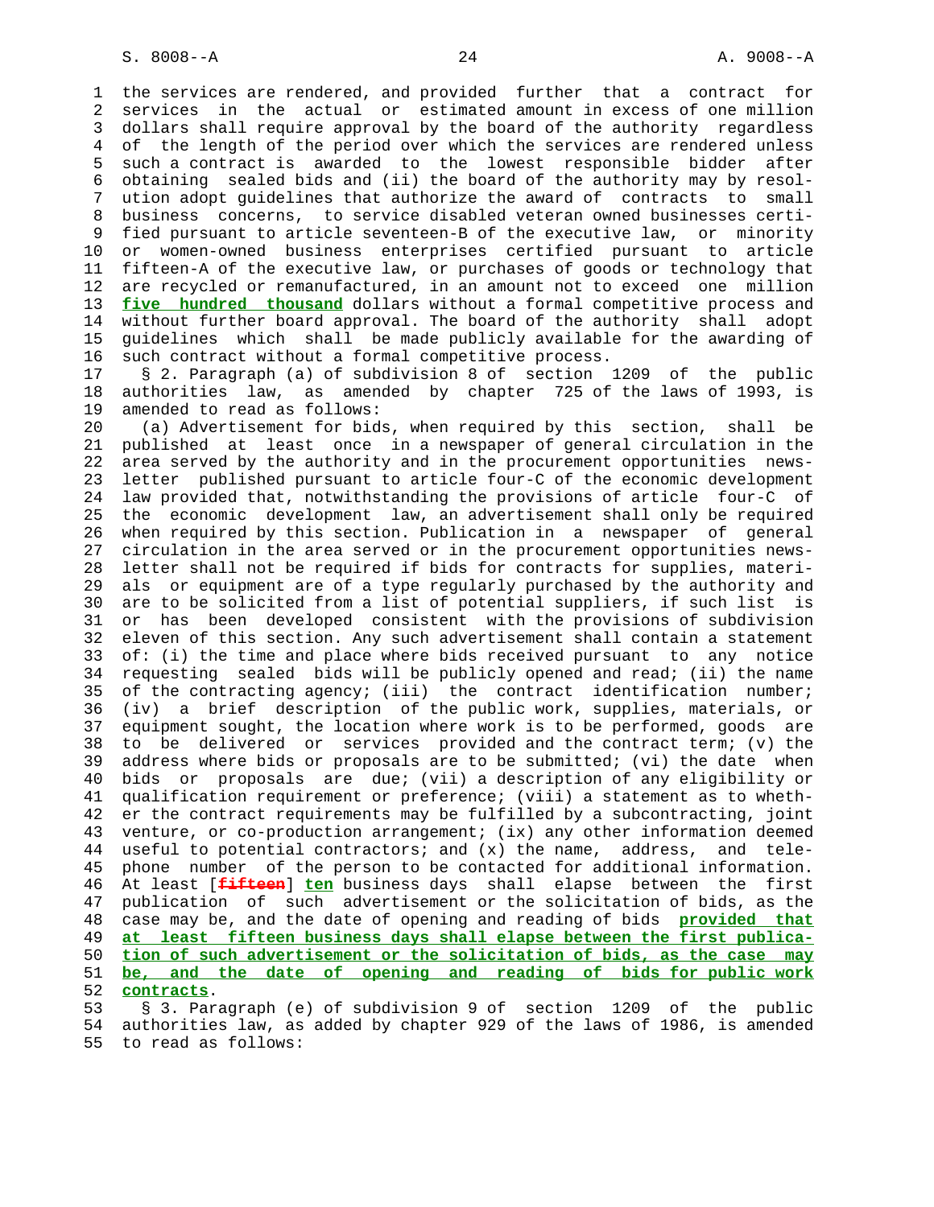the services are rendered, and provided further that a contract for services in the actual or estimated amount in excess of one million dollars shall require approval by the board of the authority regardless of the length of the period over which the services are rendered unless such a contract is awarded to the lowest responsible bidder after obtaining sealed bids and (ii) the board of the authority may by resolution adopt guidelines that authorize the award of contracts to small business concerns, to service disabled veteran owned businesses certified pursuant to article seventeen-B of the executive law, or minority or women-owned business enterprises certified pursuant to article fifteen-A of the executive law, or purchases of goods or technology that are recycled or remanufactured, in an amount not to exceed one million **five hundred thousand** dollars without a formal competitive process and without further board approval. The board of the authority shall adopt guidelines which shall be made publicly available for the awarding of such contract without a formal competitive process.

§ 2. Paragraph (a) of subdivision 8 of section 1209 of the public authorities law, as amended by chapter 725 of the laws of 1993, is amended to read as follows:

(a) Advertisement for bids, when required by this section, shall be published at least once in a newspaper of general circulation in the area served by the authority and in the procurement opportunities newsletter published pursuant to article four-C of the economic development law provided that, notwithstanding the provisions of article four-C of the economic development law, an advertisement shall only be required when required by this section. Publication in a newspaper of general circulation in the area served or in the procurement opportunities newsletter shall not be required if bids for contracts for supplies, materials or equipment are of a type regularly purchased by the authority and are to be solicited from a list of potential suppliers, if such list is or has been developed consistent with the provisions of subdivision eleven of this section. Any such advertisement shall contain a statement of: (i) the time and place where bids received pursuant to any notice requesting sealed bids will be publicly opened and read; (ii) the name of the contracting agency; (iii) the contract identification number; (iv) a brief description of the public work, supplies, materials, or equipment sought, the location where work is to be performed, goods are to be delivered or services provided and the contract term; (v) the address where bids or proposals are to be submitted; (vi) the date when bids or proposals are due; (vii) a description of any eligibility or qualification requirement or preference; (viii) a statement as to whether the contract requirements may be fulfilled by a subcontracting, joint venture, or co-production arrangement; (ix) any other information deemed useful to potential contractors; and (x) the name, address, and telephone number of the person to be contacted for additional information. At least [~~fifteen~~] **ten** business days shall elapse between the first publication of such advertisement or the solicitation of bids, as the case may be, and the date of opening and reading of bids **provided that at least fifteen business days shall elapse between the first publication of such advertisement or the solicitation of bids, as the case may be, and the date of opening and reading of bids for public work contracts**.

§ 3. Paragraph (e) of subdivision 9 of section 1209 of the public authorities law, as added by chapter 929 of the laws of 1986, is amended to read as follows: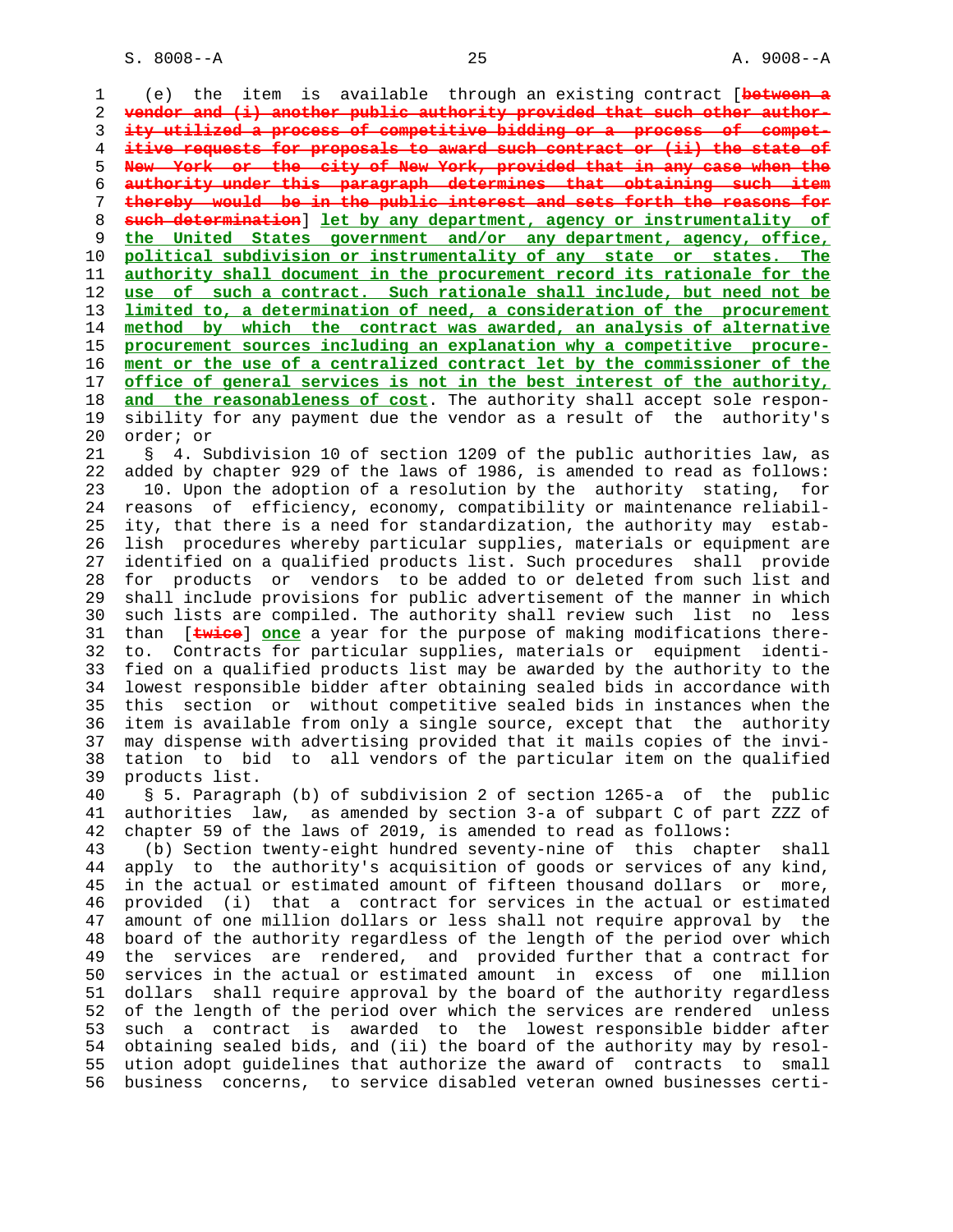(e) the item is available through an existing contract [~~between a vendor and (i) another public authority provided that such other authority utilized a process of competitive bidding or a process of competitive requests for proposals to award such contract or (ii) the state of New York or the city of New York, provided that in any case when the authority under this paragraph determines that obtaining such item thereby would be in the public interest and sets forth the reasons for such determination~~] <u>let by any department, agency or instrumentality of the United States government and/or any department, agency, office, political subdivision or instrumentality of any state or states. The authority shall document in the procurement record its rationale for the use of such a contract. Such rationale shall include, but need not be limited to, a determination of need, a consideration of the procurement method by which the contract was awarded, an analysis of alternative procurement sources including an explanation why a competitive procurement or the use of a centralized contract let by the commissioner of the office of general services is not in the best interest of the authority, and the reasonableness of cost</u>. The authority shall accept sole responsibility for any payment due the vendor as a result of the authority's order; or

§ 4. Subdivision 10 of section 1209 of the public authorities law, as added by chapter 929 of the laws of 1986, is amended to read as follows:

10. Upon the adoption of a resolution by the authority stating, for reasons of efficiency, economy, compatibility or maintenance reliability, that there is a need for standardization, the authority may establish procedures whereby particular supplies, materials or equipment are identified on a qualified products list. Such procedures shall provide for products or vendors to be added to or deleted from such list and shall include provisions for public advertisement of the manner in which such lists are compiled. The authority shall review such list no less than [~~twice~~] <u>once</u> a year for the purpose of making modifications thereto. Contracts for particular supplies, materials or equipment identified on a qualified products list may be awarded by the authority to the lowest responsible bidder after obtaining sealed bids in accordance with this section or without competitive sealed bids in instances when the item is available from only a single source, except that the authority may dispense with advertising provided that it mails copies of the invitation to bid to all vendors of the particular item on the qualified products list.

§ 5. Paragraph (b) of subdivision 2 of section 1265-a of the public authorities law, as amended by section 3-a of subpart C of part ZZZ of chapter 59 of the laws of 2019, is amended to read as follows:

(b) Section twenty-eight hundred seventy-nine of this chapter shall apply to the authority's acquisition of goods or services of any kind, in the actual or estimated amount of fifteen thousand dollars or more, provided (i) that a contract for services in the actual or estimated amount of one million dollars or less shall not require approval by the board of the authority regardless of the length of the period over which the services are rendered, and provided further that a contract for services in the actual or estimated amount in excess of one million dollars shall require approval by the board of the authority regardless of the length of the period over which the services are rendered unless such a contract is awarded to the lowest responsible bidder after obtaining sealed bids, and (ii) the board of the authority may by resolution adopt guidelines that authorize the award of contracts to small business concerns, to service disabled veteran owned businesses certi-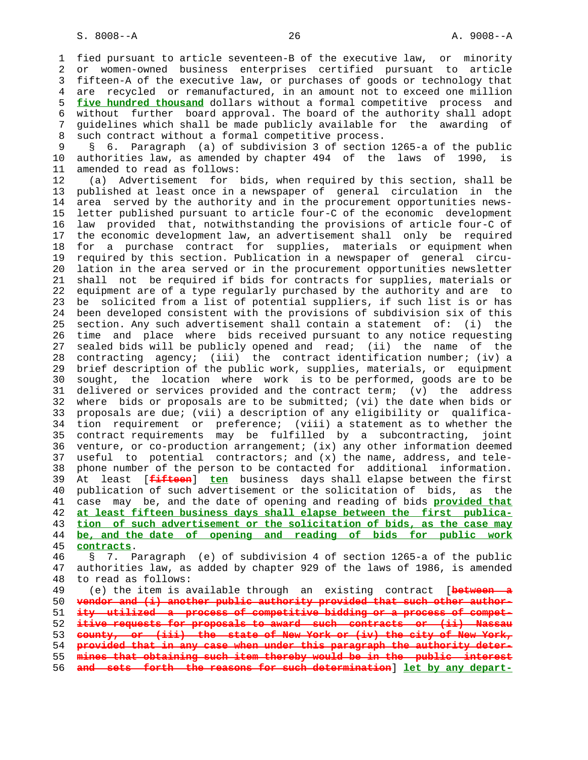fied pursuant to article seventeen-B of the executive law, or minority or women-owned business enterprises certified pursuant to article fifteen-A of the executive law, or purchases of goods or technology that are recycled or remanufactured, in an amount not to exceed one million **five hundred thousand** dollars without a formal competitive process and without further board approval. The board of the authority shall adopt guidelines which shall be made publicly available for the awarding of such contract without a formal competitive process.

§ 6. Paragraph (a) of subdivision 3 of section 1265-a of the public authorities law, as amended by chapter 494 of the laws of 1990, is amended to read as follows:

(a) Advertisement for bids, when required by this section, shall be published at least once in a newspaper of general circulation in the area served by the authority and in the procurement opportunities newsletter published pursuant to article four-C of the economic development law provided that, notwithstanding the provisions of article four-C of the economic development law, an advertisement shall only be required for a purchase contract for supplies, materials or equipment when required by this section. Publication in a newspaper of general circulation in the area served or in the procurement opportunities newsletter shall not be required if bids for contracts for supplies, materials or equipment are of a type regularly purchased by the authority and are to be solicited from a list of potential suppliers, if such list is or has been developed consistent with the provisions of subdivision six of this section. Any such advertisement shall contain a statement of: (i) the time and place where bids received pursuant to any notice requesting sealed bids will be publicly opened and read; (ii) the name of the contracting agency; (iii) the contract identification number; (iv) a brief description of the public work, supplies, materials, or equipment sought, the location where work is to be performed, goods are to be delivered or services provided and the contract term; (v) the address where bids or proposals are to be submitted; (vi) the date when bids or proposals are due; (vii) a description of any eligibility or qualification requirement or preference; (viii) a statement as to whether the contract requirements may be fulfilled by a subcontracting, joint venture, or co-production arrangement; (ix) any other information deemed useful to potential contractors; and (x) the name, address, and telephone number of the person to be contacted for additional information. At least [~~fifteen~~] **ten** business days shall elapse between the first publication of such advertisement or the solicitation of bids, as the case may be, and the date of opening and reading of bids **provided that at least fifteen business days shall elapse between the first publication of such advertisement or the solicitation of bids, as the case may be, and the date of opening and reading of bids for public work contracts**.

§ 7. Paragraph (e) of subdivision 4 of section 1265-a of the public authorities law, as added by chapter 929 of the laws of 1986, is amended to read as follows:

(e) the item is available through an existing contract [~~between a vendor and (i) another public authority provided that such other authority utilized a process of competitive bidding or a process of competitive requests for proposals to award such contracts or (ii) Nassau county, or (iii) the state of New York or (iv) the city of New York, provided that in any case when under this paragraph the authority determines that obtaining such item thereby would be in the public interest and sets forth the reasons for such determination~~] **let by any depart-**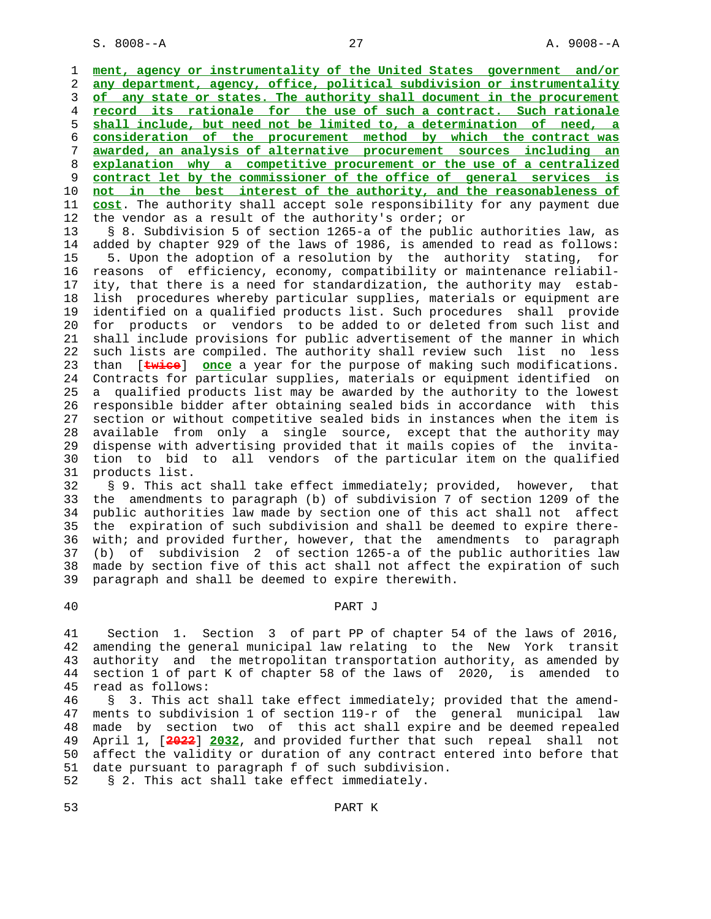ment, agency or instrumentality of the United States government and/or any department, agency, office, political subdivision or instrumentality of any state or states. The authority shall document in the procurement record its rationale for the use of such a contract. Such rationale shall include, but need not be limited to, a determination of need, a consideration of the procurement method by which the contract was awarded, an analysis of alternative procurement sources including an explanation why a competitive procurement or the use of a centralized contract let by the commissioner of the office of general services is not in the best interest of the authority, and the reasonableness of cost. The authority shall accept sole responsibility for any payment due the vendor as a result of the authority's order; or

§ 8. Subdivision 5 of section 1265-a of the public authorities law, as added by chapter 929 of the laws of 1986, is amended to read as follows:

5. Upon the adoption of a resolution by the authority stating, for reasons of efficiency, economy, compatibility or maintenance reliability, that there is a need for standardization, the authority may establish procedures whereby particular supplies, materials or equipment are identified on a qualified products list. Such procedures shall provide for products or vendors to be added to or deleted from such list and shall include provisions for public advertisement of the manner in which such lists are compiled. The authority shall review such list no less than [twice] once a year for the purpose of making such modifications. Contracts for particular supplies, materials or equipment identified on a qualified products list may be awarded by the authority to the lowest responsible bidder after obtaining sealed bids in accordance with this section or without competitive sealed bids in instances when the item is available from only a single source, except that the authority may dispense with advertising provided that it mails copies of the invitation to bid to all vendors of the particular item on the qualified products list.

§ 9. This act shall take effect immediately; provided, however, that the amendments to paragraph (b) of subdivision 7 of section 1209 of the public authorities law made by section one of this act shall not affect the expiration of such subdivision and shall be deemed to expire therewith; and provided further, however, that the amendments to paragraph (b) of subdivision 2 of section 1265-a of the public authorities law made by section five of this act shall not affect the expiration of such paragraph and shall be deemed to expire therewith.

PART J

Section 1. Section 3 of part PP of chapter 54 of the laws of 2016, amending the general municipal law relating to the New York transit authority and the metropolitan transportation authority, as amended by section 1 of part K of chapter 58 of the laws of 2020, is amended to read as follows:

§ 3. This act shall take effect immediately; provided that the amendments to subdivision 1 of section 119-r of the general municipal law made by section two of this act shall expire and be deemed repealed April 1, [2022] 2032, and provided further that such repeal shall not affect the validity or duration of any contract entered into before that date pursuant to paragraph f of such subdivision.

§ 2. This act shall take effect immediately.

PART K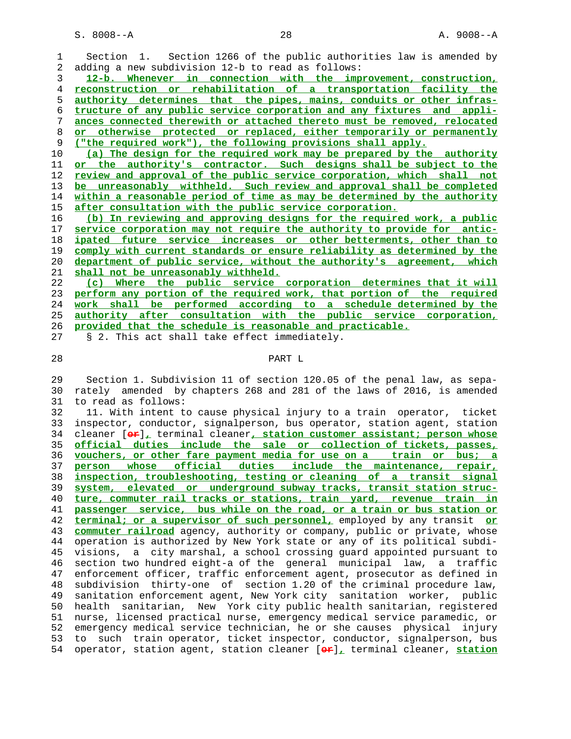Section 1. Section 1266 of the public authorities law is amended by adding a new subdivision 12-b to read as follows:

12-b. Whenever in connection with the improvement, construction, reconstruction or rehabilitation of a transportation facility the authority determines that the pipes, mains, conduits or other infrastructure of any public service corporation and any fixtures and appliances connected therewith or attached thereto must be removed, relocated or otherwise protected or replaced, either temporarily or permanently ("the required work"), the following provisions shall apply.

(a) The design for the required work may be prepared by the authority or the authority's contractor. Such designs shall be subject to the review and approval of the public service corporation, which shall not be unreasonably withheld. Such review and approval shall be completed within a reasonable period of time as may be determined by the authority after consultation with the public service corporation.

(b) In reviewing and approving designs for the required work, a public service corporation may not require the authority to provide for anticipated future service increases or other betterments, other than to comply with current standards or ensure reliability as determined by the department of public service, without the authority's agreement, which shall not be unreasonably withheld.

(c) Where the public service corporation determines that it will perform any portion of the required work, that portion of the required work shall be performed according to a schedule determined by the authority after consultation with the public service corporation, provided that the schedule is reasonable and practicable.

§ 2. This act shall take effect immediately.

PART L

Section 1. Subdivision 11 of section 120.05 of the penal law, as separately amended by chapters 268 and 281 of the laws of 2016, is amended to read as follows:

11. With intent to cause physical injury to a train operator, ticket inspector, conductor, signalperson, bus operator, station agent, station cleaner [or], terminal cleaner, station customer assistant; person whose official duties include the sale or collection of tickets, passes, vouchers, or other fare payment media for use on a train or bus; a person whose official duties include the maintenance, repair, inspection, troubleshooting, testing or cleaning of a transit signal system, elevated or underground subway tracks, transit station structure, commuter rail tracks or stations, train yard, revenue train in passenger service, bus while on the road, or a train or bus station or terminal; or a supervisor of such personnel, employed by any transit or commuter railroad agency, authority or company, public or private, whose operation is authorized by New York state or any of its political subdivisions, a city marshal, a school crossing guard appointed pursuant to section two hundred eight-a of the general municipal law, a traffic enforcement officer, traffic enforcement agent, prosecutor as defined in subdivision thirty-one of section 1.20 of the criminal procedure law, sanitation enforcement agent, New York city sanitation worker, public health sanitarian, New York city public health sanitarian, registered nurse, licensed practical nurse, emergency medical service paramedic, or emergency medical service technician, he or she causes physical injury to such train operator, ticket inspector, conductor, signalperson, bus operator, station agent, station cleaner [or], terminal cleaner, station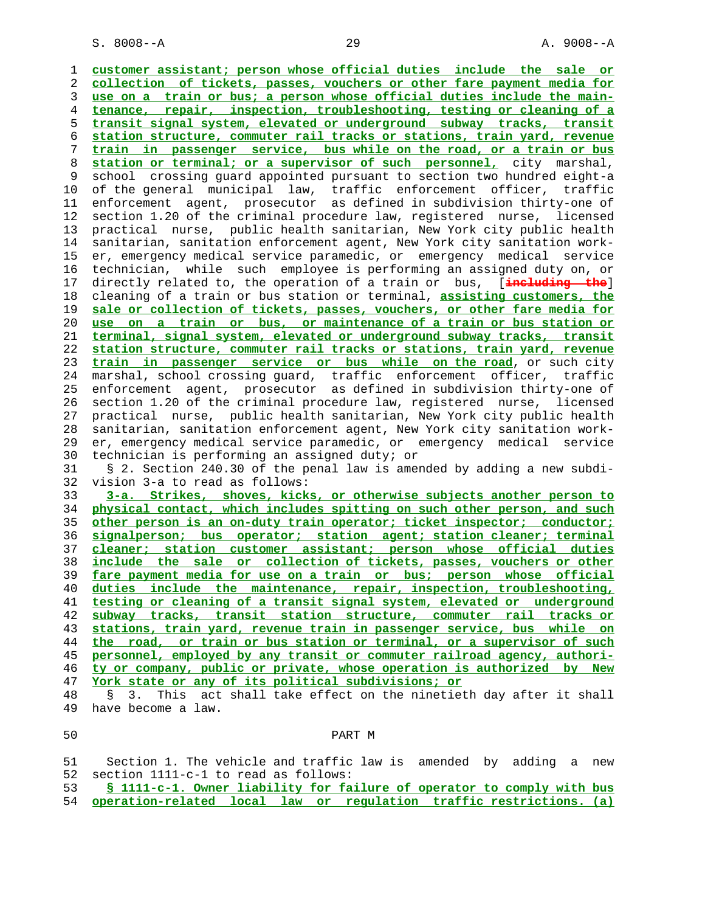customer assistant; person whose official duties include the sale or collection of tickets, passes, vouchers or other fare payment media for use on a train or bus; a person whose official duties include the maintenance, repair, inspection, troubleshooting, testing or cleaning of a transit signal system, elevated or underground subway tracks, transit station structure, commuter rail tracks or stations, train yard, revenue train in passenger service, bus while on the road, or a train or bus station or terminal; or a supervisor of such personnel, city marshal, school crossing guard appointed pursuant to section two hundred eight-a of the general municipal law, traffic enforcement officer, traffic enforcement agent, prosecutor as defined in subdivision thirty-one of section 1.20 of the criminal procedure law, registered nurse, licensed practical nurse, public health sanitarian, New York city public health sanitarian, sanitation enforcement agent, New York city sanitation worker, emergency medical service paramedic, or emergency medical service technician, while such employee is performing an assigned duty on, or directly related to, the operation of a train or bus, [including the] cleaning of a train or bus station or terminal, assisting customers, the sale or collection of tickets, passes, vouchers, or other fare media for use on a train or bus, or maintenance of a train or bus station or terminal, signal system, elevated or underground subway tracks, transit station structure, commuter rail tracks or stations, train yard, revenue train in passenger service or bus while on the road, or such city marshal, school crossing guard, traffic enforcement officer, traffic enforcement agent, prosecutor as defined in subdivision thirty-one of section 1.20 of the criminal procedure law, registered nurse, licensed practical nurse, public health sanitarian, New York city public health sanitarian, sanitation enforcement agent, New York city sanitation worker, emergency medical service paramedic, or emergency medical service technician is performing an assigned duty; or

§ 2. Section 240.30 of the penal law is amended by adding a new subdivision 3-a to read as follows:

3-a. Strikes, shoves, kicks, or otherwise subjects another person to physical contact, which includes spitting on such other person, and such other person is an on-duty train operator; ticket inspector; conductor; signalperson; bus operator; station agent; station cleaner; terminal cleaner; station customer assistant; person whose official duties include the sale or collection of tickets, passes, vouchers or other fare payment media for use on a train or bus; person whose official duties include the maintenance, repair, inspection, troubleshooting, testing or cleaning of a transit signal system, elevated or underground subway tracks, transit station structure, commuter rail tracks or stations, train yard, revenue train in passenger service, bus while on the road, or train or bus station or terminal, or a supervisor of such personnel, employed by any transit or commuter railroad agency, authority or company, public or private, whose operation is authorized by New York state or any of its political subdivisions; or

§ 3. This act shall take effect on the ninetieth day after it shall have become a law.

PART M

Section 1. The vehicle and traffic law is amended by adding a new section 1111-c-1 to read as follows:

§ 1111-c-1. Owner liability for failure of operator to comply with bus operation-related local law or regulation traffic restrictions. (a)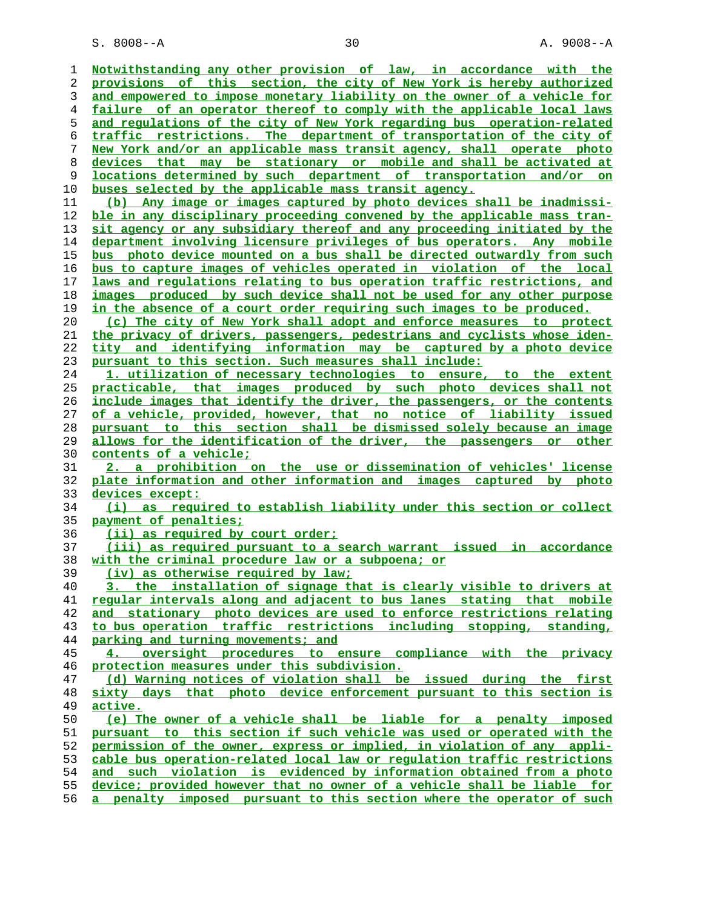Notwithstanding any other provision of law, in accordance with the provisions of this section, the city of New York is hereby authorized and empowered to impose monetary liability on the owner of a vehicle for failure of an operator thereof to comply with the applicable local laws and regulations of the city of New York regarding bus operation-related traffic restrictions. The department of transportation of the city of New York and/or an applicable mass transit agency, shall operate photo devices that may be stationary or mobile and shall be activated at locations determined by such department of transportation and/or on buses selected by the applicable mass transit agency.

(b) Any image or images captured by photo devices shall be inadmissible in any disciplinary proceeding convened by the applicable mass transit agency or any subsidiary thereof and any proceeding initiated by the department involving licensure privileges of bus operators. Any mobile bus photo device mounted on a bus shall be directed outwardly from such bus to capture images of vehicles operated in violation of the local laws and regulations relating to bus operation traffic restrictions, and images produced by such device shall not be used for any other purpose in the absence of a court order requiring such images to be produced.

(c) The city of New York shall adopt and enforce measures to protect the privacy of drivers, passengers, pedestrians and cyclists whose identity and identifying information may be captured by a photo device pursuant to this section. Such measures shall include:

1. utilization of necessary technologies to ensure, to the extent practicable, that images produced by such photo devices shall not include images that identify the driver, the passengers, or the contents of a vehicle, provided, however, that no notice of liability issued pursuant to this section shall be dismissed solely because an image allows for the identification of the driver, the passengers or other contents of a vehicle;

2. a prohibition on the use or dissemination of vehicles' license plate information and other information and images captured by photo devices except:

(i) as required to establish liability under this section or collect payment of penalties;

(ii) as required by court order;

(iii) as required pursuant to a search warrant issued in accordance with the criminal procedure law or a subpoena; or

(iv) as otherwise required by law;

3. the installation of signage that is clearly visible to drivers at regular intervals along and adjacent to bus lanes stating that mobile and stationary photo devices are used to enforce restrictions relating to bus operation traffic restrictions including stopping, standing, parking and turning movements; and

4. oversight procedures to ensure compliance with the privacy protection measures under this subdivision.

(d) Warning notices of violation shall be issued during the first sixty days that photo device enforcement pursuant to this section is active.

(e) The owner of a vehicle shall be liable for a penalty imposed pursuant to this section if such vehicle was used or operated with the permission of the owner, express or implied, in violation of any applicable bus operation-related local law or regulation traffic restrictions and such violation is evidenced by information obtained from a photo device; provided however that no owner of a vehicle shall be liable for a penalty imposed pursuant to this section where the operator of such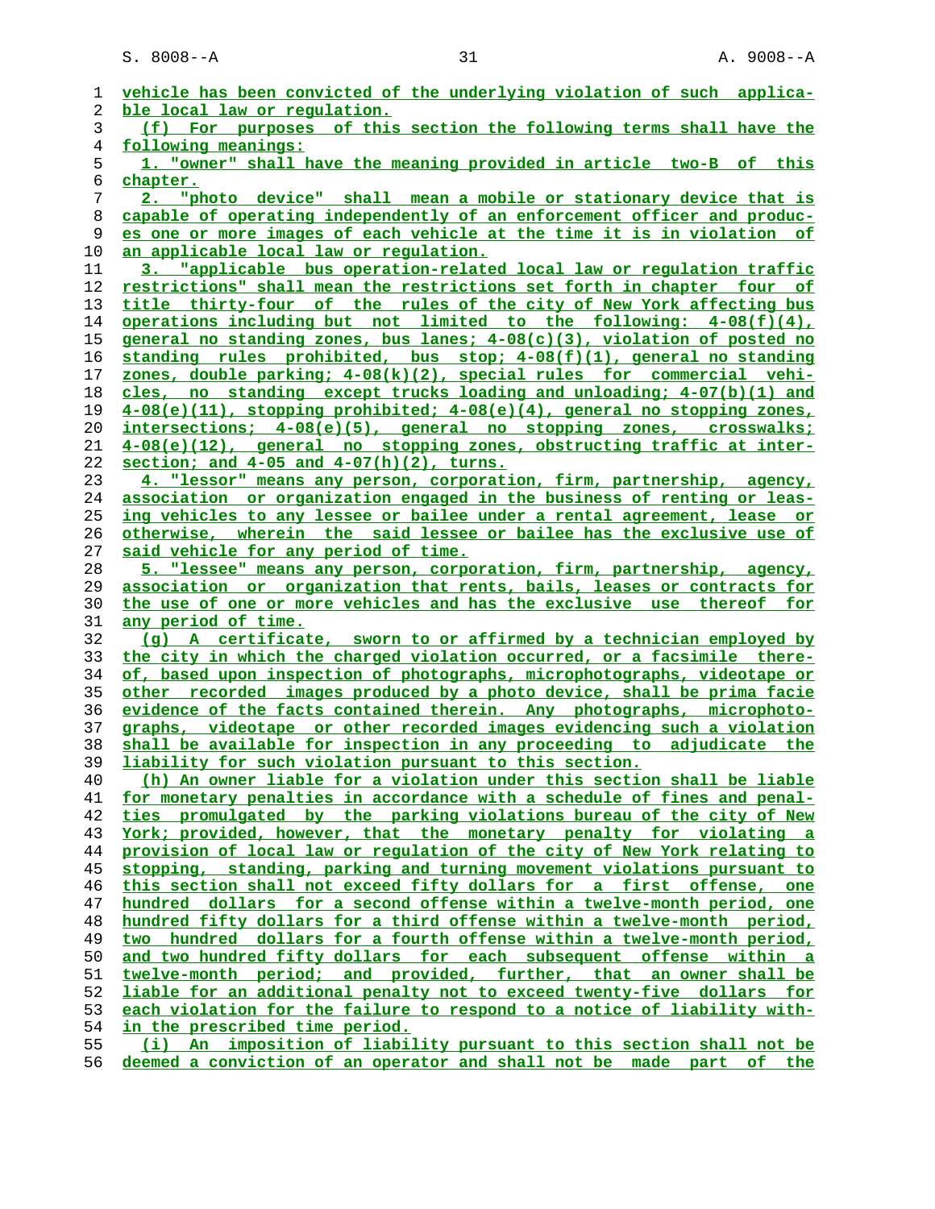vehicle has been convicted of the underlying violation of such applicable local law or regulation.

(f) For purposes of this section the following terms shall have the following meanings:

1. "owner" shall have the meaning provided in article two-B of this chapter.

2. "photo device" shall mean a mobile or stationary device that is capable of operating independently of an enforcement officer and produces one or more images of each vehicle at the time it is in violation of an applicable local law or regulation.

3. "applicable bus operation-related local law or regulation traffic restrictions" shall mean the restrictions set forth in chapter four of title thirty-four of the rules of the city of New York affecting bus operations including but not limited to the following: 4-08(f)(4), general no standing zones, bus lanes; 4-08(c)(3), violation of posted no standing rules prohibited, bus stop; 4-08(f)(1), general no standing zones, double parking; 4-08(k)(2), special rules for commercial vehicles, no standing except trucks loading and unloading; 4-07(b)(1) and 4-08(e)(11), stopping prohibited; 4-08(e)(4), general no stopping zones, intersections; 4-08(e)(5), general no stopping zones, crosswalks; 4-08(e)(12), general no stopping zones, obstructing traffic at intersection; and 4-05 and 4-07(h)(2), turns.

4. "lessor" means any person, corporation, firm, partnership, agency, association or organization engaged in the business of renting or leasing vehicles to any lessee or bailee under a rental agreement, lease or otherwise, wherein the said lessee or bailee has the exclusive use of said vehicle for any period of time.

5. "lessee" means any person, corporation, firm, partnership, agency, association or organization that rents, bails, leases or contracts for the use of one or more vehicles and has the exclusive use thereof for any period of time.

(g) A certificate, sworn to or affirmed by a technician employed by the city in which the charged violation occurred, or a facsimile thereof, based upon inspection of photographs, microphotographs, videotape or other recorded images produced by a photo device, shall be prima facie evidence of the facts contained therein. Any photographs, microphotographs, videotape or other recorded images evidencing such a violation shall be available for inspection in any proceeding to adjudicate the liability for such violation pursuant to this section.

(h) An owner liable for a violation under this section shall be liable for monetary penalties in accordance with a schedule of fines and penalties promulgated by the parking violations bureau of the city of New York; provided, however, that the monetary penalty for violating a provision of local law or regulation of the city of New York relating to stopping, standing, parking and turning movement violations pursuant to this section shall not exceed fifty dollars for a first offense, one hundred dollars for a second offense within a twelve-month period, one hundred fifty dollars for a third offense within a twelve-month period, two hundred dollars for a fourth offense within a twelve-month period, and two hundred fifty dollars for each subsequent offense within a twelve-month period; and provided, further, that an owner shall be liable for an additional penalty not to exceed twenty-five dollars for each violation for the failure to respond to a notice of liability within the prescribed time period.

(i) An imposition of liability pursuant to this section shall not be deemed a conviction of an operator and shall not be made part of the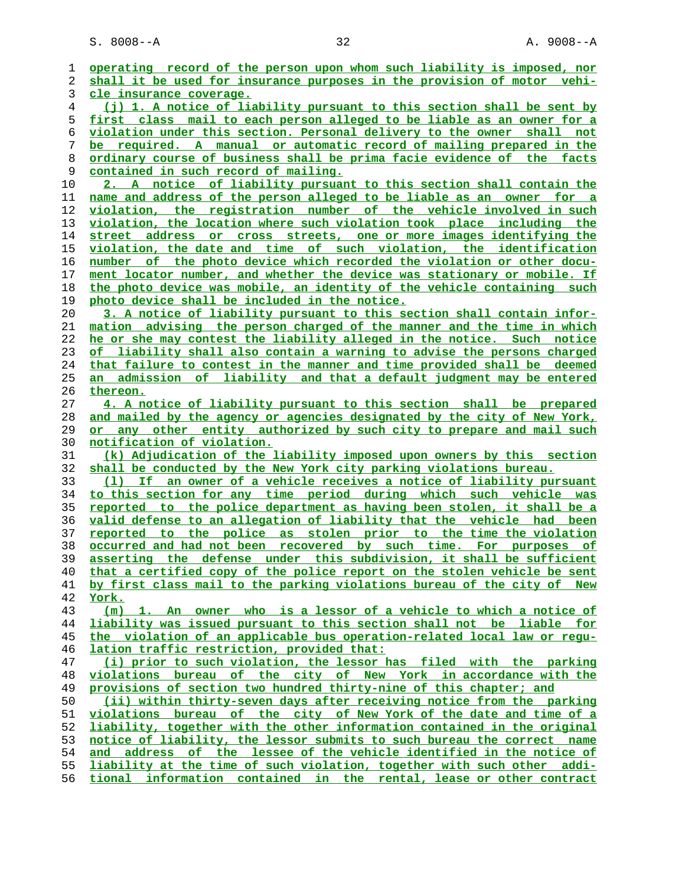operating record of the person upon whom such liability is imposed, nor shall it be used for insurance purposes in the provision of motor vehicle insurance coverage.

(j) 1. A notice of liability pursuant to this section shall be sent by first class mail to each person alleged to be liable as an owner for a violation under this section. Personal delivery to the owner shall not be required. A manual or automatic record of mailing prepared in the ordinary course of business shall be prima facie evidence of the facts contained in such record of mailing.

2. A notice of liability pursuant to this section shall contain the name and address of the person alleged to be liable as an owner for a violation, the registration number of the vehicle involved in such violation, the location where such violation took place including the street address or cross streets, one or more images identifying the violation, the date and time of such violation, the identification number of the photo device which recorded the violation or other document locator number, and whether the device was stationary or mobile. If the photo device was mobile, an identity of the vehicle containing such photo device shall be included in the notice.

3. A notice of liability pursuant to this section shall contain information advising the person charged of the manner and the time in which he or she may contest the liability alleged in the notice. Such notice of liability shall also contain a warning to advise the persons charged that failure to contest in the manner and time provided shall be deemed an admission of liability and that a default judgment may be entered thereon.

4. A notice of liability pursuant to this section shall be prepared and mailed by the agency or agencies designated by the city of New York, or any other entity authorized by such city to prepare and mail such notification of violation.

(k) Adjudication of the liability imposed upon owners by this section shall be conducted by the New York city parking violations bureau.

(l) If an owner of a vehicle receives a notice of liability pursuant to this section for any time period during which such vehicle was reported to the police department as having been stolen, it shall be a valid defense to an allegation of liability that the vehicle had been reported to the police as stolen prior to the time the violation occurred and had not been recovered by such time. For purposes of asserting the defense under this subdivision, it shall be sufficient that a certified copy of the police report on the stolen vehicle be sent by first class mail to the parking violations bureau of the city of New York.

(m) 1. An owner who is a lessor of a vehicle to which a notice of liability was issued pursuant to this section shall not be liable for the violation of an applicable bus operation-related local law or regulation traffic restriction, provided that:

(i) prior to such violation, the lessor has filed with the parking violations bureau of the city of New York in accordance with the provisions of section two hundred thirty-nine of this chapter; and

(ii) within thirty-seven days after receiving notice from the parking violations bureau of the city of New York of the date and time of a liability, together with the other information contained in the original notice of liability, the lessor submits to such bureau the correct name and address of the lessee of the vehicle identified in the notice of liability at the time of such violation, together with such other additional information contained in the rental, lease or other contract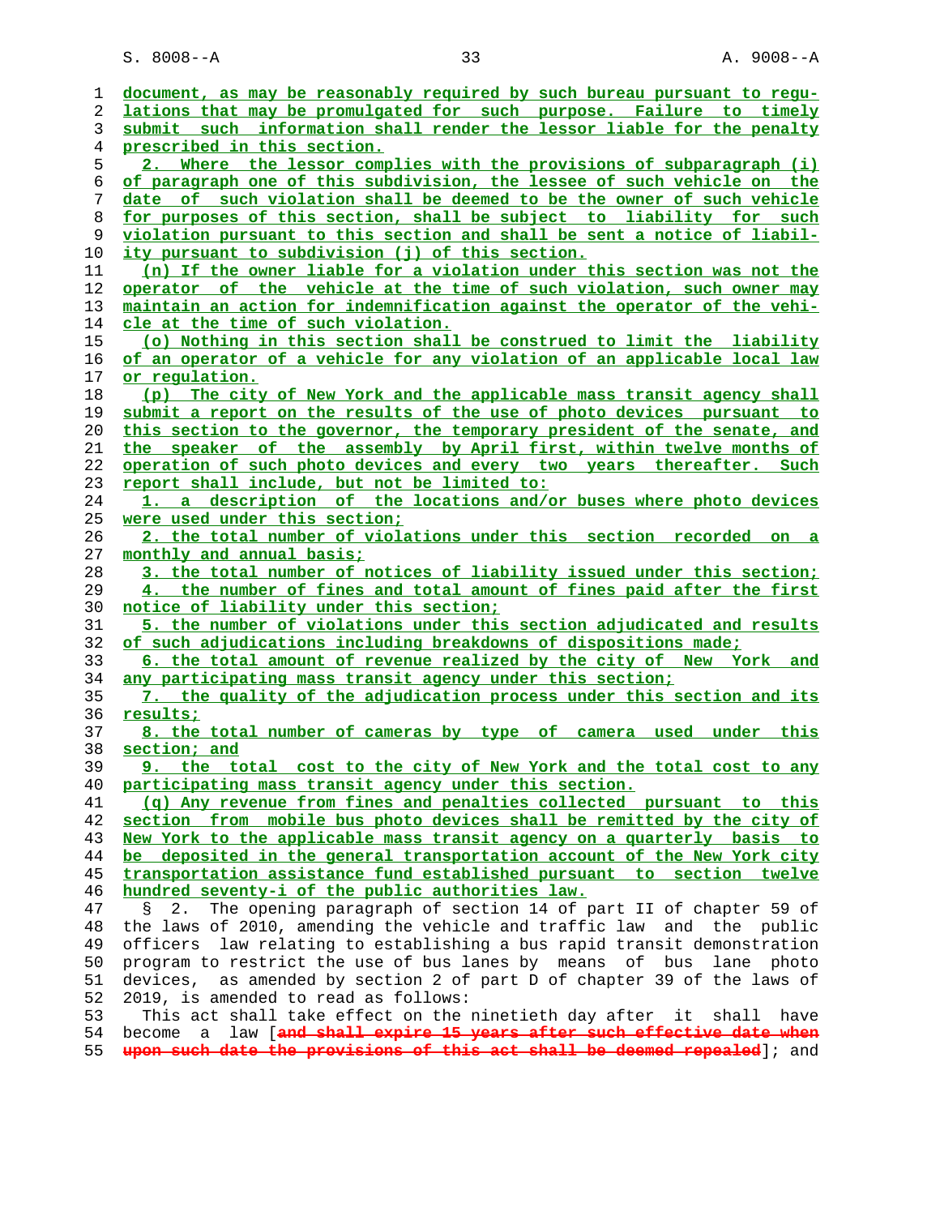document, as may be reasonably required by such bureau pursuant to regulations that may be promulgated for such purpose. Failure to timely submit such information shall render the lessor liable for the penalty prescribed in this section.

2. Where the lessor complies with the provisions of subparagraph (i) of paragraph one of this subdivision, the lessee of such vehicle on the date of such violation shall be deemed to be the owner of such vehicle for purposes of this section, shall be subject to liability for such violation pursuant to this section and shall be sent a notice of liability pursuant to subdivision (j) of this section.

(n) If the owner liable for a violation under this section was not the operator of the vehicle at the time of such violation, such owner may maintain an action for indemnification against the operator of the vehicle at the time of such violation.

(o) Nothing in this section shall be construed to limit the liability of an operator of a vehicle for any violation of an applicable local law or regulation.

(p) The city of New York and the applicable mass transit agency shall submit a report on the results of the use of photo devices pursuant to this section to the governor, the temporary president of the senate, and the speaker of the assembly by April first, within twelve months of operation of such photo devices and every two years thereafter. Such report shall include, but not be limited to:

1. a description of the locations and/or buses where photo devices were used under this section;

2. the total number of violations under this section recorded on a monthly and annual basis;

3. the total number of notices of liability issued under this section;

4. the number of fines and total amount of fines paid after the first notice of liability under this section;

5. the number of violations under this section adjudicated and results of such adjudications including breakdowns of dispositions made;

6. the total amount of revenue realized by the city of New York and any participating mass transit agency under this section;

7. the quality of the adjudication process under this section and its results;

8. the total number of cameras by type of camera used under this section; and

9. the total cost to the city of New York and the total cost to any participating mass transit agency under this section.

(q) Any revenue from fines and penalties collected pursuant to this section from mobile bus photo devices shall be remitted by the city of New York to the applicable mass transit agency on a quarterly basis to be deposited in the general transportation account of the New York city transportation assistance fund established pursuant to section twelve hundred seventy-i of the public authorities law.

§ 2. The opening paragraph of section 14 of part II of chapter 59 of the laws of 2010, amending the vehicle and traffic law and the public officers law relating to establishing a bus rapid transit demonstration program to restrict the use of bus lanes by means of bus lane photo devices, as amended by section 2 of part D of chapter 39 of the laws of 2019, is amended to read as follows:

This act shall take effect on the ninetieth day after it shall have become a law [~~and shall expire 15 years after such effective date when upon such date the provisions of this act shall be deemed repealed~~]; and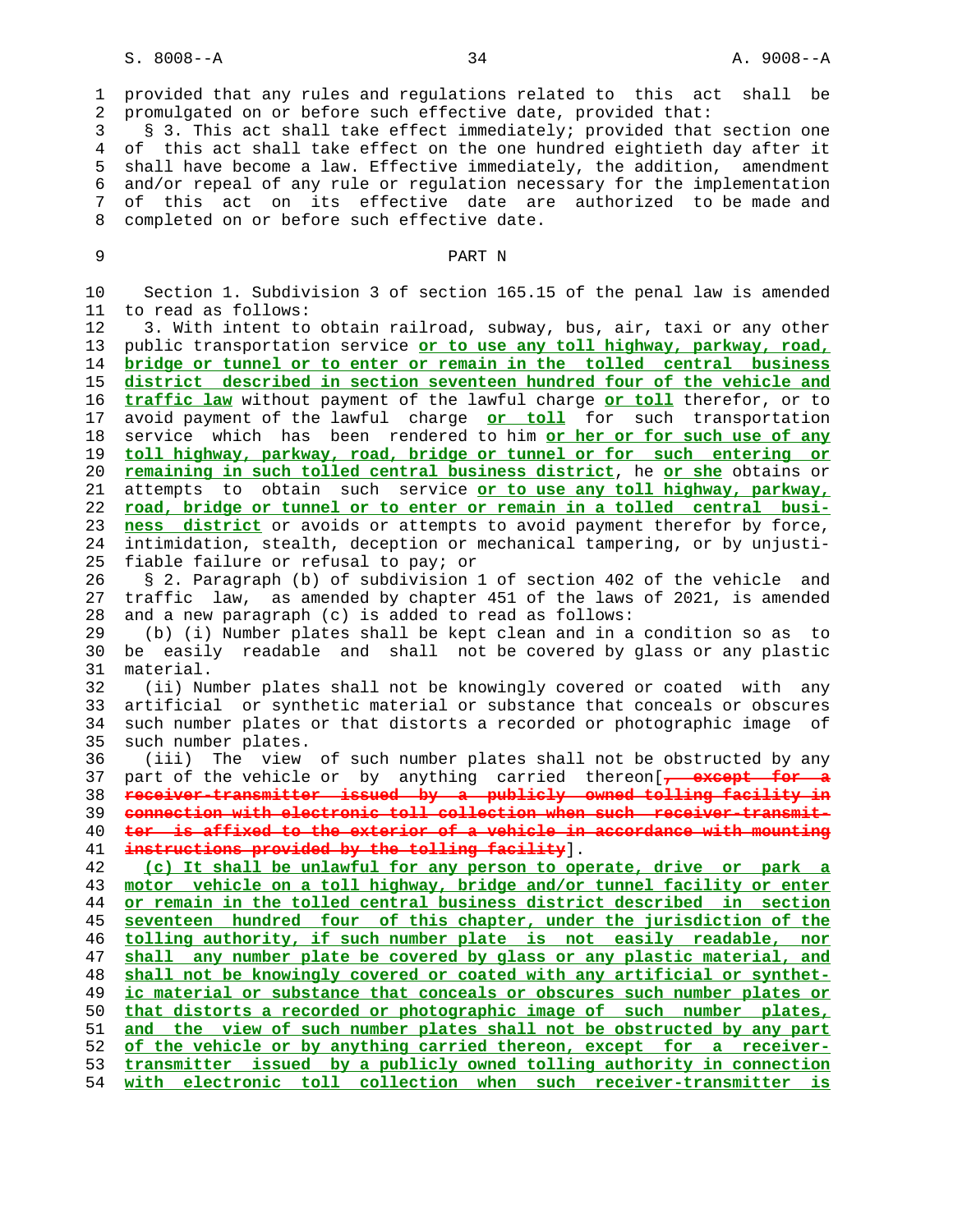provided that any rules and regulations related to this act shall be promulgated on or before such effective date, provided that:

§ 3. This act shall take effect immediately; provided that section one of this act shall take effect on the one hundred eightieth day after it shall have become a law. Effective immediately, the addition, amendment and/or repeal of any rule or regulation necessary for the implementation of this act on its effective date are authorized to be made and completed on or before such effective date.

PART N

Section 1. Subdivision 3 of section 165.15 of the penal law is amended to read as follows:

3. With intent to obtain railroad, subway, bus, air, taxi or any other public transportation service or to use any toll highway, parkway, road, bridge or tunnel or to enter or remain in the tolled central business district described in section seventeen hundred four of the vehicle and traffic law without payment of the lawful charge or toll therefor, or to avoid payment of the lawful charge or toll for such transportation service which has been rendered to him or her or for such use of any toll highway, parkway, road, bridge or tunnel or for such entering or remaining in such tolled central business district, he or she obtains or attempts to obtain such service or to use any toll highway, parkway, road, bridge or tunnel or to enter or remain in a tolled central business district or avoids or attempts to avoid payment therefor by force, intimidation, stealth, deception or mechanical tampering, or by unjustifiable failure or refusal to pay; or

§ 2. Paragraph (b) of subdivision 1 of section 402 of the vehicle and traffic law, as amended by chapter 451 of the laws of 2021, is amended and a new paragraph (c) is added to read as follows:

(b) (i) Number plates shall be kept clean and in a condition so as to be easily readable and shall not be covered by glass or any plastic material.

(ii) Number plates shall not be knowingly covered or coated with any artificial or synthetic material or substance that conceals or obscures such number plates or that distorts a recorded or photographic image of such number plates.

(iii) The view of such number plates shall not be obstructed by any part of the vehicle or by anything carried thereon[~~, except for a receiver-transmitter issued by a publicly owned tolling facility in connection with electronic toll collection when such receiver-transmitter is affixed to the exterior of a vehicle in accordance with mounting instructions provided by the tolling facility~~].

(c) It shall be unlawful for any person to operate, drive or park a motor vehicle on a toll highway, bridge and/or tunnel facility or enter or remain in the tolled central business district described in section seventeen hundred four of this chapter, under the jurisdiction of the tolling authority, if such number plate is not easily readable, nor shall any number plate be covered by glass or any plastic material, and shall not be knowingly covered or coated with any artificial or synthetic material or substance that conceals or obscures such number plates or that distorts a recorded or photographic image of such number plates, and the view of such number plates shall not be obstructed by any part of the vehicle or by anything carried thereon, except for a receiver-transmitter issued by a publicly owned tolling authority in connection with electronic toll collection when such receiver-transmitter is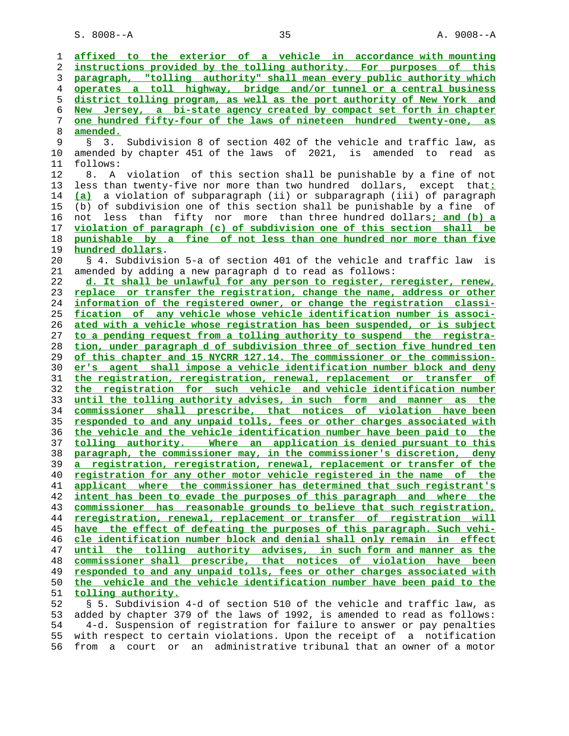affixed to the exterior of a vehicle in accordance with mounting instructions provided by the tolling authority. For purposes of this paragraph, "tolling authority" shall mean every public authority which operates a toll highway, bridge and/or tunnel or a central business district tolling program, as well as the port authority of New York and New Jersey, a bi-state agency created by compact set forth in chapter one hundred fifty-four of the laws of nineteen hundred twenty-one, as amended.

§ 3. Subdivision 8 of section 402 of the vehicle and traffic law, as amended by chapter 451 of the laws of 2021, is amended to read as follows:

8. A violation of this section shall be punishable by a fine of not less than twenty-five nor more than two hundred dollars, except that: (a) a violation of subparagraph (ii) or subparagraph (iii) of paragraph (b) of subdivision one of this section shall be punishable by a fine of not less than fifty nor more than three hundred dollars; and (b) a violation of paragraph (c) of subdivision one of this section shall be punishable by a fine of not less than one hundred nor more than five hundred dollars.

§ 4. Subdivision 5-a of section 401 of the vehicle and traffic law is amended by adding a new paragraph d to read as follows:

d. It shall be unlawful for any person to register, reregister, renew, replace or transfer the registration, change the name, address or other information of the registered owner, or change the registration classification of any vehicle whose vehicle identification number is associated with a vehicle whose registration has been suspended, or is subject to a pending request from a tolling authority to suspend the registration, under paragraph d of subdivision three of section five hundred ten of this chapter and 15 NYCRR 127.14. The commissioner or the commissioner's agent shall impose a vehicle identification number block and deny the registration, reregistration, renewal, replacement or transfer of the registration for such vehicle and vehicle identification number until the tolling authority advises, in such form and manner as the commissioner shall prescribe, that notices of violation have been responded to and any unpaid tolls, fees or other charges associated with the vehicle and the vehicle identification number have been paid to the tolling authority. Where an application is denied pursuant to this paragraph, the commissioner may, in the commissioner's discretion, deny a registration, reregistration, renewal, replacement or transfer of the registration for any other motor vehicle registered in the name of the applicant where the commissioner has determined that such registrant's intent has been to evade the purposes of this paragraph and where the commissioner has reasonable grounds to believe that such registration, reregistration, renewal, replacement or transfer of registration will have the effect of defeating the purposes of this paragraph. Such vehicle identification number block and denial shall only remain in effect until the tolling authority advises, in such form and manner as the commissioner shall prescribe, that notices of violation have been responded to and any unpaid tolls, fees or other charges associated with the vehicle and the vehicle identification number have been paid to the tolling authority.

§ 5. Subdivision 4-d of section 510 of the vehicle and traffic law, as added by chapter 379 of the laws of 1992, is amended to read as follows:

4-d. Suspension of registration for failure to answer or pay penalties with respect to certain violations. Upon the receipt of a notification from a court or an administrative tribunal that an owner of a motor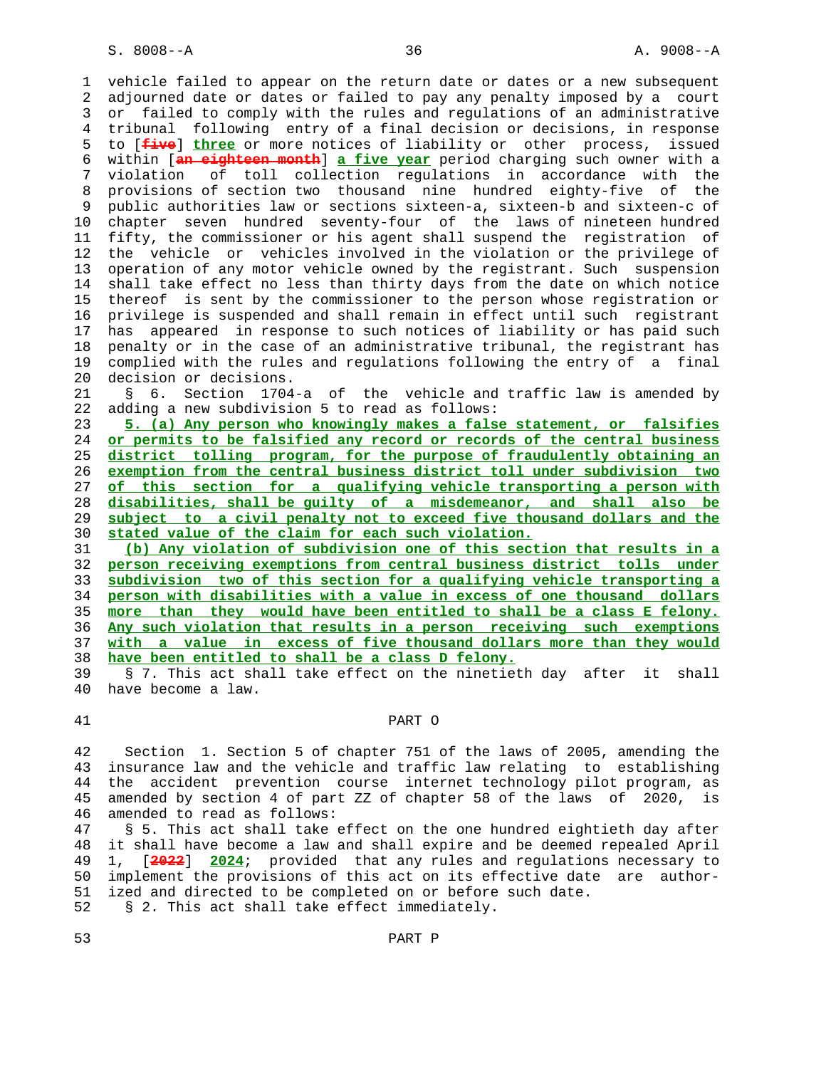vehicle failed to appear on the return date or dates or a new subsequent adjourned date or dates or failed to pay any penalty imposed by a court or failed to comply with the rules and regulations of an administrative tribunal following entry of a final decision or decisions, in response to [~~five~~] **three** or more notices of liability or other process, issued within [~~an eighteen month~~] **a five year** period charging such owner with a violation of toll collection regulations in accordance with the provisions of section two thousand nine hundred eighty-five of the public authorities law or sections sixteen-a, sixteen-b and sixteen-c of chapter seven hundred seventy-four of the laws of nineteen hundred fifty, the commissioner or his agent shall suspend the registration of the vehicle or vehicles involved in the violation or the privilege of operation of any motor vehicle owned by the registrant. Such suspension shall take effect no less than thirty days from the date on which notice thereof is sent by the commissioner to the person whose registration or privilege is suspended and shall remain in effect until such registrant has appeared in response to such notices of liability or has paid such penalty or in the case of an administrative tribunal, the registrant has complied with the rules and regulations following the entry of a final decision or decisions.

§ 6. Section 1704-a of the vehicle and traffic law is amended by adding a new subdivision 5 to read as follows:

**5. (a) Any person who knowingly makes a false statement, or falsifies or permits to be falsified any record or records of the central business district tolling program, for the purpose of fraudulently obtaining an exemption from the central business district toll under subdivision two of this section for a qualifying vehicle transporting a person with disabilities, shall be guilty of a misdemeanor, and shall also be subject to a civil penalty not to exceed five thousand dollars and the stated value of the claim for each such violation.**

**(b) Any violation of subdivision one of this section that results in a person receiving exemptions from central business district tolls under subdivision two of this section for a qualifying vehicle transporting a person with disabilities with a value in excess of one thousand dollars more than they would have been entitled to shall be a class E felony. Any such violation that results in a person receiving such exemptions with a value in excess of five thousand dollars more than they would have been entitled to shall be a class D felony.**

§ 7. This act shall take effect on the ninetieth day after it shall have become a law.

## PART O

Section 1. Section 5 of chapter 751 of the laws of 2005, amending the insurance law and the vehicle and traffic law relating to establishing the accident prevention course internet technology pilot program, as amended by section 4 of part ZZ of chapter 58 of the laws of 2020, is amended to read as follows:

§ 5. This act shall take effect on the one hundred eightieth day after it shall have become a law and shall expire and be deemed repealed April 1, [~~2022~~] **2024**; provided that any rules and regulations necessary to implement the provisions of this act on its effective date are authorized and directed to be completed on or before such date.

§ 2. This act shall take effect immediately.

## PART P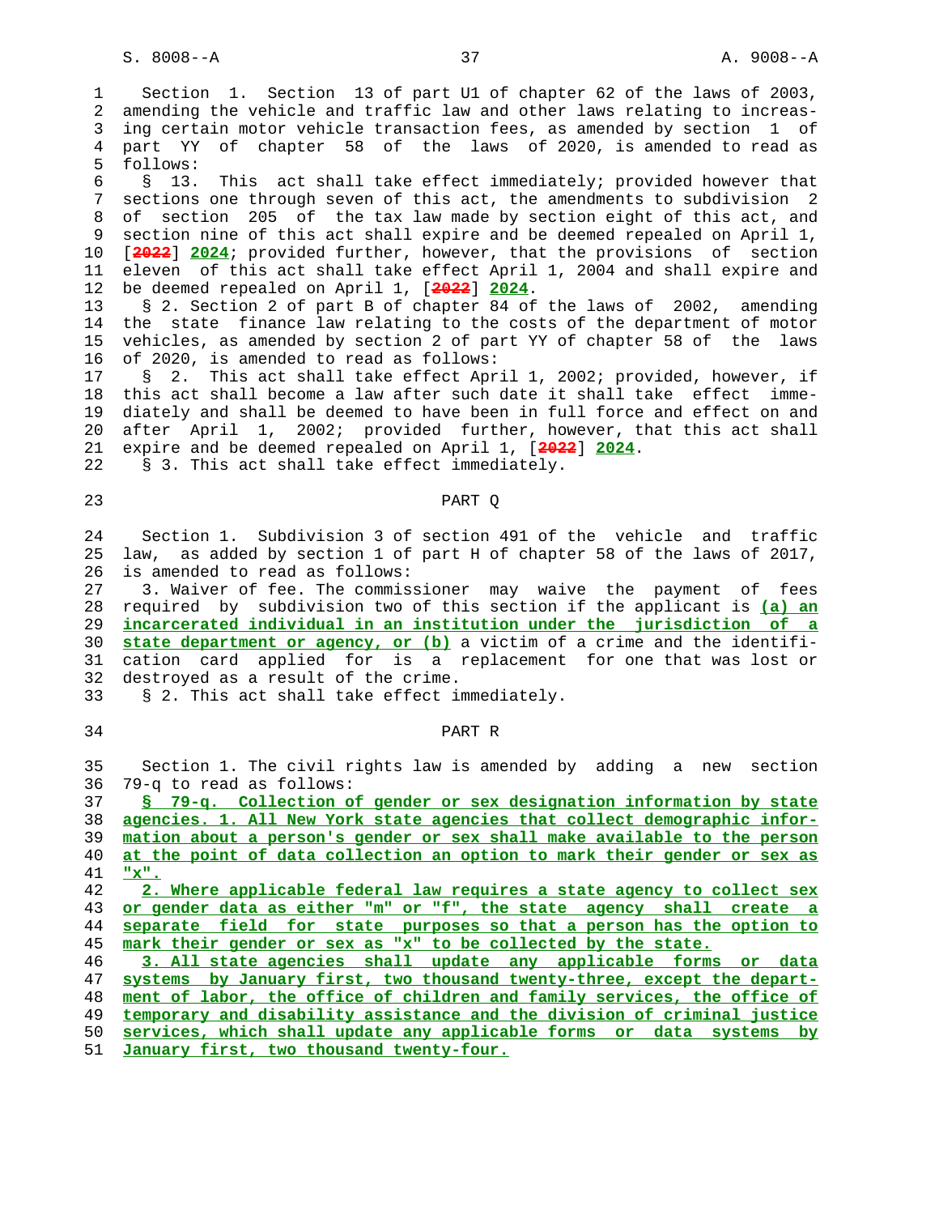Section 1. Section 13 of part U1 of chapter 62 of the laws of 2003, amending the vehicle and traffic law and other laws relating to increasing certain motor vehicle transaction fees, as amended by section 1 of part YY of chapter 58 of the laws of 2020, is amended to read as follows:

§ 13. This act shall take effect immediately; provided however that sections one through seven of this act, the amendments to subdivision 2 of section 205 of the tax law made by section eight of this act, and section nine of this act shall expire and be deemed repealed on April 1, [~~2022~~] 2024; provided further, however, that the provisions of section eleven of this act shall take effect April 1, 2004 and shall expire and be deemed repealed on April 1, [~~2022~~] 2024.

§ 2. Section 2 of part B of chapter 84 of the laws of 2002, amending the state finance law relating to the costs of the department of motor vehicles, as amended by section 2 of part YY of chapter 58 of the laws of 2020, is amended to read as follows:

§ 2. This act shall take effect April 1, 2002; provided, however, if this act shall become a law after such date it shall take effect immediately and shall be deemed to have been in full force and effect on and after April 1, 2002; provided further, however, that this act shall expire and be deemed repealed on April 1, [~~2022~~] 2024.

§ 3. This act shall take effect immediately.

## PART Q

Section 1. Subdivision 3 of section 491 of the vehicle and traffic law, as added by section 1 of part H of chapter 58 of the laws of 2017, is amended to read as follows:

3. Waiver of fee. The commissioner may waive the payment of fees required by subdivision two of this section if the applicant is (a) an incarcerated individual in an institution under the jurisdiction of a state department or agency, or (b) a victim of a crime and the identification card applied for is a replacement for one that was lost or destroyed as a result of the crime.

§ 2. This act shall take effect immediately.

## PART R

Section 1. The civil rights law is amended by adding a new section 79-q to read as follows:

§ 79-q. Collection of gender or sex designation information by state agencies. 1. All New York state agencies that collect demographic information about a person's gender or sex shall make available to the person at the point of data collection an option to mark their gender or sex as "x".

2. Where applicable federal law requires a state agency to collect sex or gender data as either "m" or "f", the state agency shall create a separate field for state purposes so that a person has the option to mark their gender or sex as "x" to be collected by the state.

3. All state agencies shall update any applicable forms or data systems by January first, two thousand twenty-three, except the department of labor, the office of children and family services, the office of temporary and disability assistance and the division of criminal justice services, which shall update any applicable forms or data systems by January first, two thousand twenty-four.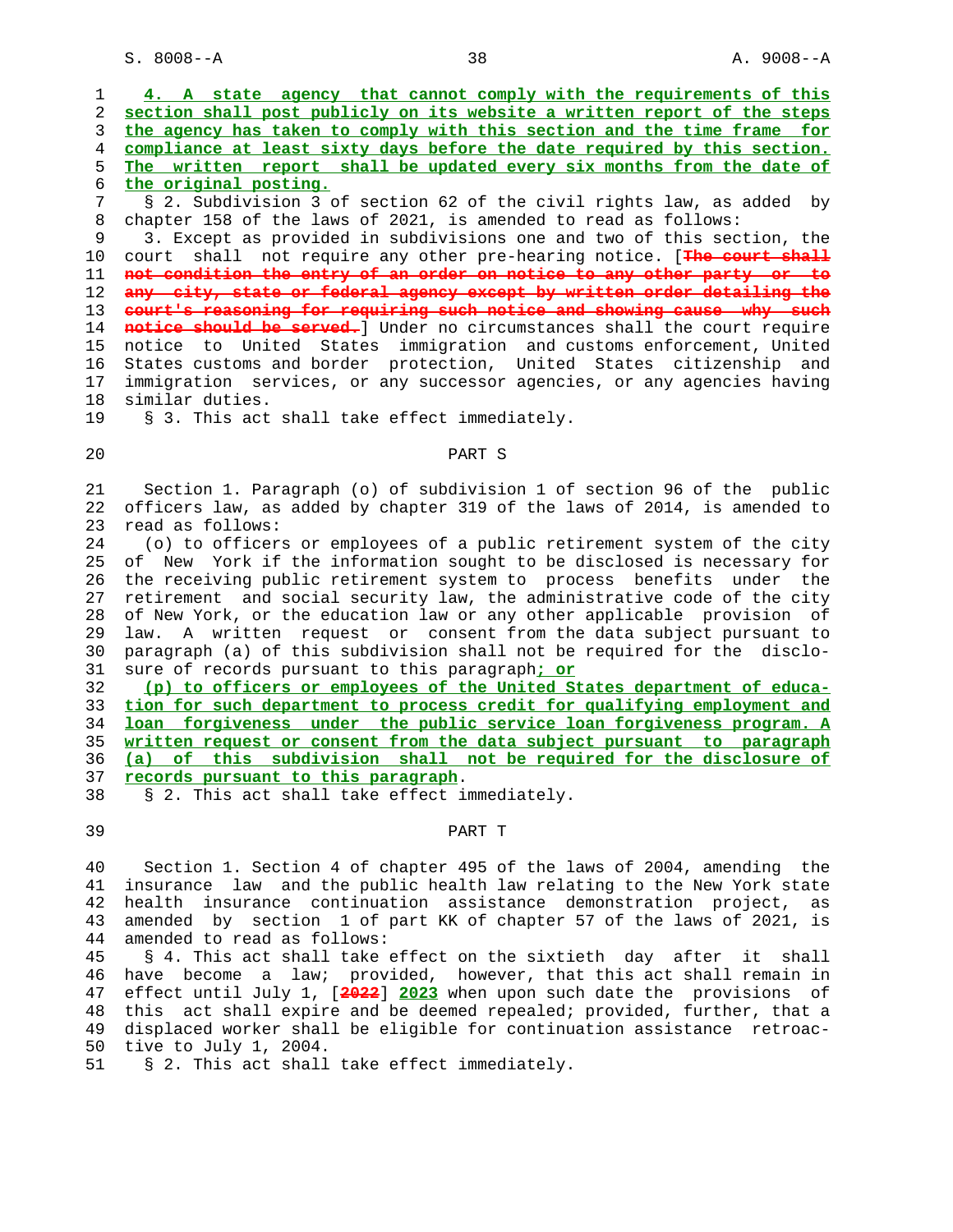4. A state agency that cannot comply with the requirements of this section shall post publicly on its website a written report of the steps the agency has taken to comply with this section and the time frame for compliance at least sixty days before the date required by this section. The written report shall be updated every six months from the date of the original posting.

§ 2. Subdivision 3 of section 62 of the civil rights law, as added by chapter 158 of the laws of 2021, is amended to read as follows:

3. Except as provided in subdivisions one and two of this section, the court shall not require any other pre-hearing notice. [~~The court shall not condition the entry of an order on notice to any other party or to any city, state or federal agency except by written order detailing the court's reasoning for requiring such notice and showing cause why such notice should be served.~~] Under no circumstances shall the court require notice to United States immigration and customs enforcement, United States customs and border protection, United States citizenship and immigration services, or any successor agencies, or any agencies having similar duties.

§ 3. This act shall take effect immediately.

## PART S

Section 1. Paragraph (o) of subdivision 1 of section 96 of the public officers law, as added by chapter 319 of the laws of 2014, is amended to read as follows:

(o) to officers or employees of a public retirement system of the city of New York if the information sought to be disclosed is necessary for the receiving public retirement system to process benefits under the retirement and social security law, the administrative code of the city of New York, or the education law or any other applicable provision of law. A written request or consent from the data subject pursuant to paragraph (a) of this subdivision shall not be required for the disclosure of records pursuant to this paragraph; or

(p) to officers or employees of the United States department of education for such department to process credit for qualifying employment and loan forgiveness under the public service loan forgiveness program. A written request or consent from the data subject pursuant to paragraph (a) of this subdivision shall not be required for the disclosure of records pursuant to this paragraph.

§ 2. This act shall take effect immediately.

## PART T

Section 1. Section 4 of chapter 495 of the laws of 2004, amending the insurance law and the public health law relating to the New York state health insurance continuation assistance demonstration project, as amended by section 1 of part KK of chapter 57 of the laws of 2021, is amended to read as follows:

§ 4. This act shall take effect on the sixtieth day after it shall have become a law; provided, however, that this act shall remain in effect until July 1, [~~2022~~] 2023 when upon such date the provisions of this act shall expire and be deemed repealed; provided, further, that a displaced worker shall be eligible for continuation assistance retroactive to July 1, 2004.

§ 2. This act shall take effect immediately.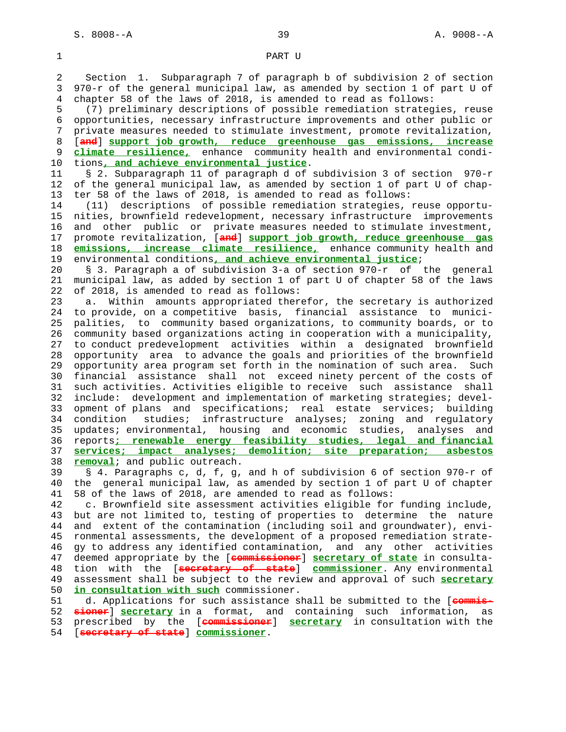PART U

Section 1. Subparagraph 7 of paragraph b of subdivision 2 of section 970-r of the general municipal law, as amended by section 1 of part U of chapter 58 of the laws of 2018, is amended to read as follows:

(7) preliminary descriptions of possible remediation strategies, reuse opportunities, necessary infrastructure improvements and other public or private measures needed to stimulate investment, promote revitalization, [~~and~~] **support job growth, reduce greenhouse gas emissions, increase climate resilience,** enhance community health and environmental conditions**, and achieve environmental justice**.

§ 2. Subparagraph 11 of paragraph d of subdivision 3 of section 970-r of the general municipal law, as amended by section 1 of part U of chapter 58 of the laws of 2018, is amended to read as follows:

(11) descriptions of possible remediation strategies, reuse opportunities, brownfield redevelopment, necessary infrastructure improvements and other public or private measures needed to stimulate investment, promote revitalization, [~~and~~] **support job growth, reduce greenhouse gas emissions, increase climate resilience,** enhance community health and environmental conditions**, and achieve environmental justice**;

§ 3. Paragraph a of subdivision 3-a of section 970-r of the general municipal law, as added by section 1 of part U of chapter 58 of the laws of 2018, is amended to read as follows:

a. Within amounts appropriated therefor, the secretary is authorized to provide, on a competitive basis, financial assistance to municipalities, to community based organizations, to community boards, or to community based organizations acting in cooperation with a municipality, to conduct predevelopment activities within a designated brownfield opportunity area to advance the goals and priorities of the brownfield opportunity area program set forth in the nomination of such area. Such financial assistance shall not exceed ninety percent of the costs of such activities. Activities eligible to receive such assistance shall include: development and implementation of marketing strategies; development of plans and specifications; real estate services; building condition studies; infrastructure analyses; zoning and regulatory updates; environmental, housing and economic studies, analyses and reports**; renewable energy feasibility studies, legal and financial services; impact analyses; demolition; site preparation; asbestos removal**; and public outreach.

§ 4. Paragraphs c, d, f, g, and h of subdivision 6 of section 970-r of the general municipal law, as amended by section 1 of part U of chapter 58 of the laws of 2018, are amended to read as follows:

c. Brownfield site assessment activities eligible for funding include, but are not limited to, testing of properties to determine the nature and extent of the contamination (including soil and groundwater), environmental assessments, the development of a proposed remediation strategy to address any identified contamination, and any other activities deemed appropriate by the [~~commissioner~~] **secretary of state** in consultation with the [~~secretary of state~~] **commissioner**. Any environmental assessment shall be subject to the review and approval of such **secretary in consultation with such** commissioner.

d. Applications for such assistance shall be submitted to the [~~commissioner~~] **secretary** in a format, and containing such information, as prescribed by the [~~commissioner~~] **secretary** in consultation with the [~~secretary of state~~] **commissioner**.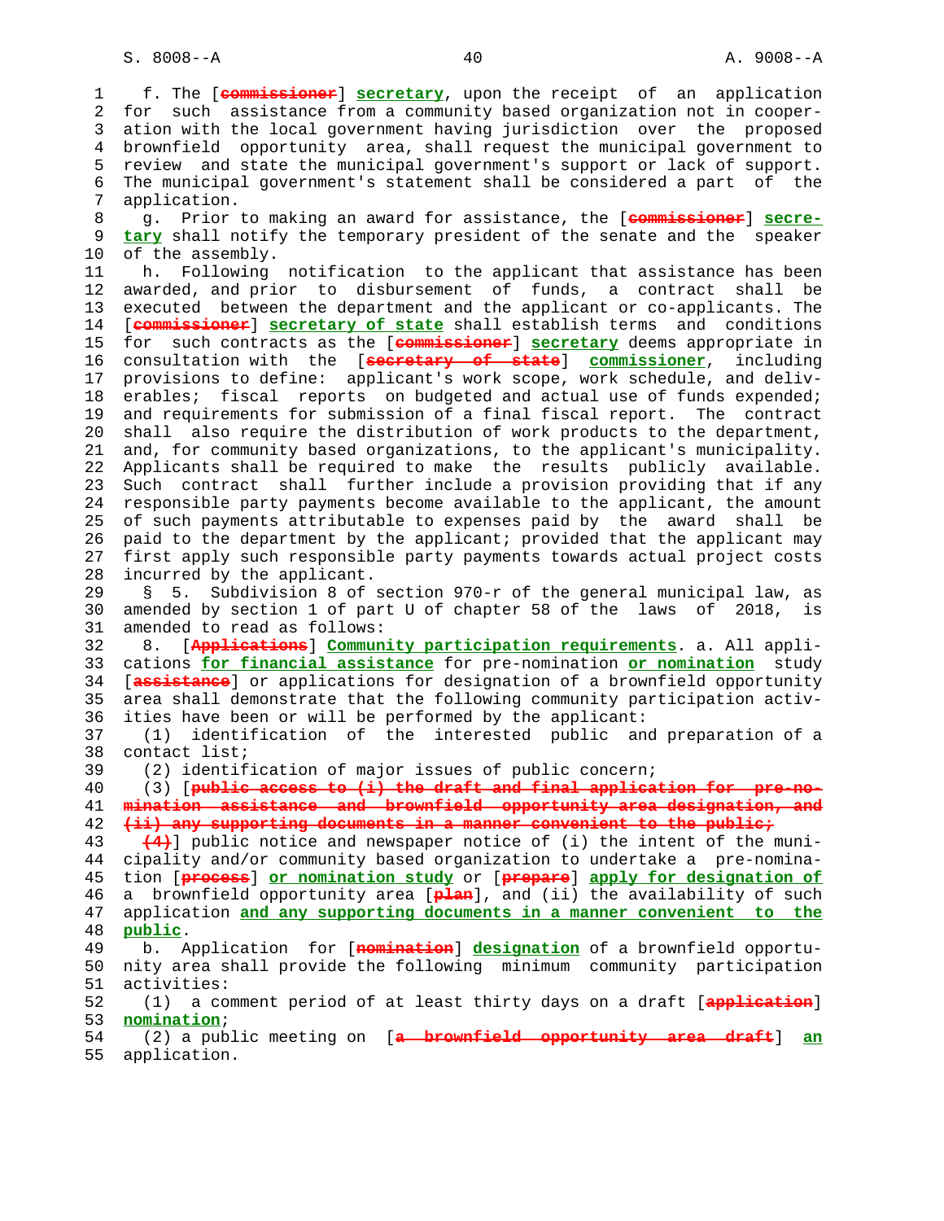f. The [~~commissioner~~] **secretary**, upon the receipt of an application for such assistance from a community based organization not in cooperation with the local government having jurisdiction over the proposed brownfield opportunity area, shall request the municipal government to review and state the municipal government's support or lack of support. The municipal government's statement shall be considered a part of the application.

g. Prior to making an award for assistance, the [~~commissioner~~] **secretary** shall notify the temporary president of the senate and the speaker of the assembly.

h. Following notification to the applicant that assistance has been awarded, and prior to disbursement of funds, a contract shall be executed between the department and the applicant or co-applicants. The [~~commissioner~~] **secretary of state** shall establish terms and conditions for such contracts as the [~~commissioner~~] **secretary** deems appropriate in consultation with the [~~secretary of state~~] **commissioner**, including provisions to define: applicant's work scope, work schedule, and deliverables; fiscal reports on budgeted and actual use of funds expended; and requirements for submission of a final fiscal report. The contract shall also require the distribution of work products to the department, and, for community based organizations, to the applicant's municipality. Applicants shall be required to make the results publicly available. Such contract shall further include a provision providing that if any responsible party payments become available to the applicant, the amount of such payments attributable to expenses paid by the award shall be paid to the department by the applicant; provided that the applicant may first apply such responsible party payments towards actual project costs incurred by the applicant.

§ 5. Subdivision 8 of section 970-r of the general municipal law, as amended by section 1 of part U of chapter 58 of the laws of 2018, is amended to read as follows:

8. [~~Applications~~] **Community participation requirements**. a. All applications **for financial assistance** for pre-nomination **or nomination** study [~~assistance~~] or applications for designation of a brownfield opportunity area shall demonstrate that the following community participation activities have been or will be performed by the applicant:

(1) identification of the interested public and preparation of a contact list;

(2) identification of major issues of public concern;

(3) [~~public access to (i) the draft and final application for pre-nomination assistance and brownfield opportunity area designation, and (ii) any supporting documents in a manner convenient to the public;~~

~~(4)~~] public notice and newspaper notice of (i) the intent of the municipality and/or community based organization to undertake a pre-nomination [~~process~~] **or nomination study** or [~~prepare~~] **apply for designation of** a brownfield opportunity area [~~plan~~], and (ii) the availability of such application **and any supporting documents in a manner convenient to the public**.

b. Application for [~~nomination~~] **designation** of a brownfield opportunity area shall provide the following minimum community participation activities:

(1) a comment period of at least thirty days on a draft [~~application~~] **nomination**;

(2) a public meeting on [~~a brownfield opportunity area draft~~] **an** application.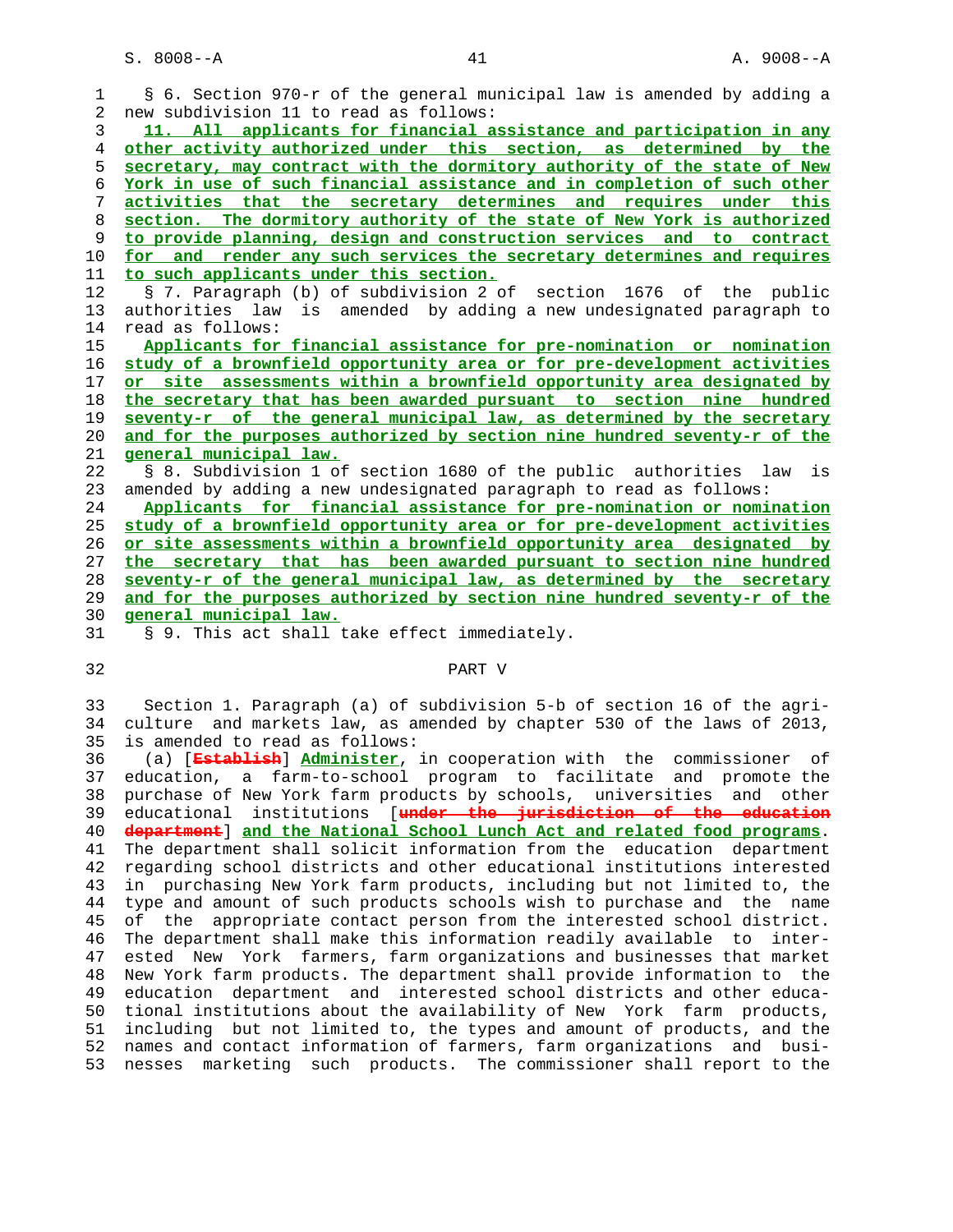§ 6. Section 970-r of the general municipal law is amended by adding a new subdivision 11 to read as follows:

11. All applicants for financial assistance and participation in any other activity authorized under this section, as determined by the secretary, may contract with the dormitory authority of the state of New York in use of such financial assistance and in completion of such other activities that the secretary determines and requires under this section. The dormitory authority of the state of New York is authorized to provide planning, design and construction services and to contract for and render any such services the secretary determines and requires to such applicants under this section.

§ 7. Paragraph (b) of subdivision 2 of section 1676 of the public authorities law is amended by adding a new undesignated paragraph to read as follows:

Applicants for financial assistance for pre-nomination or nomination study of a brownfield opportunity area or for pre-development activities or site assessments within a brownfield opportunity area designated by the secretary that has been awarded pursuant to section nine hundred seventy-r of the general municipal law, as determined by the secretary and for the purposes authorized by section nine hundred seventy-r of the general municipal law.

§ 8. Subdivision 1 of section 1680 of the public authorities law is amended by adding a new undesignated paragraph to read as follows:

Applicants for financial assistance for pre-nomination or nomination study of a brownfield opportunity area or for pre-development activities or site assessments within a brownfield opportunity area designated by the secretary that has been awarded pursuant to section nine hundred seventy-r of the general municipal law, as determined by the secretary and for the purposes authorized by section nine hundred seventy-r of the general municipal law.

§ 9. This act shall take effect immediately.

## PART V

Section 1. Paragraph (a) of subdivision 5-b of section 16 of the agriculture and markets law, as amended by chapter 530 of the laws of 2013, is amended to read as follows:

(a) [~~Establish~~] Administer, in cooperation with the commissioner of education, a farm-to-school program to facilitate and promote the purchase of New York farm products by schools, universities and other educational institutions [~~under the jurisdiction of the education department~~] and the National School Lunch Act and related food programs. The department shall solicit information from the education department regarding school districts and other educational institutions interested in purchasing New York farm products, including but not limited to, the type and amount of such products schools wish to purchase and the name of the appropriate contact person from the interested school district. The department shall make this information readily available to interested New York farmers, farm organizations and businesses that market New York farm products. The department shall provide information to the education department and interested school districts and other educational institutions about the availability of New York farm products, including but not limited to, the types and amount of products, and the names and contact information of farmers, farm organizations and businesses marketing such products. The commissioner shall report to the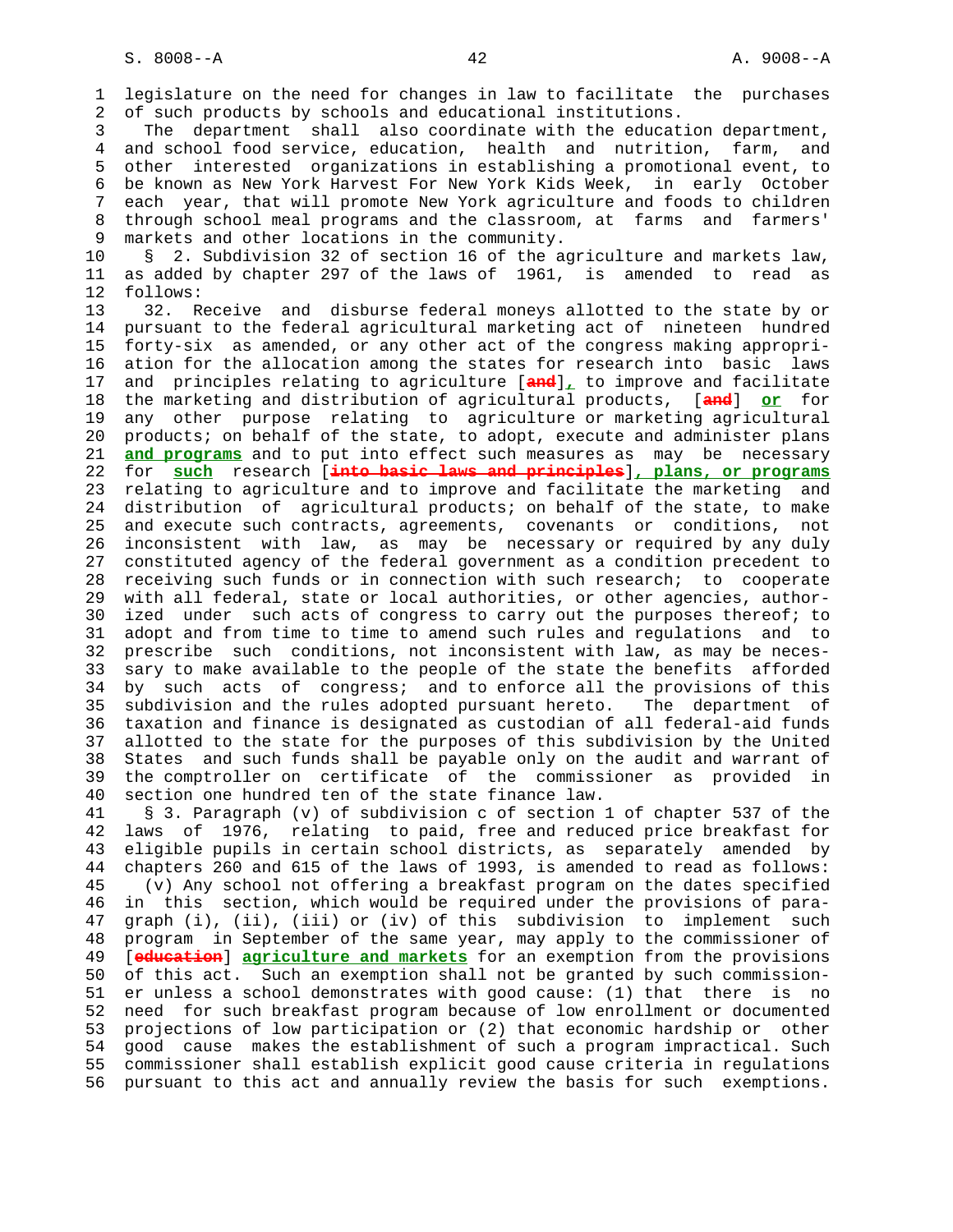legislature on the need for changes in law to facilitate the purchases of such products by schools and educational institutions.

The department shall also coordinate with the education department, and school food service, education, health and nutrition, farm, and other interested organizations in establishing a promotional event, to be known as New York Harvest For New York Kids Week, in early October each year, that will promote New York agriculture and foods to children through school meal programs and the classroom, at farms and farmers' markets and other locations in the community.

§ 2. Subdivision 32 of section 16 of the agriculture and markets law, as added by chapter 297 of the laws of 1961, is amended to read as follows:

32. Receive and disburse federal moneys allotted to the state by or pursuant to the federal agricultural marketing act of nineteen hundred forty-six as amended, or any other act of the congress making appropriation for the allocation among the states for research into basic laws and principles relating to agriculture [and]**,** to improve and facilitate the marketing and distribution of agricultural products, [and] **or** for any other purpose relating to agriculture or marketing agricultural products; on behalf of the state, to adopt, execute and administer plans **and programs** and to put into effect such measures as may be necessary for **such** research [into basic laws and principles]**, plans, or programs** relating to agriculture and to improve and facilitate the marketing and distribution of agricultural products; on behalf of the state, to make and execute such contracts, agreements, covenants or conditions, not inconsistent with law, as may be necessary or required by any duly constituted agency of the federal government as a condition precedent to receiving such funds or in connection with such research; to cooperate with all federal, state or local authorities, or other agencies, authorized under such acts of congress to carry out the purposes thereof; to adopt and from time to time to amend such rules and regulations and to prescribe such conditions, not inconsistent with law, as may be necessary to make available to the people of the state the benefits afforded by such acts of congress; and to enforce all the provisions of this subdivision and the rules adopted pursuant hereto. The department of taxation and finance is designated as custodian of all federal-aid funds allotted to the state for the purposes of this subdivision by the United States and such funds shall be payable only on the audit and warrant of the comptroller on certificate of the commissioner as provided in section one hundred ten of the state finance law.

§ 3. Paragraph (v) of subdivision c of section 1 of chapter 537 of the laws of 1976, relating to paid, free and reduced price breakfast for eligible pupils in certain school districts, as separately amended by chapters 260 and 615 of the laws of 1993, is amended to read as follows:

(v) Any school not offering a breakfast program on the dates specified in this section, which would be required under the provisions of paragraph (i), (ii), (iii) or (iv) of this subdivision to implement such program in September of the same year, may apply to the commissioner of [education] **agriculture and markets** for an exemption from the provisions of this act. Such an exemption shall not be granted by such commissioner unless a school demonstrates with good cause: (1) that there is no need for such breakfast program because of low enrollment or documented projections of low participation or (2) that economic hardship or other good cause makes the establishment of such a program impractical. Such commissioner shall establish explicit good cause criteria in regulations pursuant to this act and annually review the basis for such exemptions.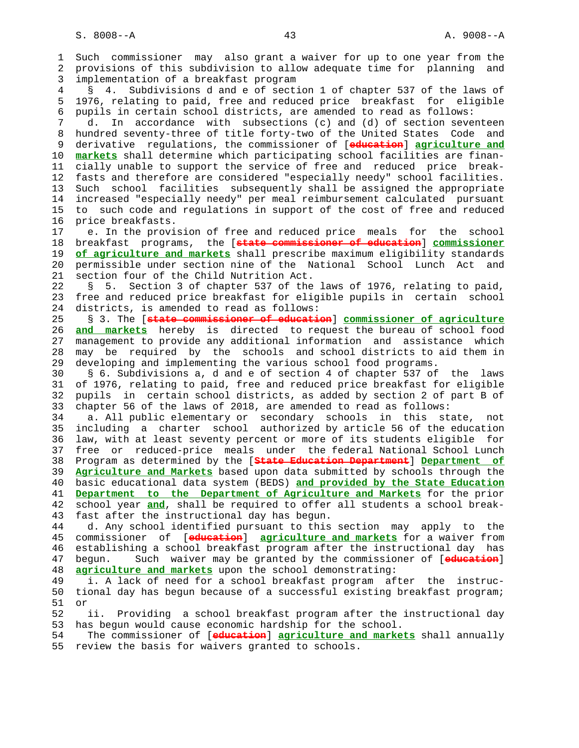Such commissioner may also grant a waiver for up to one year from the provisions of this subdivision to allow adequate time for planning and implementation of a breakfast program

§ 4. Subdivisions d and e of section 1 of chapter 537 of the laws of 1976, relating to paid, free and reduced price breakfast for eligible pupils in certain school districts, are amended to read as follows:

d. In accordance with subsections (c) and (d) of section seventeen hundred seventy-three of title forty-two of the United States Code and derivative regulations, the commissioner of [~~education~~] **agriculture and markets** shall determine which participating school facilities are financially unable to support the service of free and reduced price breakfasts and therefore are considered "especially needy" school facilities. Such school facilities subsequently shall be assigned the appropriate increased "especially needy" per meal reimbursement calculated pursuant to such code and regulations in support of the cost of free and reduced price breakfasts.

e. In the provision of free and reduced price meals for the school breakfast programs, the [~~state commissioner of education~~] **commissioner of agriculture and markets** shall prescribe maximum eligibility standards permissible under section nine of the National School Lunch Act and section four of the Child Nutrition Act.

§ 5. Section 3 of chapter 537 of the laws of 1976, relating to paid, free and reduced price breakfast for eligible pupils in certain school districts, is amended to read as follows:

§ 3. The [~~state commissioner of education~~] **commissioner of agriculture and markets** hereby is directed to request the bureau of school food management to provide any additional information and assistance which may be required by the schools and school districts to aid them in developing and implementing the various school food programs.

§ 6. Subdivisions a, d and e of section 4 of chapter 537 of the laws of 1976, relating to paid, free and reduced price breakfast for eligible pupils in certain school districts, as added by section 2 of part B of chapter 56 of the laws of 2018, are amended to read as follows:

a. All public elementary or secondary schools in this state, not including a charter school authorized by article 56 of the education law, with at least seventy percent or more of its students eligible for free or reduced-price meals under the federal National School Lunch Program as determined by the [~~State Education Department~~] **Department of Agriculture and Markets** based upon data submitted by schools through the basic educational data system (BEDS) **and provided by the State Education Department to the Department of Agriculture and Markets** for the prior school year **and**, shall be required to offer all students a school breakfast after the instructional day has begun.

d. Any school identified pursuant to this section may apply to the commissioner of [~~education~~] **agriculture and markets** for a waiver from establishing a school breakfast program after the instructional day has begun. Such waiver may be granted by the commissioner of [~~education~~] **agriculture and markets** upon the school demonstrating:

i. A lack of need for a school breakfast program after the instructional day has begun because of a successful existing breakfast program; or

ii. Providing a school breakfast program after the instructional day has begun would cause economic hardship for the school.

The commissioner of [~~education~~] **agriculture and markets** shall annually review the basis for waivers granted to schools.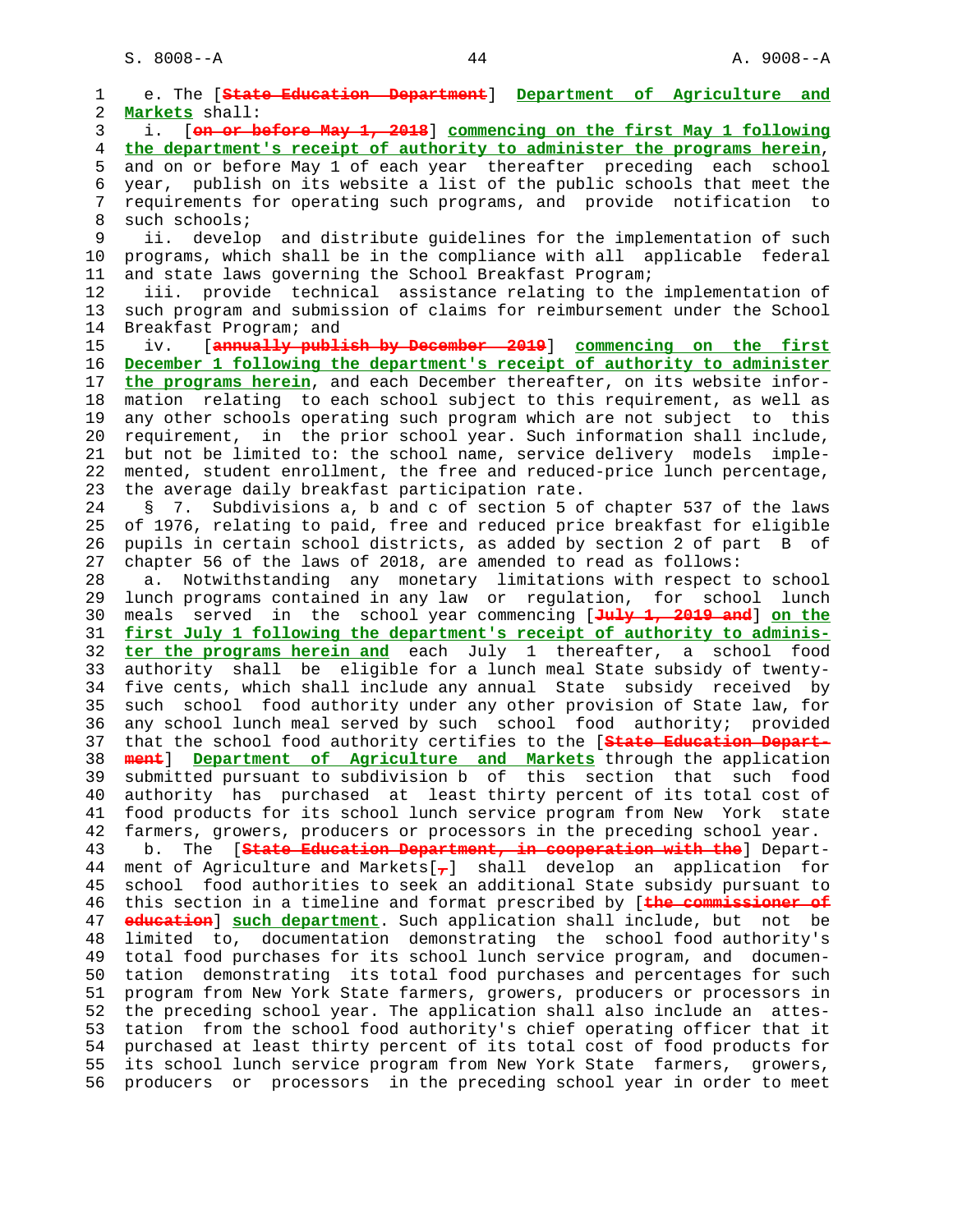e. The [~~State Education Department~~] **Department of Agriculture and Markets** shall:

i. [~~on or before May 1, 2018~~] **commencing on the first May 1 following the department's receipt of authority to administer the programs herein**, and on or before May 1 of each year thereafter preceding each school year, publish on its website a list of the public schools that meet the requirements for operating such programs, and provide notification to such schools;

ii. develop and distribute guidelines for the implementation of such programs, which shall be in the compliance with all applicable federal and state laws governing the School Breakfast Program;

iii. provide technical assistance relating to the implementation of such program and submission of claims for reimbursement under the School Breakfast Program; and

iv. [~~annually publish by December 2019~~] **commencing on the first December 1 following the department's receipt of authority to administer the programs herein**, and each December thereafter, on its website information relating to each school subject to this requirement, as well as any other schools operating such program which are not subject to this requirement, in the prior school year. Such information shall include, but not be limited to: the school name, service delivery models implemented, student enrollment, the free and reduced-price lunch percentage, the average daily breakfast participation rate.

§ 7. Subdivisions a, b and c of section 5 of chapter 537 of the laws of 1976, relating to paid, free and reduced price breakfast for eligible pupils in certain school districts, as added by section 2 of part B of chapter 56 of the laws of 2018, are amended to read as follows:

a. Notwithstanding any monetary limitations with respect to school lunch programs contained in any law or regulation, for school lunch meals served in the school year commencing [~~July 1, 2019 and~~] **on the first July 1 following the department's receipt of authority to administer the programs herein and** each July 1 thereafter, a school food authority shall be eligible for a lunch meal State subsidy of twenty-five cents, which shall include any annual State subsidy received by such school food authority under any other provision of State law, for any school lunch meal served by such school food authority; provided that the school food authority certifies to the [~~State Education Department~~] **Department of Agriculture and Markets** through the application submitted pursuant to subdivision b of this section that such food authority has purchased at least thirty percent of its total cost of food products for its school lunch service program from New York state farmers, growers, producers or processors in the preceding school year.

b. The [~~State Education Department, in cooperation with the~~] Department of Agriculture and Markets[~~,~~] shall develop an application for school food authorities to seek an additional State subsidy pursuant to this section in a timeline and format prescribed by [~~the commissioner of education~~] **such department**. Such application shall include, but not be limited to, documentation demonstrating the school food authority's total food purchases for its school lunch service program, and documentation demonstrating its total food purchases and percentages for such program from New York State farmers, growers, producers or processors in the preceding school year. The application shall also include an attestation from the school food authority's chief operating officer that it purchased at least thirty percent of its total cost of food products for its school lunch service program from New York State farmers, growers, producers or processors in the preceding school year in order to meet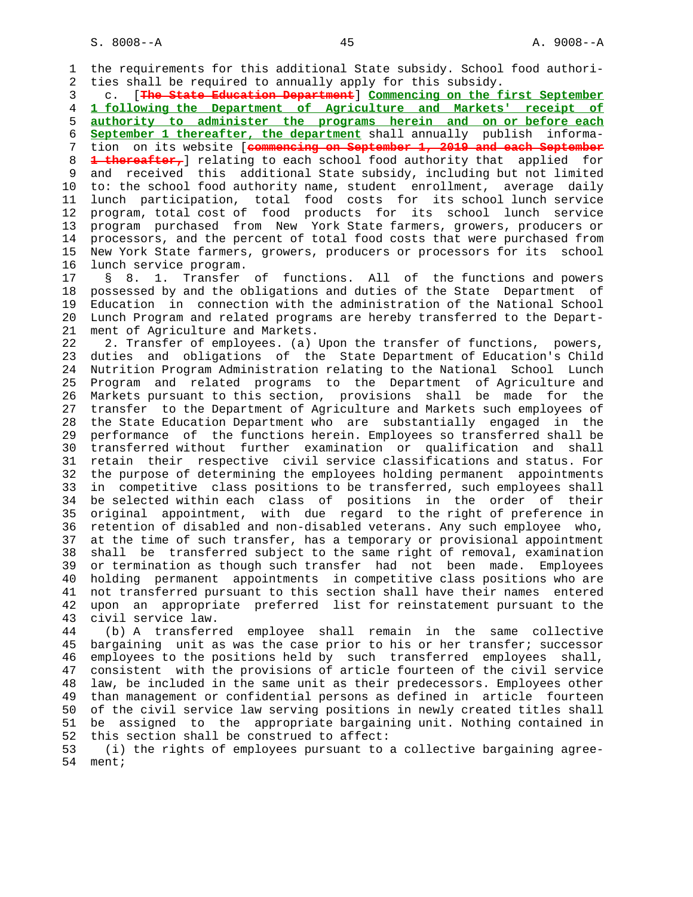the requirements for this additional State subsidy. School food authorities shall be required to annually apply for this subsidy.

c. [~~The State Education Department~~] **Commencing on the first September 1 following the Department of Agriculture and Markets' receipt of authority to administer the programs herein and on or before each September 1 thereafter, the department** shall annually publish information on its website [~~commencing on September 1, 2019 and each September 1 thereafter,~~] relating to each school food authority that applied for and received this additional State subsidy, including but not limited to: the school food authority name, student enrollment, average daily lunch participation, total food costs for its school lunch service program, total cost of food products for its school lunch service program purchased from New York State farmers, growers, producers or processors, and the percent of total food costs that were purchased from New York State farmers, growers, producers or processors for its school lunch service program.

§ 8. 1. Transfer of functions. All of the functions and powers possessed by and the obligations and duties of the State Department of Education in connection with the administration of the National School Lunch Program and related programs are hereby transferred to the Department of Agriculture and Markets.

2. Transfer of employees. (a) Upon the transfer of functions, powers, duties and obligations of the State Department of Education's Child Nutrition Program Administration relating to the National School Lunch Program and related programs to the Department of Agriculture and Markets pursuant to this section, provisions shall be made for the transfer to the Department of Agriculture and Markets such employees of the State Education Department who are substantially engaged in the performance of the functions herein. Employees so transferred shall be transferred without further examination or qualification and shall retain their respective civil service classifications and status. For the purpose of determining the employees holding permanent appointments in competitive class positions to be transferred, such employees shall be selected within each class of positions in the order of their original appointment, with due regard to the right of preference in retention of disabled and non-disabled veterans. Any such employee who, at the time of such transfer, has a temporary or provisional appointment shall be transferred subject to the same right of removal, examination or termination as though such transfer had not been made. Employees holding permanent appointments in competitive class positions who are not transferred pursuant to this section shall have their names entered upon an appropriate preferred list for reinstatement pursuant to the civil service law.

(b) A transferred employee shall remain in the same collective bargaining unit as was the case prior to his or her transfer; successor employees to the positions held by such transferred employees shall, consistent with the provisions of article fourteen of the civil service law, be included in the same unit as their predecessors. Employees other than management or confidential persons as defined in article fourteen of the civil service law serving positions in newly created titles shall be assigned to the appropriate bargaining unit. Nothing contained in this section shall be construed to affect:

(i) the rights of employees pursuant to a collective bargaining agreement;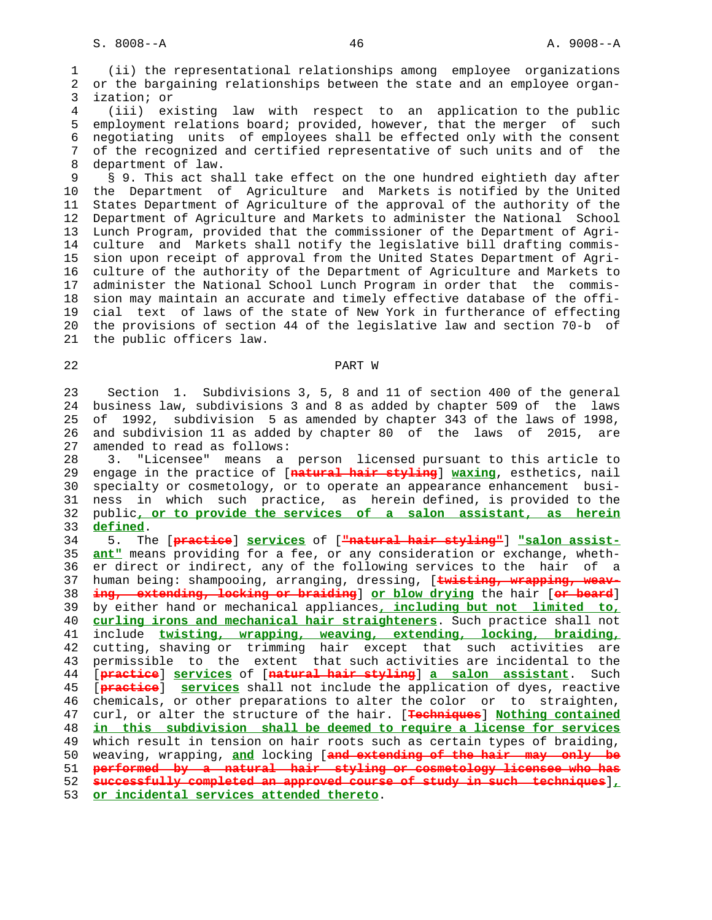(ii) the representational relationships among employee organizations or the bargaining relationships between the state and an employee organization; or

(iii) existing law with respect to an application to the public employment relations board; provided, however, that the merger of such negotiating units of employees shall be effected only with the consent of the recognized and certified representative of such units and of the department of law.

§ 9. This act shall take effect on the one hundred eightieth day after the Department of Agriculture and Markets is notified by the United States Department of Agriculture of the approval of the authority of the Department of Agriculture and Markets to administer the National School Lunch Program, provided that the commissioner of the Department of Agriculture and Markets shall notify the legislative bill drafting commission upon receipt of approval from the United States Department of Agriculture of the authority of the Department of Agriculture and Markets to administer the National School Lunch Program in order that the commission may maintain an accurate and timely effective database of the official text of laws of the state of New York in furtherance of effecting the provisions of section 44 of the legislative law and section 70-b of the public officers law.

## PART W

Section 1. Subdivisions 3, 5, 8 and 11 of section 400 of the general business law, subdivisions 3 and 8 as added by chapter 509 of the laws of 1992, subdivision 5 as amended by chapter 343 of the laws of 1998, and subdivision 11 as added by chapter 80 of the laws of 2015, are amended to read as follows:

3. "Licensee" means a person licensed pursuant to this article to engage in the practice of [~~natural hair styling~~] waxing, esthetics, nail specialty or cosmetology, or to operate an appearance enhancement business in which such practice, as herein defined, is provided to the public, or to provide the services of a salon assistant, as herein defined.

5. The [~~practice~~] services of [~~"natural hair styling"~~] "salon assistant" means providing for a fee, or any consideration or exchange, whether direct or indirect, any of the following services to the hair of a human being: shampooing, arranging, dressing, [~~twisting, wrapping, weaving, extending, locking or braiding~~] or blow drying the hair [~~or beard~~] by either hand or mechanical appliances, including but not limited to, curling irons and mechanical hair straighteners. Such practice shall not include twisting, wrapping, weaving, extending, locking, braiding, cutting, shaving or trimming hair except that such activities are permissible to the extent that such activities are incidental to the [~~practice~~] services of [~~natural hair styling~~] a salon assistant. Such [~~practice~~] services shall not include the application of dyes, reactive chemicals, or other preparations to alter the color or to straighten, curl, or alter the structure of the hair. [~~Techniques~~] Nothing contained in this subdivision shall be deemed to require a license for services which result in tension on hair roots such as certain types of braiding, weaving, wrapping, and locking [~~and extending of the hair may only be performed by a natural hair styling or cosmetology licensee who has successfully completed an approved course of study in such techniques~~], or incidental services attended thereto.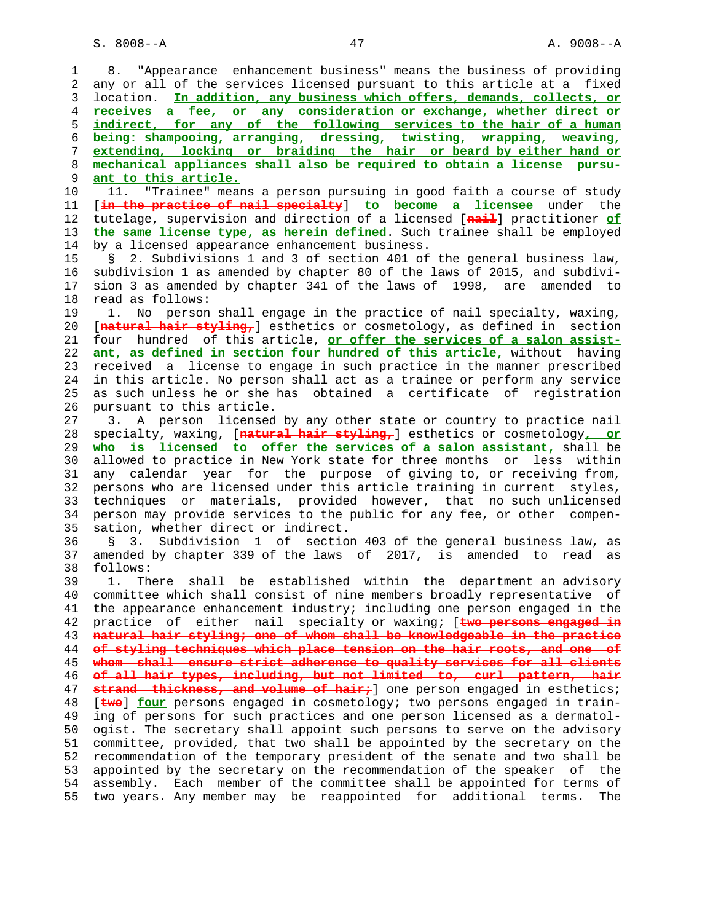8. "Appearance enhancement business" means the business of providing any or all of the services licensed pursuant to this article at a fixed location. In addition, any business which offers, demands, collects, or receives a fee, or any consideration or exchange, whether direct or indirect, for any of the following services to the hair of a human being: shampooing, arranging, dressing, twisting, wrapping, weaving, extending, locking or braiding the hair or beard by either hand or mechanical appliances shall also be required to obtain a license pursuant to this article.

11. "Trainee" means a person pursuing in good faith a course of study [in the practice of nail specialty] to become a licensee under the tutelage, supervision and direction of a licensed [nail] practitioner of the same license type, as herein defined. Such trainee shall be employed by a licensed appearance enhancement business.

§ 2. Subdivisions 1 and 3 of section 401 of the general business law, subdivision 1 as amended by chapter 80 of the laws of 2015, and subdivision 3 as amended by chapter 341 of the laws of 1998, are amended to read as follows:

1. No person shall engage in the practice of nail specialty, waxing, [natural hair styling,] esthetics or cosmetology, as defined in section four hundred of this article, or offer the services of a salon assistant, as defined in section four hundred of this article, without having received a license to engage in such practice in the manner prescribed in this article. No person shall act as a trainee or perform any service as such unless he or she has obtained a certificate of registration pursuant to this article.

3. A person licensed by any other state or country to practice nail specialty, waxing, [natural hair styling,] esthetics or cosmetology, or who is licensed to offer the services of a salon assistant, shall be allowed to practice in New York state for three months or less within any calendar year for the purpose of giving to, or receiving from, persons who are licensed under this article training in current styles, techniques or materials, provided however, that no such unlicensed person may provide services to the public for any fee, or other compensation, whether direct or indirect.

§ 3. Subdivision 1 of section 403 of the general business law, as amended by chapter 339 of the laws of 2017, is amended to read as follows:

1. There shall be established within the department an advisory committee which shall consist of nine members broadly representative of the appearance enhancement industry; including one person engaged in the practice of either nail specialty or waxing; [two persons engaged in natural hair styling; one of whom shall be knowledgeable in the practice of styling techniques which place tension on the hair roots, and one of whom shall ensure strict adherence to quality services for all clients of all hair types, including, but not limited to, curl pattern, hair strand thickness, and volume of hair;] one person engaged in esthetics; [two] four persons engaged in cosmetology; two persons engaged in training of persons for such practices and one person licensed as a dermatologist. The secretary shall appoint such persons to serve on the advisory committee, provided, that two shall be appointed by the secretary on the recommendation of the temporary president of the senate and two shall be appointed by the secretary on the recommendation of the speaker of the assembly. Each member of the committee shall be appointed for terms of two years. Any member may be reappointed for additional terms. The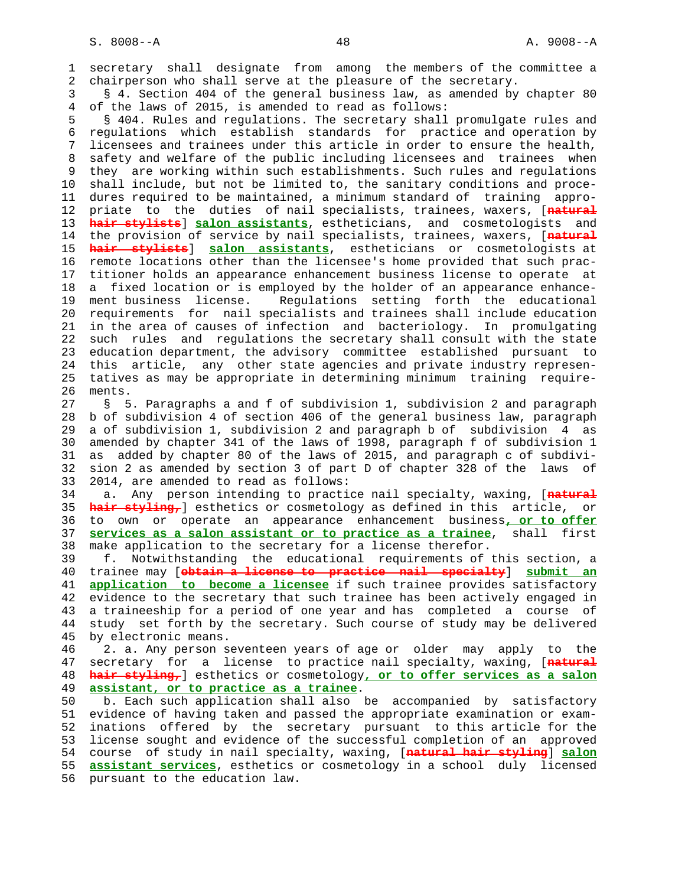secretary shall designate from among the members of the committee a chairperson who shall serve at the pleasure of the secretary.

§ 4. Section 404 of the general business law, as amended by chapter 80 of the laws of 2015, is amended to read as follows:

§ 404. Rules and regulations. The secretary shall promulgate rules and regulations which establish standards for practice and operation by licensees and trainees under this article in order to ensure the health, safety and welfare of the public including licensees and trainees when they are working within such establishments. Such rules and regulations shall include, but not be limited to, the sanitary conditions and procedures required to be maintained, a minimum standard of training appropriate to the duties of nail specialists, trainees, waxers, [~~natural hair stylists~~] **salon assistants**, estheticians, and cosmetologists and the provision of service by nail specialists, trainees, waxers, [~~natural hair stylists~~] **salon assistants**, estheticians or cosmetologists at remote locations other than the licensee's home provided that such practitioner holds an appearance enhancement business license to operate at a fixed location or is employed by the holder of an appearance enhancement business license. Regulations setting forth the educational requirements for nail specialists and trainees shall include education in the area of causes of infection and bacteriology. In promulgating such rules and regulations the secretary shall consult with the state education department, the advisory committee established pursuant to this article, any other state agencies and private industry representatives as may be appropriate in determining minimum training requirements.

§ 5. Paragraphs a and f of subdivision 1, subdivision 2 and paragraph b of subdivision 4 of section 406 of the general business law, paragraph a of subdivision 1, subdivision 2 and paragraph b of subdivision 4 as amended by chapter 341 of the laws of 1998, paragraph f of subdivision 1 as added by chapter 80 of the laws of 2015, and paragraph c of subdivision 2 as amended by section 3 of part D of chapter 328 of the laws of 2014, are amended to read as follows:

a. Any person intending to practice nail specialty, waxing, [~~natural hair styling,~~] esthetics or cosmetology as defined in this article, or to own or operate an appearance enhancement business**, or to offer services as a salon assistant or to practice as a trainee**, shall first make application to the secretary for a license therefor.

f. Notwithstanding the educational requirements of this section, a trainee may [~~obtain a license to practice nail specialty~~] **submit an application to become a licensee** if such trainee provides satisfactory evidence to the secretary that such trainee has been actively engaged in a traineeship for a period of one year and has completed a course of study set forth by the secretary. Such course of study may be delivered by electronic means.

2. a. Any person seventeen years of age or older may apply to the secretary for a license to practice nail specialty, waxing, [~~natural hair styling,~~] esthetics or cosmetology**, or to offer services as a salon assistant, or to practice as a trainee**.

b. Each such application shall also be accompanied by satisfactory evidence of having taken and passed the appropriate examination or examinations offered by the secretary pursuant to this article for the license sought and evidence of the successful completion of an approved course of study in nail specialty, waxing, [~~natural hair styling~~] **salon assistant services**, esthetics or cosmetology in a school duly licensed pursuant to the education law.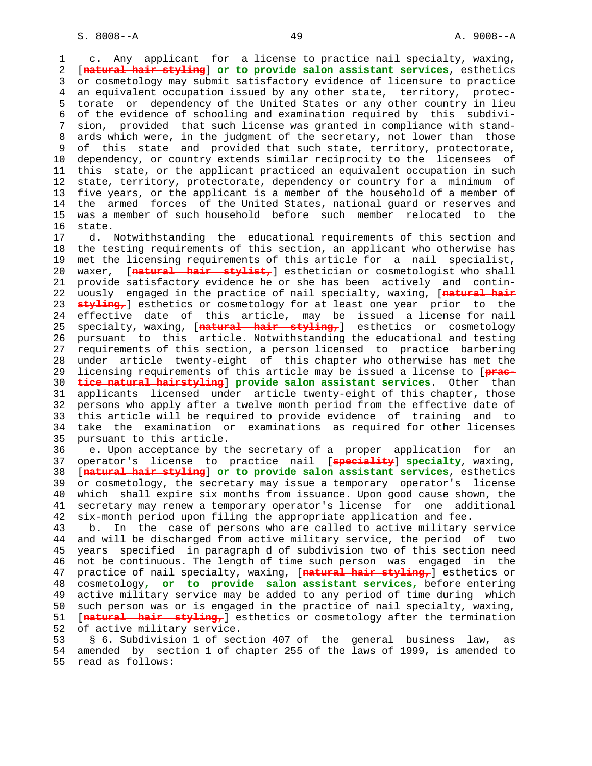c. Any applicant for a license to practice nail specialty, waxing, [natural hair styling] or to provide salon assistant services, esthetics or cosmetology may submit satisfactory evidence of licensure to practice an equivalent occupation issued by any other state, territory, protectorate or dependency of the United States or any other country in lieu of the evidence of schooling and examination required by this subdivision, provided that such license was granted in compliance with standards which were, in the judgment of the secretary, not lower than those of this state and provided that such state, territory, protectorate, dependency, or country extends similar reciprocity to the licensees of this state, or the applicant practiced an equivalent occupation in such state, territory, protectorate, dependency or country for a minimum of five years, or the applicant is a member of the household of a member of the armed forces of the United States, national guard or reserves and was a member of such household before such member relocated to the state.

d. Notwithstanding the educational requirements of this section and the testing requirements of this section, an applicant who otherwise has met the licensing requirements of this article for a nail specialist, waxer, [natural hair stylist,] esthetician or cosmetologist who shall provide satisfactory evidence he or she has been actively and continuously engaged in the practice of nail specialty, waxing, [natural hair styling,] esthetics or cosmetology for at least one year prior to the effective date of this article, may be issued a license for nail specialty, waxing, [natural hair styling,] esthetics or cosmetology pursuant to this article. Notwithstanding the educational and testing requirements of this section, a person licensed to practice barbering under article twenty-eight of this chapter who otherwise has met the licensing requirements of this article may be issued a license to [practice natural hairstyling] provide salon assistant services. Other than applicants licensed under article twenty-eight of this chapter, those persons who apply after a twelve month period from the effective date of this article will be required to provide evidence of training and to take the examination or examinations as required for other licenses pursuant to this article.

e. Upon acceptance by the secretary of a proper application for an operator's license to practice nail [speciality] specialty, waxing, [natural hair styling] or to provide salon assistant services, esthetics or cosmetology, the secretary may issue a temporary operator's license which shall expire six months from issuance. Upon good cause shown, the secretary may renew a temporary operator's license for one additional six-month period upon filing the appropriate application and fee.

b. In the case of persons who are called to active military service and will be discharged from active military service, the period of two years specified in paragraph d of subdivision two of this section need not be continuous. The length of time such person was engaged in the practice of nail specialty, waxing, [natural hair styling,] esthetics or cosmetology, or to provide salon assistant services, before entering active military service may be added to any period of time during which such person was or is engaged in the practice of nail specialty, waxing, [natural hair styling,] esthetics or cosmetology after the termination of active military service.

§ 6. Subdivision 1 of section 407 of the general business law, as amended by section 1 of chapter 255 of the laws of 1999, is amended to read as follows: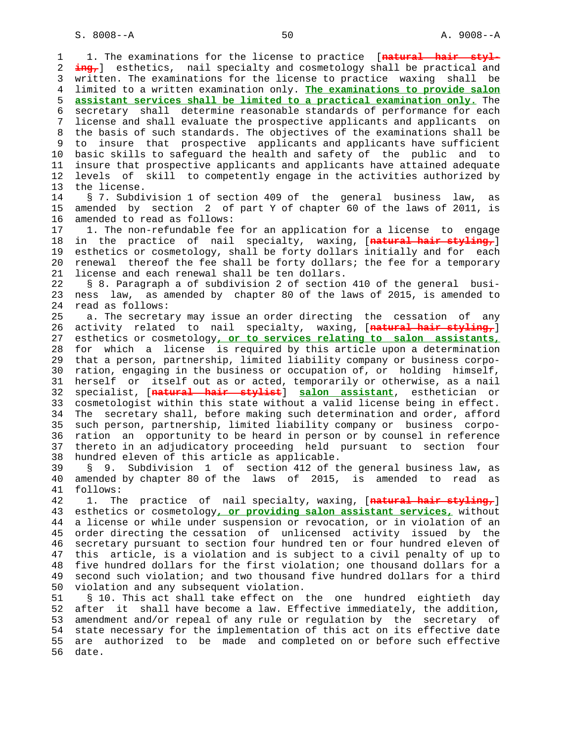1. The examinations for the license to practice [~~natural hair styling,~~] esthetics, nail specialty and cosmetology shall be practical and written. The examinations for the license to practice waxing shall be limited to a written examination only. **The examinations to provide salon assistant services shall be limited to a practical examination only.** The secretary shall determine reasonable standards of performance for each license and shall evaluate the prospective applicants and applicants on the basis of such standards. The objectives of the examinations shall be to insure that prospective applicants and applicants have sufficient basic skills to safeguard the health and safety of the public and to insure that prospective applicants and applicants have attained adequate levels of skill to competently engage in the activities authorized by the license.

§ 7. Subdivision 1 of section 409 of the general business law, as amended by section 2 of part Y of chapter 60 of the laws of 2011, is amended to read as follows:

1. The non-refundable fee for an application for a license to engage in the practice of nail specialty, waxing, [~~natural hair styling,~~] esthetics or cosmetology, shall be forty dollars initially and for each renewal thereof the fee shall be forty dollars; the fee for a temporary license and each renewal shall be ten dollars.

§ 8. Paragraph a of subdivision 2 of section 410 of the general business law, as amended by chapter 80 of the laws of 2015, is amended to read as follows:

a. The secretary may issue an order directing the cessation of any activity related to nail specialty, waxing, [~~natural hair styling,~~] esthetics or cosmetology**, or to services relating to salon assistants,** for which a license is required by this article upon a determination that a person, partnership, limited liability company or business corporation, engaging in the business or occupation of, or holding himself, herself or itself out as or acted, temporarily or otherwise, as a nail specialist, [~~natural hair stylist~~] **salon assistant**, esthetician or cosmetologist within this state without a valid license being in effect. The secretary shall, before making such determination and order, afford such person, partnership, limited liability company or business corporation an opportunity to be heard in person or by counsel in reference thereto in an adjudicatory proceeding held pursuant to section four hundred eleven of this article as applicable.

§ 9. Subdivision 1 of section 412 of the general business law, as amended by chapter 80 of the laws of 2015, is amended to read as follows:

1. The practice of nail specialty, waxing, [~~natural hair styling,~~] esthetics or cosmetology**, or providing salon assistant services,** without a license or while under suspension or revocation, or in violation of an order directing the cessation of unlicensed activity issued by the secretary pursuant to section four hundred ten or four hundred eleven of this article, is a violation and is subject to a civil penalty of up to five hundred dollars for the first violation; one thousand dollars for a second such violation; and two thousand five hundred dollars for a third violation and any subsequent violation.

§ 10. This act shall take effect on the one hundred eightieth day after it shall have become a law. Effective immediately, the addition, amendment and/or repeal of any rule or regulation by the secretary of state necessary for the implementation of this act on its effective date are authorized to be made and completed on or before such effective date.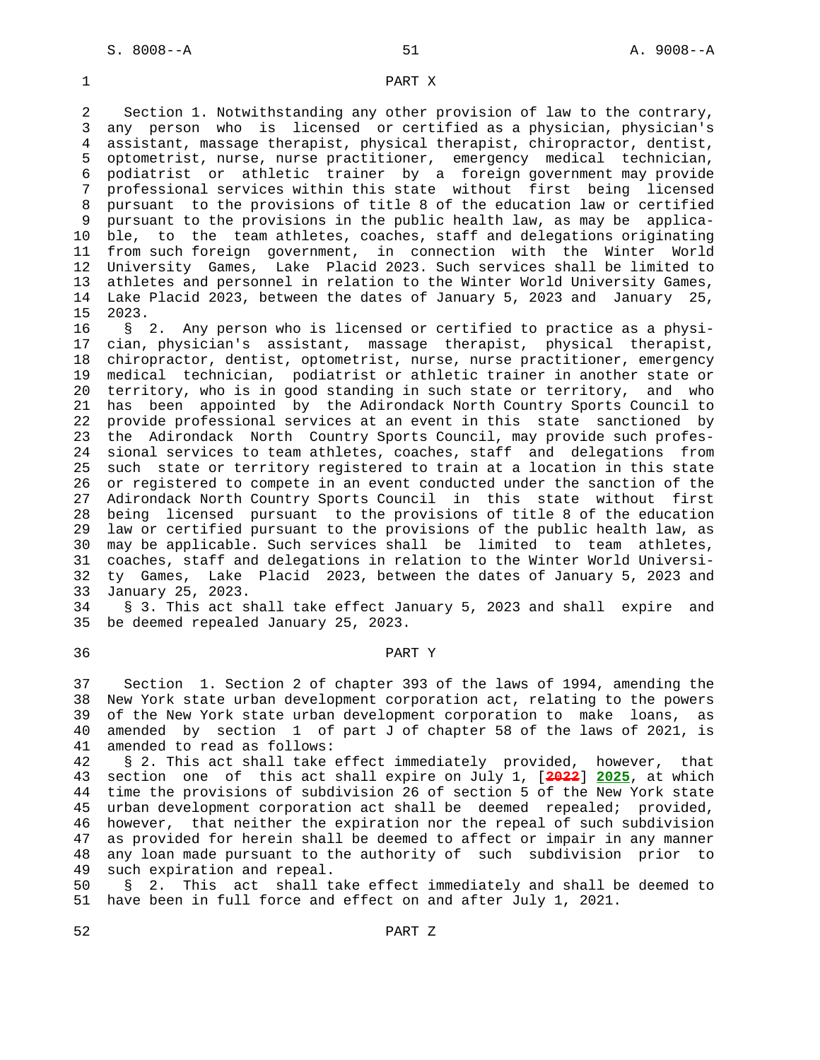## PART X

Section 1. Notwithstanding any other provision of law to the contrary, any person who is licensed or certified as a physician, physician's assistant, massage therapist, physical therapist, chiropractor, dentist, optometrist, nurse, nurse practitioner, emergency medical technician, podiatrist or athletic trainer by a foreign government may provide professional services within this state without first being licensed pursuant to the provisions of title 8 of the education law or certified pursuant to the provisions in the public health law, as may be applicable, to the team athletes, coaches, staff and delegations originating from such foreign government, in connection with the Winter World University Games, Lake Placid 2023. Such services shall be limited to athletes and personnel in relation to the Winter World University Games, Lake Placid 2023, between the dates of January 5, 2023 and January 25, 2023.

§ 2. Any person who is licensed or certified to practice as a physician, physician's assistant, massage therapist, physical therapist, chiropractor, dentist, optometrist, nurse, nurse practitioner, emergency medical technician, podiatrist or athletic trainer in another state or territory, who is in good standing in such state or territory, and who has been appointed by the Adirondack North Country Sports Council to provide professional services at an event in this state sanctioned by the Adirondack North Country Sports Council, may provide such professional services to team athletes, coaches, staff and delegations from such state or territory registered to train at a location in this state or registered to compete in an event conducted under the sanction of the Adirondack North Country Sports Council in this state without first being licensed pursuant to the provisions of title 8 of the education law or certified pursuant to the provisions of the public health law, as may be applicable. Such services shall be limited to team athletes, coaches, staff and delegations in relation to the Winter World University Games, Lake Placid 2023, between the dates of January 5, 2023 and January 25, 2023.

§ 3. This act shall take effect January 5, 2023 and shall expire and be deemed repealed January 25, 2023.

## PART Y

Section 1. Section 2 of chapter 393 of the laws of 1994, amending the New York state urban development corporation act, relating to the powers of the New York state urban development corporation to make loans, as amended by section 1 of part J of chapter 58 of the laws of 2021, is amended to read as follows:

§ 2. This act shall take effect immediately provided, however, that section one of this act shall expire on July 1, [2022] 2025, at which time the provisions of subdivision 26 of section 5 of the New York state urban development corporation act shall be deemed repealed; provided, however, that neither the expiration nor the repeal of such subdivision as provided for herein shall be deemed to affect or impair in any manner any loan made pursuant to the authority of such subdivision prior to such expiration and repeal.

§ 2. This act shall take effect immediately and shall be deemed to have been in full force and effect on and after July 1, 2021.

## PART Z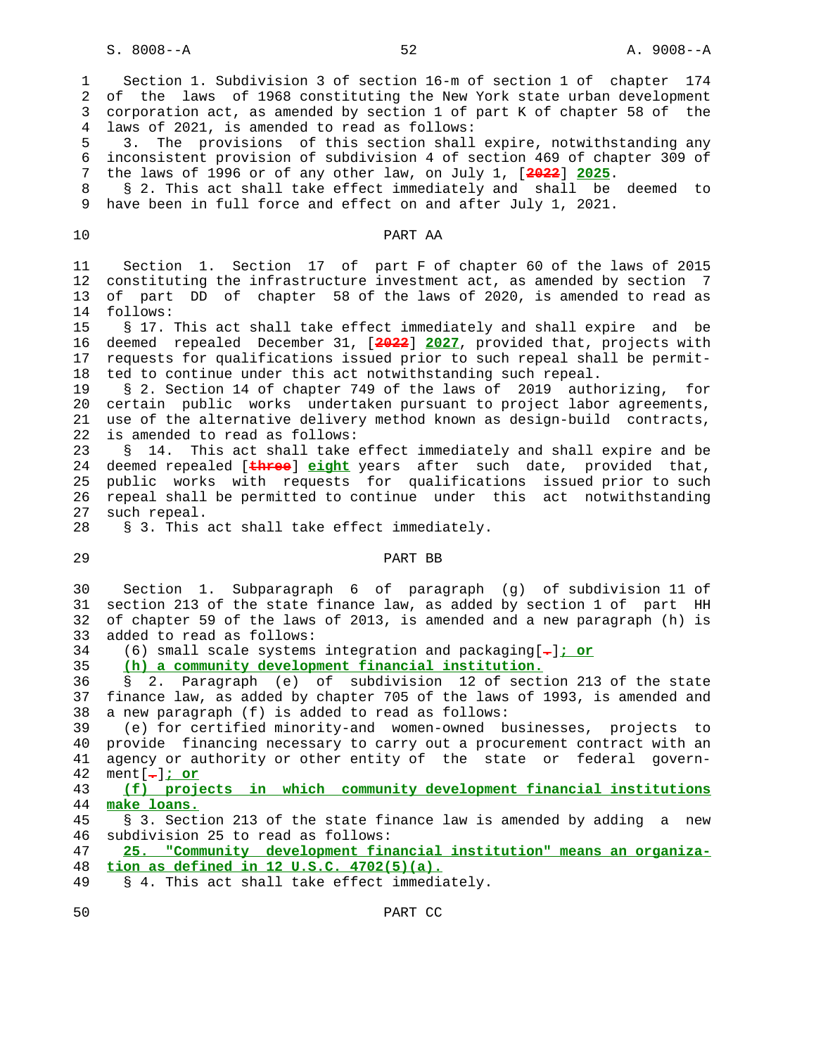Section 1. Subdivision 3 of section 16-m of section 1 of chapter 174 of the laws of 1968 constituting the New York state urban development corporation act, as amended by section 1 of part K of chapter 58 of the laws of 2021, is amended to read as follows:

3. The provisions of this section shall expire, notwithstanding any inconsistent provision of subdivision 4 of section 469 of chapter 309 of the laws of 1996 or of any other law, on July 1, [~~2022~~] **2025**.

§ 2. This act shall take effect immediately and shall be deemed to have been in full force and effect on and after July 1, 2021.

## PART AA

Section 1. Section 17 of part F of chapter 60 of the laws of 2015 constituting the infrastructure investment act, as amended by section 7 of part DD of chapter 58 of the laws of 2020, is amended to read as follows:

§ 17. This act shall take effect immediately and shall expire and be deemed repealed December 31, [~~2022~~] **2027**, provided that, projects with requests for qualifications issued prior to such repeal shall be permitted to continue under this act notwithstanding such repeal.

§ 2. Section 14 of chapter 749 of the laws of 2019 authorizing, for certain public works undertaken pursuant to project labor agreements, use of the alternative delivery method known as design-build contracts, is amended to read as follows:

§ 14. This act shall take effect immediately and shall expire and be deemed repealed [~~three~~] **eight** years after such date, provided that, public works with requests for qualifications issued prior to such repeal shall be permitted to continue under this act notwithstanding such repeal.

§ 3. This act shall take effect immediately.

## PART BB

Section 1. Subparagraph 6 of paragraph (g) of subdivision 11 of section 213 of the state finance law, as added by section 1 of part HH of chapter 59 of the laws of 2013, is amended and a new paragraph (h) is added to read as follows:

(6) small scale systems integration and packaging[~~.~~]**; or**

**(h) a community development financial institution.**

§ 2. Paragraph (e) of subdivision 12 of section 213 of the state finance law, as added by chapter 705 of the laws of 1993, is amended and a new paragraph (f) is added to read as follows:

(e) for certified minority-and women-owned businesses, projects to provide financing necessary to carry out a procurement contract with an agency or authority or other entity of the state or federal government[~~.~~]**; or**

**(f) projects in which community development financial institutions make loans.**

§ 3. Section 213 of the state finance law is amended by adding a new subdivision 25 to read as follows:

**25. "Community development financial institution" means an organization as defined in 12 U.S.C. 4702(5)(a).**

§ 4. This act shall take effect immediately.

## PART CC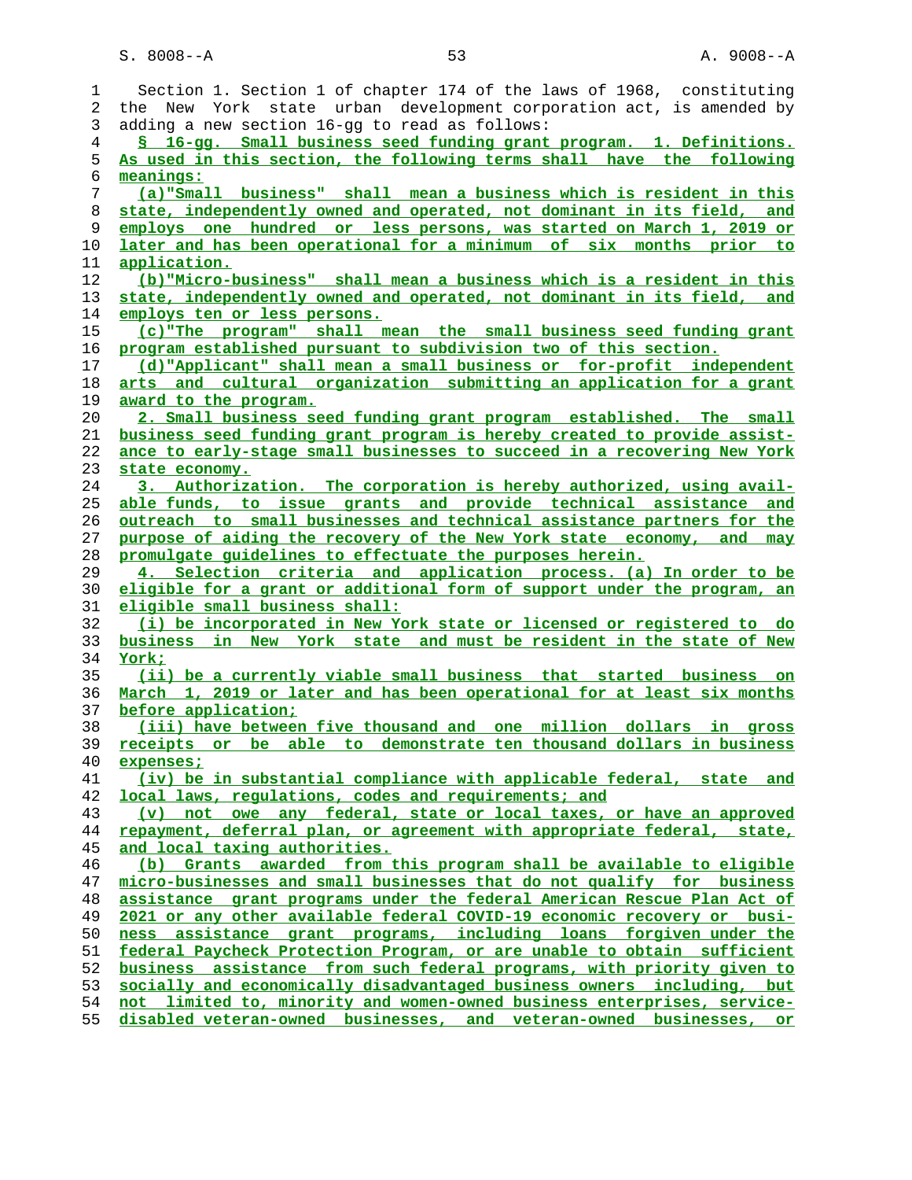Section 1. Section 1 of chapter 174 of the laws of 1968, constituting the New York state urban development corporation act, is amended by adding a new section 16-gg to read as follows:

§ 16-gg. Small business seed funding grant program. 1. Definitions. As used in this section, the following terms shall have the following meanings:

(a)"Small business" shall mean a business which is resident in this state, independently owned and operated, not dominant in its field, and employs one hundred or less persons, was started on March 1, 2019 or later and has been operational for a minimum of six months prior to application.

(b)"Micro-business" shall mean a business which is a resident in this state, independently owned and operated, not dominant in its field, and employs ten or less persons.

(c)"The program" shall mean the small business seed funding grant program established pursuant to subdivision two of this section.

(d)"Applicant" shall mean a small business or for-profit independent arts and cultural organization submitting an application for a grant award to the program.

2. Small business seed funding grant program established. The small business seed funding grant program is hereby created to provide assistance to early-stage small businesses to succeed in a recovering New York state economy.

3. Authorization. The corporation is hereby authorized, using available funds, to issue grants and provide technical assistance and outreach to small businesses and technical assistance partners for the purpose of aiding the recovery of the New York state economy, and may promulgate guidelines to effectuate the purposes herein.

4. Selection criteria and application process. (a) In order to be eligible for a grant or additional form of support under the program, an eligible small business shall:

(i) be incorporated in New York state or licensed or registered to do business in New York state and must be resident in the state of New York;

(ii) be a currently viable small business that started business on March 1, 2019 or later and has been operational for at least six months before application;

(iii) have between five thousand and one million dollars in gross receipts or be able to demonstrate ten thousand dollars in business expenses;

(iv) be in substantial compliance with applicable federal, state and local laws, regulations, codes and requirements; and

(v) not owe any federal, state or local taxes, or have an approved repayment, deferral plan, or agreement with appropriate federal, state, and local taxing authorities.

(b) Grants awarded from this program shall be available to eligible micro-businesses and small businesses that do not qualify for business assistance grant programs under the federal American Rescue Plan Act of 2021 or any other available federal COVID-19 economic recovery or business assistance grant programs, including loans forgiven under the federal Paycheck Protection Program, or are unable to obtain sufficient business assistance from such federal programs, with priority given to socially and economically disadvantaged business owners including, but not limited to, minority and women-owned business enterprises, service-disabled veteran-owned businesses, and veteran-owned businesses, or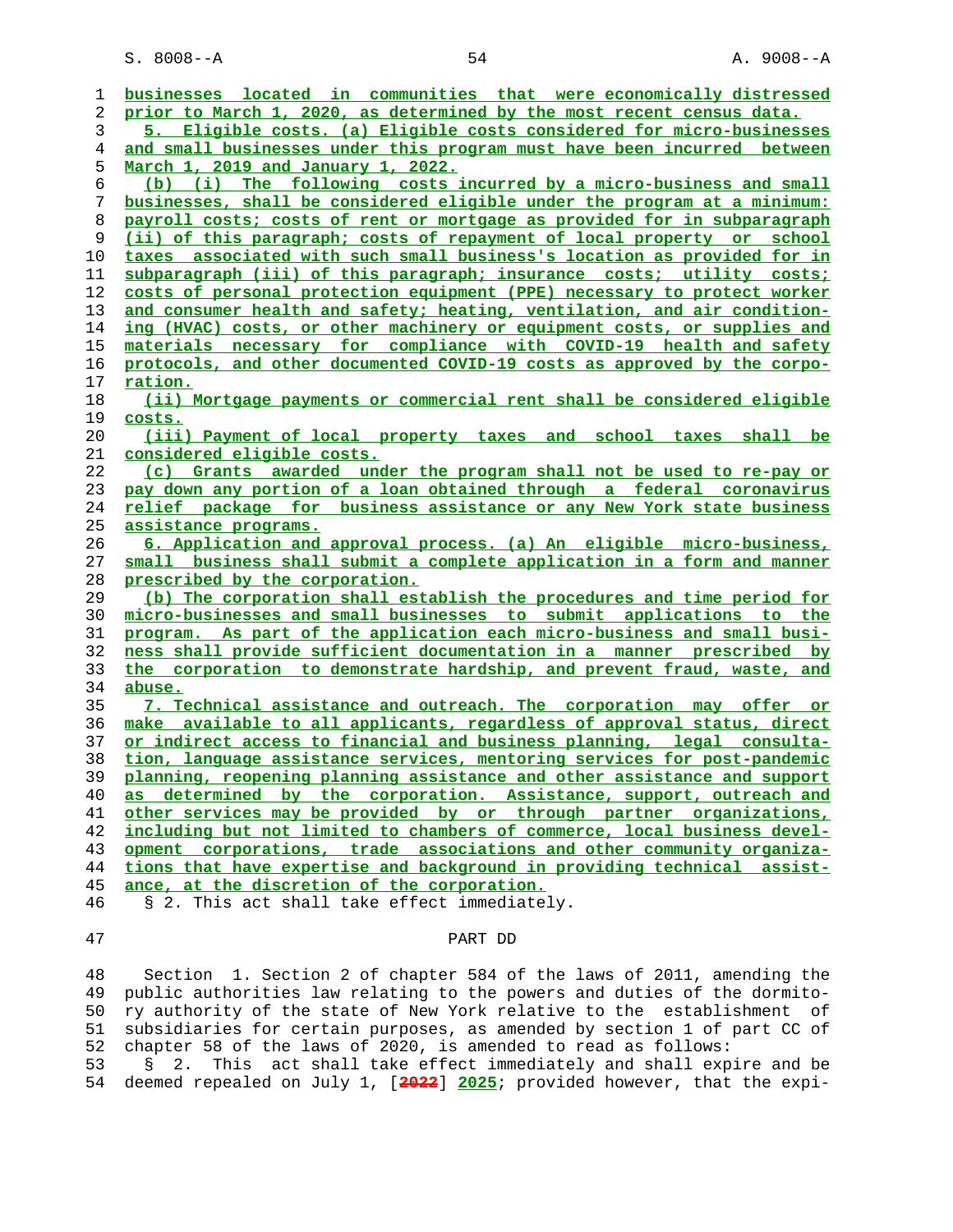businesses located in communities that were economically distressed prior to March 1, 2020, as determined by the most recent census data.

5. Eligible costs. (a) Eligible costs considered for micro-businesses and small businesses under this program must have been incurred between March 1, 2019 and January 1, 2022.

(b) (i) The following costs incurred by a micro-business and small businesses, shall be considered eligible under the program at a minimum: payroll costs; costs of rent or mortgage as provided for in subparagraph (ii) of this paragraph; costs of repayment of local property or school taxes associated with such small business's location as provided for in subparagraph (iii) of this paragraph; insurance costs; utility costs; costs of personal protection equipment (PPE) necessary to protect worker and consumer health and safety; heating, ventilation, and air conditioning (HVAC) costs, or other machinery or equipment costs, or supplies and materials necessary for compliance with COVID-19 health and safety protocols, and other documented COVID-19 costs as approved by the corporation.

(ii) Mortgage payments or commercial rent shall be considered eligible costs.

(iii) Payment of local property taxes and school taxes shall be considered eligible costs.

(c) Grants awarded under the program shall not be used to re-pay or pay down any portion of a loan obtained through a federal coronavirus relief package for business assistance or any New York state business assistance programs.

6. Application and approval process. (a) An eligible micro-business, small business shall submit a complete application in a form and manner prescribed by the corporation.

(b) The corporation shall establish the procedures and time period for micro-businesses and small businesses to submit applications to the program. As part of the application each micro-business and small business shall provide sufficient documentation in a manner prescribed by the corporation to demonstrate hardship, and prevent fraud, waste, and abuse.

7. Technical assistance and outreach. The corporation may offer or make available to all applicants, regardless of approval status, direct or indirect access to financial and business planning, legal consultation, language assistance services, mentoring services for post-pandemic planning, reopening planning assistance and other assistance and support as determined by the corporation. Assistance, support, outreach and other services may be provided by or through partner organizations, including but not limited to chambers of commerce, local business development corporations, trade associations and other community organizations that have expertise and background in providing technical assistance, at the discretion of the corporation.

§ 2. This act shall take effect immediately.

## PART DD

Section 1. Section 2 of chapter 584 of the laws of 2011, amending the public authorities law relating to the powers and duties of the dormitory authority of the state of New York relative to the establishment of subsidiaries for certain purposes, as amended by section 1 of part CC of chapter 58 of the laws of 2020, is amended to read as follows:

§ 2. This act shall take effect immediately and shall expire and be deemed repealed on July 1, [2022] 2025; provided however, that the expi-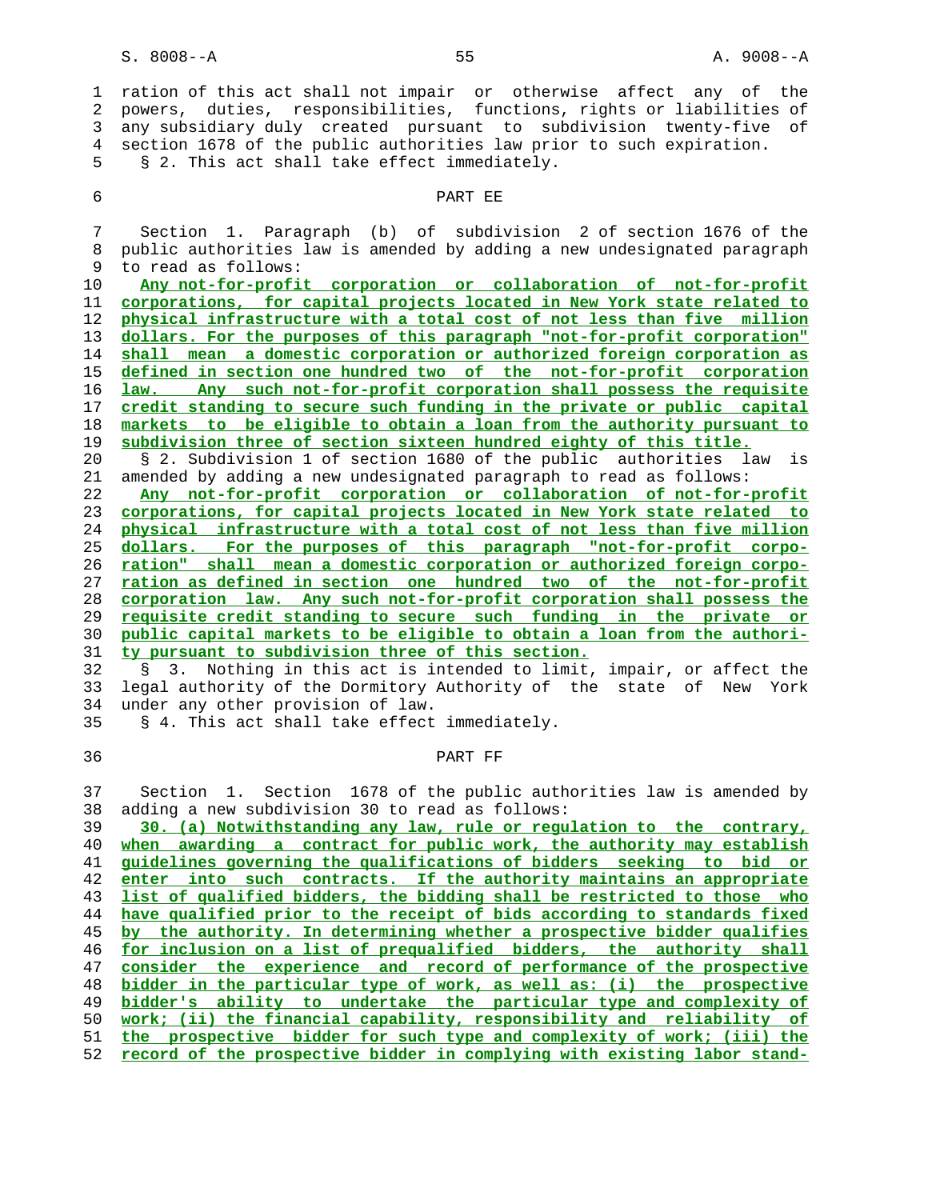ration of this act shall not impair or otherwise affect any of the powers, duties, responsibilities, functions, rights or liabilities of any subsidiary duly created pursuant to subdivision twenty-five of section 1678 of the public authorities law prior to such expiration.

§ 2. This act shall take effect immediately.

PART EE

Section 1. Paragraph (b) of subdivision 2 of section 1676 of the public authorities law is amended by adding a new undesignated paragraph to read as follows:

Any not-for-profit corporation or collaboration of not-for-profit corporations, for capital projects located in New York state related to physical infrastructure with a total cost of not less than five million dollars. For the purposes of this paragraph "not-for-profit corporation" shall mean a domestic corporation or authorized foreign corporation as defined in section one hundred two of the not-for-profit corporation law. Any such not-for-profit corporation shall possess the requisite credit standing to secure such funding in the private or public capital markets to be eligible to obtain a loan from the authority pursuant to subdivision three of section sixteen hundred eighty of this title.

§ 2. Subdivision 1 of section 1680 of the public authorities law is amended by adding a new undesignated paragraph to read as follows:

Any not-for-profit corporation or collaboration of not-for-profit corporations, for capital projects located in New York state related to physical infrastructure with a total cost of not less than five million dollars. For the purposes of this paragraph "not-for-profit corporation" shall mean a domestic corporation or authorized foreign corporation as defined in section one hundred two of the not-for-profit corporation law. Any such not-for-profit corporation shall possess the requisite credit standing to secure such funding in the private or public capital markets to be eligible to obtain a loan from the authority pursuant to subdivision three of this section.

§ 3. Nothing in this act is intended to limit, impair, or affect the legal authority of the Dormitory Authority of the state of New York under any other provision of law.

§ 4. This act shall take effect immediately.

PART FF

Section 1. Section 1678 of the public authorities law is amended by adding a new subdivision 30 to read as follows:

30. (a) Notwithstanding any law, rule or regulation to the contrary, when awarding a contract for public work, the authority may establish guidelines governing the qualifications of bidders seeking to bid or enter into such contracts. If the authority maintains an appropriate list of qualified bidders, the bidding shall be restricted to those who have qualified prior to the receipt of bids according to standards fixed by the authority. In determining whether a prospective bidder qualifies for inclusion on a list of prequalified bidders, the authority shall consider the experience and record of performance of the prospective bidder in the particular type of work, as well as: (i) the prospective bidder's ability to undertake the particular type and complexity of work; (ii) the financial capability, responsibility and reliability of the prospective bidder for such type and complexity of work; (iii) the record of the prospective bidder in complying with existing labor stand-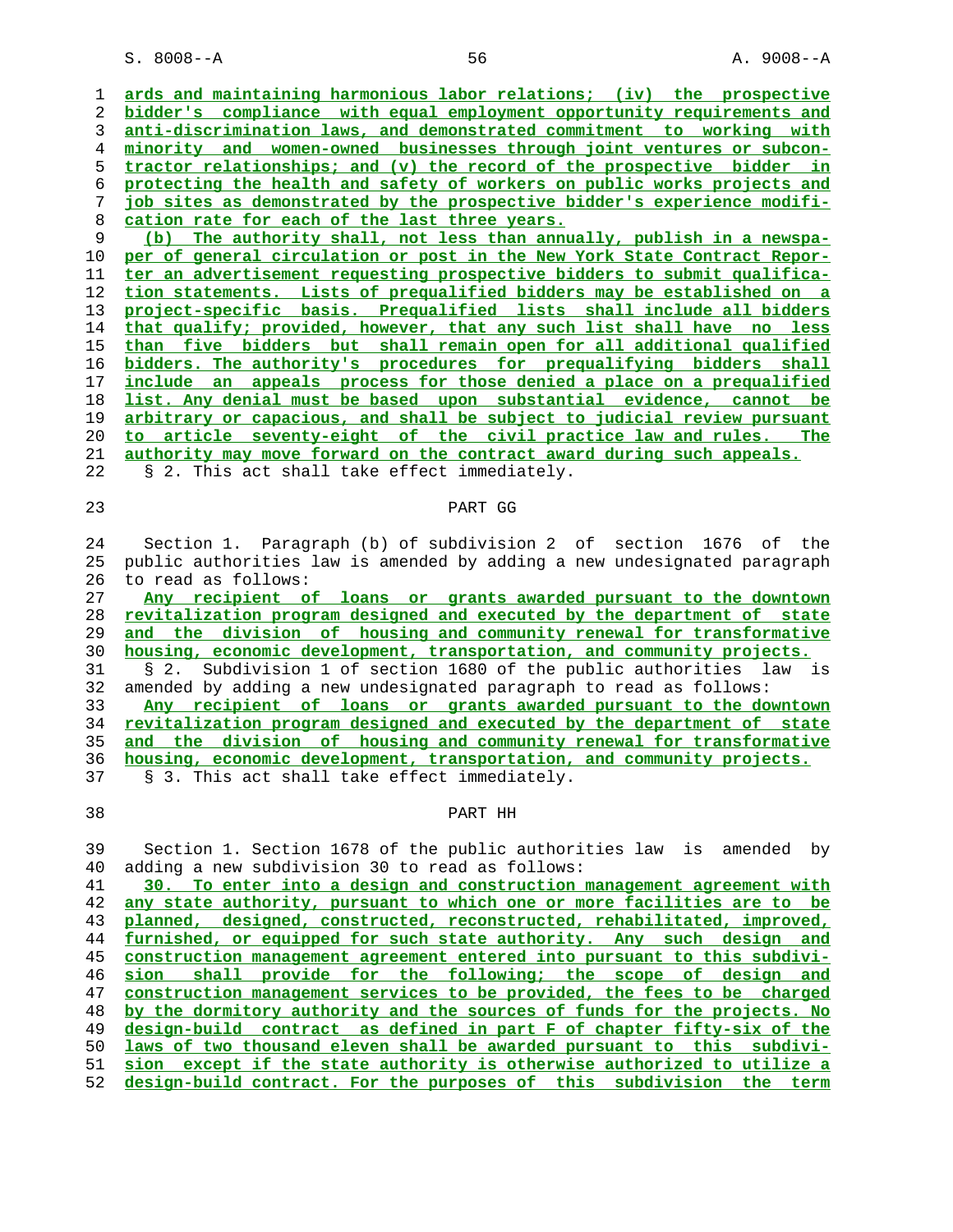ards and maintaining harmonious labor relations; (iv) the prospective bidder's compliance with equal employment opportunity requirements and anti-discrimination laws, and demonstrated commitment to working with minority and women-owned businesses through joint ventures or subcontractor relationships; and (v) the record of the prospective bidder in protecting the health and safety of workers on public works projects and job sites as demonstrated by the prospective bidder's experience modification rate for each of the last three years.

(b) The authority shall, not less than annually, publish in a newspaper of general circulation or post in the New York State Contract Reporter an advertisement requesting prospective bidders to submit qualification statements. Lists of prequalified bidders may be established on a project-specific basis. Prequalified lists shall include all bidders that qualify; provided, however, that any such list shall have no less than five bidders but shall remain open for all additional qualified bidders. The authority's procedures for prequalifying bidders shall include an appeals process for those denied a place on a prequalified list. Any denial must be based upon substantial evidence, cannot be arbitrary or capacious, and shall be subject to judicial review pursuant to article seventy-eight of the civil practice law and rules. The authority may move forward on the contract award during such appeals.

§ 2. This act shall take effect immediately.

PART GG

Section 1. Paragraph (b) of subdivision 2 of section 1676 of the public authorities law is amended by adding a new undesignated paragraph to read as follows:

Any recipient of loans or grants awarded pursuant to the downtown revitalization program designed and executed by the department of state and the division of housing and community renewal for transformative housing, economic development, transportation, and community projects.

§ 2. Subdivision 1 of section 1680 of the public authorities law is amended by adding a new undesignated paragraph to read as follows:

Any recipient of loans or grants awarded pursuant to the downtown revitalization program designed and executed by the department of state and the division of housing and community renewal for transformative housing, economic development, transportation, and community projects.

§ 3. This act shall take effect immediately.

PART HH

Section 1. Section 1678 of the public authorities law is amended by adding a new subdivision 30 to read as follows:

30. To enter into a design and construction management agreement with any state authority, pursuant to which one or more facilities are to be planned, designed, constructed, reconstructed, rehabilitated, improved, furnished, or equipped for such state authority. Any such design and construction management agreement entered into pursuant to this subdivision shall provide for the following; the scope of design and construction management services to be provided, the fees to be charged by the dormitory authority and the sources of funds for the projects. No design-build contract as defined in part F of chapter fifty-six of the laws of two thousand eleven shall be awarded pursuant to this subdivision except if the state authority is otherwise authorized to utilize a design-build contract. For the purposes of this subdivision the term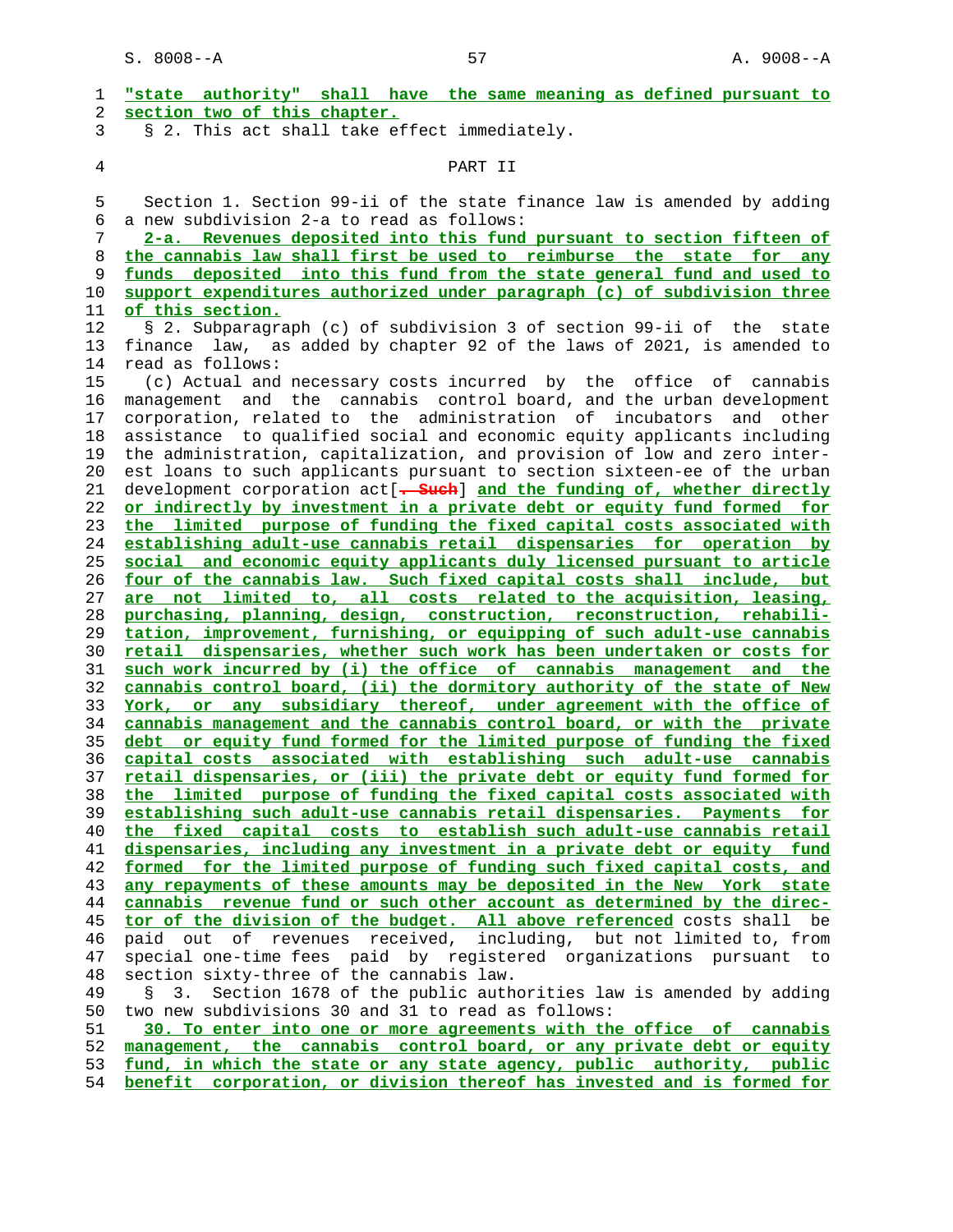"state authority" shall have the same meaning as defined pursuant to section two of this chapter.

§ 2. This act shall take effect immediately.

PART II

Section 1. Section 99-ii of the state finance law is amended by adding a new subdivision 2-a to read as follows:

2-a. Revenues deposited into this fund pursuant to section fifteen of the cannabis law shall first be used to reimburse the state for any funds deposited into this fund from the state general fund and used to support expenditures authorized under paragraph (c) of subdivision three of this section.

§ 2. Subparagraph (c) of subdivision 3 of section 99-ii of the state finance law, as added by chapter 92 of the laws of 2021, is amended to read as follows:

(c) Actual and necessary costs incurred by the office of cannabis management and the cannabis control board, and the urban development corporation, related to the administration of incubators and other assistance to qualified social and economic equity applicants including the administration, capitalization, and provision of low and zero interest loans to such applicants pursuant to section sixteen-ee of the urban development corporation act[. Such] and the funding of, whether directly or indirectly by investment in a private debt or equity fund formed for the limited purpose of funding the fixed capital costs associated with establishing adult-use cannabis retail dispensaries for operation by social and economic equity applicants duly licensed pursuant to article four of the cannabis law. Such fixed capital costs shall include, but are not limited to, all costs related to the acquisition, leasing, purchasing, planning, design, construction, reconstruction, rehabilitation, improvement, furnishing, or equipping of such adult-use cannabis retail dispensaries, whether such work has been undertaken or costs for such work incurred by (i) the office of cannabis management and the cannabis control board, (ii) the dormitory authority of the state of New York, or any subsidiary thereof, under agreement with the office of cannabis management and the cannabis control board, or with the private debt or equity fund formed for the limited purpose of funding the fixed capital costs associated with establishing such adult-use cannabis retail dispensaries, or (iii) the private debt or equity fund formed for the limited purpose of funding the fixed capital costs associated with establishing such adult-use cannabis retail dispensaries. Payments for the fixed capital costs to establish such adult-use cannabis retail dispensaries, including any investment in a private debt or equity fund formed for the limited purpose of funding such fixed capital costs, and any repayments of these amounts may be deposited in the New York state cannabis revenue fund or such other account as determined by the director of the division of the budget. All above referenced costs shall be paid out of revenues received, including, but not limited to, from special one-time fees paid by registered organizations pursuant to section sixty-three of the cannabis law.

§ 3. Section 1678 of the public authorities law is amended by adding two new subdivisions 30 and 31 to read as follows:

30. To enter into one or more agreements with the office of cannabis management, the cannabis control board, or any private debt or equity fund, in which the state or any state agency, public authority, public benefit corporation, or division thereof has invested and is formed for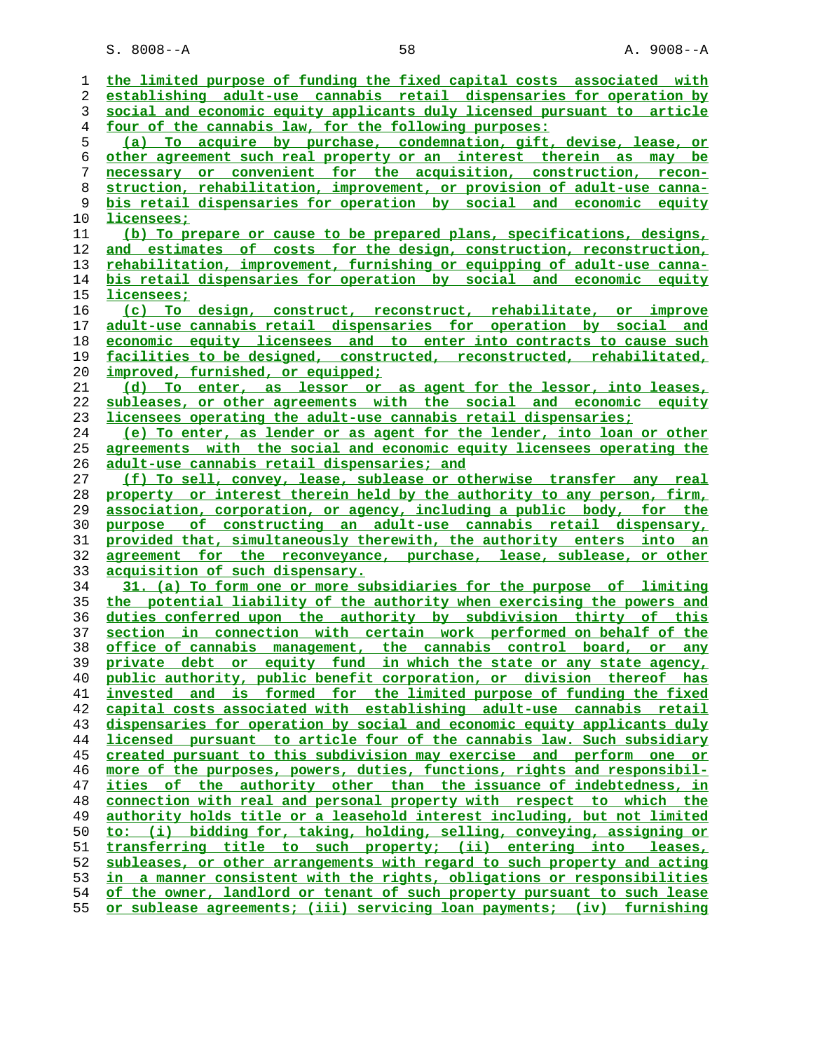the limited purpose of funding the fixed capital costs associated with establishing adult-use cannabis retail dispensaries for operation by social and economic equity applicants duly licensed pursuant to article four of the cannabis law, for the following purposes:

(a) To acquire by purchase, condemnation, gift, devise, lease, or other agreement such real property or an interest therein as may be necessary or convenient for the acquisition, construction, reconstruction, rehabilitation, improvement, or provision of adult-use cannabis retail dispensaries for operation by social and economic equity licensees;

(b) To prepare or cause to be prepared plans, specifications, designs, and estimates of costs for the design, construction, reconstruction, rehabilitation, improvement, furnishing or equipping of adult-use cannabis retail dispensaries for operation by social and economic equity licensees;

(c) To design, construct, reconstruct, rehabilitate, or improve adult-use cannabis retail dispensaries for operation by social and economic equity licensees and to enter into contracts to cause such facilities to be designed, constructed, reconstructed, rehabilitated, improved, furnished, or equipped;

(d) To enter, as lessor or as agent for the lessor, into leases, subleases, or other agreements with the social and economic equity licensees operating the adult-use cannabis retail dispensaries;

(e) To enter, as lender or as agent for the lender, into loan or other agreements with the social and economic equity licensees operating the adult-use cannabis retail dispensaries; and

(f) To sell, convey, lease, sublease or otherwise transfer any real property or interest therein held by the authority to any person, firm, association, corporation, or agency, including a public body, for the purpose of constructing an adult-use cannabis retail dispensary, provided that, simultaneously therewith, the authority enters into an agreement for the reconveyance, purchase, lease, sublease, or other acquisition of such dispensary.

31. (a) To form one or more subsidiaries for the purpose of limiting the potential liability of the authority when exercising the powers and duties conferred upon the authority by subdivision thirty of this section in connection with certain work performed on behalf of the office of cannabis management, the cannabis control board, or any private debt or equity fund in which the state or any state agency, public authority, public benefit corporation, or division thereof has invested and is formed for the limited purpose of funding the fixed capital costs associated with establishing adult-use cannabis retail dispensaries for operation by social and economic equity applicants duly licensed pursuant to article four of the cannabis law. Such subsidiary created pursuant to this subdivision may exercise and perform one or more of the purposes, powers, duties, functions, rights and responsibilities of the authority other than the issuance of indebtedness, in connection with real and personal property with respect to which the authority holds title or a leasehold interest including, but not limited to: (i) bidding for, taking, holding, selling, conveying, assigning or transferring title to such property; (ii) entering into leases, subleases, or other arrangements with regard to such property and acting in a manner consistent with the rights, obligations or responsibilities of the owner, landlord or tenant of such property pursuant to such lease or sublease agreements; (iii) servicing loan payments; (iv) furnishing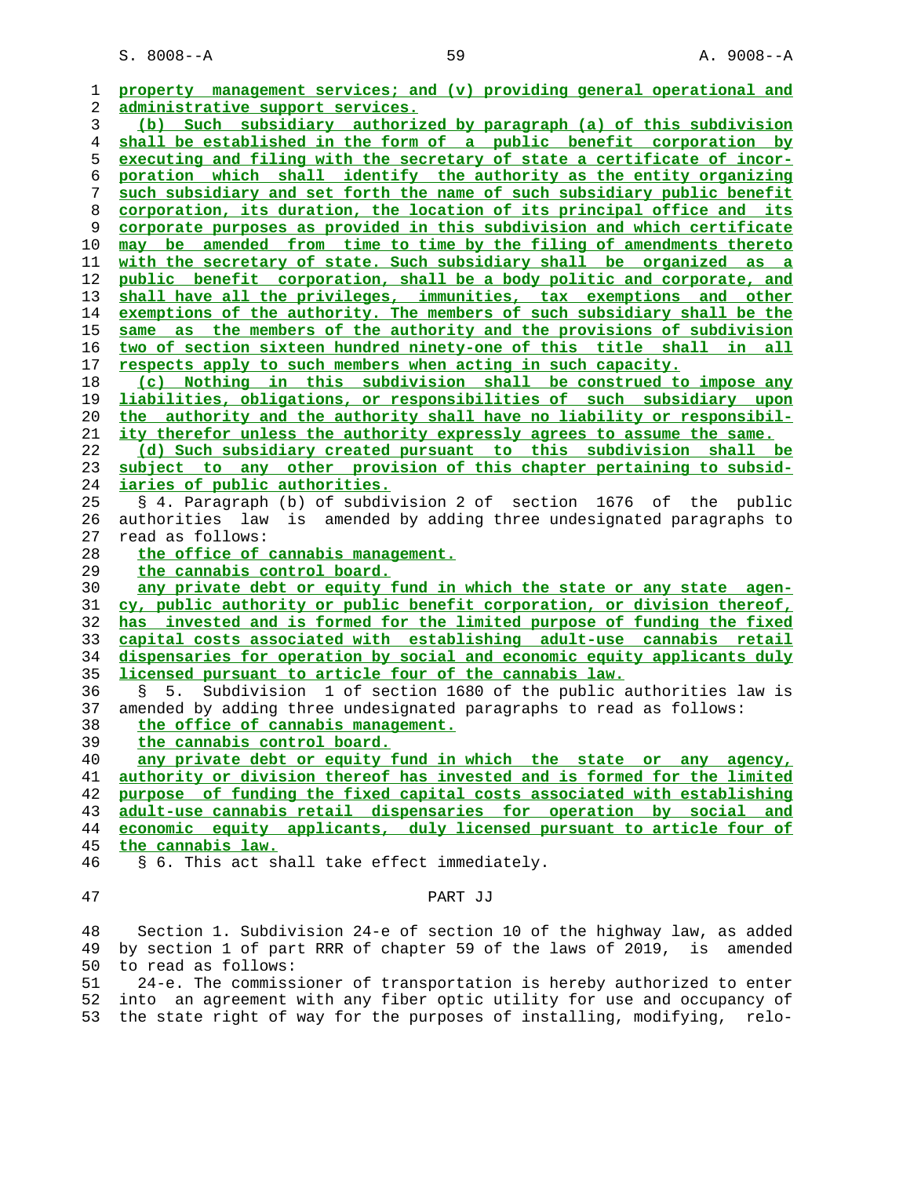property management services; and (v) providing general operational and administrative support services.

(b) Such subsidiary authorized by paragraph (a) of this subdivision shall be established in the form of a public benefit corporation by executing and filing with the secretary of state a certificate of incorporation which shall identify the authority as the entity organizing such subsidiary and set forth the name of such subsidiary public benefit corporation, its duration, the location of its principal office and its corporate purposes as provided in this subdivision and which certificate may be amended from time to time by the filing of amendments thereto with the secretary of state. Such subsidiary shall be organized as a public benefit corporation, shall be a body politic and corporate, and shall have all the privileges, immunities, tax exemptions and other exemptions of the authority. The members of such subsidiary shall be the same as the members of the authority and the provisions of subdivision two of section sixteen hundred ninety-one of this title shall in all respects apply to such members when acting in such capacity.

(c) Nothing in this subdivision shall be construed to impose any liabilities, obligations, or responsibilities of such subsidiary upon the authority and the authority shall have no liability or responsibility therefor unless the authority expressly agrees to assume the same.

(d) Such subsidiary created pursuant to this subdivision shall be subject to any other provision of this chapter pertaining to subsidiaries of public authorities.

§ 4. Paragraph (b) of subdivision 2 of section 1676 of the public authorities law is amended by adding three undesignated paragraphs to read as follows:

the office of cannabis management.

the cannabis control board.

any private debt or equity fund in which the state or any state agency, public authority or public benefit corporation, or division thereof, has invested and is formed for the limited purpose of funding the fixed capital costs associated with establishing adult-use cannabis retail dispensaries for operation by social and economic equity applicants duly licensed pursuant to article four of the cannabis law.

§ 5. Subdivision 1 of section 1680 of the public authorities law is amended by adding three undesignated paragraphs to read as follows:

the office of cannabis management.

the cannabis control board.

any private debt or equity fund in which the state or any agency, authority or division thereof has invested and is formed for the limited purpose of funding the fixed capital costs associated with establishing adult-use cannabis retail dispensaries for operation by social and economic equity applicants, duly licensed pursuant to article four of the cannabis law.

§ 6. This act shall take effect immediately.

## PART JJ

Section 1. Subdivision 24-e of section 10 of the highway law, as added by section 1 of part RRR of chapter 59 of the laws of 2019, is amended to read as follows:

24-e. The commissioner of transportation is hereby authorized to enter into an agreement with any fiber optic utility for use and occupancy of the state right of way for the purposes of installing, modifying, relo-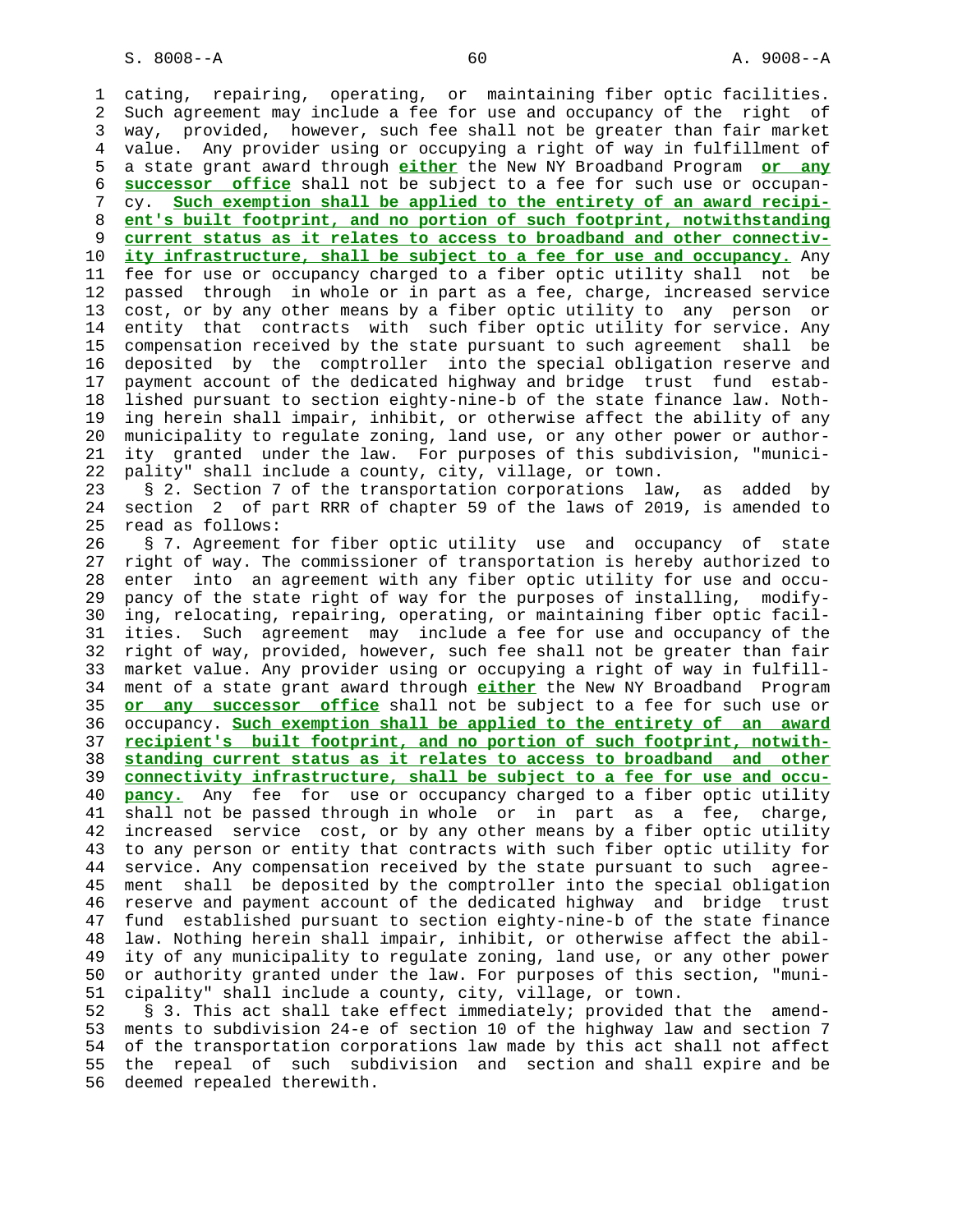cating, repairing, operating, or maintaining fiber optic facilities. Such agreement may include a fee for use and occupancy of the right of way, provided, however, such fee shall not be greater than fair market value. Any provider using or occupying a right of way in fulfillment of a state grant award through **either** the New NY Broadband Program **or any successor office** shall not be subject to a fee for such use or occupancy. **Such exemption shall be applied to the entirety of an award recipient's built footprint, and no portion of such footprint, notwithstanding current status as it relates to access to broadband and other connectivity infrastructure, shall be subject to a fee for use and occupancy.** Any fee for use or occupancy charged to a fiber optic utility shall not be passed through in whole or in part as a fee, charge, increased service cost, or by any other means by a fiber optic utility to any person or entity that contracts with such fiber optic utility for service. Any compensation received by the state pursuant to such agreement shall be deposited by the comptroller into the special obligation reserve and payment account of the dedicated highway and bridge trust fund established pursuant to section eighty-nine-b of the state finance law. Nothing herein shall impair, inhibit, or otherwise affect the ability of any municipality to regulate zoning, land use, or any other power or authority granted under the law. For purposes of this subdivision, "municipality" shall include a county, city, village, or town.

§ 2. Section 7 of the transportation corporations law, as added by section 2 of part RRR of chapter 59 of the laws of 2019, is amended to read as follows:

§ 7. Agreement for fiber optic utility use and occupancy of state right of way. The commissioner of transportation is hereby authorized to enter into an agreement with any fiber optic utility for use and occupancy of the state right of way for the purposes of installing, modifying, relocating, repairing, operating, or maintaining fiber optic facilities. Such agreement may include a fee for use and occupancy of the right of way, provided, however, such fee shall not be greater than fair market value. Any provider using or occupying a right of way in fulfillment of a state grant award through **either** the New NY Broadband Program **or any successor office** shall not be subject to a fee for such use or occupancy. **Such exemption shall be applied to the entirety of an award recipient's built footprint, and no portion of such footprint, notwithstanding current status as it relates to access to broadband and other connectivity infrastructure, shall be subject to a fee for use and occupancy.** Any fee for use or occupancy charged to a fiber optic utility shall not be passed through in whole or in part as a fee, charge, increased service cost, or by any other means by a fiber optic utility to any person or entity that contracts with such fiber optic utility for service. Any compensation received by the state pursuant to such agreement shall be deposited by the comptroller into the special obligation reserve and payment account of the dedicated highway and bridge trust fund established pursuant to section eighty-nine-b of the state finance law. Nothing herein shall impair, inhibit, or otherwise affect the ability of any municipality to regulate zoning, land use, or any other power or authority granted under the law. For purposes of this section, "municipality" shall include a county, city, village, or town.

§ 3. This act shall take effect immediately; provided that the amendments to subdivision 24-e of section 10 of the highway law and section 7 of the transportation corporations law made by this act shall not affect the repeal of such subdivision and section and shall expire and be deemed repealed therewith.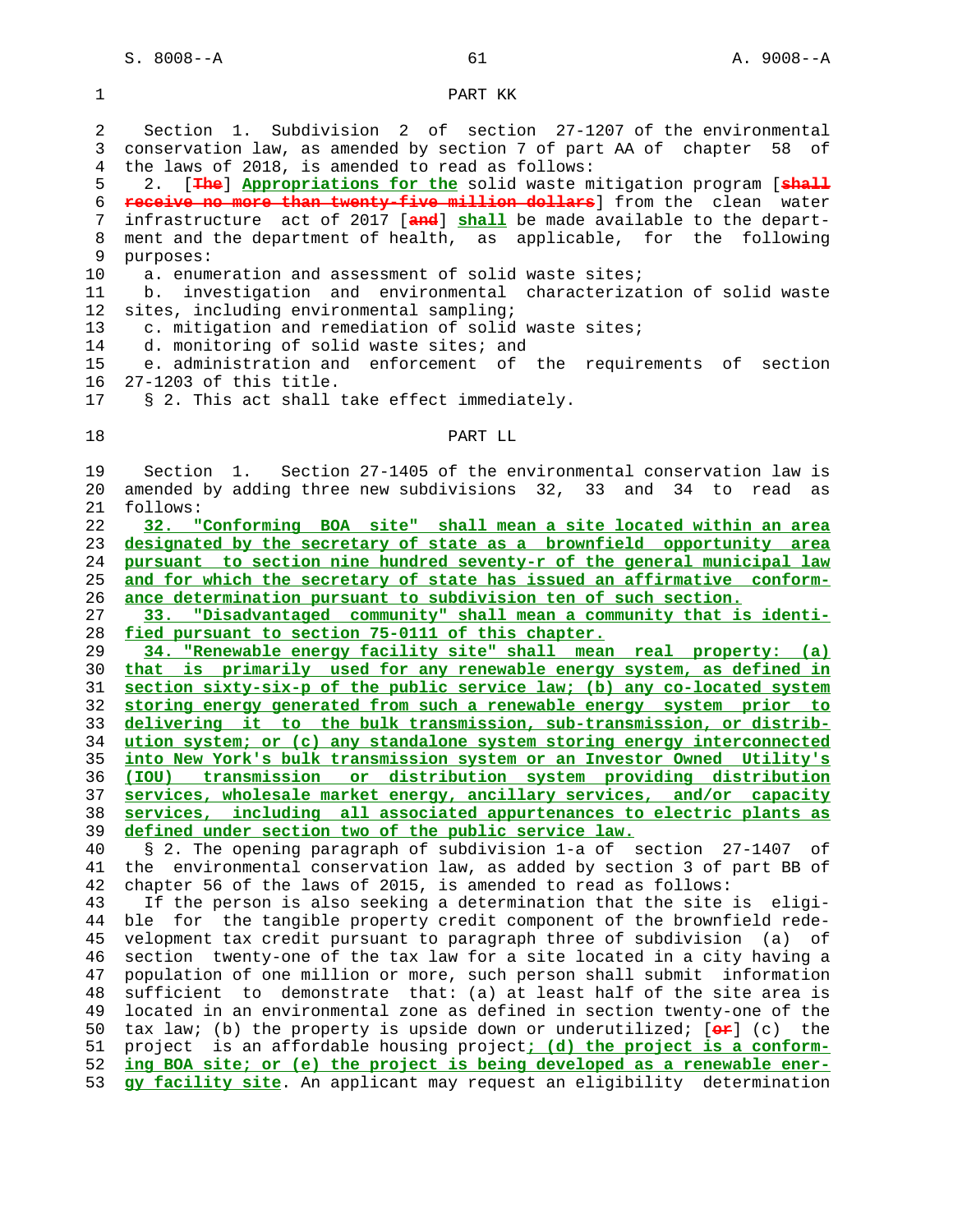PART KK

Section 1. Subdivision 2 of section 27-1207 of the environmental conservation law, as amended by section 7 of part AA of chapter 58 of the laws of 2018, is amended to read as follows:

2. [~~The~~] **Appropriations for the** solid waste mitigation program [~~shall receive no more than twenty-five million dollars~~] from the clean water infrastructure act of 2017 [~~and~~] **shall** be made available to the department and the department of health, as applicable, for the following purposes:

a. enumeration and assessment of solid waste sites;

b. investigation and environmental characterization of solid waste sites, including environmental sampling;

c. mitigation and remediation of solid waste sites;

d. monitoring of solid waste sites; and

e. administration and enforcement of the requirements of section 27-1203 of this title.

§ 2. This act shall take effect immediately.

PART LL

Section 1. Section 27-1405 of the environmental conservation law is amended by adding three new subdivisions 32, 33 and 34 to read as follows:

**32. "Conforming BOA site" shall mean a site located within an area designated by the secretary of state as a brownfield opportunity area pursuant to section nine hundred seventy-r of the general municipal law and for which the secretary of state has issued an affirmative conformance determination pursuant to subdivision ten of such section.**

**33. "Disadvantaged community" shall mean a community that is identified pursuant to section 75-0111 of this chapter.**

**34. "Renewable energy facility site" shall mean real property: (a) that is primarily used for any renewable energy system, as defined in section sixty-six-p of the public service law; (b) any co-located system storing energy generated from such a renewable energy system prior to delivering it to the bulk transmission, sub-transmission, or distribution system; or (c) any standalone system storing energy interconnected into New York's bulk transmission system or an Investor Owned Utility's (IOU) transmission or distribution system providing distribution services, wholesale market energy, ancillary services, and/or capacity services, including all associated appurtenances to electric plants as defined under section two of the public service law.**

§ 2. The opening paragraph of subdivision 1-a of section 27-1407 of the environmental conservation law, as added by section 3 of part BB of chapter 56 of the laws of 2015, is amended to read as follows:

If the person is also seeking a determination that the site is eligible for the tangible property credit component of the brownfield redevelopment tax credit pursuant to paragraph three of subdivision (a) of section twenty-one of the tax law for a site located in a city having a population of one million or more, such person shall submit information sufficient to demonstrate that: (a) at least half of the site area is located in an environmental zone as defined in section twenty-one of the tax law; (b) the property is upside down or underutilized; [~~or~~] (c) the project is an affordable housing project**; (d) the project is a conforming BOA site; or (e) the project is being developed as a renewable energy facility site**. An applicant may request an eligibility determination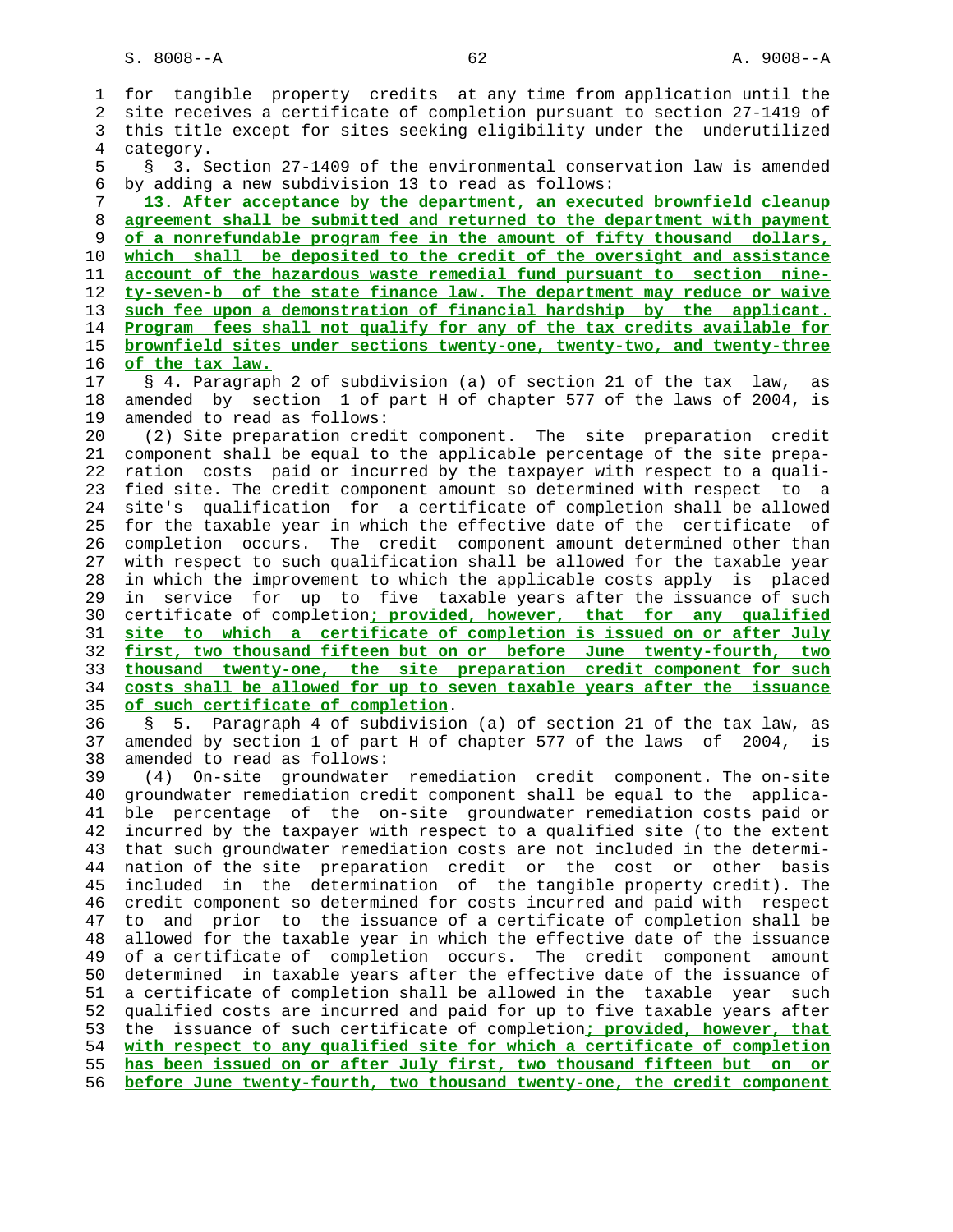for tangible property credits at any time from application until the site receives a certificate of completion pursuant to section 27-1419 of this title except for sites seeking eligibility under the underutilized category.

§ 3. Section 27-1409 of the environmental conservation law is amended by adding a new subdivision 13 to read as follows:

**13. After acceptance by the department, an executed brownfield cleanup agreement shall be submitted and returned to the department with payment of a nonrefundable program fee in the amount of fifty thousand dollars, which shall be deposited to the credit of the oversight and assistance account of the hazardous waste remedial fund pursuant to section ninety-seven-b of the state finance law. The department may reduce or waive such fee upon a demonstration of financial hardship by the applicant. Program fees shall not qualify for any of the tax credits available for brownfield sites under sections twenty-one, twenty-two, and twenty-three of the tax law.**

§ 4. Paragraph 2 of subdivision (a) of section 21 of the tax law, as amended by section 1 of part H of chapter 577 of the laws of 2004, is amended to read as follows:

(2) Site preparation credit component. The site preparation credit component shall be equal to the applicable percentage of the site preparation costs paid or incurred by the taxpayer with respect to a qualified site. The credit component amount so determined with respect to a site's qualification for a certificate of completion shall be allowed for the taxable year in which the effective date of the certificate of completion occurs. The credit component amount determined other than with respect to such qualification shall be allowed for the taxable year in which the improvement to which the applicable costs apply is placed in service for up to five taxable years after the issuance of such certificate of completion**; provided, however, that for any qualified site to which a certificate of completion is issued on or after July first, two thousand fifteen but on or before June twenty-fourth, two thousand twenty-one, the site preparation credit component for such costs shall be allowed for up to seven taxable years after the issuance of such certificate of completion**.

§ 5. Paragraph 4 of subdivision (a) of section 21 of the tax law, as amended by section 1 of part H of chapter 577 of the laws of 2004, is amended to read as follows:

(4) On-site groundwater remediation credit component. The on-site groundwater remediation credit component shall be equal to the applicable percentage of the on-site groundwater remediation costs paid or incurred by the taxpayer with respect to a qualified site (to the extent that such groundwater remediation costs are not included in the determination of the site preparation credit or the cost or other basis included in the determination of the tangible property credit). The credit component so determined for costs incurred and paid with respect to and prior to the issuance of a certificate of completion shall be allowed for the taxable year in which the effective date of the issuance of a certificate of completion occurs. The credit component amount determined in taxable years after the effective date of the issuance of a certificate of completion shall be allowed in the taxable year such qualified costs are incurred and paid for up to five taxable years after the issuance of such certificate of completion**; provided, however, that with respect to any qualified site for which a certificate of completion has been issued on or after July first, two thousand fifteen but on or before June twenty-fourth, two thousand twenty-one, the credit component**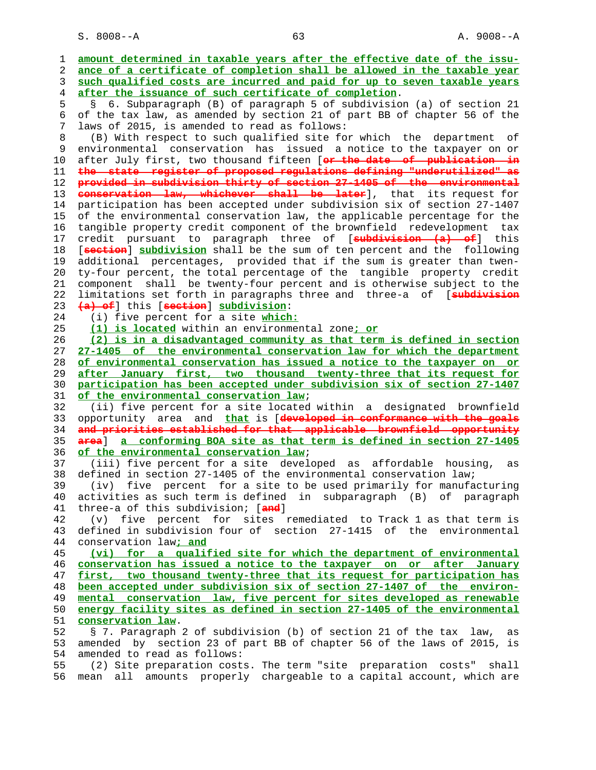amount determined in taxable years after the effective date of the issuance of a certificate of completion shall be allowed in the taxable year such qualified costs are incurred and paid for up to seven taxable years after the issuance of such certificate of completion.

§ 6. Subparagraph (B) of paragraph 5 of subdivision (a) of section 21 of the tax law, as amended by section 21 of part BB of chapter 56 of the laws of 2015, is amended to read as follows:

(B) With respect to such qualified site for which the department of environmental conservation has issued a notice to the taxpayer on or after July first, two thousand fifteen [or the date of publication in the state register of proposed regulations defining "underutilized" as provided in subdivision thirty of section 27-1405 of the environmental conservation law, whichever shall be later], that its request for participation has been accepted under subdivision six of section 27-1407 of the environmental conservation law, the applicable percentage for the tangible property credit component of the brownfield redevelopment tax credit pursuant to paragraph three of [subdivision (a) of] this [section] subdivision shall be the sum of ten percent and the following additional percentages, provided that if the sum is greater than twenty-four percent, the total percentage of the tangible property credit component shall be twenty-four percent and is otherwise subject to the limitations set forth in paragraphs three and three-a of [subdivision (a) of] this [section] subdivision:

(i) five percent for a site which:

(1) is located within an environmental zone; or

(2) is in a disadvantaged community as that term is defined in section 27-1405 of the environmental conservation law for which the department of environmental conservation has issued a notice to the taxpayer on or after January first, two thousand twenty-three that its request for participation has been accepted under subdivision six of section 27-1407 of the environmental conservation law;

(ii) five percent for a site located within a designated brownfield opportunity area and that is [developed in conformance with the goals and priorities established for that applicable brownfield opportunity area] a conforming BOA site as that term is defined in section 27-1405 of the environmental conservation law;

(iii) five percent for a site developed as affordable housing, as defined in section 27-1405 of the environmental conservation law;

(iv) five percent for a site to be used primarily for manufacturing activities as such term is defined in subparagraph (B) of paragraph three-a of this subdivision; [and]

(v) five percent for sites remediated to Track 1 as that term is defined in subdivision four section 27-1415 of the environmental conservation law; and

(vi) for a qualified site for which the department of environmental conservation has issued a notice to the taxpayer on or after January first, two thousand twenty-three that its request for participation has been accepted under subdivision six of section 27-1407 of the environmental conservation law, five percent for sites developed as renewable energy facility sites as defined in section 27-1405 of the environmental conservation law.

§ 7. Paragraph 2 of subdivision (b) of section 21 of the tax law, as amended by section 23 of part BB of chapter 56 of the laws of 2015, is amended to read as follows:

(2) Site preparation costs. The term "site preparation costs" shall mean all amounts properly chargeable to a capital account, which are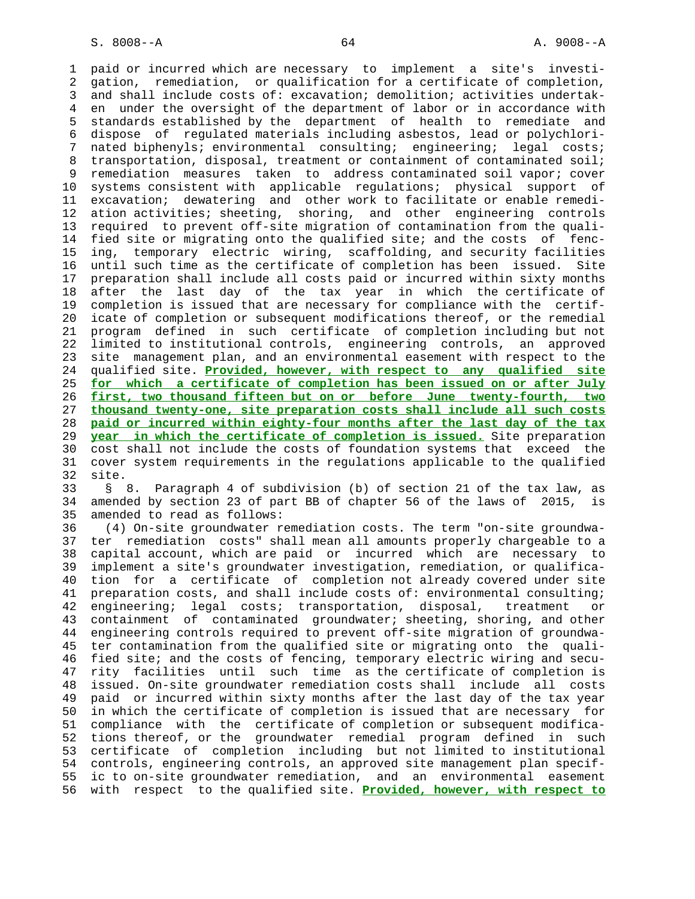paid or incurred which are necessary to implement a site's investigation, remediation, or qualification for a certificate of completion, and shall include costs of: excavation; demolition; activities undertaken under the oversight of the department of labor or in accordance with standards established by the department of health to remediate and dispose of regulated materials including asbestos, lead or polychlorinated biphenyls; environmental consulting; engineering; legal costs; transportation, disposal, treatment or containment of contaminated soil; remediation measures taken to address contaminated soil vapor; cover systems consistent with applicable regulations; physical support of excavation; dewatering and other work to facilitate or enable remediation activities; sheeting, shoring, and other engineering controls required to prevent off-site migration of contamination from the qualified site or migrating onto the qualified site; and the costs of fencing, temporary electric wiring, scaffolding, and security facilities until such time as the certificate of completion has been issued. Site preparation shall include all costs paid or incurred within sixty months after the last day of the tax year in which the certificate of completion is issued that are necessary for compliance with the certificate of completion or subsequent modifications thereof, or the remedial program defined in such certificate of completion including but not limited to institutional controls, engineering controls, an approved site management plan, and an environmental easement with respect to the qualified site. **Provided, however, with respect to any qualified site for which a certificate of completion has been issued on or after July first, two thousand fifteen but on or before June twenty-fourth, two thousand twenty-one, site preparation costs shall include all such costs paid or incurred within eighty-four months after the last day of the tax year in which the certificate of completion is issued.** Site preparation cost shall not include the costs of foundation systems that exceed the cover system requirements in the regulations applicable to the qualified site.

§ 8. Paragraph 4 of subdivision (b) of section 21 of the tax law, as amended by section 23 of part BB of chapter 56 of the laws of 2015, is amended to read as follows:

(4) On-site groundwater remediation costs. The term "on-site groundwater remediation costs" shall mean all amounts properly chargeable to a capital account, which are paid or incurred which are necessary to implement a site's groundwater investigation, remediation, or qualification for a certificate of completion not already covered under site preparation costs, and shall include costs of: environmental consulting; engineering; legal costs; transportation, disposal, treatment or containment of contaminated groundwater; sheeting, shoring, and other engineering controls required to prevent off-site migration of groundwater contamination from the qualified site or migrating onto the qualified site; and the costs of fencing, temporary electric wiring and security facilities until such time as the certificate of completion is issued. On-site groundwater remediation costs shall include all costs paid or incurred within sixty months after the last day of the tax year in which the certificate of completion is issued that are necessary for compliance with the certificate of completion or subsequent modifications thereof, or the groundwater remedial program defined in such certificate of completion including but not limited to institutional controls, engineering controls, an approved site management plan specific to on-site groundwater remediation, and an environmental easement with respect to the qualified site. **Provided, however, with respect to**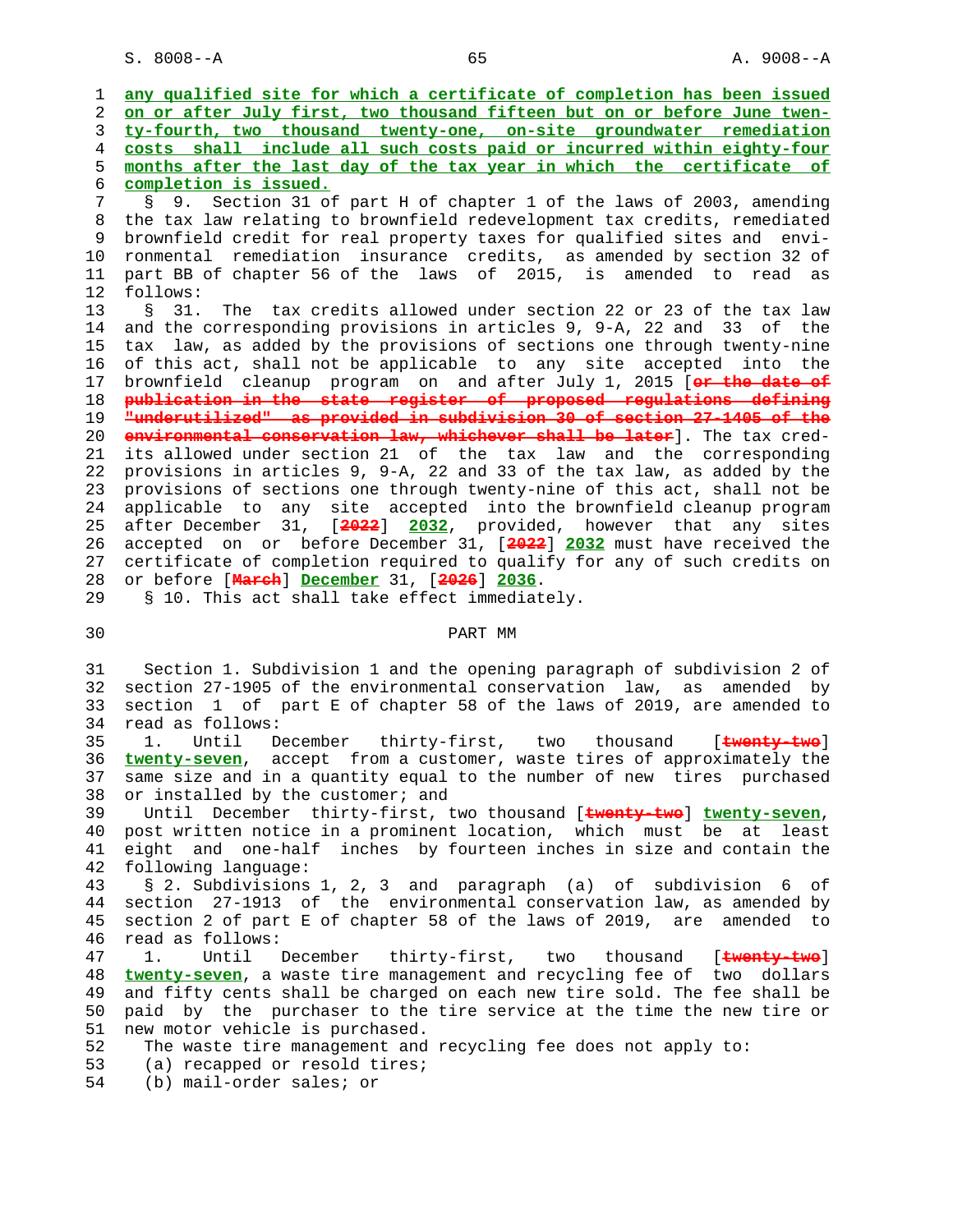any qualified site for which a certificate of completion has been issued on or after July first, two thousand fifteen but on or before June twenty-fourth, two thousand twenty-one, on-site groundwater remediation costs shall include all such costs paid or incurred within eighty-four months after the last day of the tax year in which the certificate of completion is issued.

§ 9. Section 31 of part H of chapter 1 of the laws of 2003, amending the tax law relating to brownfield redevelopment tax credits, remediated brownfield credit for real property taxes for qualified sites and environmental remediation insurance credits, as amended by section 32 of part BB of chapter 56 of the laws of 2015, is amended to read as follows:

§ 31. The tax credits allowed under section 22 or 23 of the tax law and the corresponding provisions in articles 9, 9-A, 22 and 33 of the tax law, as added by the provisions of sections one through twenty-nine of this act, shall not be applicable to any site accepted into the brownfield cleanup program on and after July 1, 2015 [~~or the date of publication in the state register of proposed regulations defining "underutilized" as provided in subdivision 30 of section 27-1405 of the environmental conservation law, whichever shall be later~~]. The tax credits allowed under section 21 of the tax law and the corresponding provisions in articles 9, 9-A, 22 and 33 of the tax law, as added by the provisions of sections one through twenty-nine of this act, shall not be applicable to any site accepted into the brownfield cleanup program after December 31, [~~2022~~] 2032, provided, however that any sites accepted on or before December 31, [~~2022~~] 2032 must have received the certificate of completion required to qualify for any of such credits on or before [~~March~~] December 31, [~~2026~~] 2036.

§ 10. This act shall take effect immediately.

## PART MM

Section 1. Subdivision 1 and the opening paragraph of subdivision 2 of section 27-1905 of the environmental conservation law, as amended by section 1 of part E of chapter 58 of the laws of 2019, are amended to read as follows:

1. Until December thirty-first, two thousand [~~twenty-two~~] twenty-seven, accept from a customer, waste tires of approximately the same size and in a quantity equal to the number of new tires purchased or installed by the customer; and

Until December thirty-first, two thousand [~~twenty-two~~] twenty-seven, post written notice in a prominent location, which must be at least eight and one-half inches by fourteen inches in size and contain the following language:

§ 2. Subdivisions 1, 2, 3 and paragraph (a) of subdivision 6 of section 27-1913 of the environmental conservation law, as amended by section 2 of part E of chapter 58 of the laws of 2019, are amended to read as follows:

1. Until December thirty-first, two thousand [~~twenty-two~~] twenty-seven, a waste tire management and recycling fee of two dollars and fifty cents shall be charged on each new tire sold. The fee shall be paid by the purchaser to the tire service at the time the new tire or new motor vehicle is purchased.

The waste tire management and recycling fee does not apply to:

(a) recapped or resold tires;

(b) mail-order sales; or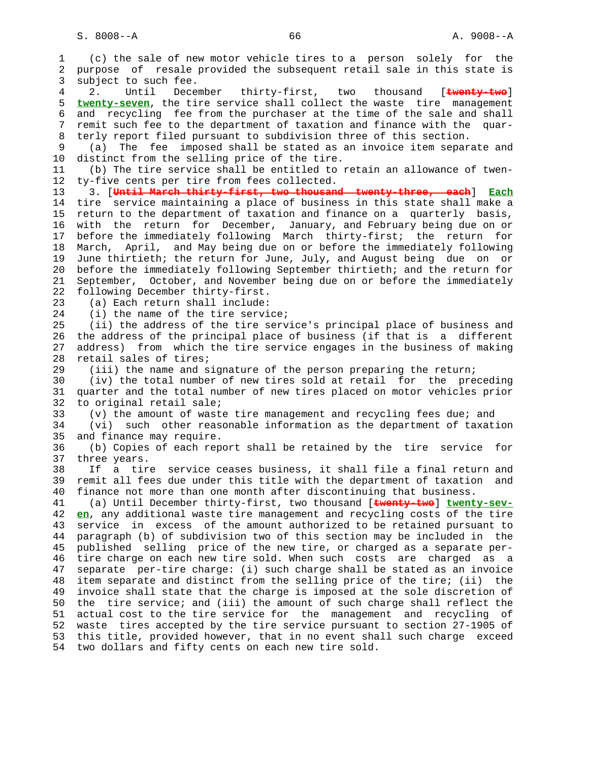(c) the sale of new motor vehicle tires to a person solely for the purpose of resale provided the subsequent retail sale in this state is subject to such fee.

2. Until December thirty-first, two thousand [~~twenty-two~~] **twenty-seven**, the tire service shall collect the waste tire management and recycling fee from the purchaser at the time of the sale and shall remit such fee to the department of taxation and finance with the quarterly report filed pursuant to subdivision three of this section.

(a) The fee imposed shall be stated as an invoice item separate and distinct from the selling price of the tire.

(b) The tire service shall be entitled to retain an allowance of twenty-five cents per tire from fees collected.

3. [~~Until March thirty-first, two thousand twenty-three, each~~] **Each** tire service maintaining a place of business in this state shall make a return to the department of taxation and finance on a quarterly basis, with the return for December, January, and February being due on or before the immediately following March thirty-first; the return for March, April, and May being due on or before the immediately following June thirtieth; the return for June, July, and August being due on or before the immediately following September thirtieth; and the return for September, October, and November being due on or before the immediately following December thirty-first.

(a) Each return shall include:

(i) the name of the tire service;

(ii) the address of the tire service's principal place of business and the address of the principal place of business (if that is a different address) from which the tire service engages in the business of making retail sales of tires;

(iii) the name and signature of the person preparing the return;

(iv) the total number of new tires sold at retail for the preceding quarter and the total number of new tires placed on motor vehicles prior to original retail sale;

(v) the amount of waste tire management and recycling fees due; and

(vi) such other reasonable information as the department of taxation and finance may require.

(b) Copies of each report shall be retained by the tire service for three years.

If a tire service ceases business, it shall file a final return and remit all fees due under this title with the department of taxation and finance not more than one month after discontinuing that business.

(a) Until December thirty-first, two thousand [~~twenty-two~~] **twenty-seven**, any additional waste tire management and recycling costs of the tire service in excess of the amount authorized to be retained pursuant to paragraph (b) of subdivision two of this section may be included in the published selling price of the new tire, or charged as a separate per-tire charge on each new tire sold. When such costs are charged as a separate per-tire charge: (i) such charge shall be stated as an invoice item separate and distinct from the selling price of the tire; (ii) the invoice shall state that the charge is imposed at the sole discretion of the tire service; and (iii) the amount of such charge shall reflect the actual cost to the tire service for the management and recycling of waste tires accepted by the tire service pursuant to section 27-1905 of this title, provided however, that in no event shall such charge exceed two dollars and fifty cents on each new tire sold.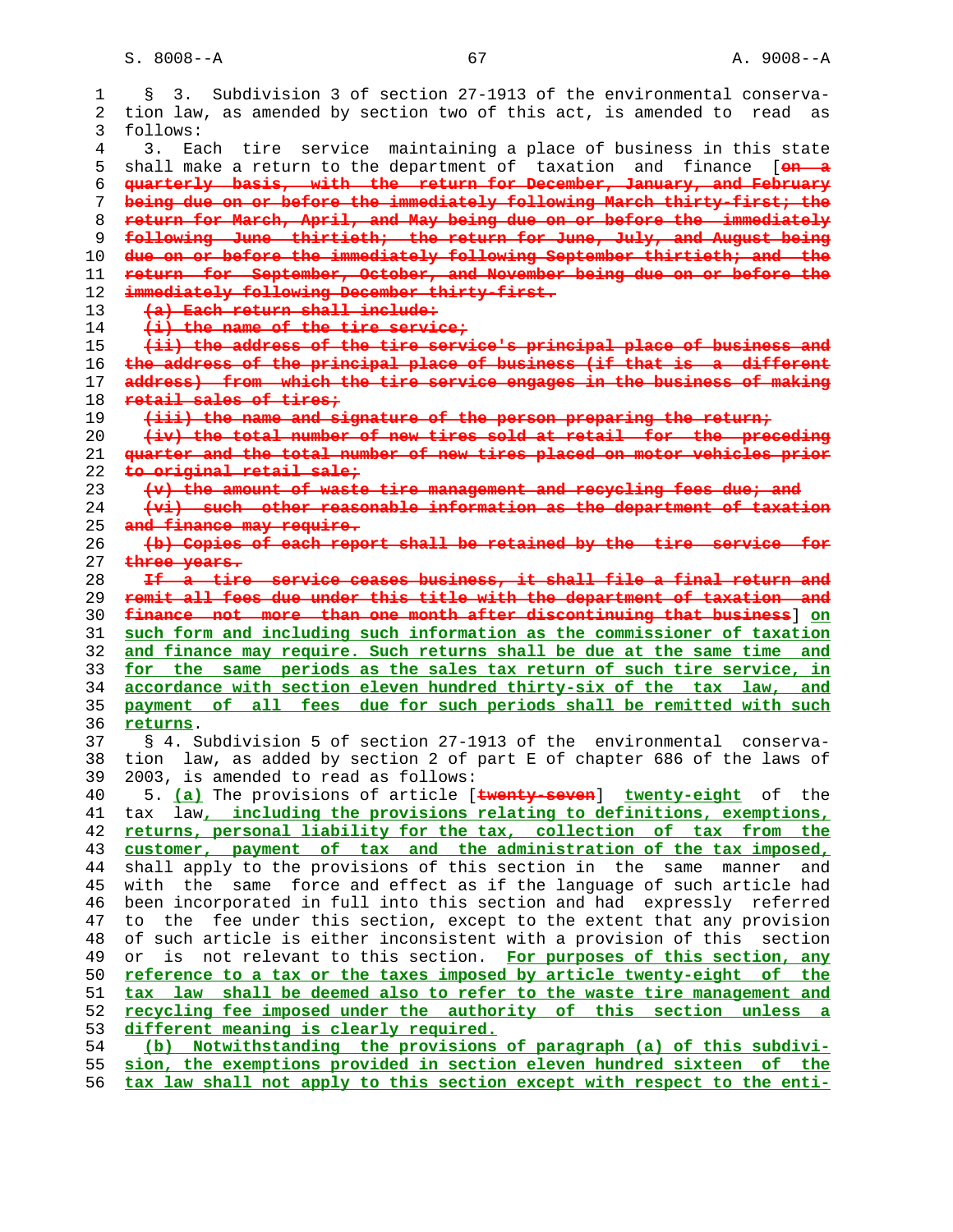§ 3. Subdivision 3 of section 27-1913 of the environmental conservation law, as amended by section two of this act, is amended to read as follows:

3. Each tire service maintaining a place of business in this state shall make a return to the department of taxation and finance [~~on a quarterly basis, with the return for December, January, and February being due on or before the immediately following March thirty-first; the return for March, April, and May being due on or before the immediately following June thirtieth; the return for June, July, and August being due on or before the immediately following September thirtieth; and the return for September, October, and November being due on or before the immediately following December thirty-first.~~

~~(a) Each return shall include:~~

~~(i) the name of the tire service;~~

~~(ii) the address of the tire service's principal place of business and the address of the principal place of business (if that is a different address) from which the tire service engages in the business of making retail sales of tires;~~

~~(iii) the name and signature of the person preparing the return;~~

~~(iv) the total number of new tires sold at retail for the preceding quarter and the total number of new tires placed on motor vehicles prior to original retail sale;~~

~~(v) the amount of waste tire management and recycling fees due; and~~

~~(vi) such other reasonable information as the department of taxation and finance may require.~~

~~(b) Copies of each report shall be retained by the tire service for three years.~~

~~If a tire service ceases business, it shall file a final return and remit all fees due under this title with the department of taxation and finance not more than one month after discontinuing that business~~] <u>on such form and including such information as the commissioner of taxation and finance may require. Such returns shall be due at the same time and for the same periods as the sales tax return of such tire service, in accordance with section eleven hundred thirty-six of the tax law, and payment of all fees due for such periods shall be remitted with such returns</u>.

§ 4. Subdivision 5 of section 27-1913 of the environmental conservation law, as added by section 2 of part E of chapter 686 of the laws of 2003, is amended to read as follows:

5. <u>(a)</u> The provisions of article [~~twenty-seven~~] <u>twenty-eight</u> of the tax law<u>, including the provisions relating to definitions, exemptions, returns, personal liability for the tax, collection of tax from the customer, payment of tax and the administration of the tax imposed,</u> shall apply to the provisions of this section in the same manner and with the same force and effect as if the language of such article had been incorporated in full into this section and had expressly referred to the fee under this section, except to the extent that any provision of such article is either inconsistent with a provision of this section or is not relevant to this section. <u>For purposes of this section, any reference to a tax or the taxes imposed by article twenty-eight of the tax law shall be deemed also to refer to the waste tire management and recycling fee imposed under the authority of this section unless a different meaning is clearly required.</u>

<u>(b) Notwithstanding the provisions of paragraph (a) of this subdivision, the exemptions provided in section eleven hundred sixteen of the tax law shall not apply to this section except with respect to the enti-</u>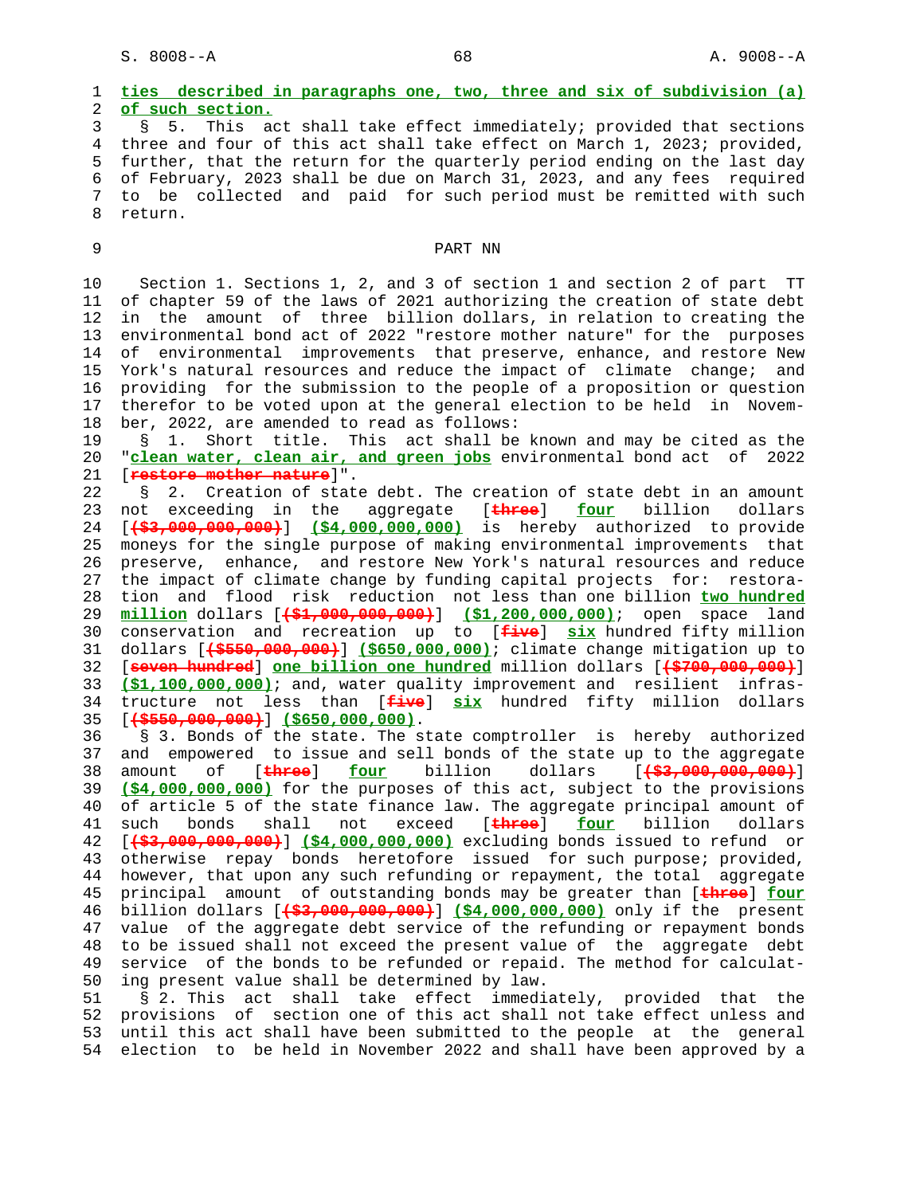ties described in paragraphs one, two, three and six of subdivision (a) of such section.

§ 5. This act shall take effect immediately; provided that sections three and four of this act shall take effect on March 1, 2023; provided, further, that the return for the quarterly period ending on the last day of February, 2023 shall be due on March 31, 2023, and any fees required to be collected and paid for such period must be remitted with such return.

## PART NN

Section 1. Sections 1, 2, and 3 of section 1 and section 2 of part TT of chapter 59 of the laws of 2021 authorizing the creation of state debt in the amount of three billion dollars, in relation to creating the environmental bond act of 2022 "restore mother nature" for the purposes of environmental improvements that preserve, enhance, and restore New York's natural resources and reduce the impact of climate change; and providing for the submission to the people of a proposition or question therefor to be voted upon at the general election to be held in November, 2022, are amended to read as follows:

§ 1. Short title. This act shall be known and may be cited as the "clean water, clean air, and green jobs environmental bond act of 2022 [restore mother nature]".

§ 2. Creation of state debt. The creation of state debt in an amount not exceeding in the aggregate [three] four billion dollars [($3,000,000,000)] ($4,000,000,000) is hereby authorized to provide moneys for the single purpose of making environmental improvements that preserve, enhance, and restore New York's natural resources and reduce the impact of climate change by funding capital projects for: restoration and flood risk reduction not less than one billion two hundred million dollars [($1,000,000,000)] ($1,200,000,000); open space land conservation and recreation up to [five] six hundred fifty million dollars [($550,000,000)] ($650,000,000); climate change mitigation up to [seven hundred] one billion one hundred million dollars [($700,000,000)] ($1,100,000,000); and, water quality improvement and resilient infrastructure not less than [five] six hundred fifty million dollars [($550,000,000)] ($650,000,000).

§ 3. Bonds of the state. The state comptroller is hereby authorized and empowered to issue and sell bonds of the state up to the aggregate amount of [three] four billion dollars [($3,000,000,000)] ($4,000,000,000) for the purposes of this act, subject to the provisions of article 5 of the state finance law. The aggregate principal amount of such bonds shall not exceed [three] four billion dollars [($3,000,000,000)] ($4,000,000,000) excluding bonds issued to refund or otherwise repay bonds heretofore issued for such purpose; provided, however, that upon any such refunding or repayment, the total aggregate principal amount of outstanding bonds may be greater than [three] four billion dollars [($3,000,000,000)] ($4,000,000,000) only if the present value of the aggregate debt service of the refunding or repayment bonds to be issued shall not exceed the present value of the aggregate debt service of the bonds to be refunded or repaid. The method for calculating present value shall be determined by law.

§ 2. This act shall take effect immediately, provided that the provisions of section one of this act shall not take effect unless and until this act shall have been submitted to the people at the general election to be held in November 2022 and shall have been approved by a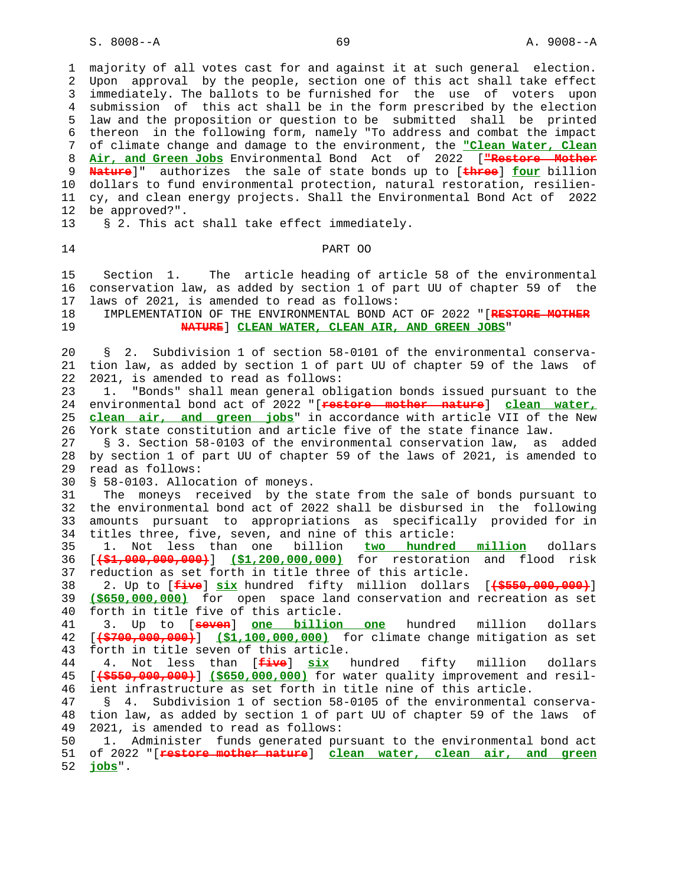majority of all votes cast for and against it at such general election. Upon approval by the people, section one of this act shall take effect immediately. The ballots to be furnished for the use of voters upon submission of this act shall be in the form prescribed by the election law and the proposition or question to be submitted shall be printed thereon in the following form, namely "To address and combat the impact of climate change and damage to the environment, the **"Clean Water, Clean Air, and Green Jobs** Environmental Bond Act of 2022 [~~"Restore Mother Nature~~]" authorizes the sale of state bonds up to [~~three~~] **four** billion dollars to fund environmental protection, natural restoration, resiliency, and clean energy projects. Shall the Environmental Bond Act of 2022 be approved?".

§ 2. This act shall take effect immediately.

PART OO

Section 1. The article heading of article 58 of the environmental conservation law, as added by section 1 of part UU of chapter 59 of the laws of 2021, is amended to read as follows:

IMPLEMENTATION OF THE ENVIRONMENTAL BOND ACT OF 2022 "[~~RESTORE MOTHER NATURE~~] **CLEAN WATER, CLEAN AIR, AND GREEN JOBS**"

§ 2. Subdivision 1 of section 58-0101 of the environmental conservation law, as added by section 1 of part UU of chapter 59 of the laws of 2021, is amended to read as follows:

1. "Bonds" shall mean general obligation bonds issued pursuant to the environmental bond act of 2022 "[~~restore mother nature~~] **clean water, clean air, and green jobs**" in accordance with article VII of the New York state constitution and article five of the state finance law.

§ 3. Section 58-0103 of the environmental conservation law, as added by section 1 of part UU of chapter 59 of the laws of 2021, is amended to read as follows:

§ 58-0103. Allocation of moneys.

The moneys received by the state from the sale of bonds pursuant to the environmental bond act of 2022 shall be disbursed in the following amounts pursuant to appropriations as specifically provided for in titles three, five, seven, and nine of this article:

1. Not less than one billion **two hundred million** dollars [~~($1,000,000,000)~~] **($1,200,000,000)** for restoration and flood risk reduction as set forth in title three of this article.

2. Up to [~~five~~] **six** hundred fifty million dollars [~~($550,000,000)~~] **($650,000,000)** for open space land conservation and recreation as set forth in title five of this article.

3. Up to [~~seven~~] **one billion one** hundred million dollars [~~($700,000,000)~~] **($1,100,000,000)** for climate change mitigation as set forth in title seven of this article.

4. Not less than [~~five~~] **six** hundred fifty million dollars [~~($550,000,000)~~] **($650,000,000)** for water quality improvement and resilient infrastructure as set forth in title nine of this article.

§ 4. Subdivision 1 of section 58-0105 of the environmental conservation law, as added by section 1 of part UU of chapter 59 of the laws of 2021, is amended to read as follows:

1. Administer funds generated pursuant to the environmental bond act of 2022 "[~~restore mother nature~~] **clean water, clean air, and green jobs**".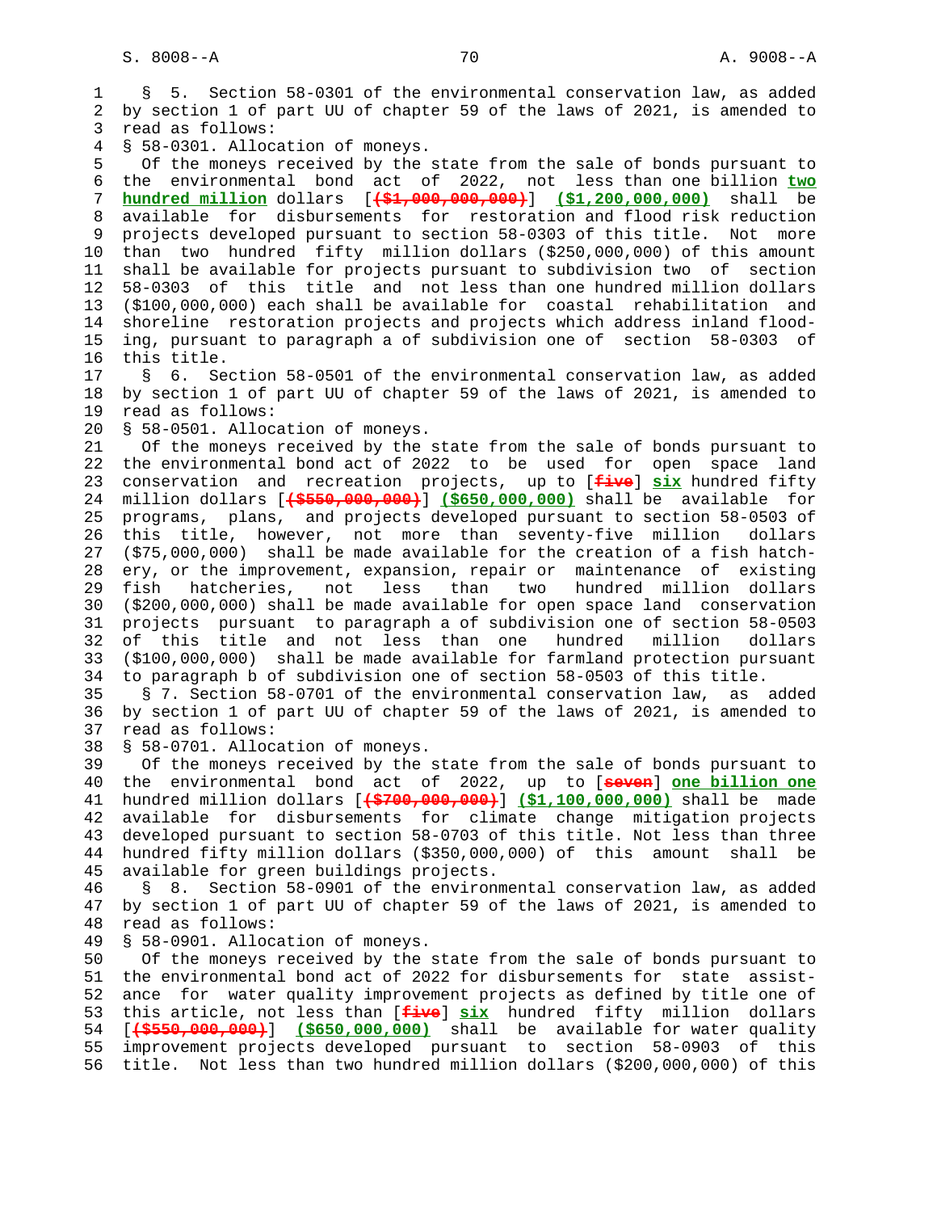§ 5. Section 58-0301 of the environmental conservation law, as added by section 1 of part UU of chapter 59 of the laws of 2021, is amended to read as follows:

§ 58-0301. Allocation of moneys.

Of the moneys received by the state from the sale of bonds pursuant to the environmental bond act of 2022, not less than one billion **two hundred million** dollars [~~($1,000,000,000)~~] **($1,200,000,000)** shall be available for disbursements for restoration and flood risk reduction projects developed pursuant to section 58-0303 of this title. Not more than two hundred fifty million dollars ($250,000,000) of this amount shall be available for projects pursuant to subdivision two of section 58-0303 of this title and not less than one hundred million dollars ($100,000,000) each shall be available for coastal rehabilitation and shoreline restoration projects and projects which address inland flooding, pursuant to paragraph a of subdivision one of section 58-0303 of this title.

§ 6. Section 58-0501 of the environmental conservation law, as added by section 1 of part UU of chapter 59 of the laws of 2021, is amended to read as follows:

§ 58-0501. Allocation of moneys.

Of the moneys received by the state from the sale of bonds pursuant to the environmental bond act of 2022 to be used for open space land conservation and recreation projects, up to [~~five~~] **six** hundred fifty million dollars [~~($550,000,000)~~] **($650,000,000)** shall be available for programs, plans, and projects developed pursuant to section 58-0503 of this title, however, not more than seventy-five million dollars ($75,000,000) shall be made available for the creation of a fish hatchery, or the improvement, expansion, repair or maintenance of existing fish hatcheries, not less than two hundred million dollars ($200,000,000) shall be made available for open space land conservation projects pursuant to paragraph a of subdivision one of section 58-0503 of this title and not less than one hundred million dollars ($100,000,000) shall be made available for farmland protection pursuant to paragraph b of subdivision one of section 58-0503 of this title.

§ 7. Section 58-0701 of the environmental conservation law, as added by section 1 of part UU of chapter 59 of the laws of 2021, is amended to read as follows:

§ 58-0701. Allocation of moneys.

Of the moneys received by the state from the sale of bonds pursuant to the environmental bond act of 2022, up to [~~seven~~] **one billion one** hundred million dollars [~~($700,000,000)~~] **($1,100,000,000)** shall be made available for disbursements for climate change mitigation projects developed pursuant to section 58-0703 of this title. Not less than three hundred fifty million dollars ($350,000,000) of this amount shall be available for green buildings projects.

§ 8. Section 58-0901 of the environmental conservation law, as added by section 1 of part UU of chapter 59 of the laws of 2021, is amended to read as follows:

§ 58-0901. Allocation of moneys.

Of the moneys received by the state from the sale of bonds pursuant to the environmental bond act of 2022 for disbursements for state assistance for water quality improvement projects as defined by title one of this article, not less than [~~five~~] **six** hundred fifty million dollars [~~($550,000,000)~~] **($650,000,000)** shall be available for water quality improvement projects developed pursuant to section 58-0903 of this title. Not less than two hundred million dollars ($200,000,000) of this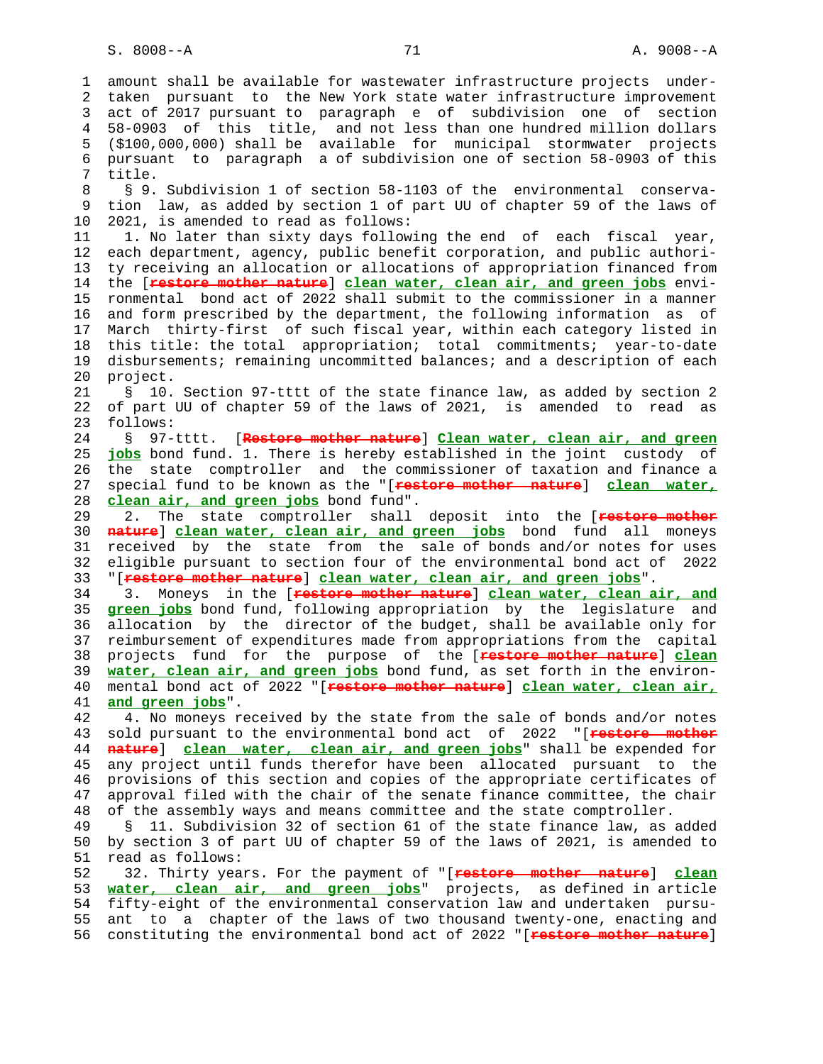amount shall be available for wastewater infrastructure projects undertaken pursuant to the New York state water infrastructure improvement act of 2017 pursuant to paragraph e of subdivision one of section 58-0903 of this title, and not less than one hundred million dollars ($100,000,000) shall be available for municipal stormwater projects pursuant to paragraph a of subdivision one of section 58-0903 of this title.

§ 9. Subdivision 1 of section 58-1103 of the environmental conservation law, as added by section 1 of part UU of chapter 59 of the laws of 2021, is amended to read as follows:

1. No later than sixty days following the end of each fiscal year, each department, agency, public benefit corporation, and public authority receiving an allocation or allocations of appropriation financed from the [~~restore mother nature~~] **clean water, clean air, and green jobs** environmental bond act of 2022 shall submit to the commissioner in a manner and form prescribed by the department, the following information as of March thirty-first of such fiscal year, within each category listed in this title: the total appropriation; total commitments; year-to-date disbursements; remaining uncommitted balances; and a description of each project.

§ 10. Section 97-tttt of the state finance law, as added by section 2 of part UU of chapter 59 of the laws of 2021, is amended to read as follows:

§ 97-tttt. [~~Restore mother nature~~] **Clean water, clean air, and green jobs** bond fund. 1. There is hereby established in the joint custody of the state comptroller and the commissioner of taxation and finance a special fund to be known as the "[~~restore mother nature~~] **clean water, clean air, and green jobs** bond fund".

2. The state comptroller shall deposit into the [~~restore mother nature~~] **clean water, clean air, and green jobs** bond fund all moneys received by the state from the sale of bonds and/or notes for uses eligible pursuant to section four of the environmental bond act of 2022 "[~~restore mother nature~~] **clean water, clean air, and green jobs**".

3. Moneys in the [~~restore mother nature~~] **clean water, clean air, and green jobs** bond fund, following appropriation by the legislature and allocation by the director of the budget, shall be available only for reimbursement of expenditures made from appropriations from the capital projects fund for the purpose of the [~~restore mother nature~~] **clean water, clean air, and green jobs** bond fund, as set forth in the environmental bond act of 2022 "[~~restore mother nature~~] **clean water, clean air, and green jobs**".

4. No moneys received by the state from the sale of bonds and/or notes sold pursuant to the environmental bond act of 2022 "[~~restore mother nature~~] **clean water, clean air, and green jobs**" shall be expended for any project until funds therefor have been allocated pursuant to the provisions of this section and copies of the appropriate certificates of approval filed with the chair of the senate finance committee, the chair of the assembly ways and means committee and the state comptroller.

§ 11. Subdivision 32 of section 61 of the state finance law, as added by section 3 of part UU of chapter 59 of the laws of 2021, is amended to read as follows:

32. Thirty years. For the payment of "[~~restore mother nature~~] **clean water, clean air, and green jobs**" projects, as defined in article fifty-eight of the environmental conservation law and undertaken pursuant to a chapter of the laws of two thousand twenty-one, enacting and constituting the environmental bond act of 2022 "[~~restore mother nature~~]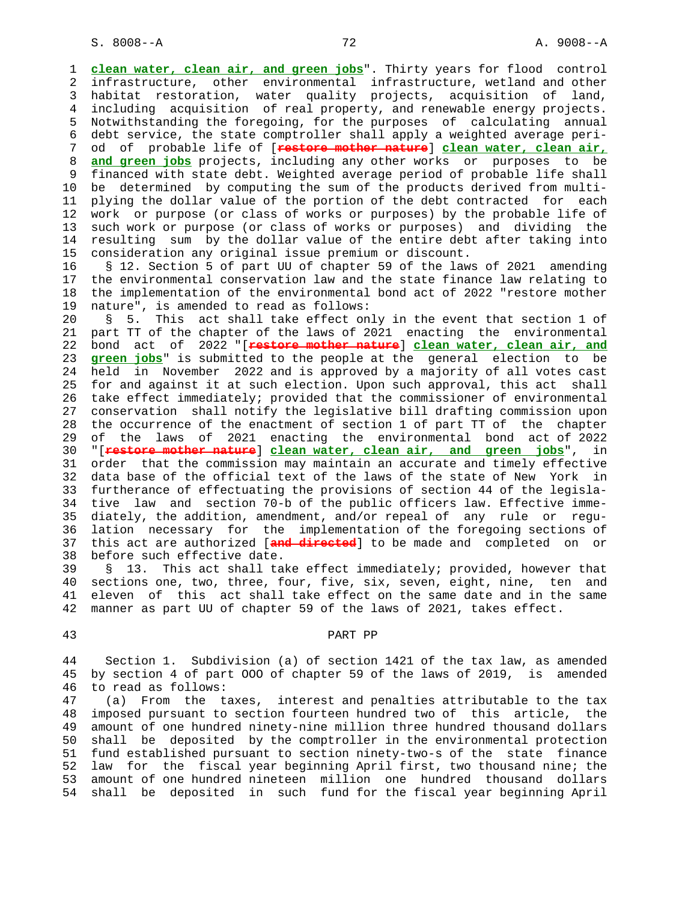clean water, clean air, and green jobs". Thirty years for flood control infrastructure, other environmental infrastructure, wetland and other habitat restoration, water quality projects, acquisition of land, including acquisition of real property, and renewable energy projects. Notwithstanding the foregoing, for the purposes of calculating annual debt service, the state comptroller shall apply a weighted average period of probable life of [~~restore mother nature~~] clean water, clean air, and green jobs projects, including any other works or purposes to be financed with state debt. Weighted average period of probable life shall be determined by computing the sum of the products derived from multiplying the dollar value of the portion of the debt contracted for each work or purpose (or class of works or purposes) by the probable life of such work or purpose (or class of works or purposes) and dividing the resulting sum by the dollar value of the entire debt after taking into consideration any original issue premium or discount.

§ 12. Section 5 of part UU of chapter 59 of the laws of 2021 amending the environmental conservation law and the state finance law relating to the implementation of the environmental bond act of 2022 "restore mother nature", is amended to read as follows:

§ 5. This act shall take effect only in the event that section 1 of part TT of the chapter of the laws of 2021 enacting the environmental bond act of 2022 "[~~restore mother nature~~] clean water, clean air, and green jobs" is submitted to the people at the general election to be held in November 2022 and is approved by a majority of all votes cast for and against it at such election. Upon such approval, this act shall take effect immediately; provided that the commissioner of environmental conservation shall notify the legislative bill drafting commission upon the occurrence of the enactment of section 1 of part TT of the chapter of the laws of 2021 enacting the environmental bond act of 2022 "[~~restore mother nature~~] clean water, clean air, and green jobs", in order that the commission may maintain an accurate and timely effective data base of the official text of the laws of the state of New York in furtherance of effectuating the provisions of section 44 of the legislative law and section 70-b of the public officers law. Effective immediately, the addition, amendment, and/or repeal of any rule or regulation necessary for the implementation of the foregoing sections of this act are authorized [~~and directed~~] to be made and completed on or before such effective date.

§ 13. This act shall take effect immediately; provided, however that sections one, two, three, four, five, six, seven, eight, nine, ten and eleven of this act shall take effect on the same date and in the same manner as part UU of chapter 59 of the laws of 2021, takes effect.

PART PP

Section 1. Subdivision (a) of section 1421 of the tax law, as amended by section 4 of part OOO of chapter 59 of the laws of 2019, is amended to read as follows:

(a) From the taxes, interest and penalties attributable to the tax imposed pursuant to section fourteen hundred two of this article, the amount of one hundred ninety-nine million three hundred thousand dollars shall be deposited by the comptroller in the environmental protection fund established pursuant to section ninety-two-s of the state finance law for the fiscal year beginning April first, two thousand nine; the amount of one hundred nineteen million one hundred thousand dollars shall be deposited in such fund for the fiscal year beginning April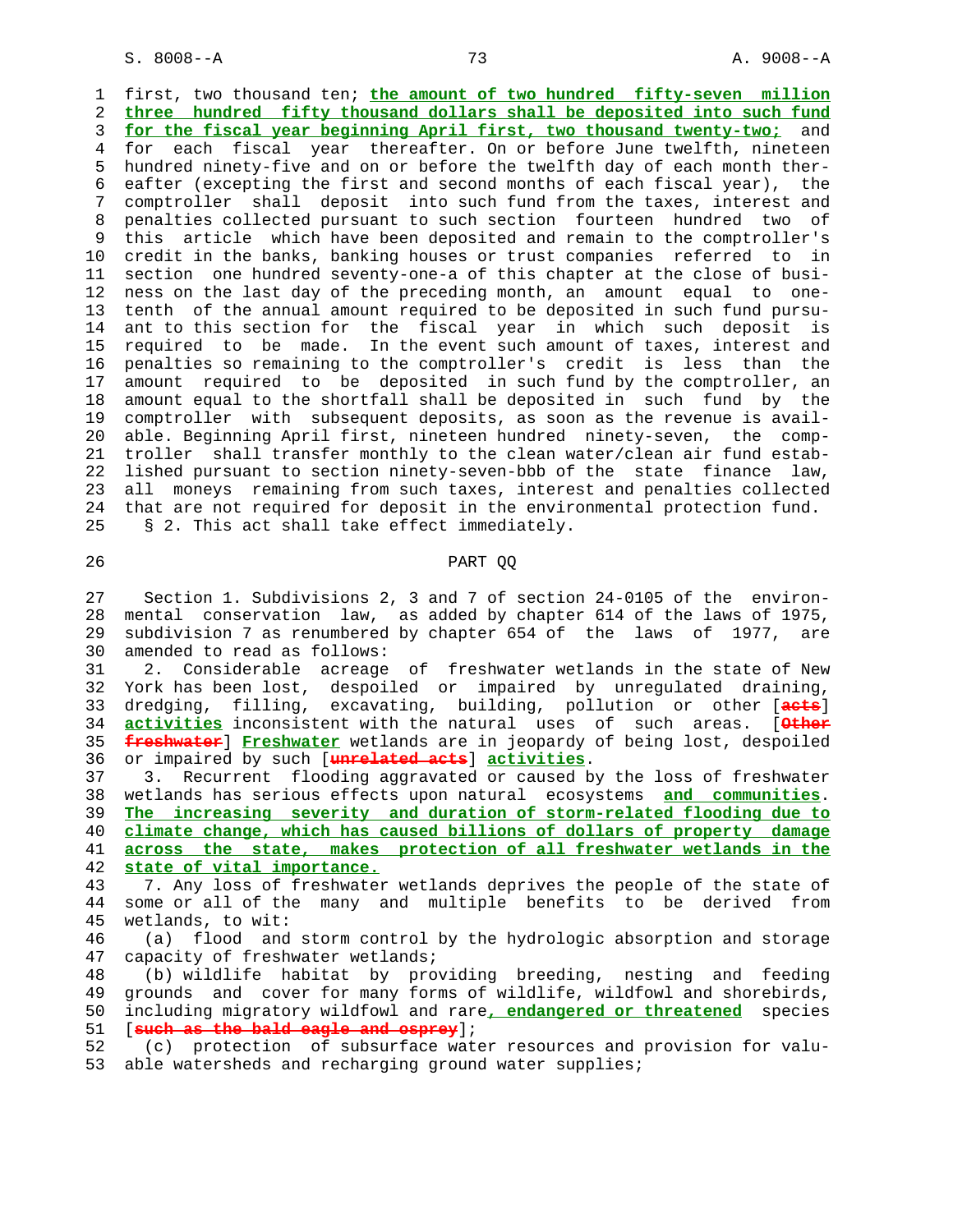first, two thousand ten; **the amount of two hundred fifty-seven million three hundred fifty thousand dollars shall be deposited into such fund for the fiscal year beginning April first, two thousand twenty-two;** and for each fiscal year thereafter. On or before June twelfth, nineteen hundred ninety-five and on or before the twelfth day of each month thereafter (excepting the first and second months of each fiscal year), the comptroller shall deposit into such fund from the taxes, interest and penalties collected pursuant to such section fourteen hundred two of this article which have been deposited and remain to the comptroller's credit in the banks, banking houses or trust companies referred to in section one hundred seventy-one-a of this chapter at the close of business on the last day of the preceding month, an amount equal to one-tenth of the annual amount required to be deposited in such fund pursuant to this section for the fiscal year in which such deposit is required to be made. In the event such amount of taxes, interest and penalties so remaining to the comptroller's credit is less than the amount required to be deposited in such fund by the comptroller, an amount equal to the shortfall shall be deposited in such fund by the comptroller with subsequent deposits, as soon as the revenue is available. Beginning April first, nineteen hundred ninety-seven, the comptroller shall transfer monthly to the clean water/clean air fund established pursuant to section ninety-seven-bbb of the state finance law, all moneys remaining from such taxes, interest and penalties collected that are not required for deposit in the environmental protection fund.

§ 2. This act shall take effect immediately.

## PART QQ

Section 1. Subdivisions 2, 3 and 7 of section 24-0105 of the environmental conservation law, as added by chapter 614 of the laws of 1975, subdivision 7 as renumbered by chapter 654 of the laws of 1977, are amended to read as follows:

2. Considerable acreage of freshwater wetlands in the state of New York has been lost, despoiled or impaired by unregulated draining, dredging, filling, excavating, building, pollution or other [~~acts~~] **activities** inconsistent with the natural uses of such areas. [~~Other freshwater~~] **Freshwater** wetlands are in jeopardy of being lost, despoiled or impaired by such [~~unrelated acts~~] **activities**.

3. Recurrent flooding aggravated or caused by the loss of freshwater wetlands has serious effects upon natural ecosystems **and communities**. **The increasing severity and duration of storm-related flooding due to climate change, which has caused billions of dollars of property damage across the state, makes protection of all freshwater wetlands in the state of vital importance.**

7. Any loss of freshwater wetlands deprives the people of the state of some or all of the many and multiple benefits to be derived from wetlands, to wit:

(a) flood and storm control by the hydrologic absorption and storage capacity of freshwater wetlands;

(b) wildlife habitat by providing breeding, nesting and feeding grounds and cover for many forms of wildlife, wildfowl and shorebirds, including migratory wildfowl and rare**, endangered or threatened** species [~~such as the bald eagle and osprey~~];

(c) protection of subsurface water resources and provision for valuable watersheds and recharging ground water supplies;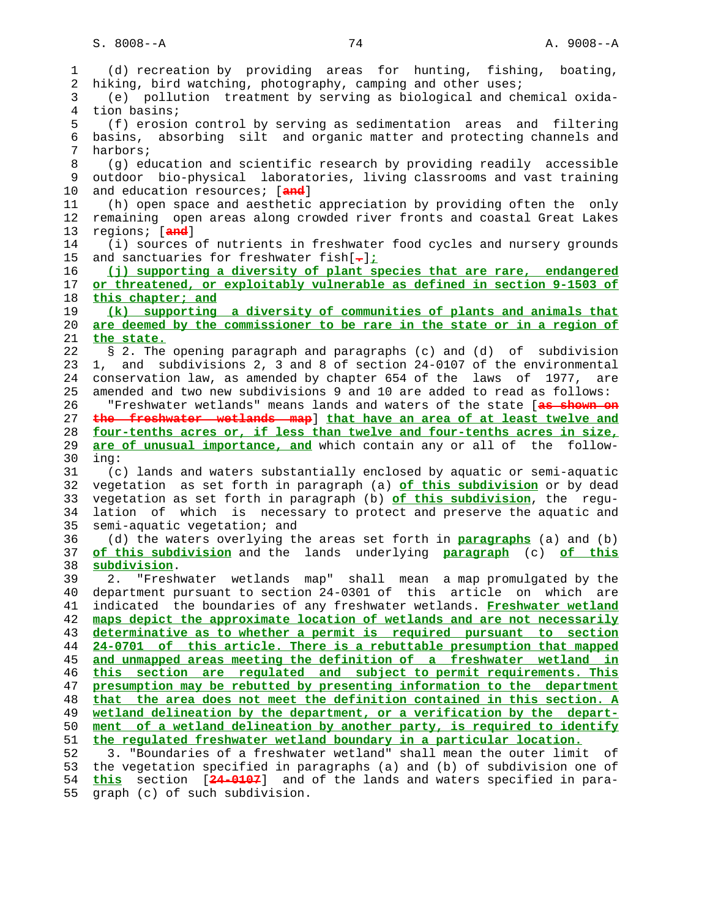(d) recreation by providing areas for hunting, fishing, boating, hiking, bird watching, photography, camping and other uses;

(e) pollution treatment by serving as biological and chemical oxidation basins;

(f) erosion control by serving as sedimentation areas and filtering basins, absorbing silt and organic matter and protecting channels and harbors;

(g) education and scientific research by providing readily accessible outdoor bio-physical laboratories, living classrooms and vast training and education resources; [~~and~~]

(h) open space and aesthetic appreciation by providing often the only remaining open areas along crowded river fronts and coastal Great Lakes regions; [~~and~~]

(i) sources of nutrients in freshwater food cycles and nursery grounds and sanctuaries for freshwater fish[~~.~~]<u>;</u>

<u>**(j) supporting a diversity of plant species that are rare, endangered or threatened, or exploitably vulnerable as defined in section 9-1503 of this chapter; and**</u>

<u>**(k) supporting a diversity of communities of plants and animals that are deemed by the commissioner to be rare in the state or in a region of the state.**</u>

§ 2. The opening paragraph and paragraphs (c) and (d) of subdivision 1, and subdivisions 2, 3 and 8 of section 24-0107 of the environmental conservation law, as amended by chapter 654 of the laws of 1977, are amended and two new subdivisions 9 and 10 are added to read as follows:

"Freshwater wetlands" means lands and waters of the state [~~as shown on the freshwater wetlands map~~] <u>**that have an area of at least twelve and four-tenths acres or, if less than twelve and four-tenths acres in size, are of unusual importance, and**</u> which contain any or all of the following:

(c) lands and waters substantially enclosed by aquatic or semi-aquatic vegetation as set forth in paragraph (a) <u>**of this subdivision**</u> or by dead vegetation as set forth in paragraph (b) <u>**of this subdivision**</u>, the regulation of which is necessary to protect and preserve the aquatic and semi-aquatic vegetation; and

(d) the waters overlying the areas set forth in <u>**paragraphs**</u> (a) and (b) <u>**of this subdivision**</u> and the lands underlying <u>**paragraph**</u> (c) <u>**of this subdivision**</u>.

2. "Freshwater wetlands map" shall mean a map promulgated by the department pursuant to section 24-0301 of this article on which are indicated the boundaries of any freshwater wetlands. <u>**Freshwater wetland maps depict the approximate location of wetlands and are not necessarily determinative as to whether a permit is required pursuant to section 24-0701 of this article. There is a rebuttable presumption that mapped and unmapped areas meeting the definition of a freshwater wetland in this section are regulated and subject to permit requirements. This presumption may be rebutted by presenting information to the department that the area does not meet the definition contained in this section. A wetland delineation by the department, or a verification by the department of a wetland delineation by another party, is required to identify the regulated freshwater wetland boundary in a particular location.**</u>

3. "Boundaries of a freshwater wetland" shall mean the outer limit of the vegetation specified in paragraphs (a) and (b) of subdivision one of <u>**this**</u> section [~~24-0107~~] and of the lands and waters specified in paragraph (c) of such subdivision.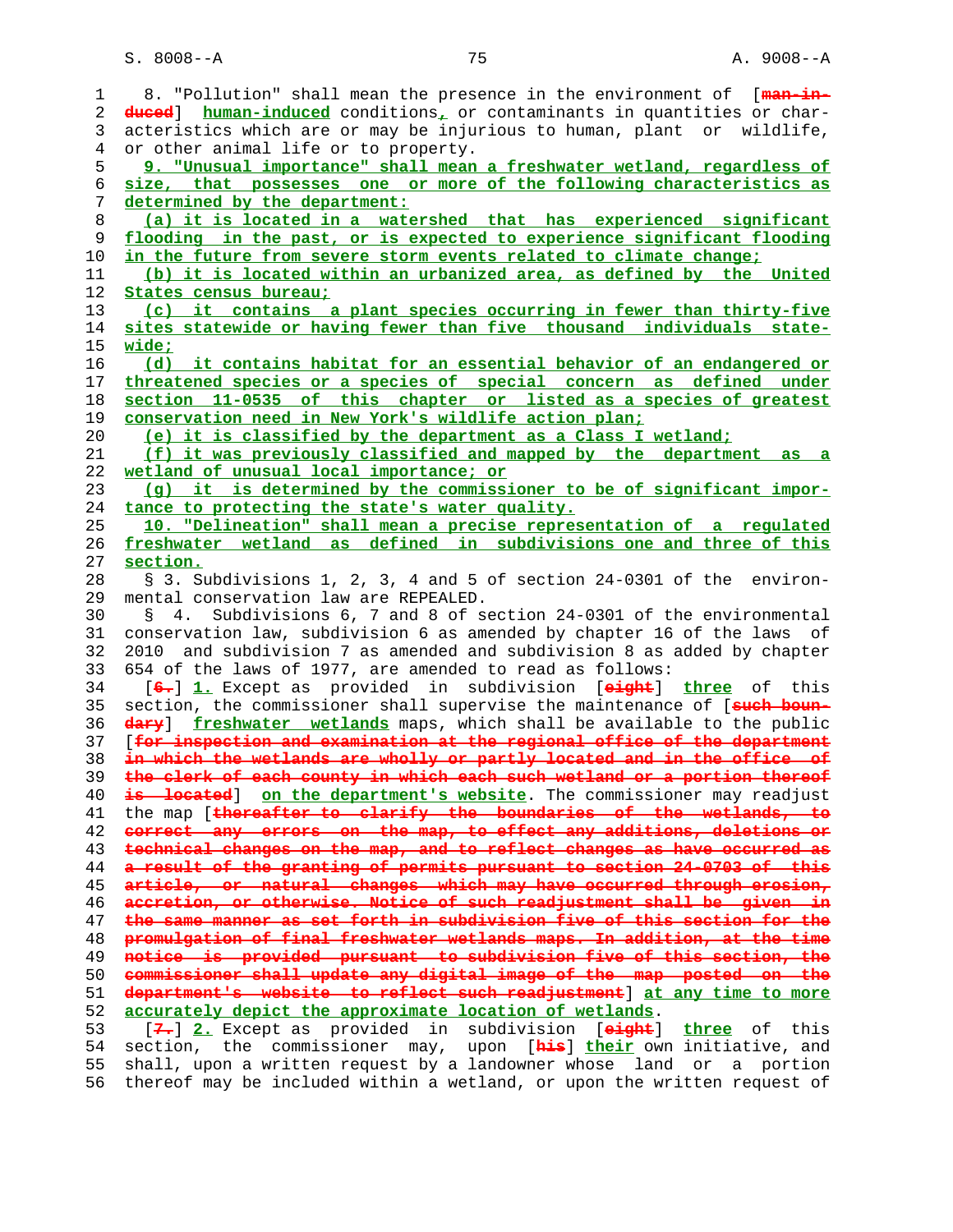8. "Pollution" shall mean the presence in the environment of [~~man-induced~~] __human-induced__ conditions__,__ or contaminants in quantities or characteristics which are or may be injurious to human, plant or wildlife, or other animal life or to property.

__9. "Unusual importance" shall mean a freshwater wetland, regardless of size, that possesses one or more of the following characteristics as determined by the department:__

__(a) it is located in a watershed that has experienced significant flooding in the past, or is expected to experience significant flooding in the future from severe storm events related to climate change;__

__(b) it is located within an urbanized area, as defined by the United States census bureau;__

__(c) it contains a plant species occurring in fewer than thirty-five sites statewide or having fewer than five thousand individuals statewide;__

__(d) it contains habitat for an essential behavior of an endangered or threatened species or a species of special concern as defined under section 11-0535 of this chapter or listed as a species of greatest conservation need in New York's wildlife action plan;__

__(e) it is classified by the department as a Class I wetland;__

__(f) it was previously classified and mapped by the department as a wetland of unusual local importance; or__

__(g) it is determined by the commissioner to be of significant importance to protecting the state's water quality.__

__10. "Delineation" shall mean a precise representation of a regulated freshwater wetland as defined in subdivisions one and three of this section.__

§ 3. Subdivisions 1, 2, 3, 4 and 5 of section 24-0301 of the environmental conservation law are REPEALED.

§ 4. Subdivisions 6, 7 and 8 of section 24-0301 of the environmental conservation law, subdivision 6 as amended by chapter 16 of the laws of 2010 and subdivision 7 as amended and subdivision 8 as added by chapter 654 of the laws of 1977, are amended to read as follows:

[~~6.~~] __1.__ Except as provided in subdivision [~~eight~~] __three__ of this section, the commissioner shall supervise the maintenance of [~~such boundary~~] __freshwater wetlands__ maps, which shall be available to the public [~~for inspection and examination at the regional office of the department in which the wetlands are wholly or partly located and in the office of the clerk of each county in which each such wetland or a portion thereof is located~~] __on the department's website__. The commissioner may readjust the map [~~thereafter to clarify the boundaries of the wetlands, to correct any errors on the map, to effect any additions, deletions or technical changes on the map, and to reflect changes as have occurred as a result of the granting of permits pursuant to section 24-0703 of this article, or natural changes which may have occurred through erosion, accretion, or otherwise. Notice of such readjustment shall be given in the same manner as set forth in subdivision five of this section for the promulgation of final freshwater wetlands maps. In addition, at the time notice is provided pursuant to subdivision five of this section, the commissioner shall update any digital image of the map posted on the department's website to reflect such readjustment~~] __at any time to more accurately depict the approximate location of wetlands__.

[~~7.~~] __2.__ Except as provided in subdivision [~~eight~~] __three__ of this section, the commissioner may, upon [~~his~~] __their__ own initiative, and shall, upon a written request by a landowner whose land or a portion thereof may be included within a wetland, or upon the written request of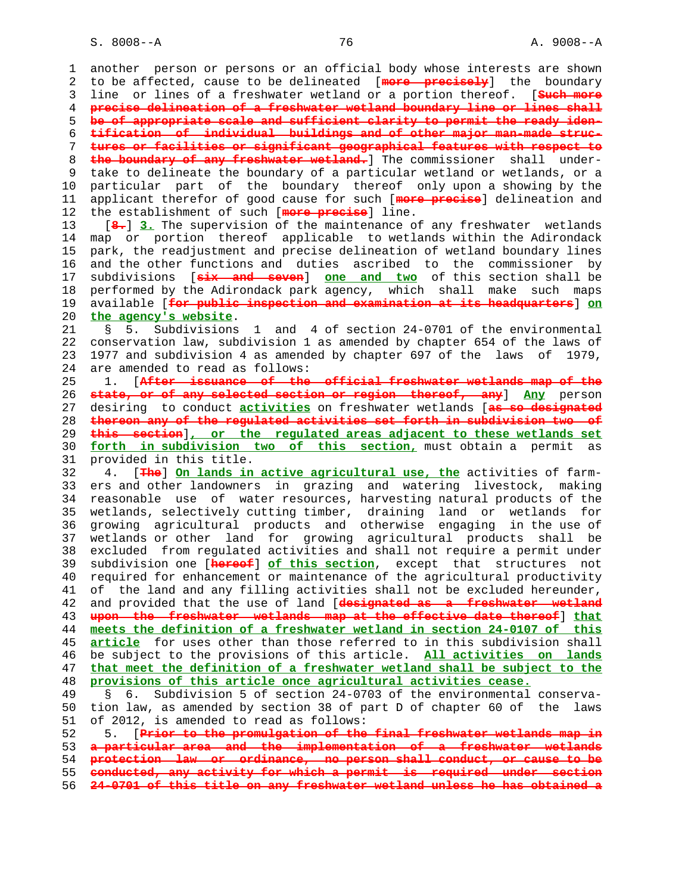another person or persons or an official body whose interests are shown to be affected, cause to be delineated [~~more precisely~~] the boundary line or lines of a freshwater wetland or a portion thereof. [~~Such more precise delineation of a freshwater wetland boundary line or lines shall be of appropriate scale and sufficient clarity to permit the ready identification of individual buildings and of other major man-made structures or facilities or significant geographical features with respect to the boundary of any freshwater wetland.~~] The commissioner shall undertake to delineate the boundary of a particular wetland or wetlands, or a particular part of the boundary thereof only upon a showing by the applicant therefor of good cause for such [~~more precise~~] delineation and the establishment of such [~~more precise~~] line.

[~~8.~~] __3.__ The supervision of the maintenance of any freshwater wetlands map or portion thereof applicable to wetlands within the Adirondack park, the readjustment and precise delineation of wetland boundary lines and the other functions and duties ascribed to the commissioner by subdivisions [~~six and seven~~] __one and two__ of this section shall be performed by the Adirondack park agency, which shall make such maps available [~~for public inspection and examination at its headquarters~~] __on the agency's website__.

§ 5. Subdivisions 1 and 4 of section 24-0701 of the environmental conservation law, subdivision 1 as amended by chapter 654 of the laws of 1977 and subdivision 4 as amended by chapter 697 of the laws of 1979, are amended to read as follows:

1. [~~After issuance of the official freshwater wetlands map of the state, or of any selected section or region thereof, any~~] __Any__ person desiring to conduct __activities__ on freshwater wetlands [~~as so designated thereon any of the regulated activities set forth in subdivision two of this section~~]__, or the regulated areas adjacent to these wetlands set forth in subdivision two of this section,__ must obtain a permit as provided in this title.

4. [~~The~~] __On lands in active agricultural use, the__ activities of farmers and other landowners in grazing and watering livestock, making reasonable use of water resources, harvesting natural products of the wetlands, selectively cutting timber, draining land or wetlands for growing agricultural products and otherwise engaging in the use of wetlands or other land for growing agricultural products shall be excluded from regulated activities and shall not require a permit under subdivision one [~~hereof~~] __of this section__, except that structures not required for enhancement or maintenance of the agricultural productivity of the land and any filling activities shall not be excluded hereunder, and provided that the use of land [~~designated as a freshwater wetland upon the freshwater wetlands map at the effective date thereof~~] __that meets the definition of a freshwater wetland in section 24-0107 of this article__ for uses other than those referred to in this subdivision shall be subject to the provisions of this article. __All activities on lands that meet the definition of a freshwater wetland shall be subject to the provisions of this article once agricultural activities cease.__

§ 6. Subdivision 5 of section 24-0703 of the environmental conservation law, as amended by section 38 of part D of chapter 60 of the laws of 2012, is amended to read as follows:

5. [~~Prior to the promulgation of the final freshwater wetlands map in a particular area and the implementation of a freshwater wetlands protection law or ordinance, no person shall conduct, or cause to be conducted, any activity for which a permit is required under section 24-0701 of this title on any freshwater wetland unless he has obtained a~~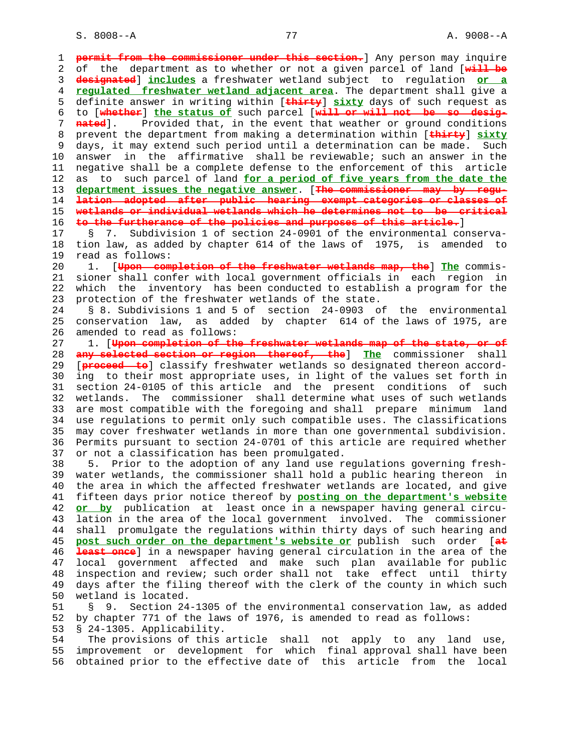permit from the commissioner under this section.] Any person may inquire of the department as to whether or not a given parcel of land [will be designated] **includes** a freshwater wetland subject to regulation **or a regulated freshwater wetland adjacent area**. The department shall give a definite answer in writing within [thirty] **sixty** days of such request as to [whether] **the status of** such parcel [will or will not be so designated]. Provided that, in the event that weather or ground conditions prevent the department from making a determination within [thirty] **sixty** days, it may extend such period until a determination can be made. Such answer in the affirmative shall be reviewable; such an answer in the negative shall be a complete defense to the enforcement of this article as to such parcel of land **for a period of five years from the date the department issues the negative answer**. [The commissioner may by regulation adopted after public hearing exempt categories or classes of wetlands or individual wetlands which he determines not to be critical to the furtherance of the policies and purposes of this article.]

§ 7. Subdivision 1 of section 24-0901 of the environmental conservation law, as added by chapter 614 of the laws of 1975, is amended to read as follows:

1. [Upon completion of the freshwater wetlands map, the] **The** commissioner shall confer with local government officials in each region in which the inventory has been conducted to establish a program for the protection of the freshwater wetlands of the state.

§ 8. Subdivisions 1 and 5 of section 24-0903 of the environmental conservation law, as added by chapter 614 of the laws of 1975, are amended to read as follows:

1. [Upon completion of the freshwater wetlands map of the state, or of any selected section or region thereof, the] **The** commissioner shall [proceed to] classify freshwater wetlands so designated thereon according to their most appropriate uses, in light of the values set forth in section 24-0105 of this article and the present conditions of such wetlands. The commissioner shall determine what uses of such wetlands are most compatible with the foregoing and shall prepare minimum land use regulations to permit only such compatible uses. The classifications may cover freshwater wetlands in more than one governmental subdivision. Permits pursuant to section 24-0701 of this article are required whether or not a classification has been promulgated.

5. Prior to the adoption of any land use regulations governing freshwater wetlands, the commissioner shall hold a public hearing thereon in the area in which the affected freshwater wetlands are located, and give fifteen days prior notice thereof by **posting on the department's website or by** publication at least once in a newspaper having general circulation in the area of the local government involved. The commissioner shall promulgate the regulations within thirty days of such hearing and **post such order on the department's website or** publish such order [at least once] in a newspaper having general circulation in the area of the local government affected and make such plan available for public inspection and review; such order shall not take effect until thirty days after the filing thereof with the clerk of the county in which such wetland is located.

§ 9. Section 24-1305 of the environmental conservation law, as added by chapter 771 of the laws of 1976, is amended to read as follows:

§ 24-1305. Applicability.

The provisions of this article shall not apply to any land use, improvement or development for which final approval shall have been obtained prior to the effective date of this article from the local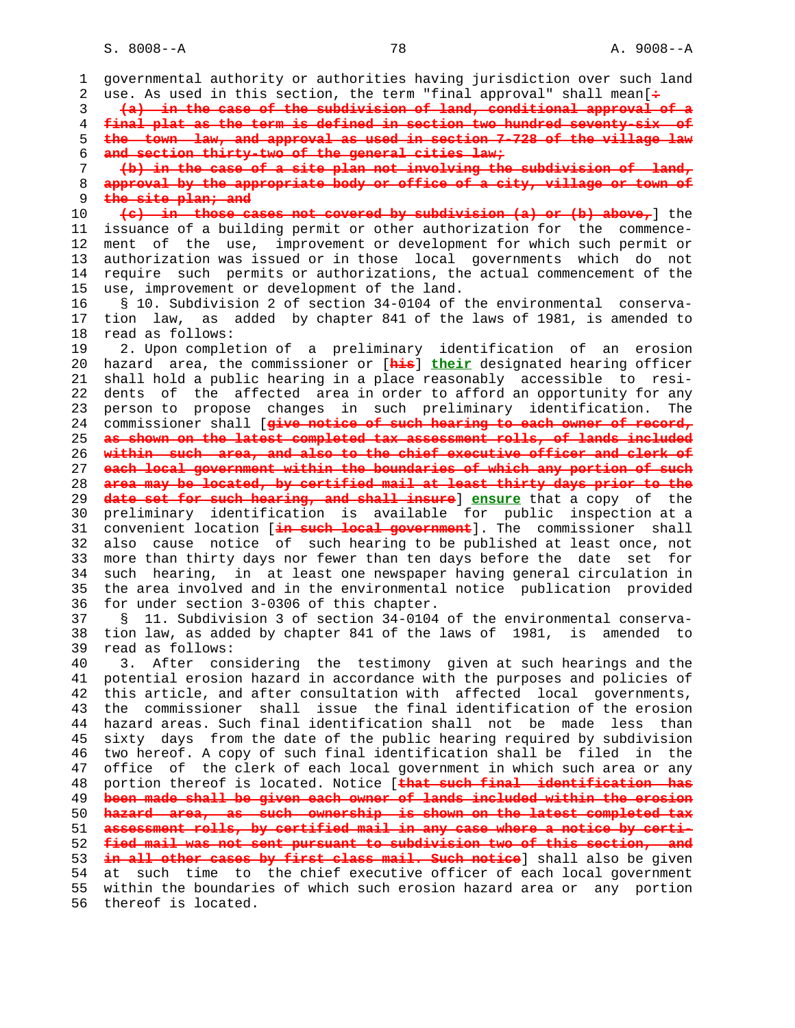governmental authority or authorities having jurisdiction over such land use. As used in this section, the term "final approval" shall mean[~~:~~

~~(a) in the case of the subdivision of land, conditional approval of a final plat as the term is defined in section two hundred seventy-six of the town law, and approval as used in section 7-728 of the village law and section thirty-two of the general cities law;~~

~~(b) in the case of a site plan not involving the subdivision of land, approval by the appropriate body or office of a city, village or town of the site plan; and~~

~~(c) in those cases not covered by subdivision (a) or (b) above,~~] the issuance of a building permit or other authorization for the commencement of the use, improvement or development for which such permit or authorization was issued or in those local governments which do not require such permits or authorizations, the actual commencement of the use, improvement or development of the land.

§ 10. Subdivision 2 of section 34-0104 of the environmental conservation law, as added by chapter 841 of the laws of 1981, is amended to read as follows:

2. Upon completion of a preliminary identification of an erosion hazard area, the commissioner or [~~his~~] **their** designated hearing officer shall hold a public hearing in a place reasonably accessible to residents of the affected area in order to afford an opportunity for any person to propose changes in such preliminary identification. The commissioner shall [~~give notice of such hearing to each owner of record, as shown on the latest completed tax assessment rolls, of lands included within such area, and also to the chief executive officer and clerk of each local government within the boundaries of which any portion of such area may be located, by certified mail at least thirty days prior to the date set for such hearing, and shall insure~~] **ensure** that a copy of the preliminary identification is available for public inspection at a convenient location [~~in such local government~~]. The commissioner shall also cause notice of such hearing to be published at least once, not more than thirty days nor fewer than ten days before the date set for such hearing, in at least one newspaper having general circulation in the area involved and in the environmental notice publication provided for under section 3-0306 of this chapter.

§ 11. Subdivision 3 of section 34-0104 of the environmental conservation law, as added by chapter 841 of the laws of 1981, is amended to read as follows:

3. After considering the testimony given at such hearings and the potential erosion hazard in accordance with the purposes and policies of this article, and after consultation with affected local governments, the commissioner shall issue the final identification of the erosion hazard areas. Such final identification shall not be made less than sixty days from the date of the public hearing required by subdivision two hereof. A copy of such final identification shall be filed in the office of the clerk of each local government in which such area or any portion thereof is located. Notice [~~that such final identification has been made shall be given each owner of lands included within the erosion hazard area, as such ownership is shown on the latest completed tax assessment rolls, by certified mail in any case where a notice by certified mail was not sent pursuant to subdivision two of this section, and in all other cases by first class mail. Such notice~~] shall also be given at such time to the chief executive officer of each local government within the boundaries of which such erosion hazard area or any portion thereof is located.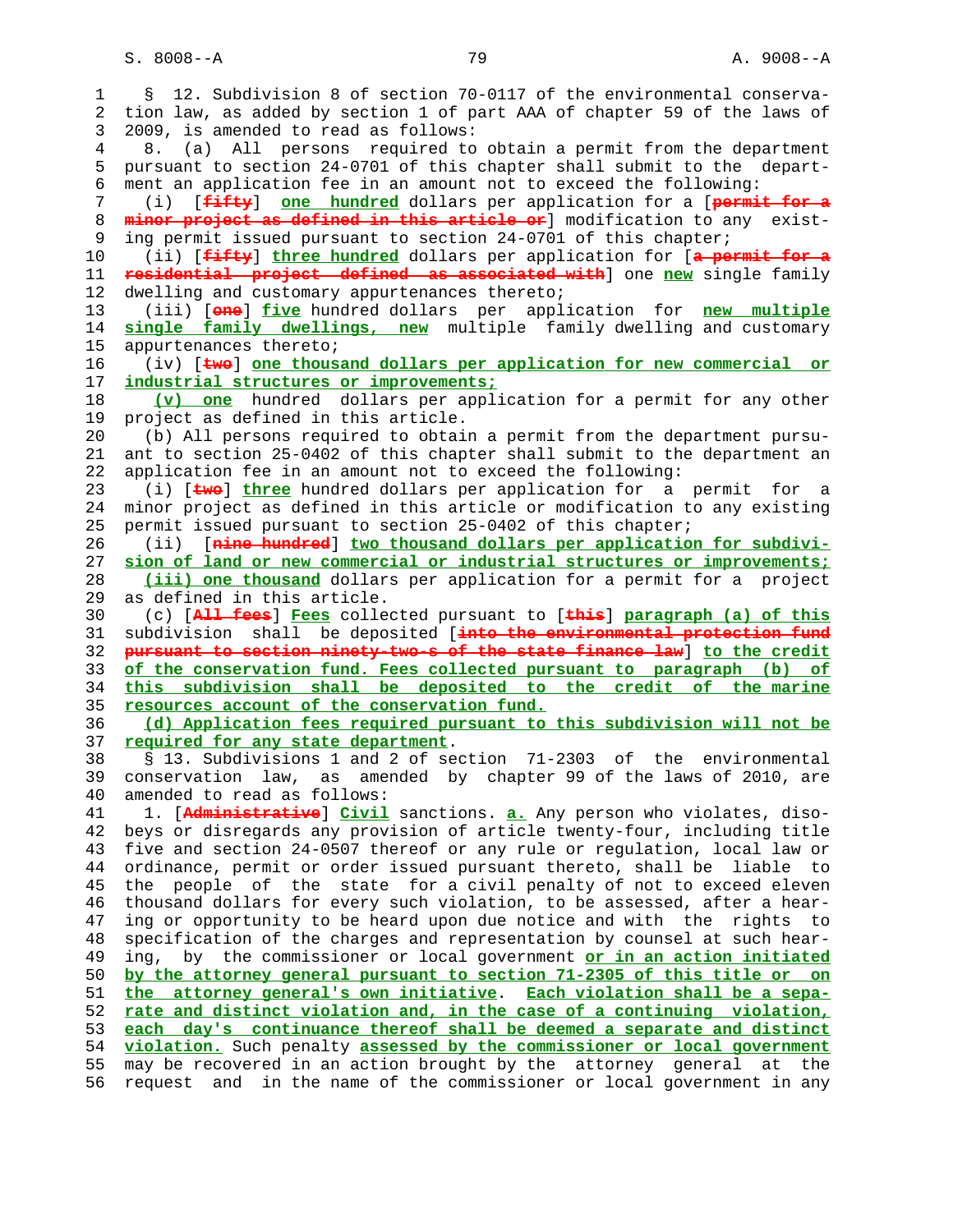§ 12. Subdivision 8 of section 70-0117 of the environmental conservation law, as added by section 1 of part AAA of chapter 59 of the laws of 2009, is amended to read as follows:

8. (a) All persons required to obtain a permit from the department pursuant to section 24-0701 of this chapter shall submit to the department an application fee in an amount not to exceed the following:

(i) [~~fifty~~] **one hundred** dollars per application for a [~~permit for a minor project as defined in this article or~~] modification to any existing permit issued pursuant to section 24-0701 of this chapter;

(ii) [~~fifty~~] **three hundred** dollars per application for [~~a permit for a residential project defined as associated with~~] one **new** single family dwelling and customary appurtenances thereto;

(iii) [~~one~~] **five** hundred dollars per application for **new multiple single family dwellings, new** multiple family dwelling and customary appurtenances thereto;

(iv) [~~two~~] **one thousand dollars per application for new commercial or industrial structures or improvements;**

**(v) one** hundred dollars per application for a permit for any other project as defined in this article.

(b) All persons required to obtain a permit from the department pursuant to section 25-0402 of this chapter shall submit to the department an application fee in an amount not to exceed the following:

(i) [~~two~~] **three** hundred dollars per application for a permit for a minor project as defined in this article or modification to any existing permit issued pursuant to section 25-0402 of this chapter;

(ii) [~~nine hundred~~] **two thousand dollars per application for subdivision of land or new commercial or industrial structures or improvements;**

**(iii) one thousand** dollars per application for a permit for a project as defined in this article.

(c) [~~All fees~~] **Fees** collected pursuant to [~~this~~] **paragraph (a) of this** subdivision shall be deposited [~~into the environmental protection fund pursuant to section ninety-two-s of the state finance law~~] **to the credit of the conservation fund. Fees collected pursuant to paragraph (b) of this subdivision shall be deposited to the credit of the marine resources account of the conservation fund.**

**(d) Application fees required pursuant to this subdivision will not be required for any state department**.

§ 13. Subdivisions 1 and 2 of section 71-2303 of the environmental conservation law, as amended by chapter 99 of the laws of 2010, are amended to read as follows:

1. [~~Administrative~~] **Civil** sanctions. **a.** Any person who violates, disobeys or disregards any provision of article twenty-four, including title five and section 24-0507 thereof or any rule or regulation, local law or ordinance, permit or order issued pursuant thereto, shall be liable to the people of the state for a civil penalty of not to exceed eleven thousand dollars for every such violation, to be assessed, after a hearing or opportunity to be heard upon due notice and with the rights to specification of the charges and representation by counsel at such hearing, by the commissioner or local government **or in an action initiated by the attorney general pursuant to section 71-2305 of this title or on the attorney general's own initiative**. **Each violation shall be a separate and distinct violation and, in the case of a continuing violation, each day's continuance thereof shall be deemed a separate and distinct violation.** Such penalty **assessed by the commissioner or local government** may be recovered in an action brought by the attorney general at the request and in the name of the commissioner or local government in any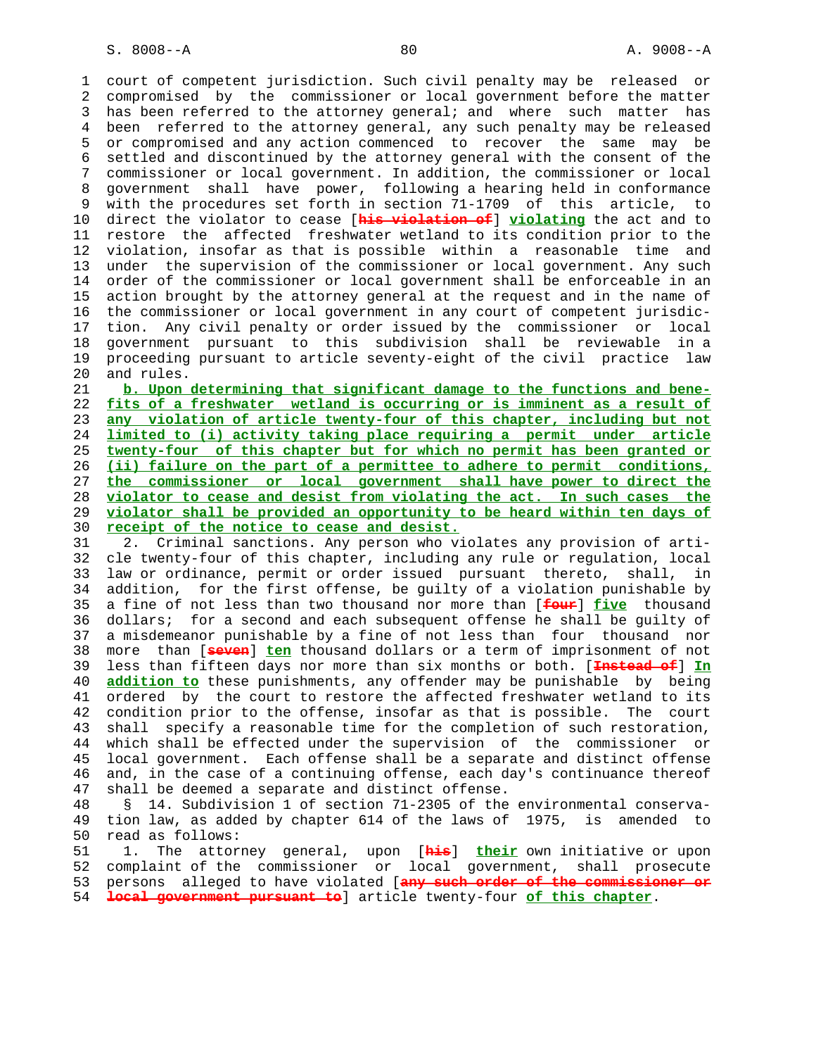court of competent jurisdiction. Such civil penalty may be released or compromised by the commissioner or local government before the matter has been referred to the attorney general; and where such matter has been referred to the attorney general, any such penalty may be released or compromised and any action commenced to recover the same may be settled and discontinued by the attorney general with the consent of the commissioner or local government. In addition, the commissioner or local government shall have power, following a hearing held in conformance with the procedures set forth in section 71-1709 of this article, to direct the violator to cease [~~his violation of~~] violating the act and to restore the affected freshwater wetland to its condition prior to the violation, insofar as that is possible within a reasonable time and under the supervision of the commissioner or local government. Any such order of the commissioner or local government shall be enforceable in an action brought by the attorney general at the request and in the name of the commissioner or local government in any court of competent jurisdiction. Any civil penalty or order issued by the commissioner or local government pursuant to this subdivision shall be reviewable in a proceeding pursuant to article seventy-eight of the civil practice law and rules.

b. Upon determining that significant damage to the functions and benefits of a freshwater wetland is occurring or is imminent as a result of any violation of article twenty-four of this chapter, including but not limited to (i) activity taking place requiring a permit under article twenty-four of this chapter but for which no permit has been granted or (ii) failure on the part of a permittee to adhere to permit conditions, the commissioner or local government shall have power to direct the violator to cease and desist from violating the act. In such cases the violator shall be provided an opportunity to be heard within ten days of receipt of the notice to cease and desist.

2. Criminal sanctions. Any person who violates any provision of article twenty-four of this chapter, including any rule or regulation, local law or ordinance, permit or order issued pursuant thereto, shall, in addition, for the first offense, be guilty of a violation punishable by a fine of not less than two thousand nor more than [~~four~~] five thousand dollars; for a second and each subsequent offense he shall be guilty of a misdemeanor punishable by a fine of not less than four thousand nor more than [~~seven~~] ten thousand dollars or a term of imprisonment of not less than fifteen days nor more than six months or both. [~~Instead of~~] In addition to these punishments, any offender may be punishable by being ordered by the court to restore the affected freshwater wetland to its condition prior to the offense, insofar as that is possible. The court shall specify a reasonable time for the completion of such restoration, which shall be effected under the supervision of the commissioner or local government. Each offense shall be a separate and distinct offense and, in the case of a continuing offense, each day's continuance thereof shall be deemed a separate and distinct offense.

§ 14. Subdivision 1 of section 71-2305 of the environmental conservation law, as added by chapter 614 of the laws of 1975, is amended to read as follows:

1. The attorney general, upon [~~his~~] their own initiative or upon complaint of the commissioner or local government, shall prosecute persons alleged to have violated [~~any such order of the commissioner or local government pursuant to~~] article twenty-four of this chapter.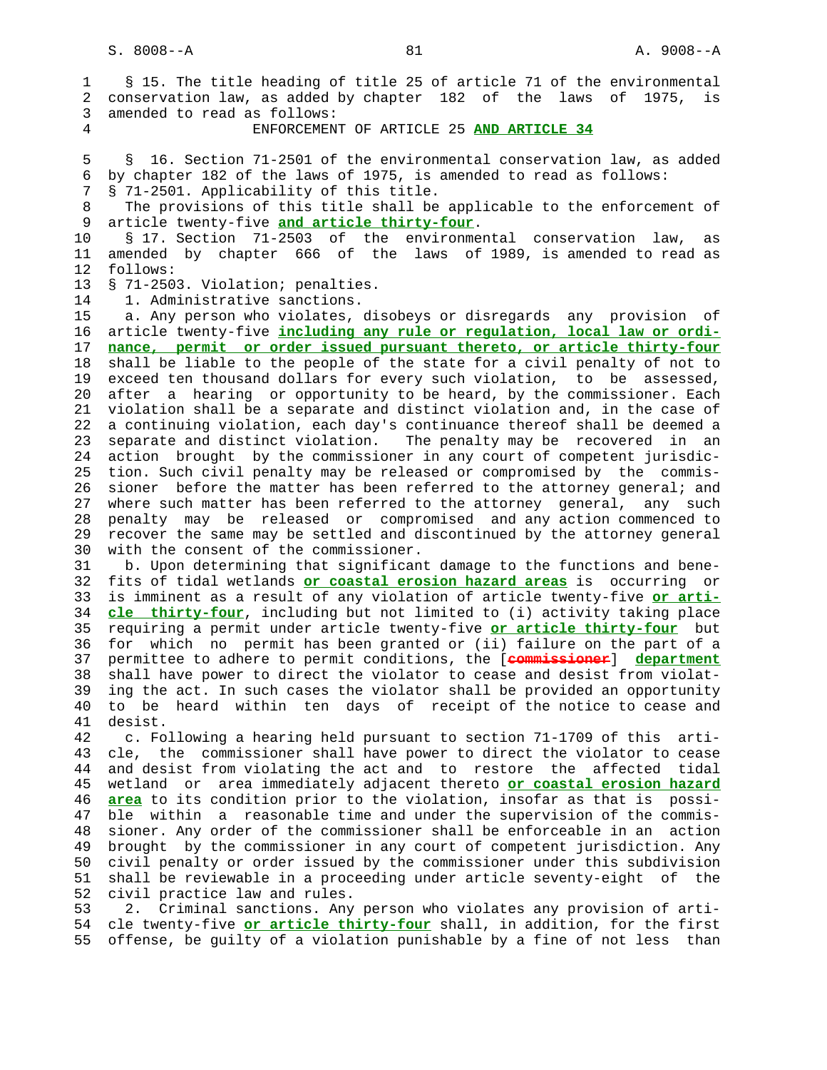§ 15. The title heading of title 25 of article 71 of the environmental conservation law, as added by chapter 182 of the laws of 1975, is amended to read as follows:

ENFORCEMENT OF ARTICLE 25 **AND ARTICLE 34**

§ 16. Section 71-2501 of the environmental conservation law, as added by chapter 182 of the laws of 1975, is amended to read as follows:

§ 71-2501. Applicability of this title.

The provisions of this title shall be applicable to the enforcement of article twenty-five **and article thirty-four**.

§ 17. Section 71-2503 of the environmental conservation law, as amended by chapter 666 of the laws of 1989, is amended to read as follows:

§ 71-2503. Violation; penalties.

1. Administrative sanctions.

a. Any person who violates, disobeys or disregards any provision of article twenty-five **including any rule or regulation, local law or ordinance, permit or order issued pursuant thereto, or article thirty-four** shall be liable to the people of the state for a civil penalty of not to exceed ten thousand dollars for every such violation, to be assessed, after a hearing or opportunity to be heard, by the commissioner. Each violation shall be a separate and distinct violation and, in the case of a continuing violation, each day's continuance thereof shall be deemed a separate and distinct violation. The penalty may be recovered in an action brought by the commissioner in any court of competent jurisdiction. Such civil penalty may be released or compromised by the commissioner before the matter has been referred to the attorney general; and where such matter has been referred to the attorney general, any such penalty may be released or compromised and any action commenced to recover the same may be settled and discontinued by the attorney general with the consent of the commissioner.

b. Upon determining that significant damage to the functions and benefits of tidal wetlands **or coastal erosion hazard areas** is occurring or is imminent as a result of any violation of article twenty-five **or article thirty-four**, including but not limited to (i) activity taking place requiring a permit under article twenty-five **or article thirty-four** but for which no permit has been granted or (ii) failure on the part of a permittee to adhere to permit conditions, the [~~commissioner~~] **department** shall have power to direct the violator to cease and desist from violating the act. In such cases the violator shall be provided an opportunity to be heard within ten days of receipt of the notice to cease and desist.

c. Following a hearing held pursuant to section 71-1709 of this article, the commissioner shall have power to direct the violator to cease and desist from violating the act and to restore the affected tidal wetland or area immediately adjacent thereto **or coastal erosion hazard area** to its condition prior to the violation, insofar as that is possible within a reasonable time and under the supervision of the commissioner. Any order of the commissioner shall be enforceable in an action brought by the commissioner in any court of competent jurisdiction. Any civil penalty or order issued by the commissioner under this subdivision shall be reviewable in a proceeding under article seventy-eight of the civil practice law and rules.

2. Criminal sanctions. Any person who violates any provision of article twenty-five **or article thirty-four** shall, in addition, for the first offense, be guilty of a violation punishable by a fine of not less than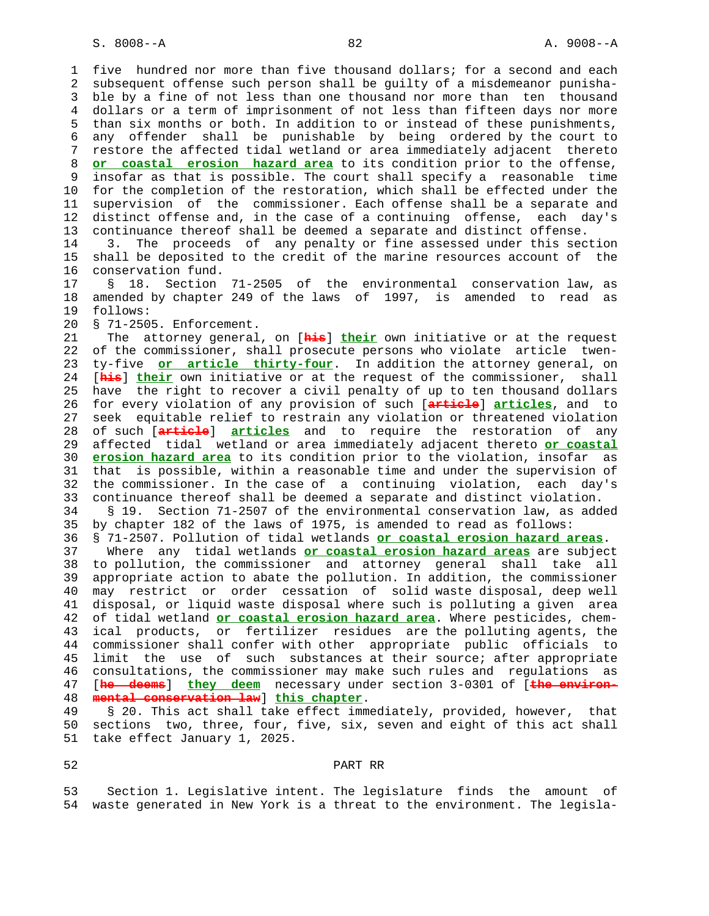five hundred nor more than five thousand dollars; for a second and each subsequent offense such person shall be guilty of a misdemeanor punishable by a fine of not less than one thousand nor more than ten thousand dollars or a term of imprisonment of not less than fifteen days nor more than six months or both. In addition to or instead of these punishments, any offender shall be punishable by being ordered by the court to restore the affected tidal wetland or area immediately adjacent thereto **or coastal erosion hazard area** to its condition prior to the offense, insofar as that is possible. The court shall specify a reasonable time for the completion of the restoration, which shall be effected under the supervision of the commissioner. Each offense shall be a separate and distinct offense and, in the case of a continuing offense, each day's continuance thereof shall be deemed a separate and distinct offense.

3. The proceeds of any penalty or fine assessed under this section shall be deposited to the credit of the marine resources account of the conservation fund.

§ 18. Section 71-2505 of the environmental conservation law, as amended by chapter 249 of the laws of 1997, is amended to read as follows:

§ 71-2505. Enforcement.

The attorney general, on [~~his~~] **their** own initiative or at the request of the commissioner, shall prosecute persons who violate article twenty-five **or article thirty-four**. In addition the attorney general, on [~~his~~] **their** own initiative or at the request of the commissioner, shall have the right to recover a civil penalty of up to ten thousand dollars for every violation of any provision of such [~~article~~] **articles**, and to seek equitable relief to restrain any violation or threatened violation of such [~~article~~] **articles** and to require the restoration of any affected tidal wetland or area immediately adjacent thereto **or coastal erosion hazard area** to its condition prior to the violation, insofar as that is possible, within a reasonable time and under the supervision of the commissioner. In the case of a continuing violation, each day's continuance thereof shall be deemed a separate and distinct violation.

§ 19. Section 71-2507 of the environmental conservation law, as added by chapter 182 of the laws of 1975, is amended to read as follows:

§ 71-2507. Pollution of tidal wetlands **or coastal erosion hazard areas**.

Where any tidal wetlands **or coastal erosion hazard areas** are subject to pollution, the commissioner and attorney general shall take all appropriate action to abate the pollution. In addition, the commissioner may restrict or order cessation of solid waste disposal, deep well disposal, or liquid waste disposal where such is polluting a given area of tidal wetland **or coastal erosion hazard area**. Where pesticides, chemical products, or fertilizer residues are the polluting agents, the commissioner shall confer with other appropriate public officials to limit the use of such substances at their source; after appropriate consultations, the commissioner may make such rules and regulations as [~~he deems~~] **they deem** necessary under section 3-0301 of [~~the environmental conservation law~~] **this chapter**.

§ 20. This act shall take effect immediately, provided, however, that sections two, three, four, five, six, seven and eight of this act shall take effect January 1, 2025.

PART RR

Section 1. Legislative intent. The legislature finds the amount of waste generated in New York is a threat to the environment. The legisla-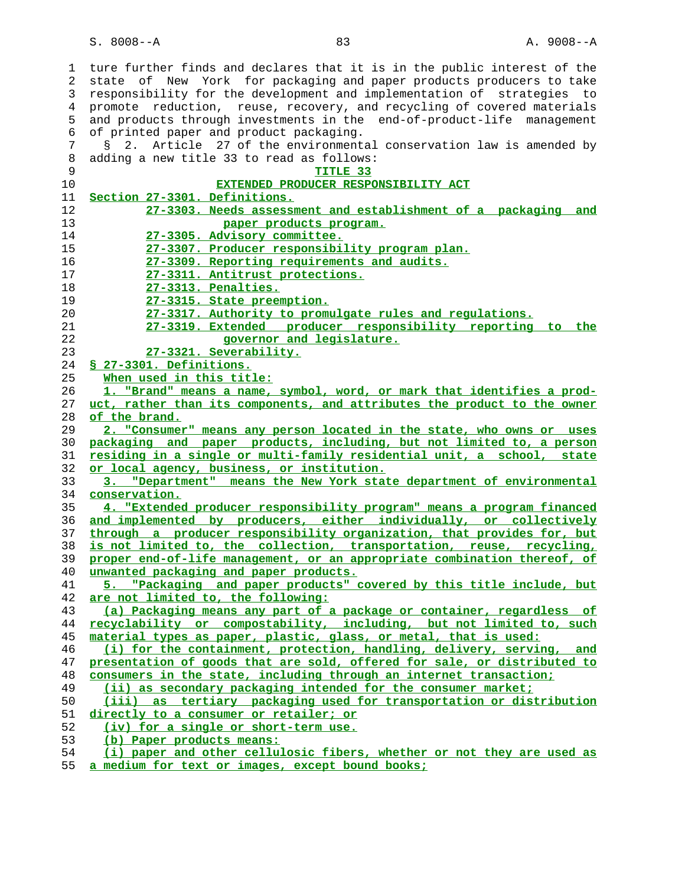ture further finds and declares that it is in the public interest of the state of New York for packaging and paper products producers to take responsibility for the development and implementation of strategies to promote reduction, reuse, recovery, and recycling of covered materials and products through investments in the end-of-product-life management of printed paper and product packaging.

§ 2. Article 27 of the environmental conservation law is amended by adding a new title 33 to read as follows:

## TITLE 33
## EXTENDED PRODUCER RESPONSIBILITY ACT

Section 27-3301. Definitions.
27-3303. Needs assessment and establishment of a packaging and paper products program.
27-3305. Advisory committee.
27-3307. Producer responsibility program plan.
27-3309. Reporting requirements and audits.
27-3311. Antitrust protections.
27-3313. Penalties.
27-3315. State preemption.
27-3317. Authority to promulgate rules and regulations.
27-3319. Extended producer responsibility reporting to the governor and legislature.
27-3321. Severability.

### § 27-3301. Definitions.

When used in this title:

1. "Brand" means a name, symbol, word, or mark that identifies a product, rather than its components, and attributes the product to the owner of the brand.

2. "Consumer" means any person located in the state, who owns or uses packaging and paper products, including, but not limited to, a person residing in a single or multi-family residential unit, a school, state or local agency, business, or institution.

3. "Department" means the New York state department of environmental conservation.

4. "Extended producer responsibility program" means a program financed and implemented by producers, either individually, or collectively through a producer responsibility organization, that provides for, but is not limited to, the collection, transportation, reuse, recycling, proper end-of-life management, or an appropriate combination thereof, of unwanted packaging and paper products.

5. "Packaging and paper products" covered by this title include, but are not limited to, the following:

(a) Packaging means any part of a package or container, regardless of recyclability or compostability, including, but not limited to, such material types as paper, plastic, glass, or metal, that is used:

(i) for the containment, protection, handling, delivery, serving, and presentation of goods that are sold, offered for sale, or distributed to consumers in the state, including through an internet transaction;

(ii) as secondary packaging intended for the consumer market;

(iii) as tertiary packaging used for transportation or distribution directly to a consumer or retailer; or

(iv) for a single or short-term use.

(b) Paper products means:

(i) paper and other cellulosic fibers, whether or not they are used as a medium for text or images, except bound books;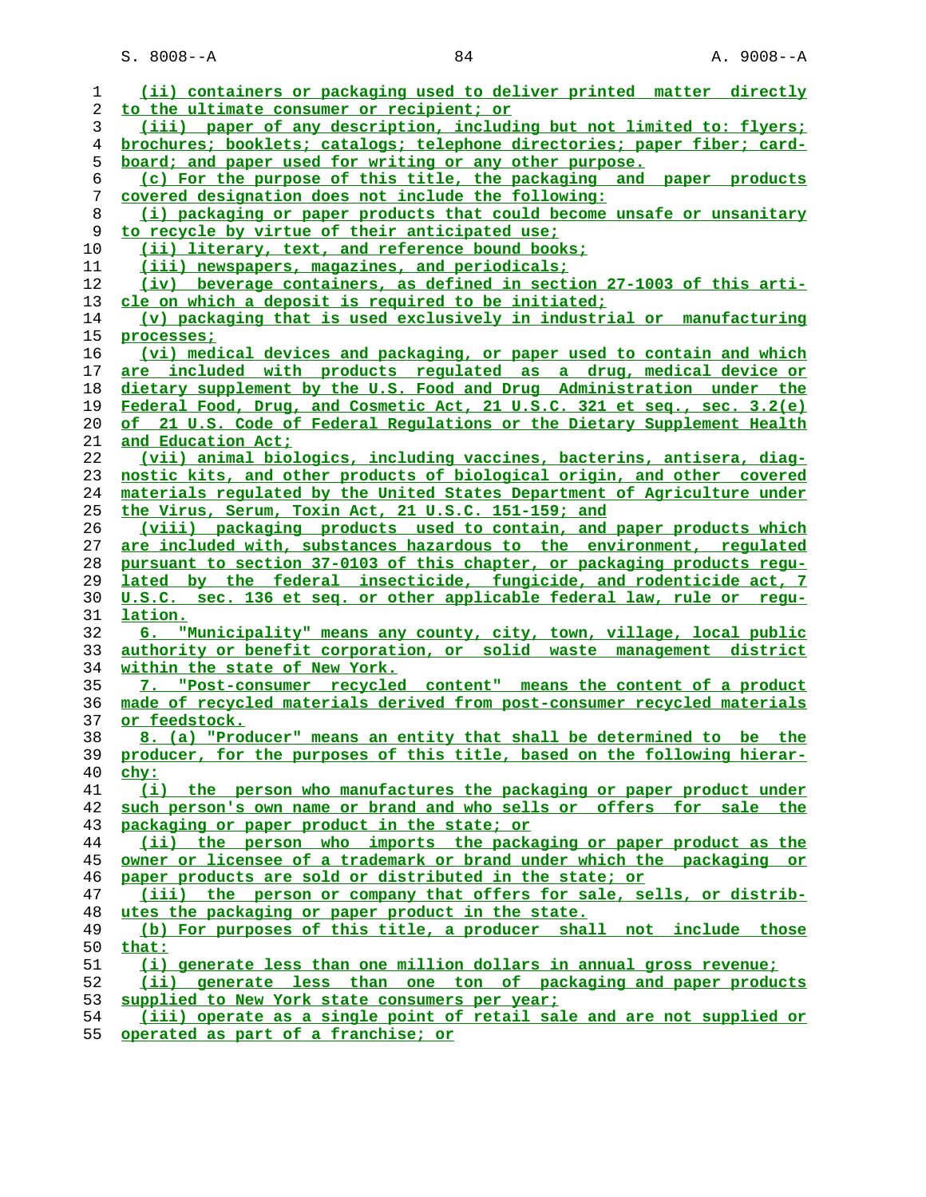(ii) containers or packaging used to deliver printed matter directly to the ultimate consumer or recipient; or

(iii) paper of any description, including but not limited to: flyers; brochures; booklets; catalogs; telephone directories; paper fiber; cardboard; and paper used for writing or any other purpose.

(c) For the purpose of this title, the packaging and paper products covered designation does not include the following:

(i) packaging or paper products that could become unsafe or unsanitary to recycle by virtue of their anticipated use;

(ii) literary, text, and reference bound books;

(iii) newspapers, magazines, and periodicals;

(iv) beverage containers, as defined in section 27-1003 of this article on which a deposit is required to be initiated;

(v) packaging that is used exclusively in industrial or manufacturing processes;

(vi) medical devices and packaging, or paper used to contain and which are included with products regulated as a drug, medical device or dietary supplement by the U.S. Food and Drug Administration under the Federal Food, Drug, and Cosmetic Act, 21 U.S.C. 321 et seq., sec. 3.2(e) of 21 U.S. Code of Federal Regulations or the Dietary Supplement Health and Education Act;

(vii) animal biologics, including vaccines, bacterins, antisera, diagnostic kits, and other products of biological origin, and other covered materials regulated by the United States Department of Agriculture under the Virus, Serum, Toxin Act, 21 U.S.C. 151-159; and

(viii) packaging products used to contain, and paper products which are included with, substances hazardous to the environment, regulated pursuant to section 37-0103 of this chapter, or packaging products regulated by the federal insecticide, fungicide, and rodenticide act, 7 U.S.C. sec. 136 et seq. or other applicable federal law, rule or regulation.

6. "Municipality" means any county, city, town, village, local public authority or benefit corporation, or solid waste management district within the state of New York.

7. "Post-consumer recycled content" means the content of a product made of recycled materials derived from post-consumer recycled materials or feedstock.

8. (a) "Producer" means an entity that shall be determined to be the producer, for the purposes of this title, based on the following hierarchy:

(i) the person who manufactures the packaging or paper product under such person's own name or brand and who sells or offers for sale the packaging or paper product in the state; or

(ii) the person who imports the packaging or paper product as the owner or licensee of a trademark or brand under which the packaging or paper products are sold or distributed in the state; or

(iii) the person or company that offers for sale, sells, or distributes the packaging or paper product in the state.

(b) For purposes of this title, a producer shall not include those that:

(i) generate less than one million dollars in annual gross revenue;

(ii) generate less than one ton of packaging and paper products supplied to New York state consumers per year;

(iii) operate as a single point of retail sale and are not supplied or operated as part of a franchise; or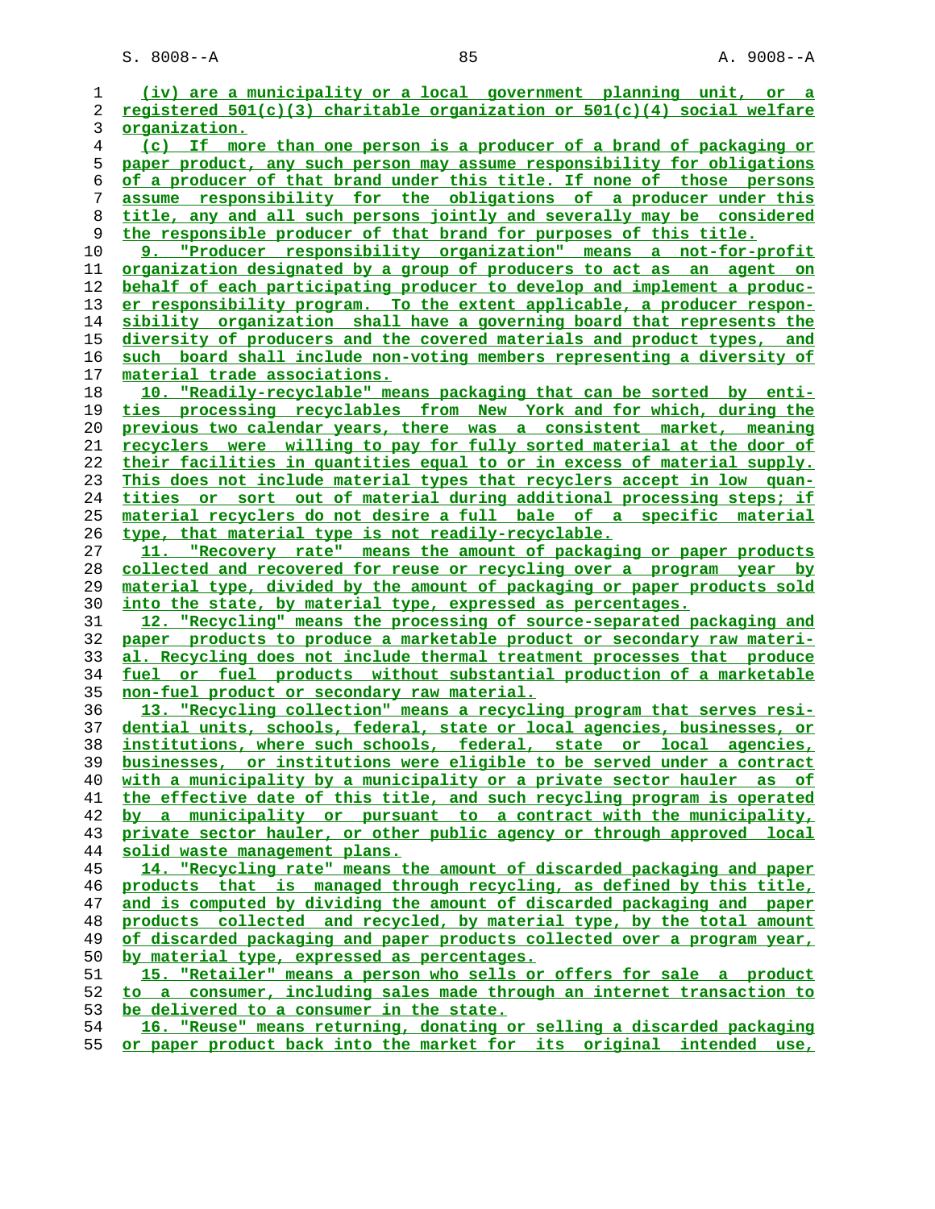(iv) are a municipality or a local government planning unit, or a registered 501(c)(3) charitable organization or 501(c)(4) social welfare organization.

(c) If more than one person is a producer of a brand of packaging or paper product, any such person may assume responsibility for obligations of a producer of that brand under this title. If none of those persons assume responsibility for the obligations of a producer under this title, any and all such persons jointly and severally may be considered the responsible producer of that brand for purposes of this title.

9. "Producer responsibility organization" means a not-for-profit organization designated by a group of producers to act as an agent on behalf of each participating producer to develop and implement a producer responsibility program. To the extent applicable, a producer responsibility organization shall have a governing board that represents the diversity of producers and the covered materials and product types, and such board shall include non-voting members representing a diversity of material trade associations.

10. "Readily-recyclable" means packaging that can be sorted by entities processing recyclables from New York and for which, during the previous two calendar years, there was a consistent market, meaning recyclers were willing to pay for fully sorted material at the door of their facilities in quantities equal to or in excess of material supply. This does not include material types that recyclers accept in low quantities or sort out of material during additional processing steps; if material recyclers do not desire a full bale of a specific material type, that material type is not readily-recyclable.

11. "Recovery rate" means the amount of packaging or paper products collected and recovered for reuse or recycling over a program year by material type, divided by the amount of packaging or paper products sold into the state, by material type, expressed as percentages.

12. "Recycling" means the processing of source-separated packaging and paper products to produce a marketable product or secondary raw material. Recycling does not include thermal treatment processes that produce fuel or fuel products without substantial production of a marketable non-fuel product or secondary raw material.

13. "Recycling collection" means a recycling program that serves residential units, schools, federal, state or local agencies, businesses, or institutions, where such schools, federal, state or local agencies, businesses, or institutions were eligible to be served under a contract with a municipality by a municipality or a private sector hauler as of the effective date of this title, and such recycling program is operated by a municipality or pursuant to a contract with the municipality, private sector hauler, or other public agency or through approved local solid waste management plans.

14. "Recycling rate" means the amount of discarded packaging and paper products that is managed through recycling, as defined by this title, and is computed by dividing the amount of discarded packaging and paper products collected and recycled, by material type, by the total amount of discarded packaging and paper products collected over a program year, by material type, expressed as percentages.

15. "Retailer" means a person who sells or offers for sale a product to a consumer, including sales made through an internet transaction to be delivered to a consumer in the state.

16. "Reuse" means returning, donating or selling a discarded packaging or paper product back into the market for its original intended use,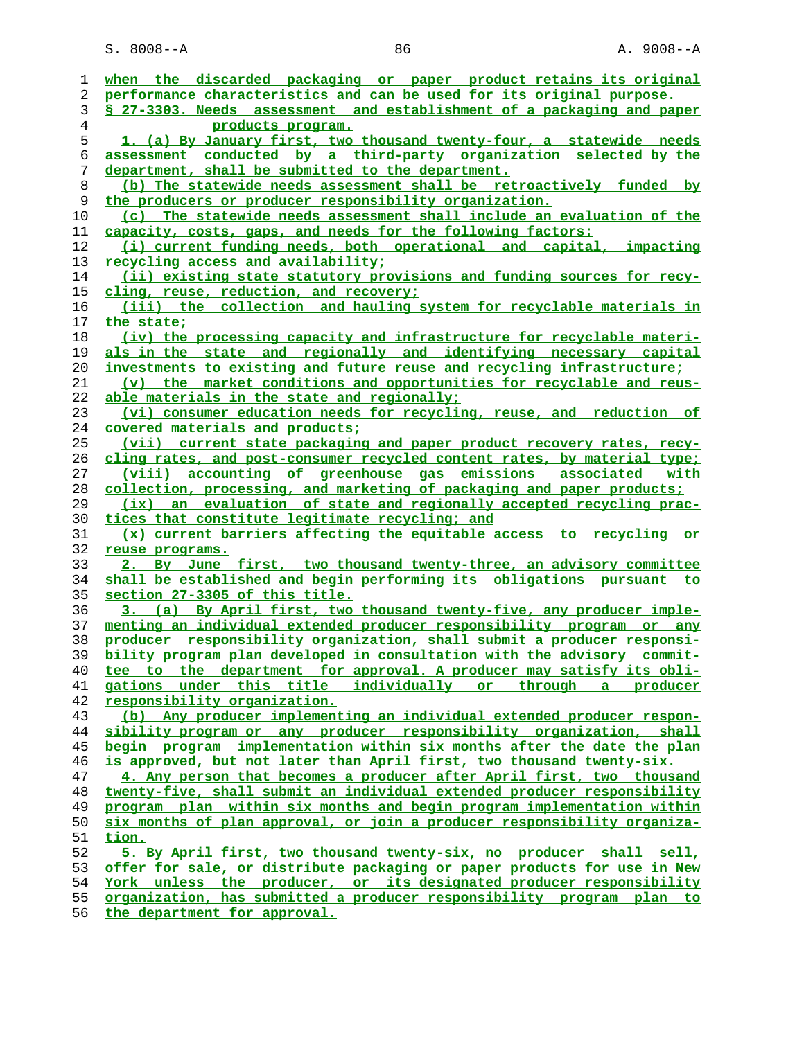when the discarded packaging or paper product retains its original performance characteristics and can be used for its original purpose.

§ 27-3303. Needs assessment and establishment of a packaging and paper products program.

1. (a) By January first, two thousand twenty-four, a statewide needs assessment conducted by a third-party organization selected by the department, shall be submitted to the department.

(b) The statewide needs assessment shall be retroactively funded by the producers or producer responsibility organization.

(c) The statewide needs assessment shall include an evaluation of the capacity, costs, gaps, and needs for the following factors:

(i) current funding needs, both operational and capital, impacting recycling access and availability;

(ii) existing state statutory provisions and funding sources for recycling, reuse, reduction, and recovery;

(iii) the collection and hauling system for recyclable materials in the state;

(iv) the processing capacity and infrastructure for recyclable materials in the state and regionally and identifying necessary capital investments to existing and future reuse and recycling infrastructure;

(v) the market conditions and opportunities for recyclable and reusable materials in the state and regionally;

(vi) consumer education needs for recycling, reuse, and reduction of covered materials and products;

(vii) current state packaging and paper product recovery rates, recycling rates, and post-consumer recycled content rates, by material type;

(viii) accounting of greenhouse gas emissions associated with collection, processing, and marketing of packaging and paper products;

(ix) an evaluation of state and regionally accepted recycling practices that constitute legitimate recycling; and

(x) current barriers affecting the equitable access to recycling or reuse programs.

2. By June first, two thousand twenty-three, an advisory committee shall be established and begin performing its obligations pursuant to section 27-3305 of this title.

3. (a) By April first, two thousand twenty-five, any producer implementing an individual extended producer responsibility program or any producer responsibility organization, shall submit a producer responsibility program plan developed in consultation with the advisory committee to the department for approval. A producer may satisfy its obligations under this title individually or through a producer responsibility organization.

(b) Any producer implementing an individual extended producer responsibility program or any producer responsibility organization, shall begin program implementation within six months after the date the plan is approved, but not later than April first, two thousand twenty-six.

4. Any person that becomes a producer after April first, two thousand twenty-five, shall submit an individual extended producer responsibility program plan within six months and begin program implementation within six months of plan approval, or join a producer responsibility organization.

5. By April first, two thousand twenty-six, no producer shall sell, offer for sale, or distribute packaging or paper products for use in New York unless the producer, or its designated producer responsibility organization, has submitted a producer responsibility program plan to the department for approval.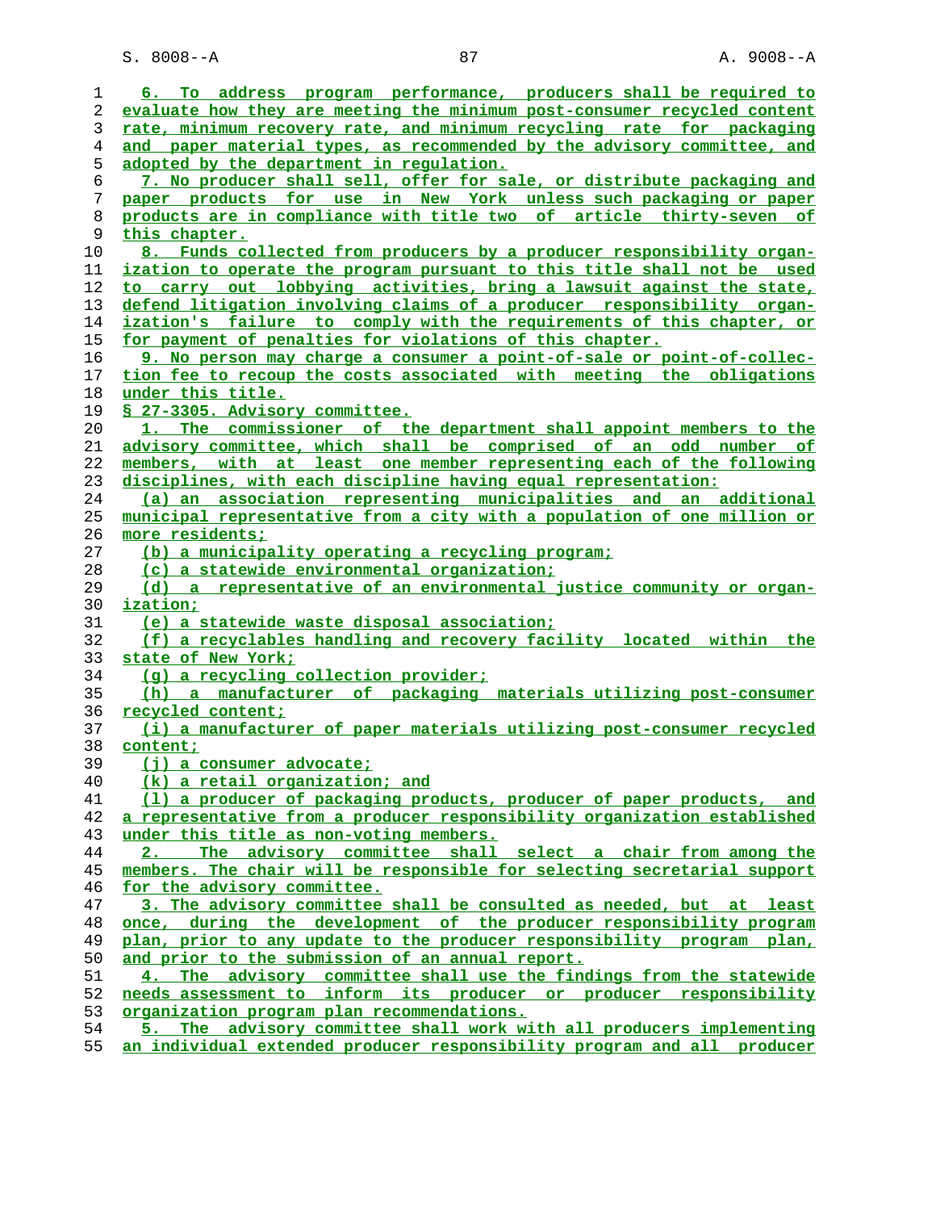6. To address program performance, producers shall be required to evaluate how they are meeting the minimum post-consumer recycled content rate, minimum recovery rate, and minimum recycling rate for packaging and paper material types, as recommended by the advisory committee, and adopted by the department in regulation.

7. No producer shall sell, offer for sale, or distribute packaging and paper products for use in New York unless such packaging or paper products are in compliance with title two of article thirty-seven of this chapter.

8. Funds collected from producers by a producer responsibility organization to operate the program pursuant to this title shall not be used to carry out lobbying activities, bring a lawsuit against the state, defend litigation involving claims of a producer responsibility organization's failure to comply with the requirements of this chapter, or for payment of penalties for violations of this chapter.

9. No person may charge a consumer a point-of-sale or point-of-collection fee to recoup the costs associated with meeting the obligations under this title.

§ 27-3305. Advisory committee.

1. The commissioner of the department shall appoint members to the advisory committee, which shall be comprised of an odd number of members, with at least one member representing each of the following disciplines, with each discipline having equal representation:

(a) an association representing municipalities and an additional municipal representative from a city with a population of one million or more residents;

(b) a municipality operating a recycling program;

(c) a statewide environmental organization;

(d) a representative of an environmental justice community or organization;

(e) a statewide waste disposal association;

(f) a recyclables handling and recovery facility located within the state of New York;

(g) a recycling collection provider;

(h) a manufacturer of packaging materials utilizing post-consumer recycled content;

(i) a manufacturer of paper materials utilizing post-consumer recycled content;

(j) a consumer advocate;

(k) a retail organization; and

(l) a producer of packaging products, producer of paper products, and a representative from a producer responsibility organization established under this title as non-voting members.

2. The advisory committee shall select a chair from among the members. The chair will be responsible for selecting secretarial support for the advisory committee.

3. The advisory committee shall be consulted as needed, but at least once, during the development of the producer responsibility program plan, prior to any update to the producer responsibility program plan, and prior to the submission of an annual report.

4. The advisory committee shall use the findings from the statewide needs assessment to inform its producer or producer responsibility organization program plan recommendations.

5. The advisory committee shall work with all producers implementing an individual extended producer responsibility program and all producer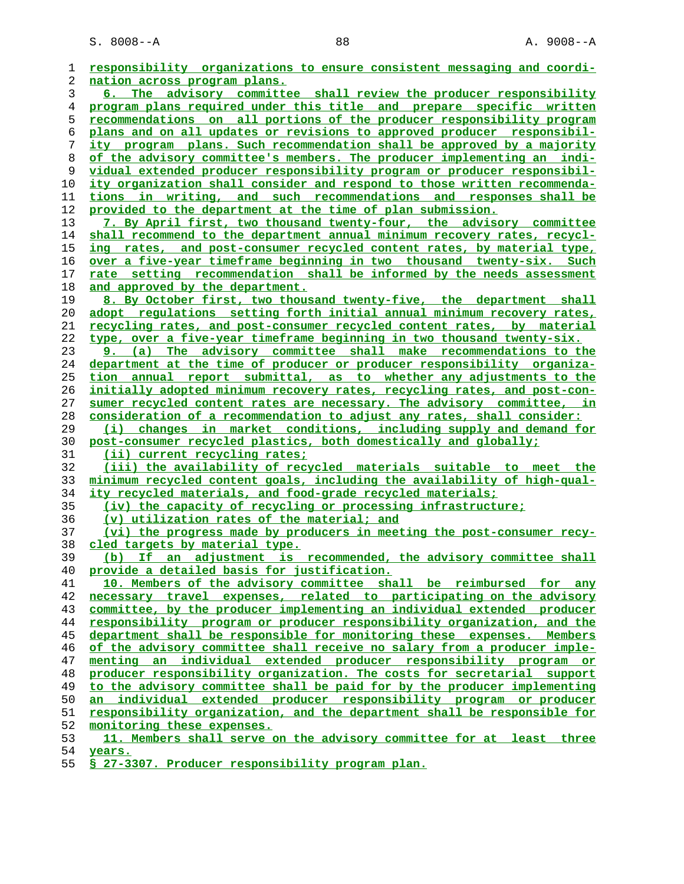responsibility organizations to ensure consistent messaging and coordination across program plans.

6. The advisory committee shall review the producer responsibility program plans required under this title and prepare specific written recommendations on all portions of the producer responsibility program plans and on all updates or revisions to approved producer responsibility program plans. Such recommendation shall be approved by a majority of the advisory committee's members. The producer implementing an individual extended producer responsibility program or producer responsibility organization shall consider and respond to those written recommendations in writing, and such recommendations and responses shall be provided to the department at the time of plan submission.

7. By April first, two thousand twenty-four, the advisory committee shall recommend to the department annual minimum recovery rates, recycling rates, and post-consumer recycled content rates, by material type, over a five-year timeframe beginning in two thousand twenty-six. Such rate setting recommendation shall be informed by the needs assessment and approved by the department.

8. By October first, two thousand twenty-five, the department shall adopt regulations setting forth initial annual minimum recovery rates, recycling rates, and post-consumer recycled content rates, by material type, over a five-year timeframe beginning in two thousand twenty-six.

9. (a) The advisory committee shall make recommendations to the department at the time of producer or producer responsibility organization annual report submittal, as to whether any adjustments to the initially adopted minimum recovery rates, recycling rates, and post-consumer recycled content rates are necessary. The advisory committee, in consideration of a recommendation to adjust any rates, shall consider:

(i) changes in market conditions, including supply and demand for post-consumer recycled plastics, both domestically and globally;

(ii) current recycling rates;

(iii) the availability of recycled materials suitable to meet the minimum recycled content goals, including the availability of high-quality recycled materials, and food-grade recycled materials;

(iv) the capacity of recycling or processing infrastructure;

(v) utilization rates of the material; and

(vi) the progress made by producers in meeting the post-consumer recycled targets by material type.

(b) If an adjustment is recommended, the advisory committee shall provide a detailed basis for justification.

10. Members of the advisory committee shall be reimbursed for any necessary travel expenses, related to participating on the advisory committee, by the producer implementing an individual extended producer responsibility program or producer responsibility organization, and the department shall be responsible for monitoring these expenses. Members of the advisory committee shall receive no salary from a producer implementing an individual extended producer responsibility program or producer responsibility organization. The costs for secretarial support to the advisory committee shall be paid for by the producer implementing an individual extended producer responsibility program or producer responsibility organization, and the department shall be responsible for monitoring these expenses.

11. Members shall serve on the advisory committee for at least three years.

§ 27-3307. Producer responsibility program plan.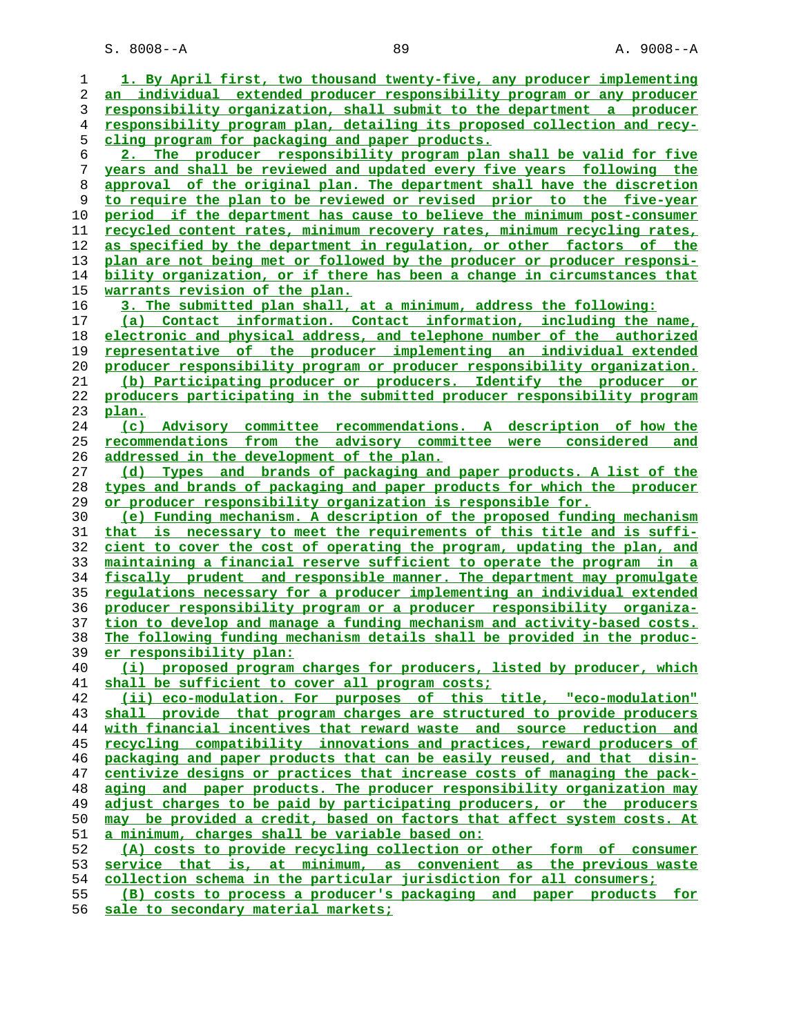1. By April first, two thousand twenty-five, any producer implementing an individual extended producer responsibility program or any producer responsibility organization, shall submit to the department a producer responsibility program plan, detailing its proposed collection and recycling program for packaging and paper products.

2. The producer responsibility program plan shall be valid for five years and shall be reviewed and updated every five years following the approval of the original plan. The department shall have the discretion to require the plan to be reviewed or revised prior to the five-year period if the department has cause to believe the minimum post-consumer recycled content rates, minimum recovery rates, minimum recycling rates, as specified by the department in regulation, or other factors of the plan are not being met or followed by the producer or producer responsibility organization, or if there has been a change in circumstances that warrants revision of the plan.

3. The submitted plan shall, at a minimum, address the following:

(a) Contact information. Contact information, including the name, electronic and physical address, and telephone number of the authorized representative of the producer implementing an individual extended producer responsibility program or producer responsibility organization.

(b) Participating producer or producers. Identify the producer or producers participating in the submitted producer responsibility program plan.

(c) Advisory committee recommendations. A description of how the recommendations from the advisory committee were considered and addressed in the development of the plan.

(d) Types and brands of packaging and paper products. A list of the types and brands of packaging and paper products for which the producer or producer responsibility organization is responsible for.

(e) Funding mechanism. A description of the proposed funding mechanism that is necessary to meet the requirements of this title and is sufficient to cover the cost of operating the program, updating the plan, and maintaining a financial reserve sufficient to operate the program in a fiscally prudent and responsible manner. The department may promulgate regulations necessary for a producer implementing an individual extended producer responsibility program or a producer responsibility organization to develop and manage a funding mechanism and activity-based costs. The following funding mechanism details shall be provided in the producer responsibility plan:

(i) proposed program charges for producers, listed by producer, which shall be sufficient to cover all program costs;

(ii) eco-modulation. For purposes of this title, "eco-modulation" shall provide that program charges are structured to provide producers with financial incentives that reward waste and source reduction and recycling compatibility innovations and practices, reward producers of packaging and paper products that can be easily reused, and that disincentivize designs or practices that increase costs of managing the packaging and paper products. The producer responsibility organization may adjust charges to be paid by participating producers, or the producers may be provided a credit, based on factors that affect system costs. At a minimum, charges shall be variable based on:

(A) costs to provide recycling collection or other form of consumer service that is, at minimum, as convenient as the previous waste collection schema in the particular jurisdiction for all consumers;

(B) costs to process a producer's packaging and paper products for sale to secondary material markets;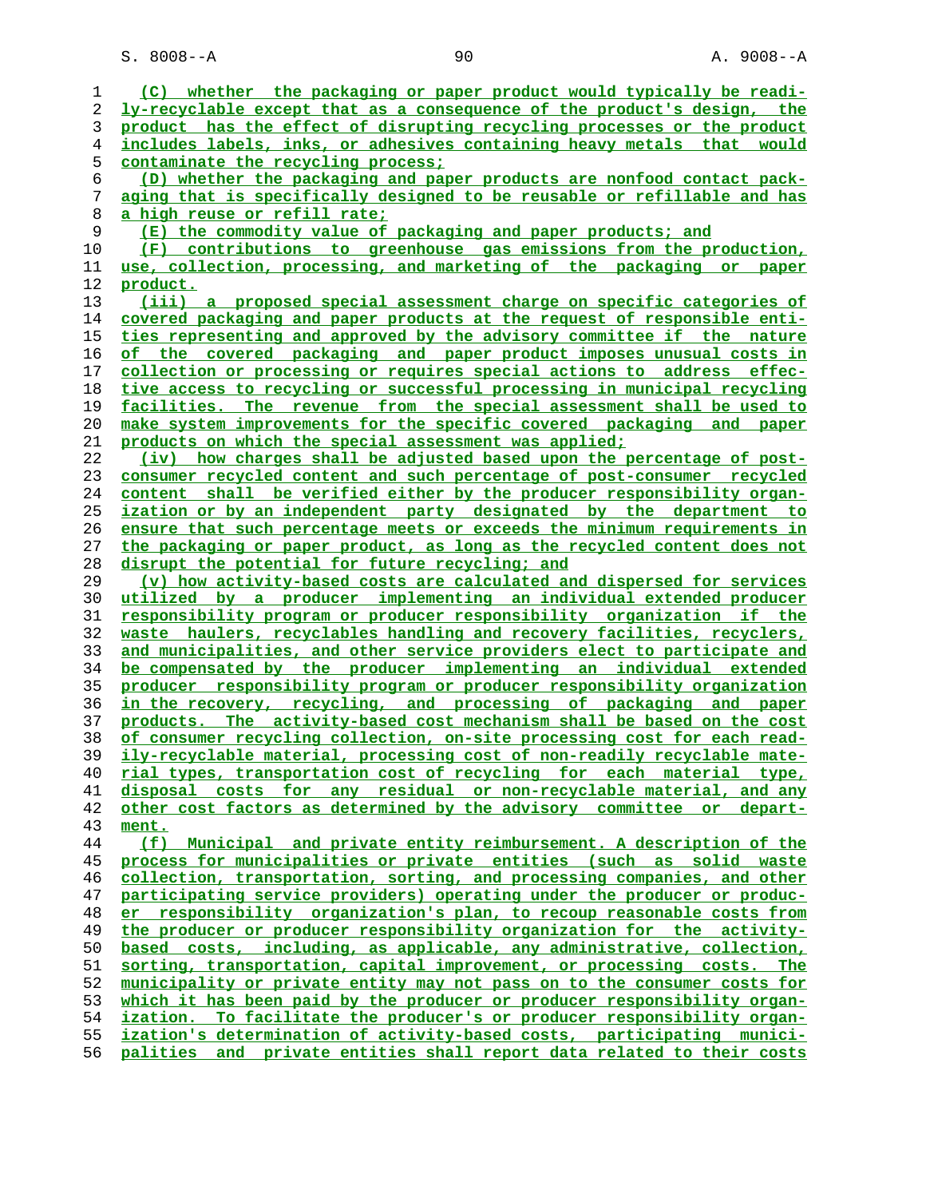(C) whether the packaging or paper product would typically be readily-recyclable except that as a consequence of the product's design, the product has the effect of disrupting recycling processes or the product includes labels, inks, or adhesives containing heavy metals that would contaminate the recycling process;

(D) whether the packaging and paper products are nonfood contact packaging that is specifically designed to be reusable or refillable and has a high reuse or refill rate;

(E) the commodity value of packaging and paper products; and

(F) contributions to greenhouse gas emissions from the production, use, collection, processing, and marketing of the packaging or paper product.

(iii) a proposed special assessment charge on specific categories of covered packaging and paper products at the request of responsible entities representing and approved by the advisory committee if the nature of the covered packaging and paper product imposes unusual costs in collection or processing or requires special actions to address effective access to recycling or successful processing in municipal recycling facilities. The revenue from the special assessment shall be used to make system improvements for the specific covered packaging and paper products on which the special assessment was applied;

(iv) how charges shall be adjusted based upon the percentage of post-consumer recycled content and such percentage of post-consumer recycled content shall be verified either by the producer responsibility organization or by an independent party designated by the department to ensure that such percentage meets or exceeds the minimum requirements in the packaging or paper product, as long as the recycled content does not disrupt the potential for future recycling; and

(v) how activity-based costs are calculated and dispersed for services utilized by a producer implementing an individual extended producer responsibility program or producer responsibility organization if the waste haulers, recyclables handling and recovery facilities, recyclers, and municipalities, and other service providers elect to participate and be compensated by the producer implementing an individual extended producer responsibility program or producer responsibility organization in the recovery, recycling, and processing of packaging and paper products. The activity-based cost mechanism shall be based on the cost of consumer recycling collection, on-site processing cost for each readily-recyclable material, processing cost of non-readily recyclable material types, transportation cost of recycling for each material type, disposal costs for any residual or non-recyclable material, and any other cost factors as determined by the advisory committee or department.

(f) Municipal and private entity reimbursement. A description of the process for municipalities or private entities (such as solid waste collection, transportation, sorting, and processing companies, and other participating service providers) operating under the producer or producer responsibility organization's plan, to recoup reasonable costs from the producer or producer responsibility organization for the activity-based costs, including, as applicable, any administrative, collection, sorting, transportation, capital improvement, or processing costs. The municipality or private entity may not pass on to the consumer costs for which it has been paid by the producer or producer responsibility organization. To facilitate the producer's or producer responsibility organization's determination of activity-based costs, participating municipalities and private entities shall report data related to their costs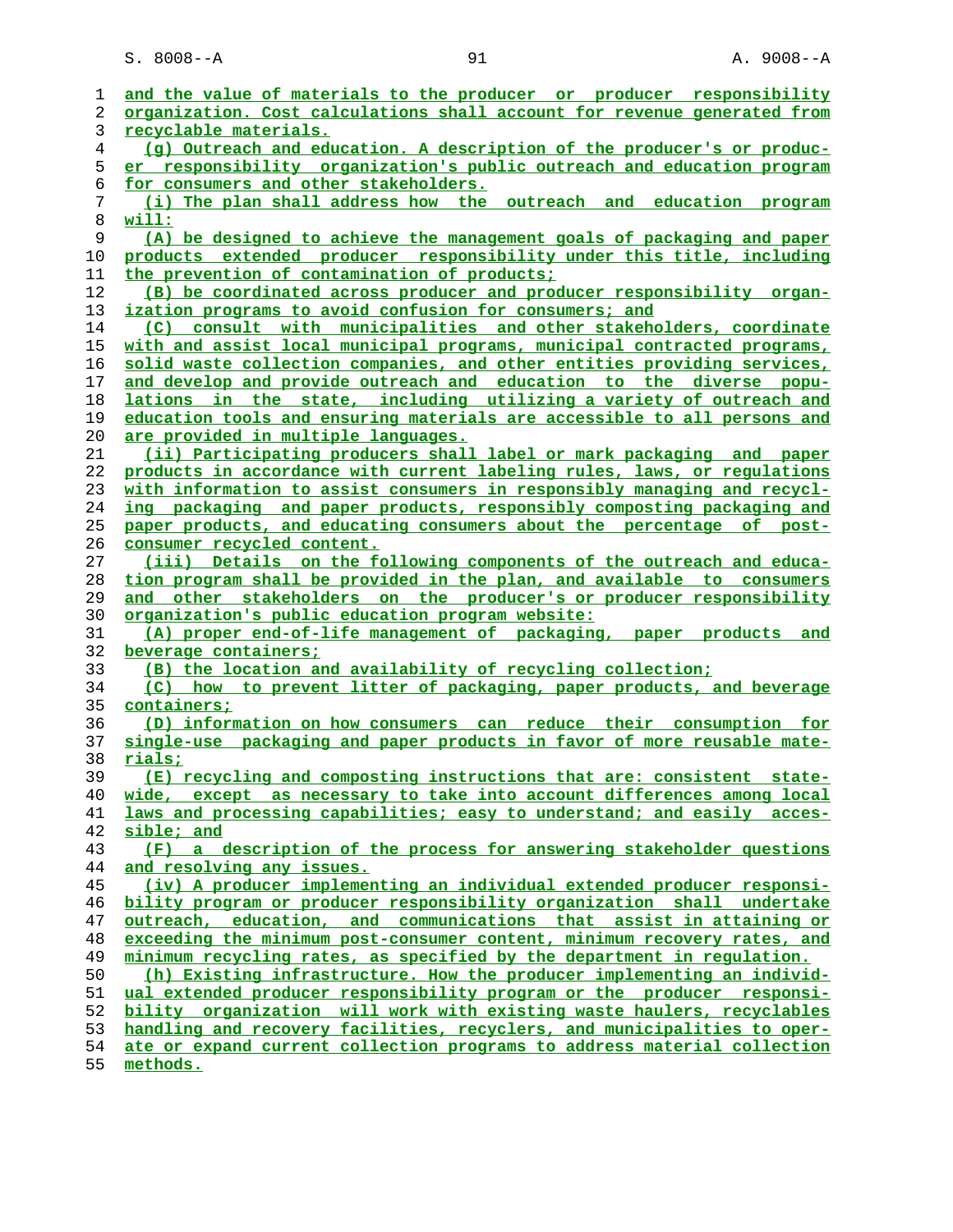and the value of materials to the producer or producer responsibility organization. Cost calculations shall account for revenue generated from recyclable materials.

(g) Outreach and education. A description of the producer's or producer responsibility organization's public outreach and education program for consumers and other stakeholders.

(i) The plan shall address how the outreach and education program will:

(A) be designed to achieve the management goals of packaging and paper products extended producer responsibility under this title, including the prevention of contamination of products;

(B) be coordinated across producer and producer responsibility organization programs to avoid confusion for consumers; and

(C) consult with municipalities and other stakeholders, coordinate with and assist local municipal programs, municipal contracted programs, solid waste collection companies, and other entities providing services, and develop and provide outreach and education to the diverse populations in the state, including utilizing a variety of outreach and education tools and ensuring materials are accessible to all persons and are provided in multiple languages.

(ii) Participating producers shall label or mark packaging and paper products in accordance with current labeling rules, laws, or regulations with information to assist consumers in responsibly managing and recycling packaging and paper products, responsibly composting packaging and paper products, and educating consumers about the percentage of post-consumer recycled content.

(iii) Details on the following components of the outreach and education program shall be provided in the plan, and available to consumers and other stakeholders on the producer's or producer responsibility organization's public education program website:

(A) proper end-of-life management of packaging, paper products and beverage containers;

(B) the location and availability of recycling collection;

(C) how to prevent litter of packaging, paper products, and beverage containers;

(D) information on how consumers can reduce their consumption for single-use packaging and paper products in favor of more reusable materials;

(E) recycling and composting instructions that are: consistent statewide, except as necessary to take into account differences among local laws and processing capabilities; easy to understand; and easily accessible; and

(F) a description of the process for answering stakeholder questions and resolving any issues.

(iv) A producer implementing an individual extended producer responsibility program or producer responsibility organization shall undertake outreach, education, and communications that assist in attaining or exceeding the minimum post-consumer content, minimum recovery rates, and minimum recycling rates, as specified by the department in regulation.

(h) Existing infrastructure. How the producer implementing an individual extended producer responsibility program or the producer responsibility organization will work with existing waste haulers, recyclables handling and recovery facilities, recyclers, and municipalities to operate or expand current collection programs to address material collection methods.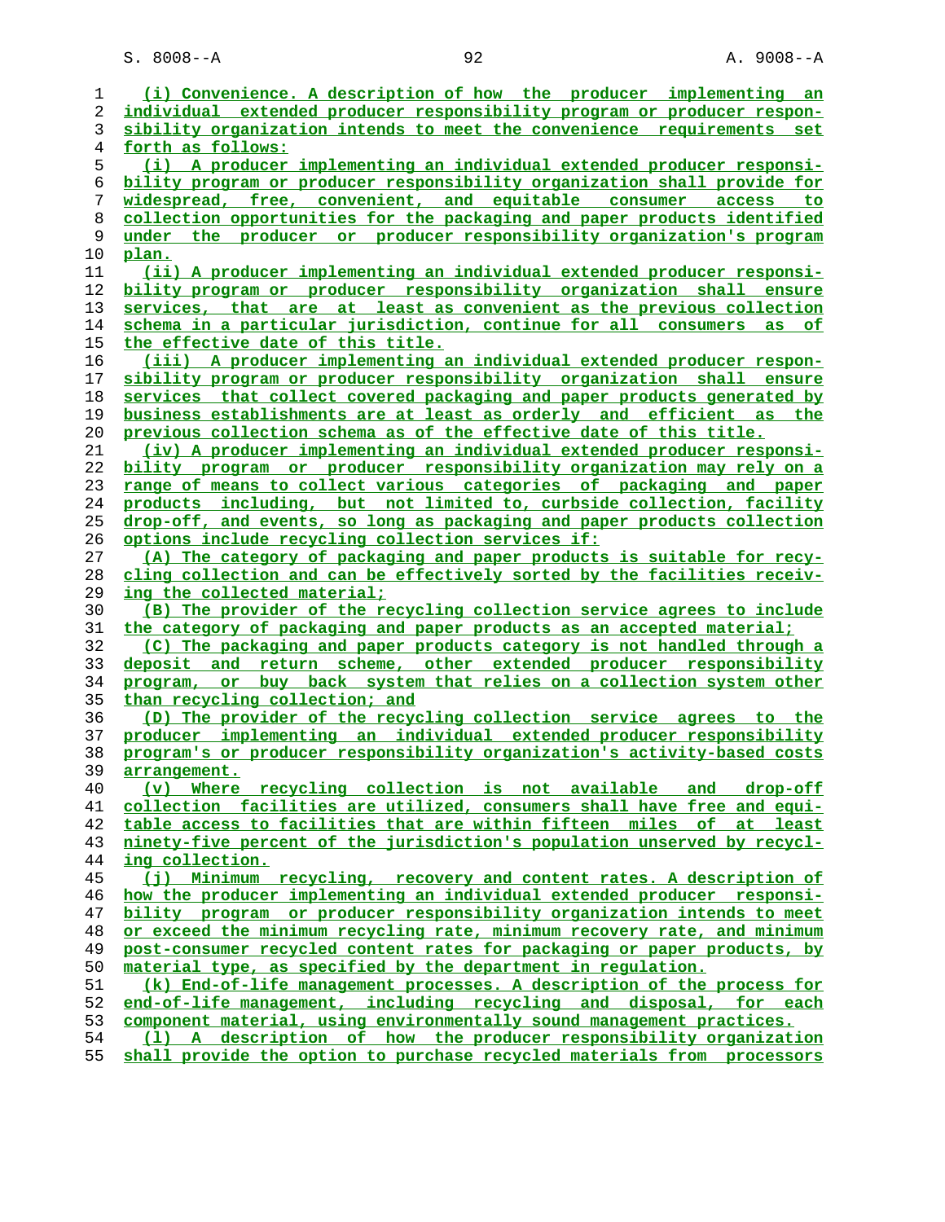(i) Convenience. A description of how the producer implementing an individual extended producer responsibility program or producer responsibility organization intends to meet the convenience requirements set forth as follows:

(i) A producer implementing an individual extended producer responsibility program or producer responsibility organization shall provide for widespread, free, convenient, and equitable consumer access to collection opportunities for the packaging and paper products identified under the producer or producer responsibility organization's program plan.

(ii) A producer implementing an individual extended producer responsibility program or producer responsibility organization shall ensure services, that are at least as convenient as the previous collection schema in a particular jurisdiction, continue for all consumers as of the effective date of this title.

(iii) A producer implementing an individual extended producer responsibility program or producer responsibility organization shall ensure services that collect covered packaging and paper products generated by business establishments are at least as orderly and efficient as the previous collection schema as of the effective date of this title.

(iv) A producer implementing an individual extended producer responsibility program or producer responsibility organization may rely on a range of means to collect various categories of packaging and paper products including, but not limited to, curbside collection, facility drop-off, and events, so long as packaging and paper products collection options include recycling collection services if:

(A) The category of packaging and paper products is suitable for recycling collection and can be effectively sorted by the facilities receiving the collected material;

(B) The provider of the recycling collection service agrees to include the category of packaging and paper products as an accepted material;

(C) The packaging and paper products category is not handled through a deposit and return scheme, other extended producer responsibility program, or buy back system that relies on a collection system other than recycling collection; and

(D) The provider of the recycling collection service agrees to the producer implementing an individual extended producer responsibility program's or producer responsibility organization's activity-based costs arrangement.

(v) Where recycling collection is not available and drop-off collection facilities are utilized, consumers shall have free and equitable access to facilities that are within fifteen miles of at least ninety-five percent of the jurisdiction's population unserved by recycling collection.

(j) Minimum recycling, recovery and content rates. A description of how the producer implementing an individual extended producer responsibility program or producer responsibility organization intends to meet or exceed the minimum recycling rate, minimum recovery rate, and minimum post-consumer recycled content rates for packaging or paper products, by material type, as specified by the department in regulation.

(k) End-of-life management processes. A description of the process for end-of-life management, including recycling and disposal, for each component material, using environmentally sound management practices.

(l) A description of how the producer responsibility organization shall provide the option to purchase recycled materials from processors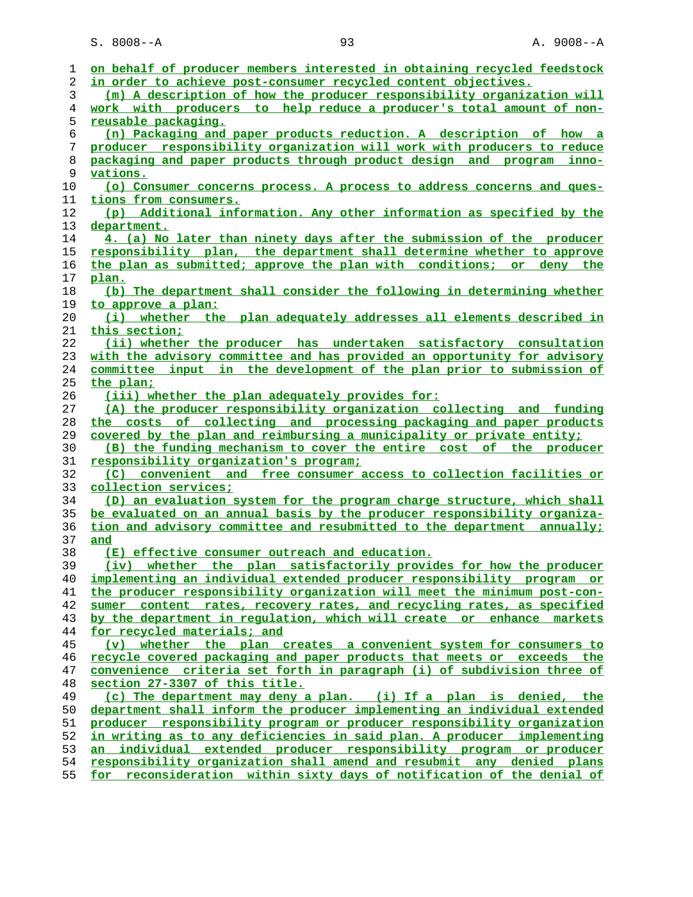on behalf of producer members interested in obtaining recycled feedstock in order to achieve post-consumer recycled content objectives.

(m) A description of how the producer responsibility organization will work with producers to help reduce a producer's total amount of non-reusable packaging.

(n) Packaging and paper products reduction. A description of how a producer responsibility organization will work with producers to reduce packaging and paper products through product design and program innovations.

(o) Consumer concerns process. A process to address concerns and questions from consumers.

(p) Additional information. Any other information as specified by the department.

4. (a) No later than ninety days after the submission of the producer responsibility plan, the department shall determine whether to approve the plan as submitted; approve the plan with conditions; or deny the plan.

(b) The department shall consider the following in determining whether to approve a plan:

(i) whether the plan adequately addresses all elements described in this section;

(ii) whether the producer has undertaken satisfactory consultation with the advisory committee and has provided an opportunity for advisory committee input in the development of the plan prior to submission of the plan;

(iii) whether the plan adequately provides for:

(A) the producer responsibility organization collecting and funding the costs of collecting and processing packaging and paper products covered by the plan and reimbursing a municipality or private entity;

(B) the funding mechanism to cover the entire cost of the producer responsibility organization's program;

(C) convenient and free consumer access to collection facilities or collection services;

(D) an evaluation system for the program charge structure, which shall be evaluated on an annual basis by the producer responsibility organization and advisory committee and resubmitted to the department annually; and

(E) effective consumer outreach and education.

(iv) whether the plan satisfactorily provides for how the producer implementing an individual extended producer responsibility program or the producer responsibility organization will meet the minimum post-consumer content rates, recovery rates, and recycling rates, as specified by the department in regulation, which will create or enhance markets for recycled materials; and

(v) whether the plan creates a convenient system for consumers to recycle covered packaging and paper products that meets or exceeds the convenience criteria set forth in paragraph (i) of subdivision three of section 27-3307 of this title.

(c) The department may deny a plan. (i) If a plan is denied, the department shall inform the producer implementing an individual extended producer responsibility program or producer responsibility organization in writing as to any deficiencies in said plan. A producer implementing an individual extended producer responsibility program or producer responsibility organization shall amend and resubmit any denied plans for reconsideration within sixty days of notification of the denial of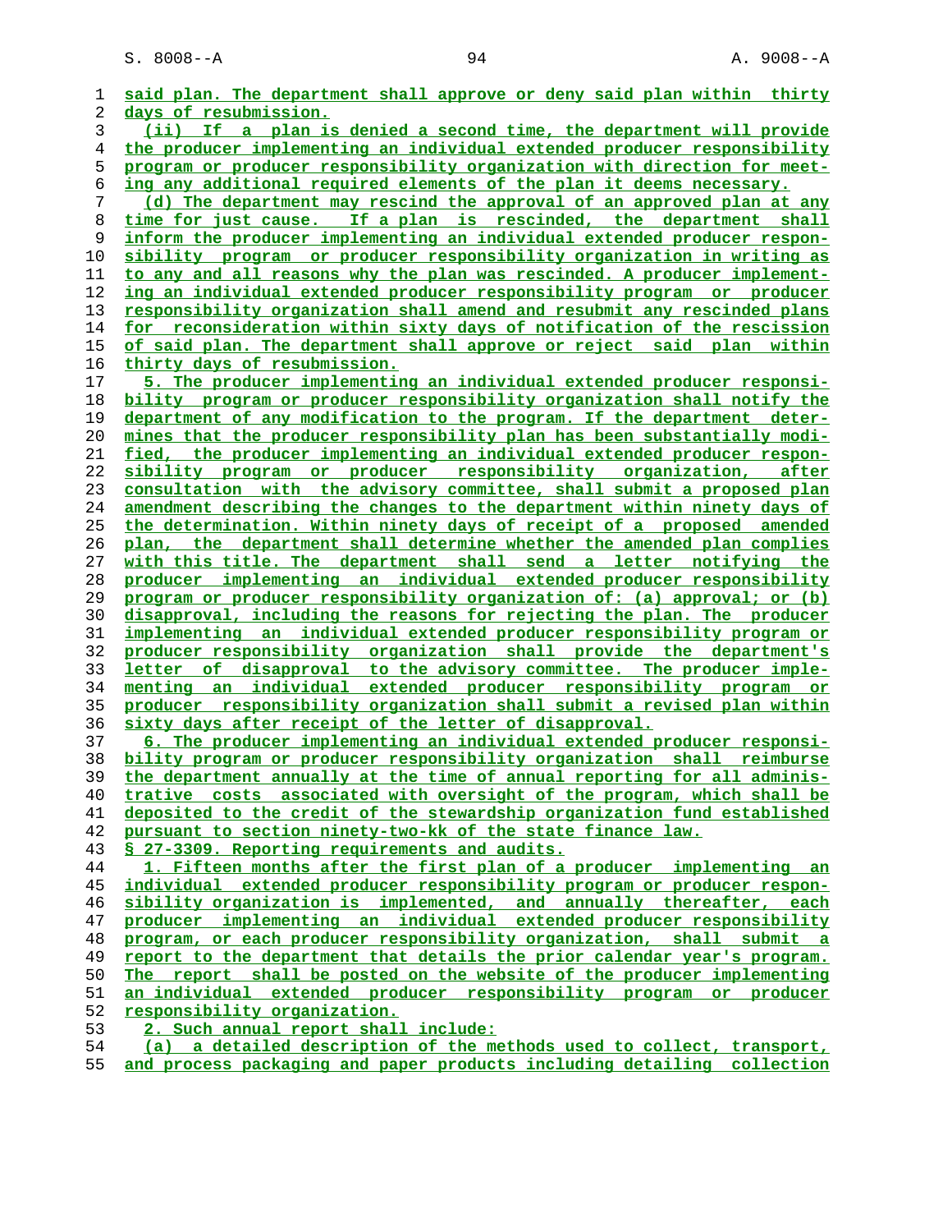said plan. The department shall approve or deny said plan within thirty days of resubmission.

(ii) If a plan is denied a second time, the department will provide the producer implementing an individual extended producer responsibility program or producer responsibility organization with direction for meeting any additional required elements of the plan it deems necessary.

(d) The department may rescind the approval of an approved plan at any time for just cause. If a plan is rescinded, the department shall inform the producer implementing an individual extended producer responsibility program or producer responsibility organization in writing as to any and all reasons why the plan was rescinded. A producer implementing an individual extended producer responsibility program or producer responsibility organization shall amend and resubmit any rescinded plans for reconsideration within sixty days of notification of the rescission of said plan. The department shall approve or reject said plan within thirty days of resubmission.

5. The producer implementing an individual extended producer responsibility program or producer responsibility organization shall notify the department of any modification to the program. If the department determines that the producer responsibility plan has been substantially modified, the producer implementing an individual extended producer responsibility program or producer responsibility organization, after consultation with the advisory committee, shall submit a proposed plan amendment describing the changes to the department within ninety days of the determination. Within ninety days of receipt of a proposed amended plan, the department shall determine whether the amended plan complies with this title. The department shall send a letter notifying the producer implementing an individual extended producer responsibility program or producer responsibility organization of: (a) approval; or (b) disapproval, including the reasons for rejecting the plan. The producer implementing an individual extended producer responsibility program or producer responsibility organization shall provide the department's letter of disapproval to the advisory committee. The producer implementing an individual extended producer responsibility program or producer responsibility organization shall submit a revised plan within sixty days after receipt of the letter of disapproval.

6. The producer implementing an individual extended producer responsibility program or producer responsibility organization shall reimburse the department annually at the time of annual reporting for all administrative costs associated with oversight of the program, which shall be deposited to the credit of the stewardship organization fund established pursuant to section ninety-two-kk of the state finance law.

§ 27-3309. Reporting requirements and audits.

1. Fifteen months after the first plan of a producer implementing an individual extended producer responsibility program or producer responsibility organization is implemented, and annually thereafter, each producer implementing an individual extended producer responsibility program, or each producer responsibility organization, shall submit a report to the department that details the prior calendar year's program. The report shall be posted on the website of the producer implementing an individual extended producer responsibility program or producer responsibility organization.

2. Such annual report shall include:

(a) a detailed description of the methods used to collect, transport, and process packaging and paper products including detailing collection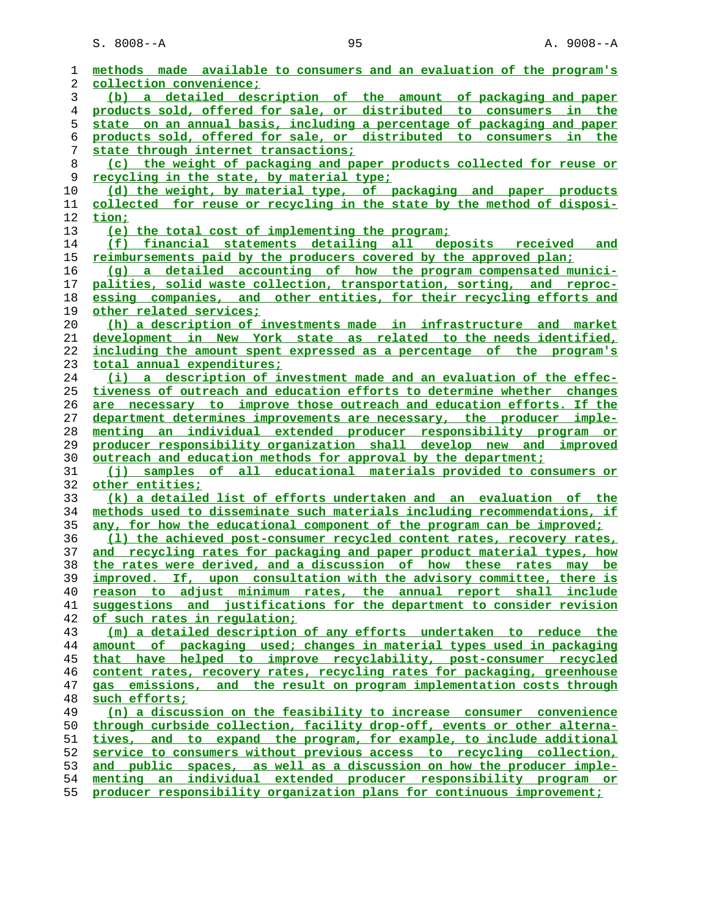methods made available to consumers and an evaluation of the program's collection convenience;

(b) a detailed description of the amount of packaging and paper products sold, offered for sale, or distributed to consumers in the state on an annual basis, including a percentage of packaging and paper products sold, offered for sale, or distributed to consumers in the state through internet transactions;

(c) the weight of packaging and paper products collected for reuse or recycling in the state, by material type;

(d) the weight, by material type, of packaging and paper products collected for reuse or recycling in the state by the method of disposition;

(e) the total cost of implementing the program;

(f) financial statements detailing all deposits received and reimbursements paid by the producers covered by the approved plan;

(g) a detailed accounting of how the program compensated municipalities, solid waste collection, transportation, sorting, and reprocessing companies, and other entities, for their recycling efforts and other related services;

(h) a description of investments made in infrastructure and market development in New York state as related to the needs identified, including the amount spent expressed as a percentage of the program's total annual expenditures;

(i) a description of investment made and an evaluation of the effectiveness of outreach and education efforts to determine whether changes are necessary to improve those outreach and education efforts. If the department determines improvements are necessary, the producer implementing an individual extended producer responsibility program or producer responsibility organization shall develop new and improved outreach and education methods for approval by the department;

(j) samples of all educational materials provided to consumers or other entities;

(k) a detailed list of efforts undertaken and an evaluation of the methods used to disseminate such materials including recommendations, if any, for how the educational component of the program can be improved;

(l) the achieved post-consumer recycled content rates, recovery rates, and recycling rates for packaging and paper product material types, how the rates were derived, and a discussion of how these rates may be improved. If, upon consultation with the advisory committee, there is reason to adjust minimum rates, the annual report shall include suggestions and justifications for the department to consider revision of such rates in regulation;

(m) a detailed description of any efforts undertaken to reduce the amount of packaging used; changes in material types used in packaging that have helped to improve recyclability, post-consumer recycled content rates, recovery rates, recycling rates for packaging, greenhouse gas emissions, and the result on program implementation costs through such efforts;

(n) a discussion on the feasibility to increase consumer convenience through curbside collection, facility drop-off, events or other alternatives, and to expand the program, for example, to include additional service to consumers without previous access to recycling collection, and public spaces, as well as a discussion on how the producer implementing an individual extended producer responsibility program or producer responsibility organization plans for continuous improvement;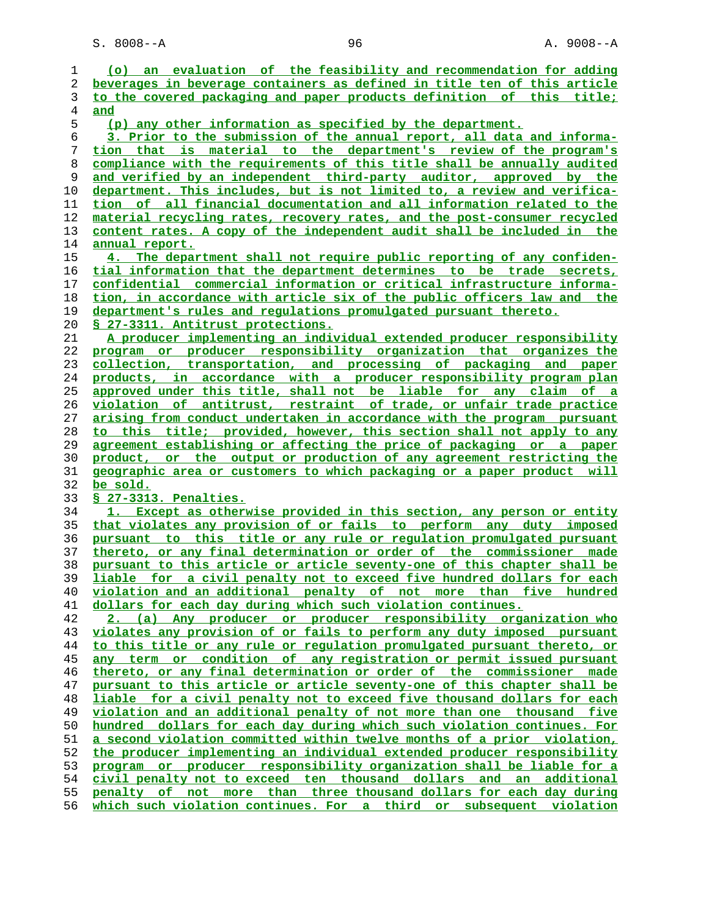(o) an evaluation of the feasibility and recommendation for adding beverages in beverage containers as defined in title ten of this article to the covered packaging and paper products definition of this title; and

(p) any other information as specified by the department.

3. Prior to the submission of the annual report, all data and information that is material to the department's review of the program's compliance with the requirements of this title shall be annually audited and verified by an independent third-party auditor, approved by the department. This includes, but is not limited to, a review and verification of all financial documentation and all information related to the material recycling rates, recovery rates, and the post-consumer recycled content rates. A copy of the independent audit shall be included in the annual report.

4. The department shall not require public reporting of any confidential information that the department determines to be trade secrets, confidential commercial information or critical infrastructure information, in accordance with article six of the public officers law and the department's rules and regulations promulgated pursuant thereto.

§ 27-3311. Antitrust protections.

A producer implementing an individual extended producer responsibility program or producer responsibility organization that organizes the collection, transportation, and processing of packaging and paper products, in accordance with a producer responsibility program plan approved under this title, shall not be liable for any claim of a violation of antitrust, restraint of trade, or unfair trade practice arising from conduct undertaken in accordance with the program pursuant to this title; provided, however, this section shall not apply to any agreement establishing or affecting the price of packaging or a paper product, or the output or production of any agreement restricting the geographic area or customers to which packaging or a paper product will be sold.

§ 27-3313. Penalties.

1. Except as otherwise provided in this section, any person or entity that violates any provision of or fails to perform any duty imposed pursuant to this title or any rule or regulation promulgated pursuant thereto, or any final determination or order of the commissioner made pursuant to this article or article seventy-one of this chapter shall be liable for a civil penalty not to exceed five hundred dollars for each violation and an additional penalty of not more than five hundred dollars for each day during which such violation continues.

2. (a) Any producer or producer responsibility organization who violates any provision of or fails to perform any duty imposed pursuant to this title or any rule or regulation promulgated pursuant thereto, or any term or condition of any registration or permit issued pursuant thereto, or any final determination or order of the commissioner made pursuant to this article or article seventy-one of this chapter shall be liable for a civil penalty not to exceed five thousand dollars for each violation and an additional penalty of not more than one thousand five hundred dollars for each day during which such violation continues. For a second violation committed within twelve months of a prior violation, the producer implementing an individual extended producer responsibility program or producer responsibility organization shall be liable for a civil penalty not to exceed ten thousand dollars and an additional penalty of not more than three thousand dollars for each day during which such violation continues. For a third or subsequent violation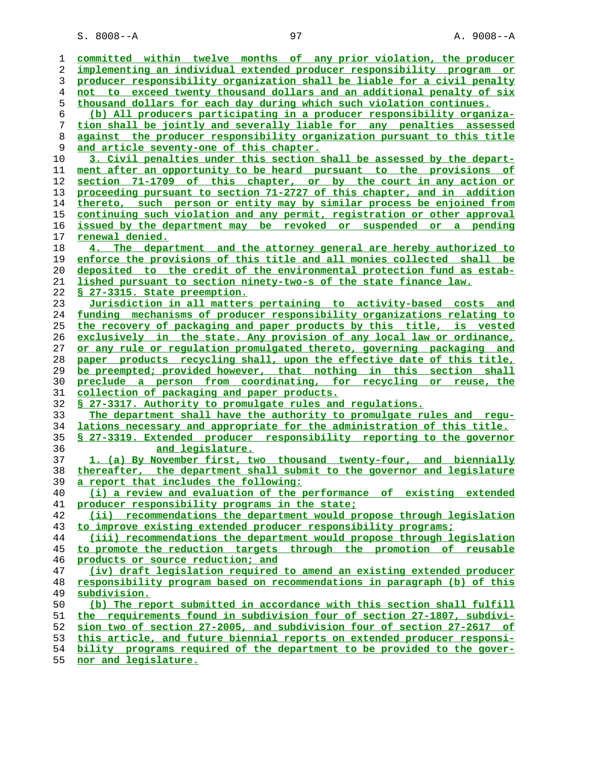committed within twelve months of any prior violation, the producer implementing an individual extended producer responsibility program or producer responsibility organization shall be liable for a civil penalty not to exceed twenty thousand dollars and an additional penalty of six thousand dollars for each day during which such violation continues.

(b) All producers participating in a producer responsibility organization shall be jointly and severally liable for any penalties assessed against the producer responsibility organization pursuant to this title and article seventy-one of this chapter.

3. Civil penalties under this section shall be assessed by the department after an opportunity to be heard pursuant to the provisions of section 71-1709 of this chapter, or by the court in any action or proceeding pursuant to section 71-2727 of this chapter, and in addition thereto, such person or entity may by similar process be enjoined from continuing such violation and any permit, registration or other approval issued by the department may be revoked or suspended or a pending renewal denied.

4. The department and the attorney general are hereby authorized to enforce the provisions of this title and all monies collected shall be deposited to the credit of the environmental protection fund as established pursuant to section ninety-two-s of the state finance law.

§ 27-3315. State preemption.

Jurisdiction in all matters pertaining to activity-based costs and funding mechanisms of producer responsibility organizations relating to the recovery of packaging and paper products by this title, is vested exclusively in the state. Any provision of any local law or ordinance, or any rule or regulation promulgated thereto, governing packaging and paper products recycling shall, upon the effective date of this title, be preempted; provided however, that nothing in this section shall preclude a person from coordinating, for recycling or reuse, the collection of packaging and paper products.

§ 27-3317. Authority to promulgate rules and regulations.

The department shall have the authority to promulgate rules and regulations necessary and appropriate for the administration of this title.

§ 27-3319. Extended producer responsibility reporting to the governor and legislature.

1. (a) By November first, two thousand twenty-four, and biennially thereafter, the department shall submit to the governor and legislature a report that includes the following:

(i) a review and evaluation of the performance of existing extended producer responsibility programs in the state;

(ii) recommendations the department would propose through legislation to improve existing extended producer responsibility programs;

(iii) recommendations the department would propose through legislation to promote the reduction targets through the promotion of reusable products or source reduction; and

(iv) draft legislation required to amend an existing extended producer responsibility program based on recommendations in paragraph (b) of this subdivision.

(b) The report submitted in accordance with this section shall fulfill the requirements found in subdivision four of section 27-1807, subdivision two of section 27-2005, and subdivision four of section 27-2617 of this article, and future biennial reports on extended producer responsibility programs required of the department to be provided to the governor and legislature.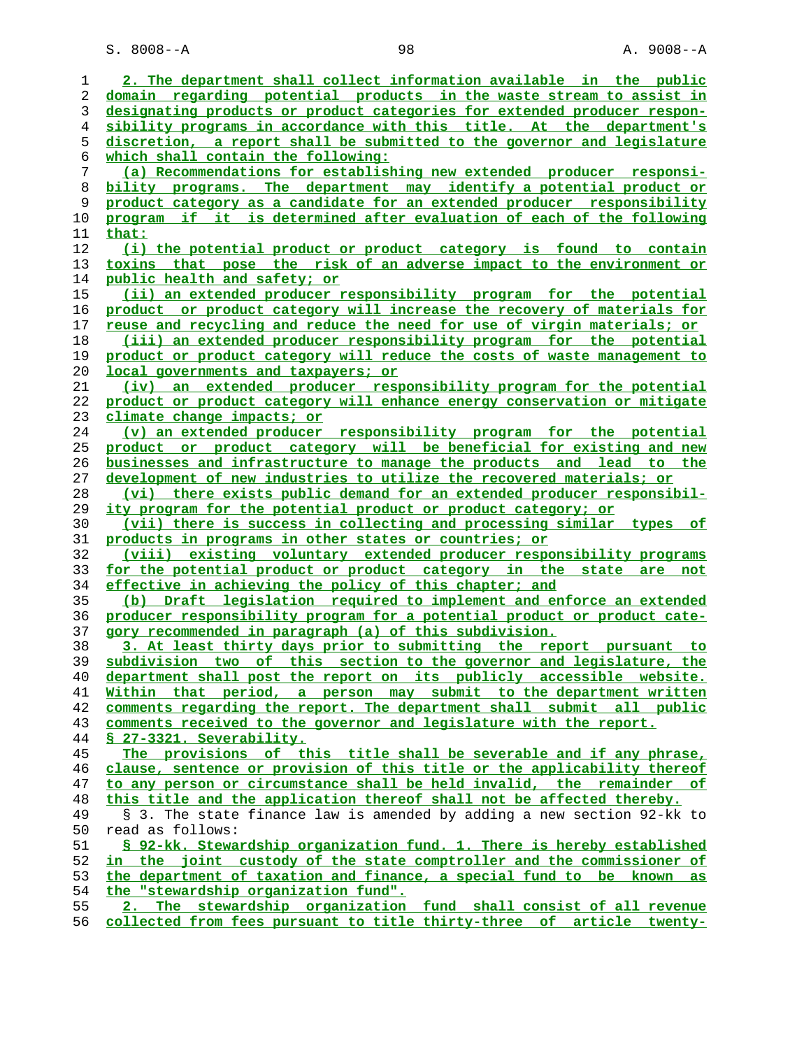2. The department shall collect information available in the public domain regarding potential products in the waste stream to assist in designating products or product categories for extended producer responsibility programs in accordance with this title. At the department's discretion, a report shall be submitted to the governor and legislature which shall contain the following:

(a) Recommendations for establishing new extended producer responsibility programs. The department may identify a potential product or product category as a candidate for an extended producer responsibility program if it is determined after evaluation of each of the following that:

(i) the potential product or product category is found to contain toxins that pose the risk of an adverse impact to the environment or public health and safety; or

(ii) an extended producer responsibility program for the potential product or product category will increase the recovery of materials for reuse and recycling and reduce the need for use of virgin materials; or

(iii) an extended producer responsibility program for the potential product or product category will reduce the costs of waste management to local governments and taxpayers; or

(iv) an extended producer responsibility program for the potential product or product category will enhance energy conservation or mitigate climate change impacts; or

(v) an extended producer responsibility program for the potential product or product category will be beneficial for existing and new businesses and infrastructure to manage the products and lead to the development of new industries to utilize the recovered materials; or

(vi) there exists public demand for an extended producer responsibility program for the potential product or product category; or

(vii) there is success in collecting and processing similar types of products in programs in other states or countries; or

(viii) existing voluntary extended producer responsibility programs for the potential product or product category in the state are not effective in achieving the policy of this chapter; and

(b) Draft legislation required to implement and enforce an extended producer responsibility program for a potential product or product category recommended in paragraph (a) of this subdivision.

3. At least thirty days prior to submitting the report pursuant to subdivision two of this section to the governor and legislature, the department shall post the report on its publicly accessible website. Within that period, a person may submit to the department written comments regarding the report. The department shall submit all public comments received to the governor and legislature with the report.

§ 27-3321. Severability.

The provisions of this title shall be severable and if any phrase, clause, sentence or provision of this title or the applicability thereof to any person or circumstance shall be held invalid, the remainder of this title and the application thereof shall not be affected thereby.

§ 3. The state finance law is amended by adding a new section 92-kk to read as follows:

§ 92-kk. Stewardship organization fund. 1. There is hereby established in the joint custody of the state comptroller and the commissioner of the department of taxation and finance, a special fund to be known as the "stewardship organization fund".

2. The stewardship organization fund shall consist of all revenue collected from fees pursuant to title thirty-three of article twenty-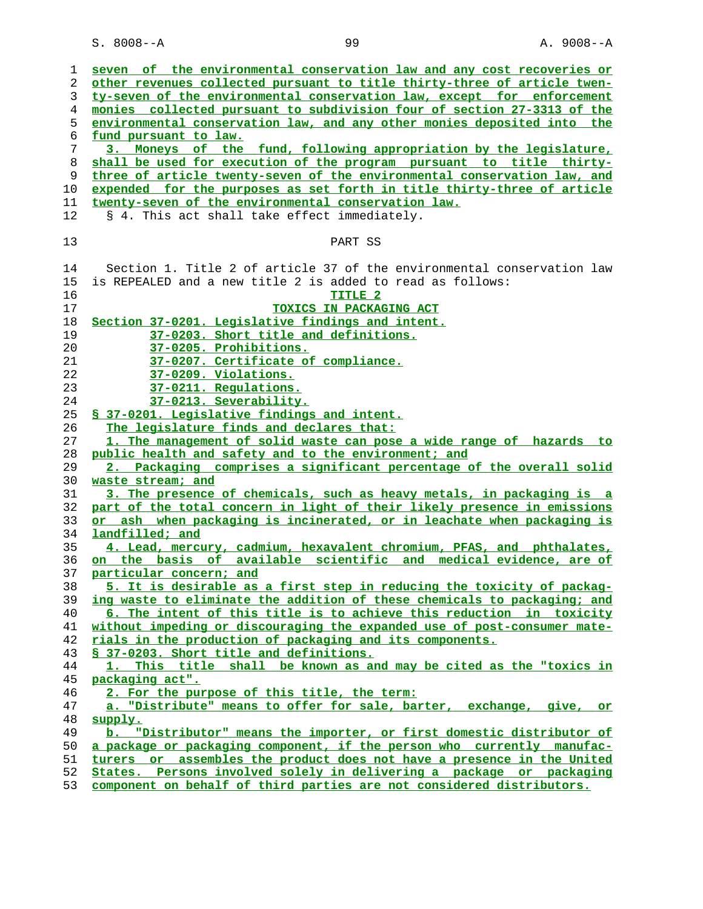seven of the environmental conservation law and any cost recoveries or other revenues collected pursuant to title thirty-three of article twenty-seven of the environmental conservation law, except for enforcement monies collected pursuant to subdivision four of section 27-3313 of the environmental conservation law, and any other monies deposited into the fund pursuant to law.

3. Moneys of the fund, following appropriation by the legislature, shall be used for execution of the program pursuant to title thirty-three of article twenty-seven of the environmental conservation law, and expended for the purposes as set forth in title thirty-three of article twenty-seven of the environmental conservation law.

§ 4. This act shall take effect immediately.

PART SS

Section 1. Title 2 of article 37 of the environmental conservation law is REPEALED and a new title 2 is added to read as follows:

TITLE 2
TOXICS IN PACKAGING ACT

Section 37-0201. Legislative findings and intent.
37-0203. Short title and definitions.
37-0205. Prohibitions.
37-0207. Certificate of compliance.
37-0209. Violations.
37-0211. Regulations.
37-0213. Severability.

§ 37-0201. Legislative findings and intent.

The legislature finds and declares that:

1. The management of solid waste can pose a wide range of hazards to public health and safety and to the environment; and

2. Packaging comprises a significant percentage of the overall solid waste stream; and

3. The presence of chemicals, such as heavy metals, in packaging is a part of the total concern in light of their likely presence in emissions or ash when packaging is incinerated, or in leachate when packaging is landfilled; and

4. Lead, mercury, cadmium, hexavalent chromium, PFAS, and phthalates, on the basis of available scientific and medical evidence, are of particular concern; and

5. It is desirable as a first step in reducing the toxicity of packaging waste to eliminate the addition of these chemicals to packaging; and

6. The intent of this title is to achieve this reduction in toxicity without impeding or discouraging the expanded use of post-consumer materials in the production of packaging and its components.

§ 37-0203. Short title and definitions.

1. This title shall be known as and may be cited as the "toxics in packaging act".

2. For the purpose of this title, the term:

a. "Distribute" means to offer for sale, barter, exchange, give, or supply.

b. "Distributor" means the importer, or first domestic distributor of a package or packaging component, if the person who currently manufactures or assembles the product does not have a presence in the United States. Persons involved solely in delivering a package or packaging component on behalf of third parties are not considered distributors.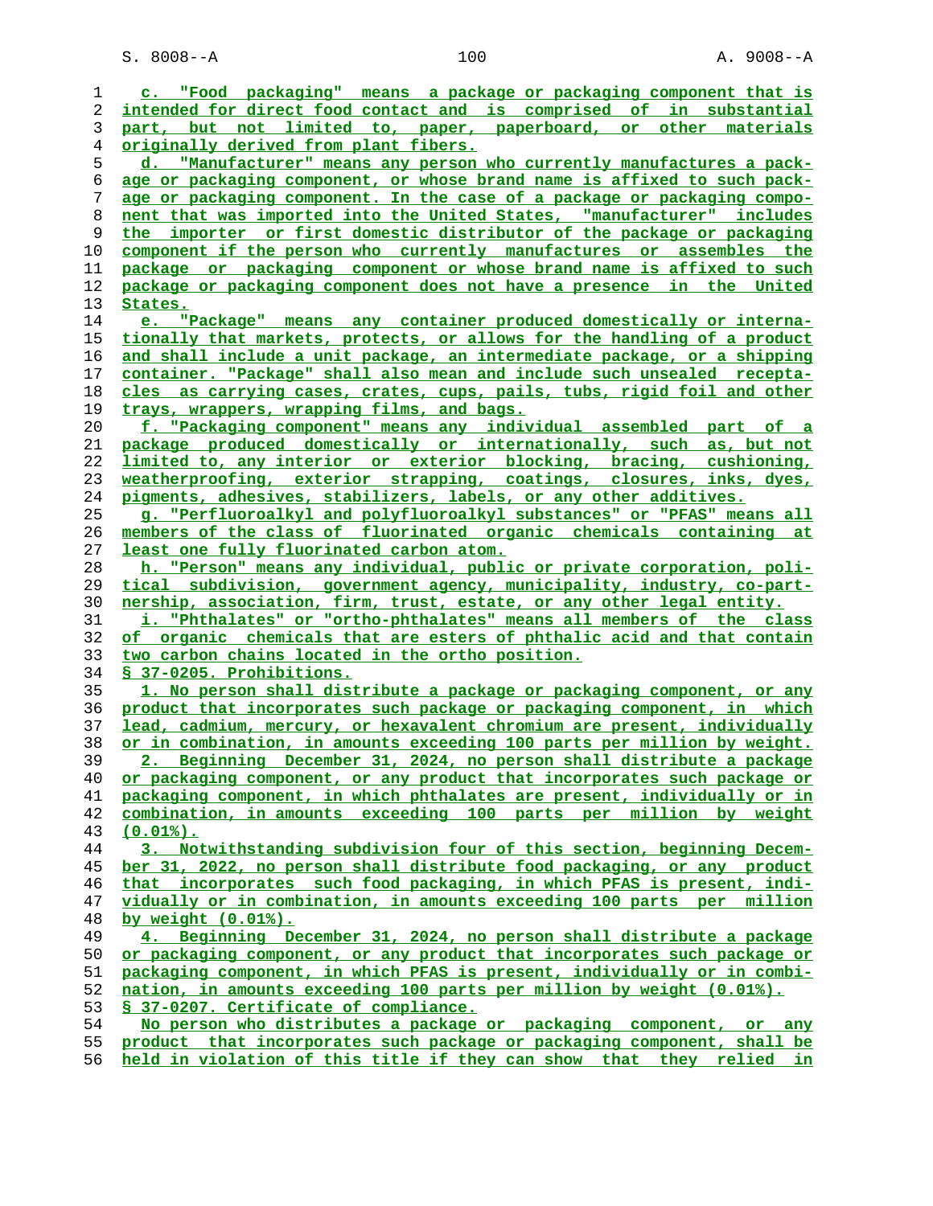c. "Food packaging" means a package or packaging component that is intended for direct food contact and is comprised of in substantial part, but not limited to, paper, paperboard, or other materials originally derived from plant fibers.

d. "Manufacturer" means any person who currently manufactures a package or packaging component, or whose brand name is affixed to such package or packaging component. In the case of a package or packaging component that was imported into the United States, "manufacturer" includes the importer or first domestic distributor of the package or packaging component if the person who currently manufactures or assembles the package or packaging component or whose brand name is affixed to such package or packaging component does not have a presence in the United States.

e. "Package" means any container produced domestically or internationally that markets, protects, or allows for the handling of a product and shall include a unit package, an intermediate package, or a shipping container. "Package" shall also mean and include such unsealed receptacles as carrying cases, crates, cups, pails, tubs, rigid foil and other trays, wrappers, wrapping films, and bags.

f. "Packaging component" means any individual assembled part of a package produced domestically or internationally, such as, but not limited to, any interior or exterior blocking, bracing, cushioning, weatherproofing, exterior strapping, coatings, closures, inks, dyes, pigments, adhesives, stabilizers, labels, or any other additives.

g. "Perfluoroalkyl and polyfluoroalkyl substances" or "PFAS" means all members of the class of fluorinated organic chemicals containing at least one fully fluorinated carbon atom.

h. "Person" means any individual, public or private corporation, political subdivision, government agency, municipality, industry, co-partnership, association, firm, trust, estate, or any other legal entity.

i. "Phthalates" or "ortho-phthalates" means all members of the class of organic chemicals that are esters of phthalic acid and that contain two carbon chains located in the ortho position.

§ 37-0205. Prohibitions.

1. No person shall distribute a package or packaging component, or any product that incorporates such package or packaging component, in which lead, cadmium, mercury, or hexavalent chromium are present, individually or in combination, in amounts exceeding 100 parts per million by weight.

2. Beginning December 31, 2024, no person shall distribute a package or packaging component, or any product that incorporates such package or packaging component, in which phthalates are present, individually or in combination, in amounts exceeding 100 parts per million by weight (0.01%).

3. Notwithstanding subdivision four of this section, beginning December 31, 2022, no person shall distribute food packaging, or any product that incorporates such food packaging, in which PFAS is present, individually or in combination, in amounts exceeding 100 parts per million by weight (0.01%).

4. Beginning December 31, 2024, no person shall distribute a package or packaging component, or any product that incorporates such package or packaging component, in which PFAS is present, individually or in combination, in amounts exceeding 100 parts per million by weight (0.01%).

§ 37-0207. Certificate of compliance.

No person who distributes a package or packaging component, or any product that incorporates such package or packaging component, shall be held in violation of this title if they can show that they relied in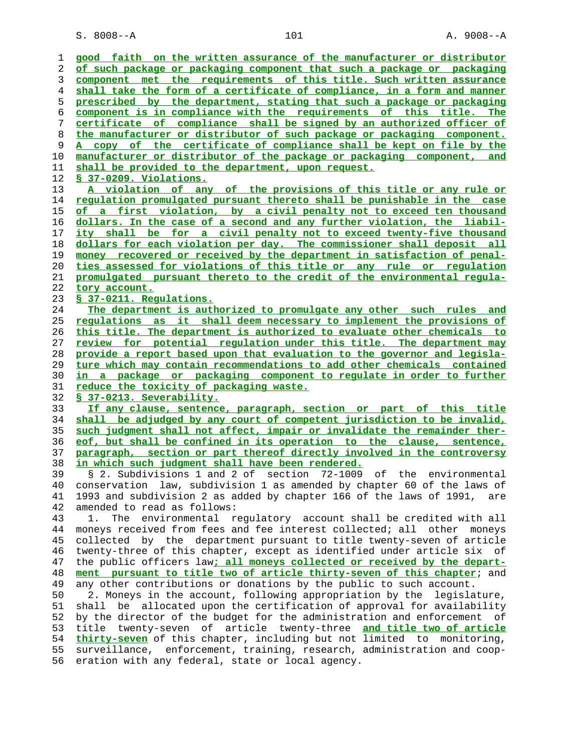good faith on the written assurance of the manufacturer or distributor of such package or packaging component that such a package or packaging component met the requirements of this title. Such written assurance shall take the form of a certificate of compliance, in a form and manner prescribed by the department, stating that such a package or packaging component is in compliance with the requirements of this title. The certificate of compliance shall be signed by an authorized officer of the manufacturer or distributor of such package or packaging component. A copy of the certificate of compliance shall be kept on file by the manufacturer or distributor of the package or packaging component, and shall be provided to the department, upon request.

§ 37-0209. Violations.

A violation of any of the provisions of this title or any rule or regulation promulgated pursuant thereto shall be punishable in the case of a first violation, by a civil penalty not to exceed ten thousand dollars. In the case of a second and any further violation, the liability shall be for a civil penalty not to exceed twenty-five thousand dollars for each violation per day. The commissioner shall deposit all money recovered or received by the department in satisfaction of penalties assessed for violations of this title or any rule or regulation promulgated pursuant thereto to the credit of the environmental regulatory account.

§ 37-0211. Regulations.

The department is authorized to promulgate any other such rules and regulations as it shall deem necessary to implement the provisions of this title. The department is authorized to evaluate other chemicals to review for potential regulation under this title. The department may provide a report based upon that evaluation to the governor and legislature which may contain recommendations to add other chemicals contained in a package or packaging component to regulate in order to further reduce the toxicity of packaging waste.

§ 37-0213. Severability.

If any clause, sentence, paragraph, section or part of this title shall be adjudged by any court of competent jurisdiction to be invalid, such judgment shall not affect, impair or invalidate the remainder thereof, but shall be confined in its operation to the clause, sentence, paragraph, section or part thereof directly involved in the controversy in which such judgment shall have been rendered.

§ 2. Subdivisions 1 and 2 of section 72-1009 of the environmental conservation law, subdivision 1 as amended by chapter 60 of the laws of 1993 and subdivision 2 as added by chapter 166 of the laws of 1991, are amended to read as follows:

1. The environmental regulatory account shall be credited with all moneys received from fees and fee interest collected; all other moneys collected by the department pursuant to title twenty-seven of article twenty-three of this chapter, except as identified under article six of the public officers law; all moneys collected or received by the department pursuant to title two of article thirty-seven of this chapter; and any other contributions or donations by the public to such account.

2. Moneys in the account, following appropriation by the legislature, shall be allocated upon the certification of approval for availability by the director of the budget for the administration and enforcement of title twenty-seven of article twenty-three and title two of article thirty-seven of this chapter, including but not limited to monitoring, surveillance, enforcement, training, research, administration and cooperation with any federal, state or local agency.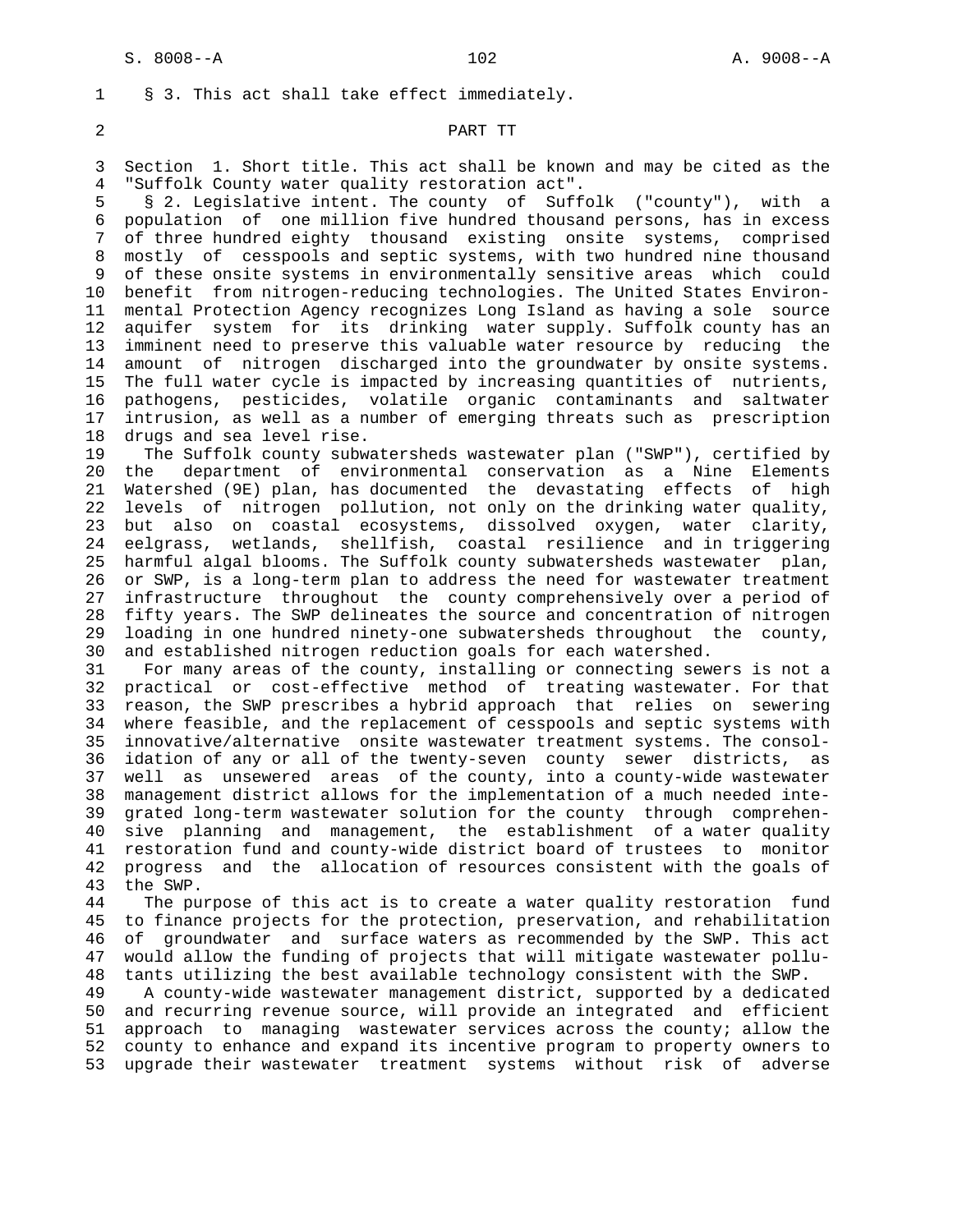§ 3. This act shall take effect immediately.

PART TT

Section 1. Short title. This act shall be known and may be cited as the "Suffolk County water quality restoration act".

§ 2. Legislative intent. The county of Suffolk ("county"), with a population of one million five hundred thousand persons, has in excess of three hundred eighty thousand existing onsite systems, comprised mostly of cesspools and septic systems, with two hundred nine thousand of these onsite systems in environmentally sensitive areas which could benefit from nitrogen-reducing technologies. The United States Environmental Protection Agency recognizes Long Island as having a sole source aquifer system for its drinking water supply. Suffolk county has an imminent need to preserve this valuable water resource by reducing the amount of nitrogen discharged into the groundwater by onsite systems. The full water cycle is impacted by increasing quantities of nutrients, pathogens, pesticides, volatile organic contaminants and saltwater intrusion, as well as a number of emerging threats such as prescription drugs and sea level rise.

The Suffolk county subwatersheds wastewater plan ("SWP"), certified by the department of environmental conservation as a Nine Elements Watershed (9E) plan, has documented the devastating effects of high levels of nitrogen pollution, not only on the drinking water quality, but also on coastal ecosystems, dissolved oxygen, water clarity, eelgrass, wetlands, shellfish, coastal resilience and in triggering harmful algal blooms. The Suffolk county subwatersheds wastewater plan, or SWP, is a long-term plan to address the need for wastewater treatment infrastructure throughout the county comprehensively over a period of fifty years. The SWP delineates the source and concentration of nitrogen loading in one hundred ninety-one subwatersheds throughout the county, and established nitrogen reduction goals for each watershed.

For many areas of the county, installing or connecting sewers is not a practical or cost-effective method of treating wastewater. For that reason, the SWP prescribes a hybrid approach that relies on sewering where feasible, and the replacement of cesspools and septic systems with innovative/alternative onsite wastewater treatment systems. The consolidation of any or all of the twenty-seven county sewer districts, as well as unsewered areas of the county, into a county-wide wastewater management district allows for the implementation of a much needed integrated long-term wastewater solution for the county through comprehensive planning and management, the establishment of a water quality restoration fund and county-wide district board of trustees to monitor progress and the allocation of resources consistent with the goals of the SWP.

The purpose of this act is to create a water quality restoration fund to finance projects for the protection, preservation, and rehabilitation of groundwater and surface waters as recommended by the SWP. This act would allow the funding of projects that will mitigate wastewater pollutants utilizing the best available technology consistent with the SWP.

A county-wide wastewater management district, supported by a dedicated and recurring revenue source, will provide an integrated and efficient approach to managing wastewater services across the county; allow the county to enhance and expand its incentive program to property owners to upgrade their wastewater treatment systems without risk of adverse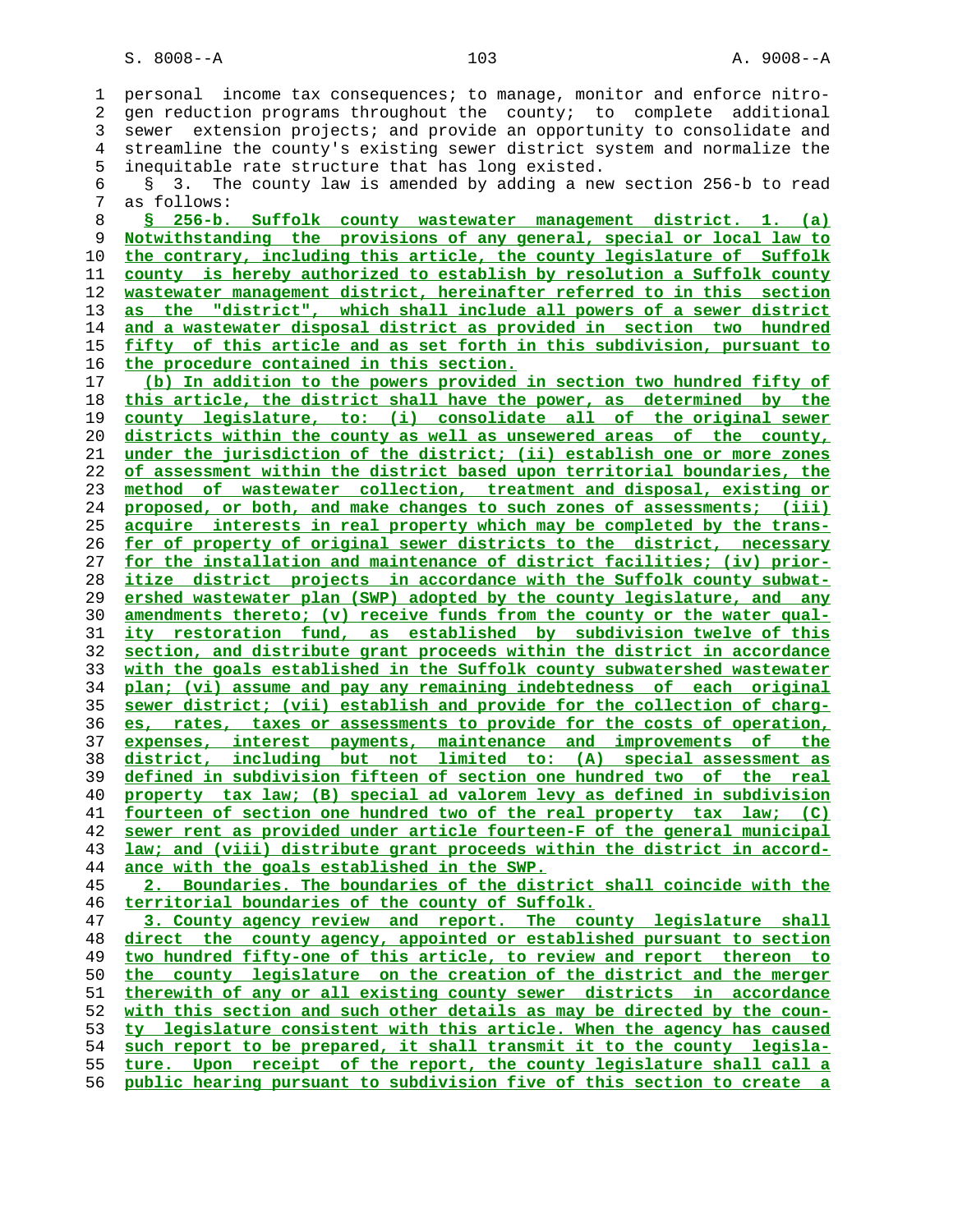personal income tax consequences; to manage, monitor and enforce nitrogen reduction programs throughout the county; to complete additional sewer extension projects; and provide an opportunity to consolidate and streamline the county's existing sewer district system and normalize the inequitable rate structure that has long existed.

§ 3. The county law is amended by adding a new section 256-b to read as follows:

§ 256-b. Suffolk county wastewater management district. 1. (a) Notwithstanding the provisions of any general, special or local law to the contrary, including this article, the county legislature of Suffolk county is hereby authorized to establish by resolution a Suffolk county wastewater management district, hereinafter referred to in this section as the "district", which shall include all powers of a sewer district and a wastewater disposal district as provided in section two hundred fifty of this article and as set forth in this subdivision, pursuant to the procedure contained in this section.

(b) In addition to the powers provided in section two hundred fifty of this article, the district shall have the power, as determined by the county legislature, to: (i) consolidate all of the original sewer districts within the county as well as unsewered areas of the county, under the jurisdiction of the district; (ii) establish one or more zones of assessment within the district based upon territorial boundaries, the method of wastewater collection, treatment and disposal, existing or proposed, or both, and make changes to such zones of assessments; (iii) acquire interests in real property which may be completed by the transfer of property of original sewer districts to the district, necessary for the installation and maintenance of district facilities; (iv) prioritize district projects in accordance with the Suffolk county subwatershed wastewater plan (SWP) adopted by the county legislature, and any amendments thereto; (v) receive funds from the county or the water quality restoration fund, as established by subdivision twelve of this section, and distribute grant proceeds within the district in accordance with the goals established in the Suffolk county subwatershed wastewater plan; (vi) assume and pay any remaining indebtedness of each original sewer district; (vii) establish and provide for the collection of charges, rates, taxes or assessments to provide for the costs of operation, expenses, interest payments, maintenance and improvements of the district, including but not limited to: (A) special assessment as defined in subdivision fifteen of section one hundred two of the real property tax law; (B) special ad valorem levy as defined in subdivision fourteen of section one hundred two of the real property tax law; (C) sewer rent as provided under article fourteen-F of the general municipal law; and (viii) distribute grant proceeds within the district in accordance with the goals established in the SWP.

2. Boundaries. The boundaries of the district shall coincide with the territorial boundaries of the county of Suffolk.

3. County agency review and report. The county legislature shall direct the county agency, appointed or established pursuant to section two hundred fifty-one of this article, to review and report thereon to the county legislature on the creation of the district and the merger therewith of any or all existing county sewer districts in accordance with this section and such other details as may be directed by the county legislature consistent with this article. When the agency has caused such report to be prepared, it shall transmit it to the county legislature. Upon receipt of the report, the county legislature shall call a public hearing pursuant to subdivision five of this section to create a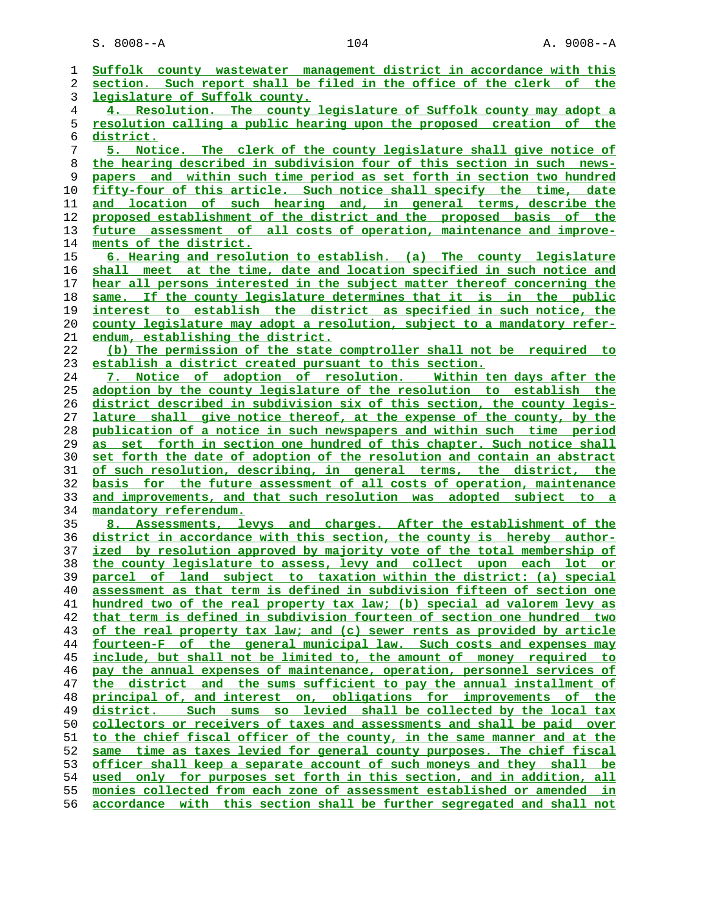Suffolk county wastewater management district in accordance with this section. Such report shall be filed in the office of the clerk of the legislature of Suffolk county.

4. Resolution. The county legislature of Suffolk county may adopt a resolution calling a public hearing upon the proposed creation of the district.

5. Notice. The clerk of the county legislature shall give notice of the hearing described in subdivision four of this section in such newspapers and within such time period as set forth in section two hundred fifty-four of this article. Such notice shall specify the time, date and location of such hearing and, in general terms, describe the proposed establishment of the district and the proposed basis of the future assessment of all costs of operation, maintenance and improvements of the district.

6. Hearing and resolution to establish. (a) The county legislature shall meet at the time, date and location specified in such notice and hear all persons interested in the subject matter thereof concerning the same. If the county legislature determines that it is in the public interest to establish the district as specified in such notice, the county legislature may adopt a resolution, subject to a mandatory referendum, establishing the district.

(b) The permission of the state comptroller shall not be required to establish a district created pursuant to this section.

7. Notice of adoption of resolution. Within ten days after the adoption by the county legislature of the resolution to establish the district described in subdivision six of this section, the county legislature shall give notice thereof, at the expense of the county, by the publication of a notice in such newspapers and within such time period as set forth in section one hundred of this chapter. Such notice shall set forth the date of adoption of the resolution and contain an abstract of such resolution, describing, in general terms, the district, the basis for the future assessment of all costs of operation, maintenance and improvements, and that such resolution was adopted subject to a mandatory referendum.

8. Assessments, levys and charges. After the establishment of the district in accordance with this section, the county is hereby authorized by resolution approved by majority vote of the total membership of the county legislature to assess, levy and collect upon each lot or parcel of land subject to taxation within the district: (a) special assessment as that term is defined in subdivision fifteen of section one hundred two of the real property tax law; (b) special ad valorem levy as that term is defined in subdivision fourteen of section one hundred two of the real property tax law; and (c) sewer rents as provided by article fourteen-F of the general municipal law. Such costs and expenses may include, but shall not be limited to, the amount of money required to pay the annual expenses of maintenance, operation, personnel services of the district and the sums sufficient to pay the annual installment of principal of, and interest on, obligations for improvements of the district. Such sums so levied shall be collected by the local tax collectors or receivers of taxes and assessments and shall be paid over to the chief fiscal officer of the county, in the same manner and at the same time as taxes levied for general county purposes. The chief fiscal officer shall keep a separate account of such moneys and they shall be used only for purposes set forth in this section, and in addition, all monies collected from each zone of assessment established or amended in accordance with this section shall be further segregated and shall not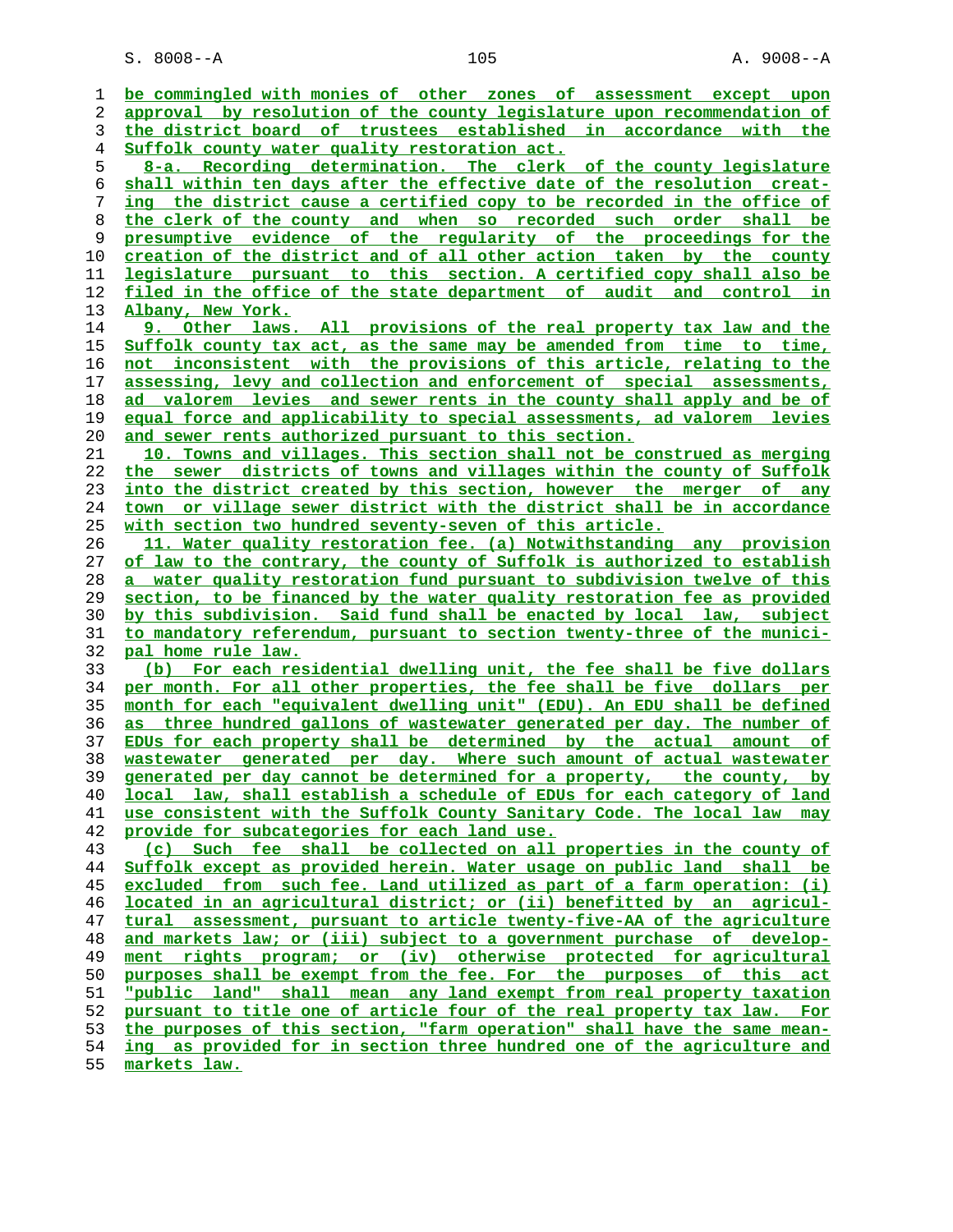be commingled with monies of other zones of assessment except upon approval by resolution of the county legislature upon recommendation of the district board of trustees established in accordance with the Suffolk county water quality restoration act.

8-a. Recording determination. The clerk of the county legislature shall within ten days after the effective date of the resolution creating the district cause a certified copy to be recorded in the office of the clerk of the county and when so recorded such order shall be presumptive evidence of the regularity of the proceedings for the creation of the district and of all other action taken by the county legislature pursuant to this section. A certified copy shall also be filed in the office of the state department of audit and control in Albany, New York.

9. Other laws. All provisions of the real property tax law and the Suffolk county tax act, as the same may be amended from time to time, not inconsistent with the provisions of this article, relating to the assessing, levy and collection and enforcement of special assessments, ad valorem levies and sewer rents in the county shall apply and be of equal force and applicability to special assessments, ad valorem levies and sewer rents authorized pursuant to this section.

10. Towns and villages. This section shall not be construed as merging the sewer districts of towns and villages within the county of Suffolk into the district created by this section, however the merger of any town or village sewer district with the district shall be in accordance with section two hundred seventy-seven of this article.

11. Water quality restoration fee. (a) Notwithstanding any provision of law to the contrary, the county of Suffolk is authorized to establish a water quality restoration fund pursuant to subdivision twelve of this section, to be financed by the water quality restoration fee as provided by this subdivision. Said fund shall be enacted by local law, subject to mandatory referendum, pursuant to section twenty-three of the municipal home rule law.

(b) For each residential dwelling unit, the fee shall be five dollars per month. For all other properties, the fee shall be five dollars per month for each "equivalent dwelling unit" (EDU). An EDU shall be defined as three hundred gallons of wastewater generated per day. The number of EDUs for each property shall be determined by the actual amount of wastewater generated per day. Where such amount of actual wastewater generated per day cannot be determined for a property, the county, by local law, shall establish a schedule of EDUs for each category of land use consistent with the Suffolk County Sanitary Code. The local law may provide for subcategories for each land use.

(c) Such fee shall be collected on all properties in the county of Suffolk except as provided herein. Water usage on public land shall be excluded from such fee. Land utilized as part of a farm operation: (i) located in an agricultural district; or (ii) benefitted by an agricultural assessment, pursuant to article twenty-five-AA of the agriculture and markets law; or (iii) subject to a government purchase of development rights program; or (iv) otherwise protected for agricultural purposes shall be exempt from the fee. For the purposes of this act "public land" shall mean any land exempt from real property taxation pursuant to title one of article four of the real property tax law. For the purposes of this section, "farm operation" shall have the same meaning as provided for in section three hundred one of the agriculture and markets law.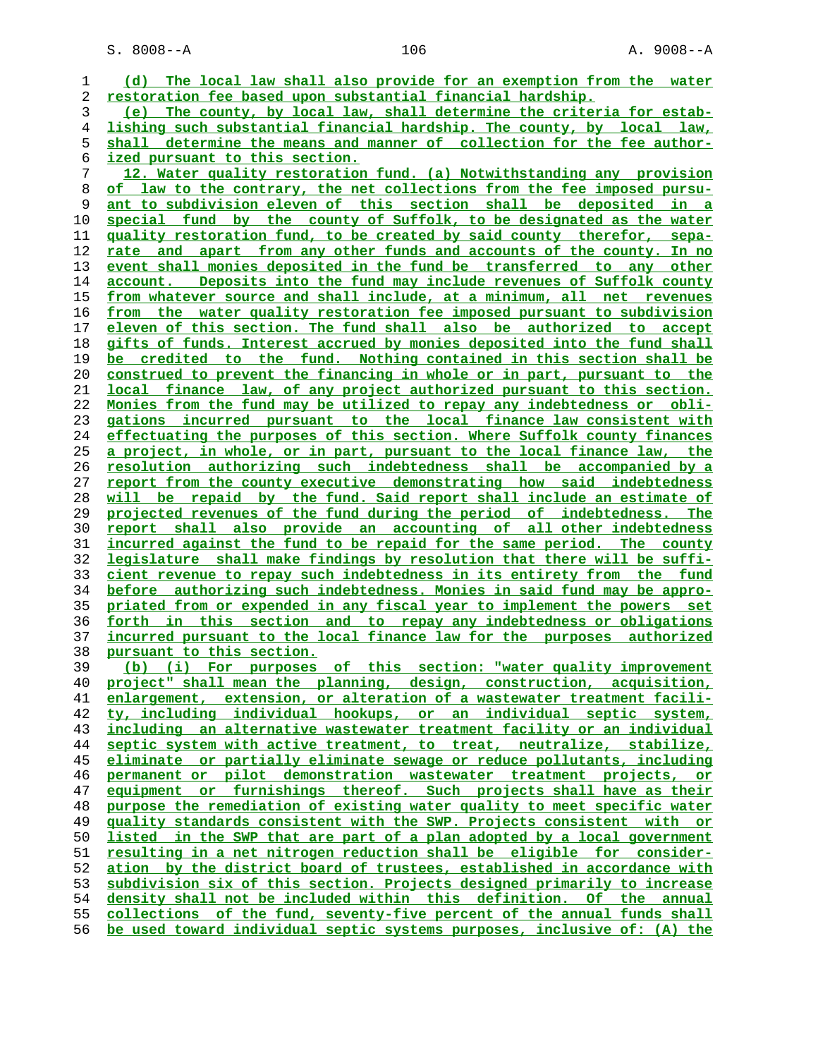(d) The local law shall also provide for an exemption from the water restoration fee based upon substantial financial hardship.

(e) The county, by local law, shall determine the criteria for establishing such substantial financial hardship. The county, by local law, shall determine the means and manner of collection for the fee authorized pursuant to this section.

12. Water quality restoration fund. (a) Notwithstanding any provision of law to the contrary, the net collections from the fee imposed pursuant to subdivision eleven of this section shall be deposited in a special fund by the county of Suffolk, to be designated as the water quality restoration fund, to be created by said county therefor, separate and apart from any other funds and accounts of the county. In no event shall monies deposited in the fund be transferred to any other account. Deposits into the fund may include revenues of Suffolk county from whatever source and shall include, at a minimum, all net revenues from the water quality restoration fee imposed pursuant to subdivision eleven of this section. The fund shall also be authorized to accept gifts of funds. Interest accrued by monies deposited into the fund shall be credited to the fund. Nothing contained in this section shall be construed to prevent the financing in whole or in part, pursuant to the local finance law, of any project authorized pursuant to this section. Monies from the fund may be utilized to repay any indebtedness or obligations incurred pursuant to the local finance law consistent with effectuating the purposes of this section. Where Suffolk county finances a project, in whole, or in part, pursuant to the local finance law, the resolution authorizing such indebtedness shall be accompanied by a report from the county executive demonstrating how said indebtedness will be repaid by the fund. Said report shall include an estimate of projected revenues of the fund during the period of indebtedness. The report shall also provide an accounting of all other indebtedness incurred against the fund to be repaid for the same period. The county legislature shall make findings by resolution that there will be sufficient revenue to repay such indebtedness in its entirety from the fund before authorizing such indebtedness. Monies in said fund may be appropriated from or expended in any fiscal year to implement the powers set forth in this section and to repay any indebtedness or obligations incurred pursuant to the local finance law for the purposes authorized pursuant to this section.

(b) (i) For purposes of this section: "water quality improvement project" shall mean the planning, design, construction, acquisition, enlargement, extension, or alteration of a wastewater treatment facility, including individual hookups, or an individual septic system, including an alternative wastewater treatment facility or an individual septic system with active treatment, to treat, neutralize, stabilize, eliminate or partially eliminate sewage or reduce pollutants, including permanent or pilot demonstration wastewater treatment projects, or equipment or furnishings thereof. Such projects shall have as their purpose the remediation of existing water quality to meet specific water quality standards consistent with the SWP. Projects consistent with or listed in the SWP that are part of a plan adopted by a local government resulting in a net nitrogen reduction shall be eligible for consideration by the district board of trustees, established in accordance with subdivision six of this section. Projects designed primarily to increase density shall not be included within this definition. Of the annual collections of the fund, seventy-five percent of the annual funds shall be used toward individual septic systems purposes, inclusive of: (A) the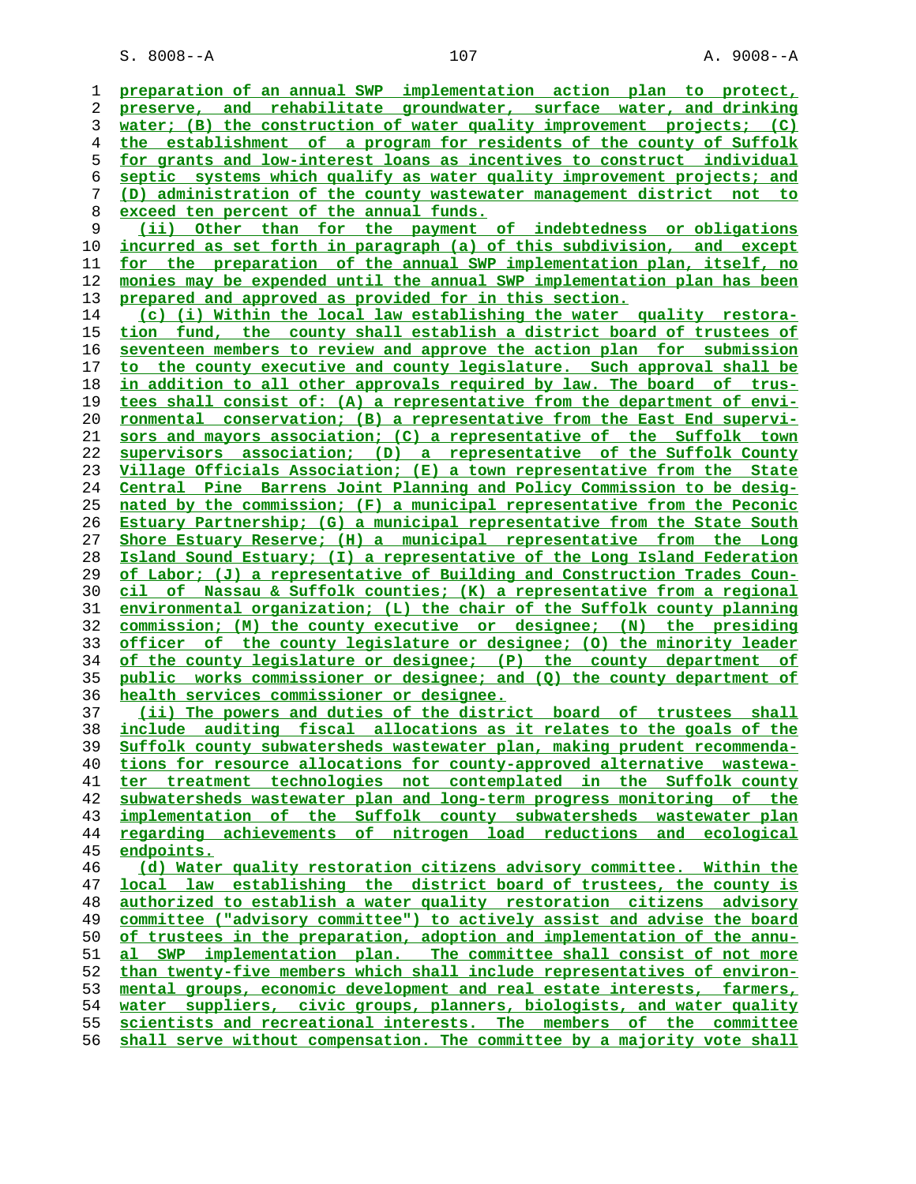preparation of an annual SWP implementation action plan to protect, preserve, and rehabilitate groundwater, surface water, and drinking water; (B) the construction of water quality improvement projects; (C) the establishment of a program for residents of the county of Suffolk for grants and low-interest loans as incentives to construct individual septic systems which qualify as water quality improvement projects; and (D) administration of the county wastewater management district not to exceed ten percent of the annual funds.

(ii) Other than for the payment of indebtedness or obligations incurred as set forth in paragraph (a) of this subdivision, and except for the preparation of the annual SWP implementation plan, itself, no monies may be expended until the annual SWP implementation plan has been prepared and approved as provided for in this section.

(c) (i) Within the local law establishing the water quality restoration fund, the county shall establish a district board of trustees of seventeen members to review and approve the action plan for submission to the county executive and county legislature. Such approval shall be in addition to all other approvals required by law. The board of trustees shall consist of: (A) a representative from the department of environmental conservation; (B) a representative from the East End supervisors and mayors association; (C) a representative of the Suffolk town supervisors association; (D) a representative of the Suffolk County Village Officials Association; (E) a town representative from the State Central Pine Barrens Joint Planning and Policy Commission to be designated by the commission; (F) a municipal representative from the Peconic Estuary Partnership; (G) a municipal representative from the State South Shore Estuary Reserve; (H) a municipal representative from the Long Island Sound Estuary; (I) a representative of the Long Island Federation of Labor; (J) a representative of Building and Construction Trades Council of Nassau & Suffolk counties; (K) a representative from a regional environmental organization; (L) the chair of the Suffolk county planning commission; (M) the county executive or designee; (N) the presiding officer of the county legislature or designee; (O) the minority leader of the county legislature or designee; (P) the county department of public works commissioner or designee; and (Q) the county department of health services commissioner or designee.

(ii) The powers and duties of the district board of trustees shall include auditing fiscal allocations as it relates to the goals of the Suffolk county subwatersheds wastewater plan, making prudent recommendations for resource allocations for county-approved alternative wastewater treatment technologies not contemplated in the Suffolk county subwatersheds wastewater plan and long-term progress monitoring of the implementation of the Suffolk county subwatersheds wastewater plan regarding achievements of nitrogen load reductions and ecological endpoints.

(d) Water quality restoration citizens advisory committee. Within the local law establishing the district board of trustees, the county is authorized to establish a water quality restoration citizens advisory committee ("advisory committee") to actively assist and advise the board of trustees in the preparation, adoption and implementation of the annual SWP implementation plan. The committee shall consist of not more than twenty-five members which shall include representatives of environmental groups, economic development and real estate interests, farmers, water suppliers, civic groups, planners, biologists, and water quality scientists and recreational interests. The members of the committee shall serve without compensation. The committee by a majority vote shall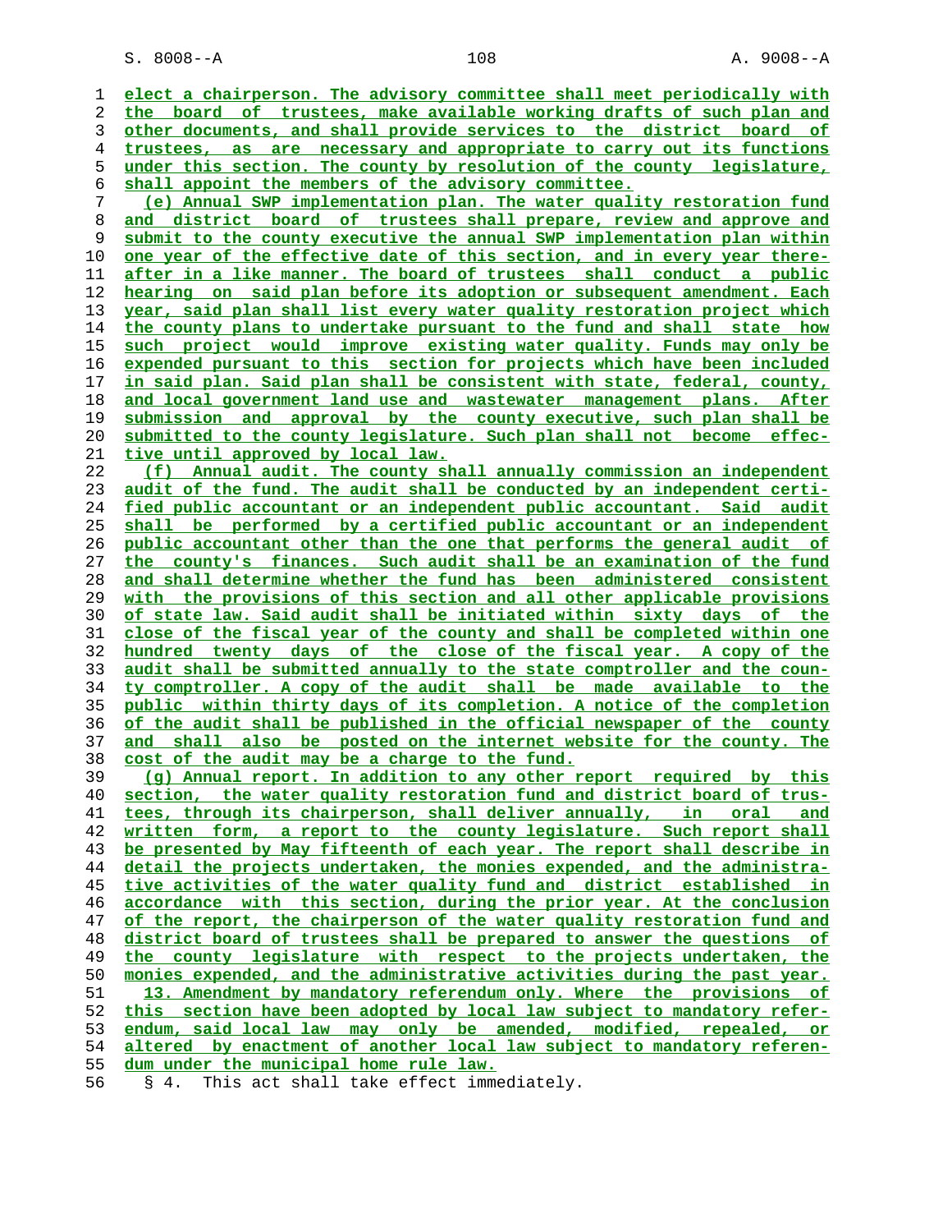elect a chairperson. The advisory committee shall meet periodically with the board of trustees, make available working drafts of such plan and other documents, and shall provide services to the district board of trustees, as are necessary and appropriate to carry out its functions under this section. The county by resolution of the county legislature, shall appoint the members of the advisory committee.

(e) Annual SWP implementation plan. The water quality restoration fund and district board of trustees shall prepare, review and approve and submit to the county executive the annual SWP implementation plan within one year of the effective date of this section, and in every year thereafter in a like manner. The board of trustees shall conduct a public hearing on said plan before its adoption or subsequent amendment. Each year, said plan shall list every water quality restoration project which the county plans to undertake pursuant to the fund and shall state how such project would improve existing water quality. Funds may only be expended pursuant to this section for projects which have been included in said plan. Said plan shall be consistent with state, federal, county, and local government land use and wastewater management plans. After submission and approval by the county executive, such plan shall be submitted to the county legislature. Such plan shall not become effective until approved by local law.

(f) Annual audit. The county shall annually commission an independent audit of the fund. The audit shall be conducted by an independent certified public accountant or an independent public accountant. Said audit shall be performed by a certified public accountant or an independent public accountant other than the one that performs the general audit of the county's finances. Such audit shall be an examination of the fund and shall determine whether the fund has been administered consistent with the provisions of this section and all other applicable provisions of state law. Said audit shall be initiated within sixty days of the close of the fiscal year of the county and shall be completed within one hundred twenty days of the close of the fiscal year. A copy of the audit shall be submitted annually to the state comptroller and the county comptroller. A copy of the audit shall be made available to the public within thirty days of its completion. A notice of the completion of the audit shall be published in the official newspaper of the county and shall also be posted on the internet website for the county. The cost of the audit may be a charge to the fund.

(g) Annual report. In addition to any other report required by this section, the water quality restoration fund and district board of trustees, through its chairperson, shall deliver annually, in oral and written form, a report to the county legislature. Such report shall be presented by May fifteenth of each year. The report shall describe in detail the projects undertaken, the monies expended, and the administrative activities of the water quality fund and district established in accordance with this section, during the prior year. At the conclusion of the report, the chairperson of the water quality restoration fund and district board of trustees shall be prepared to answer the questions of the county legislature with respect to the projects undertaken, the monies expended, and the administrative activities during the past year.

13. Amendment by mandatory referendum only. Where the provisions of this section have been adopted by local law subject to mandatory referendum, said local law may only be amended, modified, repealed, or altered by enactment of another local law subject to mandatory referendum under the municipal home rule law.

§ 4. This act shall take effect immediately.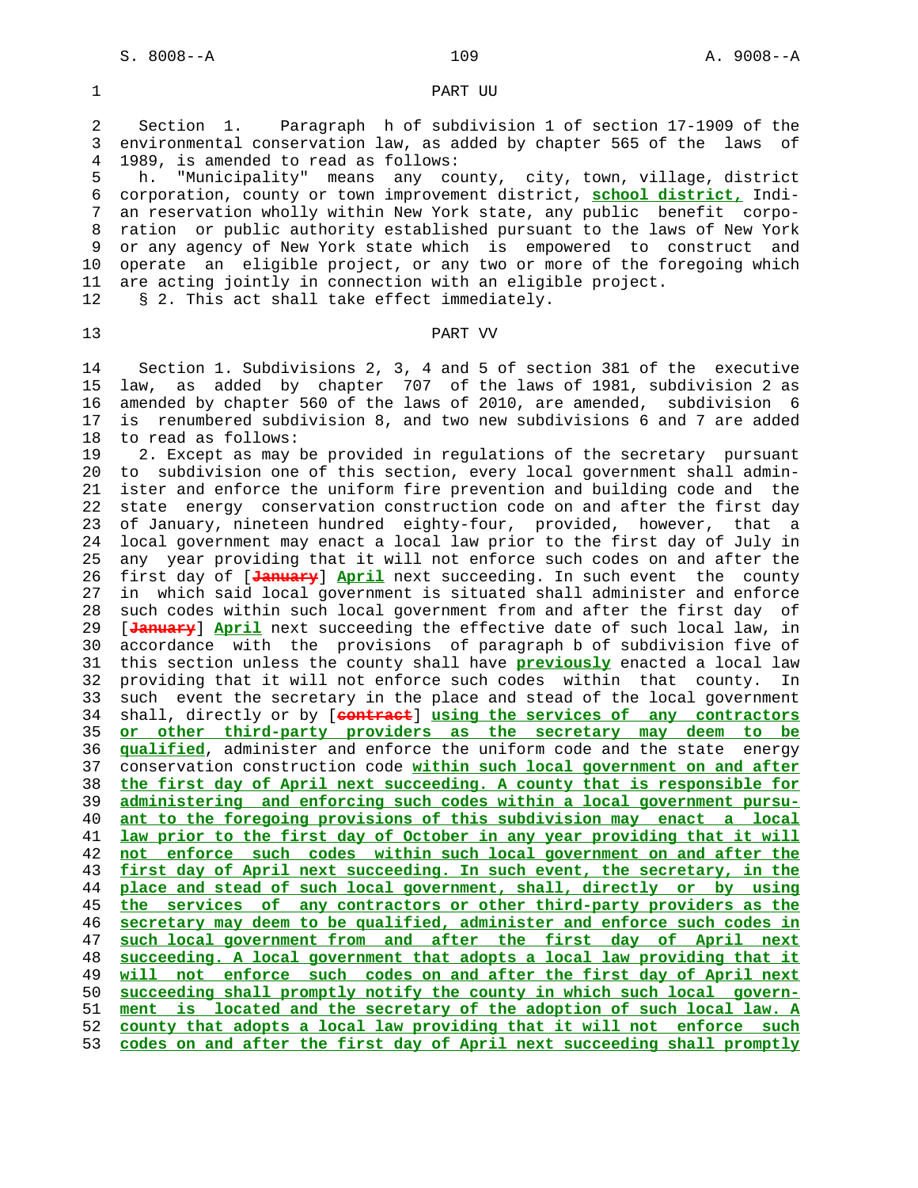PART UU

Section 1. Paragraph h of subdivision 1 of section 17-1909 of the environmental conservation law, as added by chapter 565 of the laws of 1989, is amended to read as follows:

h. "Municipality" means any county, city, town, village, district corporation, county or town improvement district, **school district,** Indian reservation wholly within New York state, any public benefit corporation or public authority established pursuant to the laws of New York or any agency of New York state which is empowered to construct and operate an eligible project, or any two or more of the foregoing which are acting jointly in connection with an eligible project.

§ 2. This act shall take effect immediately.

PART VV

Section 1. Subdivisions 2, 3, 4 and 5 of section 381 of the executive law, as added by chapter 707 of the laws of 1981, subdivision 2 as amended by chapter 560 of the laws of 2010, are amended, subdivision 6 is renumbered subdivision 8, and two new subdivisions 6 and 7 are added to read as follows:

2. Except as may be provided in regulations of the secretary pursuant to subdivision one of this section, every local government shall administer and enforce the uniform fire prevention and building code and the state energy conservation construction code on and after the first day of January, nineteen hundred eighty-four, provided, however, that a local government may enact a local law prior to the first day of July in any year providing that it will not enforce such codes on and after the first day of [~~January~~] **April** next succeeding. In such event the county in which said local government is situated shall administer and enforce such codes within such local government from and after the first day of [~~January~~] **April** next succeeding the effective date of such local law, in accordance with the provisions of paragraph b of subdivision five of this section unless the county shall have **previously** enacted a local law providing that it will not enforce such codes within that county. In such event the secretary in the place and stead of the local government shall, directly or by [~~contract~~] **using the services of any contractors or other third-party providers as the secretary may deem to be qualified**, administer and enforce the uniform code and the state energy conservation construction code **within such local government on and after the first day of April next succeeding. A county that is responsible for administering and enforcing such codes within a local government pursuant to the foregoing provisions of this subdivision may enact a local law prior to the first day of October in any year providing that it will not enforce such codes within such local government on and after the first day of April next succeeding. In such event, the secretary, in the place and stead of such local government, shall, directly or by using the services of any contractors or other third-party providers as the secretary may deem to be qualified, administer and enforce such codes in such local government from and after the first day of April next succeeding. A local government that adopts a local law providing that it will not enforce such codes on and after the first day of April next succeeding shall promptly notify the county in which such local government is located and the secretary of the adoption of such local law. A county that adopts a local law providing that it will not enforce such codes on and after the first day of April next succeeding shall promptly**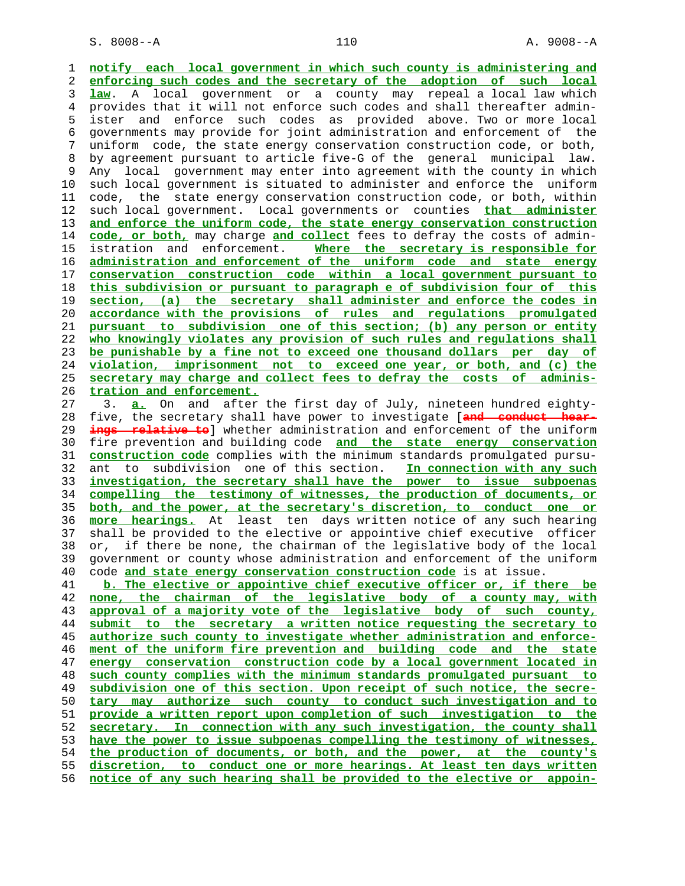notify each local government in which such county is administering and enforcing such codes and the secretary of the adoption of such local law. A local government or a county may repeal a local law which provides that it will not enforce such codes and shall thereafter administer and enforce such codes as provided above. Two or more local governments may provide for joint administration and enforcement of the uniform code, the state energy conservation construction code, or both, by agreement pursuant to article five-G of the general municipal law. Any local government may enter into agreement with the county in which such local government is situated to administer and enforce the uniform code, the state energy conservation construction code, or both, within such local government. Local governments or counties that administer and enforce the uniform code, the state energy conservation construction code, or both, may charge and collect fees to defray the costs of administration and enforcement. Where the secretary is responsible for administration and enforcement of the uniform code and state energy conservation construction code within a local government pursuant to this subdivision or pursuant to paragraph e of subdivision four of this section, (a) the secretary shall administer and enforce the codes in accordance with the provisions of rules and regulations promulgated pursuant to subdivision one of this section; (b) any person or entity who knowingly violates any provision of such rules and regulations shall be punishable by a fine not to exceed one thousand dollars per day of violation, imprisonment not to exceed one year, or both, and (c) the secretary may charge and collect fees to defray the costs of administration and enforcement.

3. a. On and after the first day of July, nineteen hundred eighty-five, the secretary shall have power to investigate [and conduct hearings relative to] whether administration and enforcement of the uniform fire prevention and building code and the state energy conservation construction code complies with the minimum standards promulgated pursuant to subdivision one of this section. In connection with any such investigation, the secretary shall have the power to issue subpoenas compelling the testimony of witnesses, the production of documents, or both, and the power, at the secretary's discretion, to conduct one or more hearings. At least ten days written notice of any such hearing shall be provided to the elective or appointive chief executive officer or, if there be none, the chairman of the legislative body of the local government or county whose administration and enforcement of the uniform code and state energy conservation construction code is at issue.

b. The elective or appointive chief executive officer or, if there be none, the chairman of the legislative body of a county may, with approval of a majority vote of the legislative body of such county, submit to the secretary a written notice requesting the secretary to authorize such county to investigate whether administration and enforcement of the uniform fire prevention and building code and the state energy conservation construction code by a local government located in such county complies with the minimum standards promulgated pursuant to subdivision one of this section. Upon receipt of such notice, the secretary may authorize such county to conduct such investigation and to provide a written report upon completion of such investigation to the secretary. In connection with any such investigation, the county shall have the power to issue subpoenas compelling the testimony of witnesses, the production of documents, or both, and the power, at the county's discretion, to conduct one or more hearings. At least ten days written notice of any such hearing shall be provided to the elective or appoin-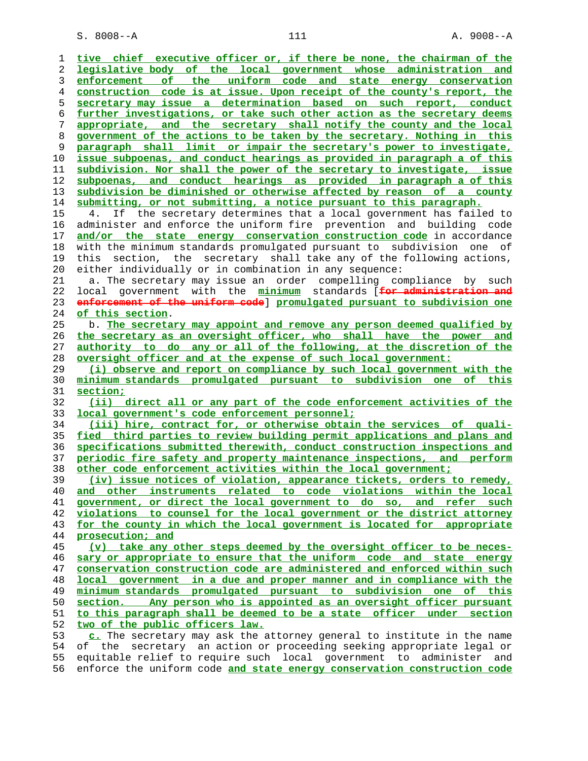tive chief executive officer or, if there be none, the chairman of the legislative body of the local government whose administration and enforcement of the uniform code and state energy conservation construction code is at issue. Upon receipt of the county's report, the secretary may issue a determination based on such report, conduct further investigations, or take such other action as the secretary deems appropriate, and the secretary shall notify the county and the local government of the actions to be taken by the secretary. Nothing in this paragraph shall limit or impair the secretary's power to investigate, issue subpoenas, and conduct hearings as provided in paragraph a of this subdivision. Nor shall the power of the secretary to investigate, issue subpoenas, and conduct hearings as provided in paragraph a of this subdivision be diminished or otherwise affected by reason of a county submitting, or not submitting, a notice pursuant to this paragraph.

4. If the secretary determines that a local government has failed to administer and enforce the uniform fire prevention and building code and/or the state energy conservation construction code in accordance with the minimum standards promulgated pursuant to subdivision one of this section, the secretary shall take any of the following actions, either individually or in combination in any sequence:

a. The secretary may issue an order compelling compliance by such local government with the minimum standards [for administration and enforcement of the uniform code] promulgated pursuant to subdivision one of this section.

b. The secretary may appoint and remove any person deemed qualified by the secretary as an oversight officer, who shall have the power and authority to do any or all of the following, at the discretion of the oversight officer and at the expense of such local government:

(i) observe and report on compliance by such local government with the minimum standards promulgated pursuant to subdivision one of this section;

(ii) direct all or any part of the code enforcement activities of the local government's code enforcement personnel;

(iii) hire, contract for, or otherwise obtain the services of qualified third parties to review building permit applications and plans and specifications submitted therewith, conduct construction inspections and periodic fire safety and property maintenance inspections, and perform other code enforcement activities within the local government;

(iv) issue notices of violation, appearance tickets, orders to remedy, and other instruments related to code violations within the local government, or direct the local government to do so, and refer such violations to counsel for the local government or the district attorney for the county in which the local government is located for appropriate prosecution; and

(v) take any other steps deemed by the oversight officer to be necessary or appropriate to ensure that the uniform code and state energy conservation construction code are administered and enforced within such local government in a due and proper manner and in compliance with the minimum standards promulgated pursuant to subdivision one of this section. Any person who is appointed as an oversight officer pursuant to this paragraph shall be deemed to be a state officer under section two of the public officers law.

c. The secretary may ask the attorney general to institute in the name of the secretary an action or proceeding seeking appropriate legal or equitable relief to require such local government to administer and enforce the uniform code and state energy conservation construction code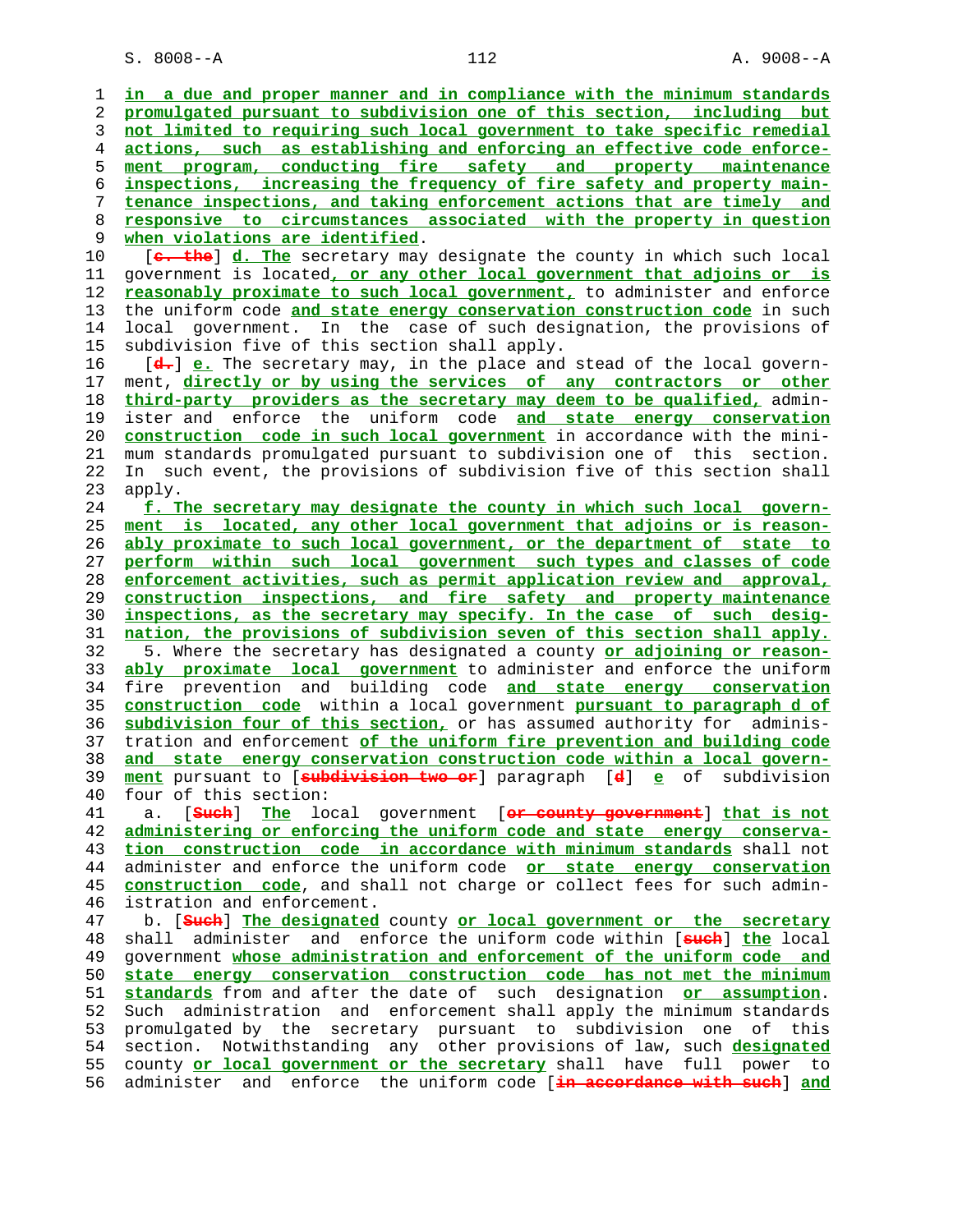in a due and proper manner and in compliance with the minimum standards promulgated pursuant to subdivision one of this section, including but not limited to requiring such local government to take specific remedial actions, such as establishing and enforcing an effective code enforcement program, conducting fire safety and property maintenance inspections, increasing the frequency of fire safety and property maintenance inspections, and taking enforcement actions that are timely and responsive to circumstances associated with the property in question when violations are identified.

[c. the] d. The secretary may designate the county in which such local government is located, or any other local government that adjoins or is reasonably proximate to such local government, to administer and enforce the uniform code and state energy conservation construction code in such local government. In the case of such designation, the provisions of subdivision five of this section shall apply.

[d.] e. The secretary may, in the place and stead of the local government, directly or by using the services of any contractors or other third-party providers as the secretary may deem to be qualified, administer and enforce the uniform code and state energy conservation construction code in such local government in accordance with the minimum standards promulgated pursuant to subdivision one of this section. In such event, the provisions of subdivision five of this section shall apply.

f. The secretary may designate the county in which such local government is located, any other local government that adjoins or is reasonably proximate to such local government, or the department of state to perform within such local government such types and classes of code enforcement activities, such as permit application review and approval, construction inspections, and fire safety and property maintenance inspections, as the secretary may specify. In the case of such designation, the provisions of subdivision seven of this section shall apply.

5. Where the secretary has designated a county or adjoining or reasonably proximate local government to administer and enforce the uniform fire prevention and building code and state energy conservation construction code within a local government pursuant to paragraph d of subdivision four of this section, or has assumed authority for administration and enforcement of the uniform fire prevention and building code and state energy conservation construction code within a local government pursuant to [subdivision two or] paragraph [d] e of subdivision four of this section:

a. [Such] The local government [or county government] that is not administering or enforcing the uniform code and state energy conservation construction code in accordance with minimum standards shall not administer and enforce the uniform code or state energy conservation construction code, and shall not charge or collect fees for such administration and enforcement.

b. [Such] The designated county or local government or the secretary shall administer and enforce the uniform code within [such] the local government whose administration and enforcement of the uniform code and state energy conservation construction code has not met the minimum standards from and after the date of such designation or assumption. Such administration and enforcement shall apply the minimum standards promulgated by the secretary pursuant to subdivision one of this section. Notwithstanding any other provisions of law, such designated county or local government or the secretary shall have full power to administer and enforce the uniform code [in accordance with such] and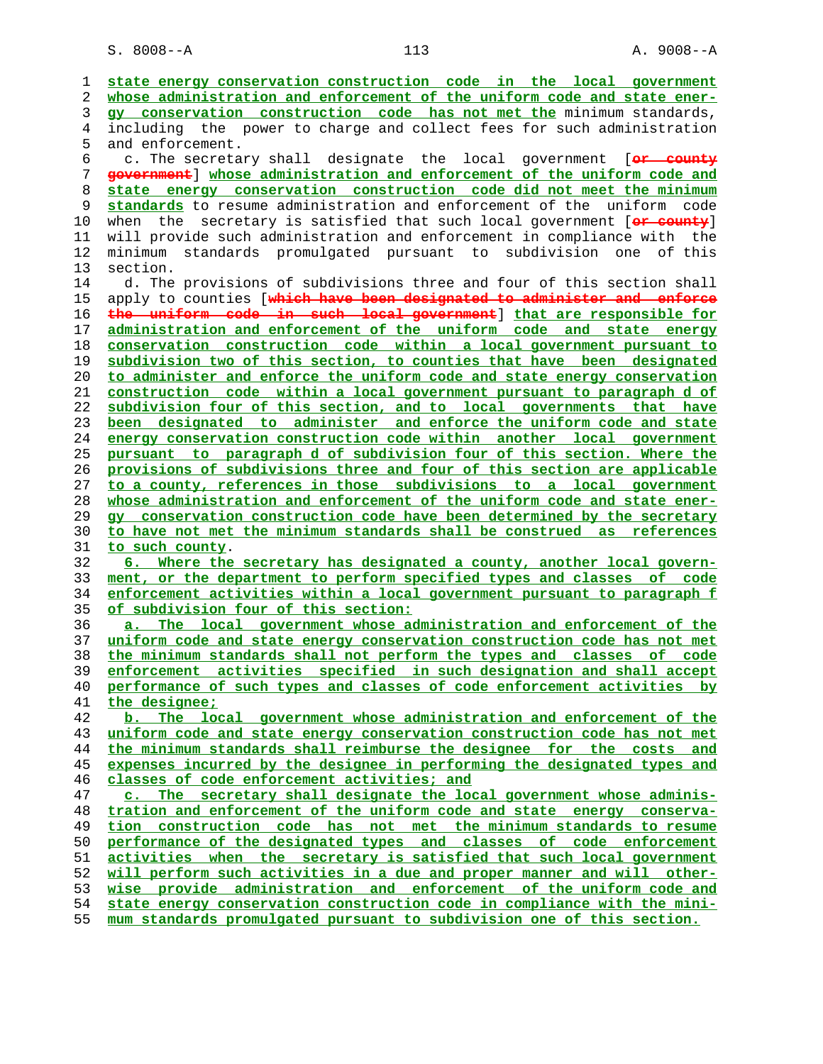state energy conservation construction code in the local government whose administration and enforcement of the uniform code and state energy conservation construction code has not met the minimum standards, including the power to charge and collect fees for such administration and enforcement.

c. The secretary shall designate the local government [or county government] whose administration and enforcement of the uniform code and state energy conservation construction code did not meet the minimum standards to resume administration and enforcement of the uniform code when the secretary is satisfied that such local government [or county] will provide such administration and enforcement in compliance with the minimum standards promulgated pursuant to subdivision one of this section.

d. The provisions of subdivisions three and four of this section shall apply to counties [which have been designated to administer and enforce the uniform code in such local government] that are responsible for administration and enforcement of the uniform code and state energy conservation construction code within a local government pursuant to subdivision two of this section, to counties that have been designated to administer and enforce the uniform code and state energy conservation construction code within a local government pursuant to paragraph d of subdivision four of this section, and to local governments that have been designated to administer and enforce the uniform code and state energy conservation construction code within another local government pursuant to paragraph d of subdivision four of this section. Where the provisions of subdivisions three and four of this section are applicable to a county, references in those subdivisions to a local government whose administration and enforcement of the uniform code and state energy conservation construction code have been determined by the secretary to have not met the minimum standards shall be construed as references to such county.

6. Where the secretary has designated a county, another local government, or the department to perform specified types and classes of code enforcement activities within a local government pursuant to paragraph f of subdivision four of this section:

a. The local government whose administration and enforcement of the uniform code and state energy conservation construction code has not met the minimum standards shall not perform the types and classes of code enforcement activities specified in such designation and shall accept performance of such types and classes of code enforcement activities by the designee;

b. The local government whose administration and enforcement of the uniform code and state energy conservation construction code has not met the minimum standards shall reimburse the designee for the costs and expenses incurred by the designee in performing the designated types and classes of code enforcement activities; and

c. The secretary shall designate the local government whose administration and enforcement of the uniform code and state energy conservation construction code has not met the minimum standards to resume performance of the designated types and classes of code enforcement activities when the secretary is satisfied that such local government will perform such activities in a due and proper manner and will otherwise provide administration and enforcement of the uniform code and state energy conservation construction code in compliance with the minimum standards promulgated pursuant to subdivision one of this section.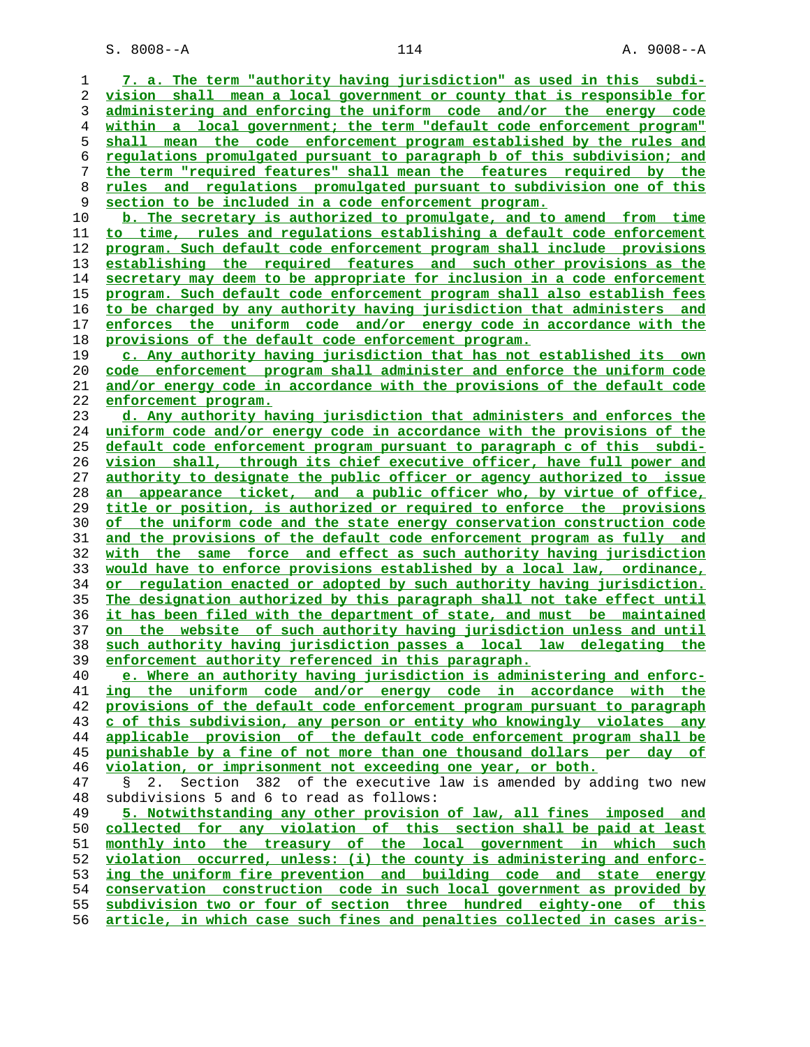7. a. The term "authority having jurisdiction" as used in this subdivision shall mean a local government or county that is responsible for administering and enforcing the uniform code and/or the energy code within a local government; the term "default code enforcement program" shall mean the code enforcement program established by the rules and regulations promulgated pursuant to paragraph b of this subdivision; and the term "required features" shall mean the features required by the rules and regulations promulgated pursuant to subdivision one of this section to be included in a code enforcement program.

b. The secretary is authorized to promulgate, and to amend from time to time, rules and regulations establishing a default code enforcement program. Such default code enforcement program shall include provisions establishing the required features and such other provisions as the secretary may deem to be appropriate for inclusion in a code enforcement program. Such default code enforcement program shall also establish fees to be charged by any authority having jurisdiction that administers and enforces the uniform code and/or energy code in accordance with the provisions of the default code enforcement program.

c. Any authority having jurisdiction that has not established its own code enforcement program shall administer and enforce the uniform code and/or energy code in accordance with the provisions of the default code enforcement program.

d. Any authority having jurisdiction that administers and enforces the uniform code and/or energy code in accordance with the provisions of the default code enforcement program pursuant to paragraph c of this subdivision shall, through its chief executive officer, have full power and authority to designate the public officer or agency authorized to issue an appearance ticket, and a public officer who, by virtue of office, title or position, is authorized or required to enforce the provisions of the uniform code and the state energy conservation construction code and the provisions of the default code enforcement program as fully and with the same force and effect as such authority having jurisdiction would have to enforce provisions established by a local law, ordinance, or regulation enacted or adopted by such authority having jurisdiction. The designation authorized by this paragraph shall not take effect until it has been filed with the department of state, and must be maintained on the website of such authority having jurisdiction unless and until such authority having jurisdiction passes a local law delegating the enforcement authority referenced in this paragraph.

e. Where an authority having jurisdiction is administering and enforcing the uniform code and/or energy code in accordance with the provisions of the default code enforcement program pursuant to paragraph c of this subdivision, any person or entity who knowingly violates any applicable provision of the default code enforcement program shall be punishable by a fine of not more than one thousand dollars per day of violation, or imprisonment not exceeding one year, or both.

§ 2. Section 382 of the executive law is amended by adding two new subdivisions 5 and 6 to read as follows:

5. Notwithstanding any other provision of law, all fines imposed and collected for any violation of this section shall be paid at least monthly into the treasury of the local government in which such violation occurred, unless: (i) the county is administering and enforcing the uniform fire prevention and building code and state energy conservation construction code in such local government as provided by subdivision two or four of section three hundred eighty-one of this article, in which case such fines and penalties collected in cases aris-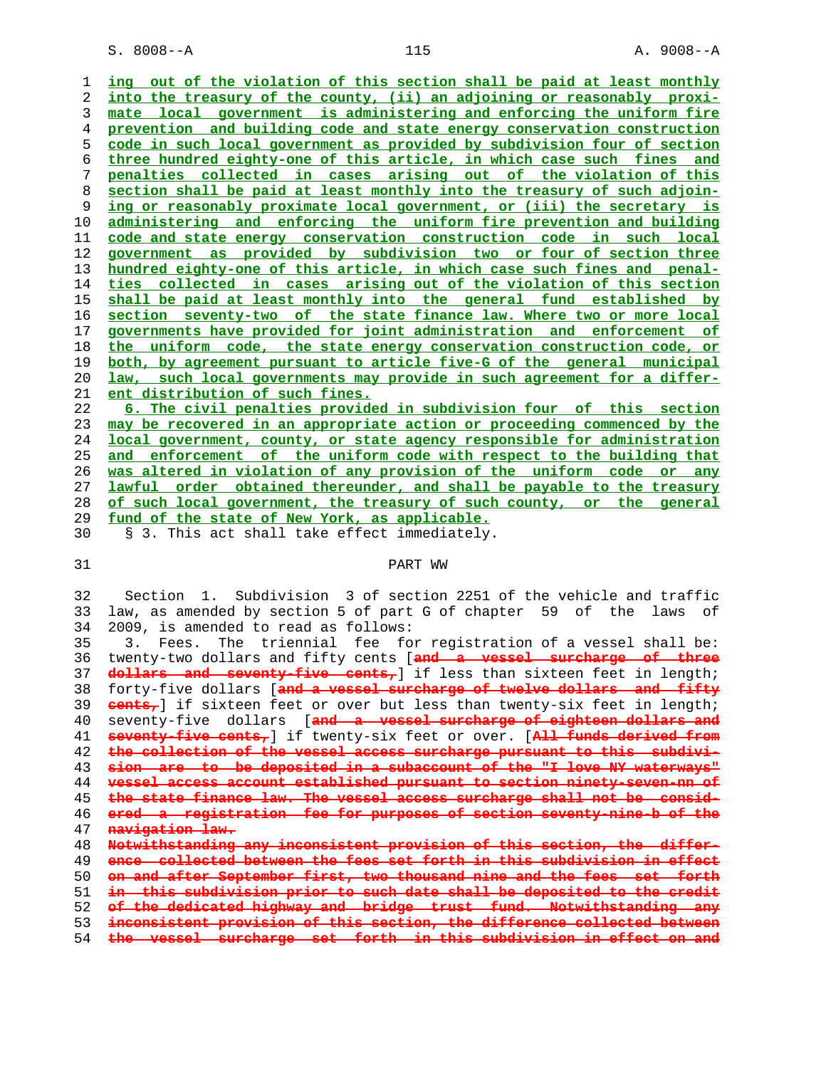ing out of the violation of this section shall be paid at least monthly into the treasury of the county, (ii) an adjoining or reasonably proximate local government is administering and enforcing the uniform fire prevention and building code and state energy conservation construction code in such local government as provided by subdivision four of section three hundred eighty-one of this article, in which case such fines and penalties collected in cases arising out of the violation of this section shall be paid at least monthly into the treasury of such adjoining or reasonably proximate local government, or (iii) the secretary is administering and enforcing the uniform fire prevention and building code and state energy conservation construction code in such local government as provided by subdivision two or four of section three hundred eighty-one of this article, in which case such fines and penalties collected in cases arising out of the violation of this section shall be paid at least monthly into the general fund established by section seventy-two of the state finance law. Where two or more local governments have provided for joint administration and enforcement of the uniform code, the state energy conservation construction code, or both, by agreement pursuant to article five-G of the general municipal law, such local governments may provide in such agreement for a different distribution of such fines.

6. The civil penalties provided in subdivision four of this section may be recovered in an appropriate action or proceeding commenced by the local government, county, or state agency responsible for administration and enforcement of the uniform code with respect to the building that was altered in violation of any provision of the uniform code or any lawful order obtained thereunder, and shall be payable to the treasury of such local government, the treasury of such county, or the general fund of the state of New York, as applicable.

§ 3. This act shall take effect immediately.

## PART WW

Section 1. Subdivision 3 of section 2251 of the vehicle and traffic law, as amended by section 5 of part G of chapter 59 of the laws of 2009, is amended to read as follows:

3. Fees. The triennial fee for registration of a vessel shall be: twenty-two dollars and fifty cents [~~and a vessel surcharge of three dollars and seventy-five cents,~~] if less than sixteen feet in length; forty-five dollars [~~and a vessel surcharge of twelve dollars and fifty cents,~~] if sixteen feet or over but less than twenty-six feet in length; seventy-five dollars [~~and a vessel surcharge of eighteen dollars and seventy-five cents,~~] if twenty-six feet or over. [~~All funds derived from the collection of the vessel access surcharge pursuant to this subdivision are to be deposited in a subaccount of the "I love NY waterways" vessel access account established pursuant to section ninety-seven-nn of the state finance law. The vessel access surcharge shall not be considered a registration fee for purposes of section seventy-nine-b of the navigation law.~~

~~Notwithstanding any inconsistent provision of this section, the difference collected between the fees set forth in this subdivision in effect on and after September first, two thousand nine and the fees set forth in this subdivision prior to such date shall be deposited to the credit of the dedicated highway and bridge trust fund. Notwithstanding any inconsistent provision of this section, the difference collected between the vessel surcharge set forth in this subdivision in effect on and~~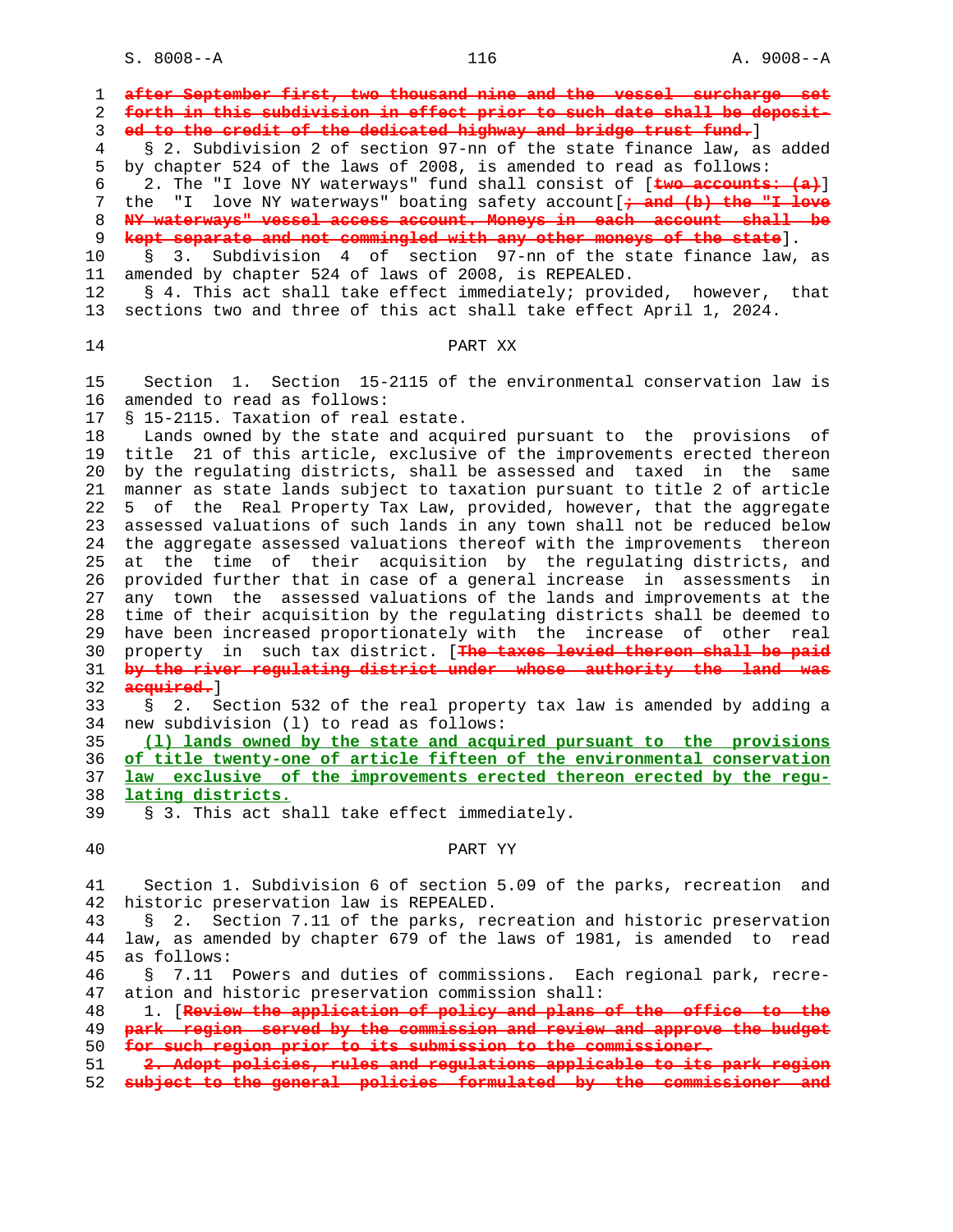~~after September first, two thousand nine and the vessel surcharge set forth in this subdivision in effect prior to such date shall be deposited to the credit of the dedicated highway and bridge trust fund.~~]

§ 2. Subdivision 2 of section 97-nn of the state finance law, as added by chapter 524 of the laws of 2008, is amended to read as follows:

2. The "I love NY waterways" fund shall consist of [~~two accounts: (a)~~] the "I love NY waterways" boating safety account[~~; and (b) the "I love NY waterways" vessel access account. Moneys in each account shall be kept separate and not commingled with any other moneys of the state~~].

§ 3. Subdivision 4 of section 97-nn of the state finance law, as amended by chapter 524 of laws of 2008, is REPEALED.

§ 4. This act shall take effect immediately; provided, however, that sections two and three of this act shall take effect April 1, 2024.

## PART XX

Section 1. Section 15-2115 of the environmental conservation law is amended to read as follows:

§ 15-2115. Taxation of real estate.

Lands owned by the state and acquired pursuant to the provisions of title 21 of this article, exclusive of the improvements erected thereon by the regulating districts, shall be assessed and taxed in the same manner as state lands subject to taxation pursuant to title 2 of article 5 of the Real Property Tax Law, provided, however, that the aggregate assessed valuations of such lands in any town shall not be reduced below the aggregate assessed valuations thereof with the improvements thereon at the time of their acquisition by the regulating districts, and provided further that in case of a general increase in assessments in any town the assessed valuations of the lands and improvements at the time of their acquisition by the regulating districts shall be deemed to have been increased proportionately with the increase of other real property in such tax district. [~~The taxes levied thereon shall be paid by the river regulating district under whose authority the land was acquired.~~]

§ 2. Section 532 of the real property tax law is amended by adding a new subdivision (l) to read as follows:

<u>(l) lands owned by the state and acquired pursuant to the provisions of title twenty-one of article fifteen of the environmental conservation law exclusive of the improvements erected thereon erected by the regulating districts.</u>

§ 3. This act shall take effect immediately.

## PART YY

Section 1. Subdivision 6 of section 5.09 of the parks, recreation and historic preservation law is REPEALED.

§ 2. Section 7.11 of the parks, recreation and historic preservation law, as amended by chapter 679 of the laws of 1981, is amended to read as follows:

§ 7.11 Powers and duties of commissions. Each regional park, recreation and historic preservation commission shall:

1. [~~Review the application of policy and plans of the office to the park region served by the commission and review and approve the budget for such region prior to its submission to the commissioner.~~

~~2. Adopt policies, rules and regulations applicable to its park region subject to the general policies formulated by the commissioner and~~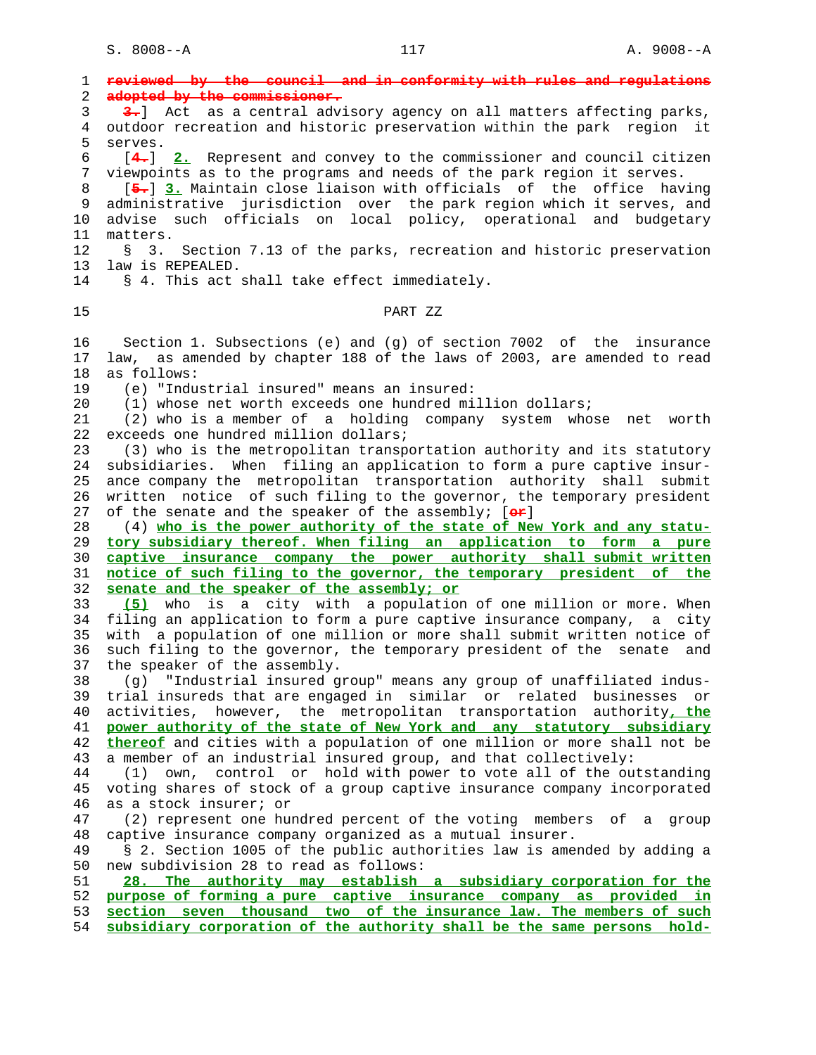~~reviewed by the council and in conformity with rules and regulations adopted by the commissioner.~~

~~3.~~] Act as a central advisory agency on all matters affecting parks, outdoor recreation and historic preservation within the park region it serves.

[~~4.~~] __2.__ Represent and convey to the commissioner and council citizen viewpoints as to the programs and needs of the park region it serves.

[~~5.~~] __3.__ Maintain close liaison with officials of the office having administrative jurisdiction over the park region which it serves, and advise such officials on local policy, operational and budgetary matters.

§ 3. Section 7.13 of the parks, recreation and historic preservation law is REPEALED.

§ 4. This act shall take effect immediately.

## PART ZZ

Section 1. Subsections (e) and (g) of section 7002 of the insurance law, as amended by chapter 188 of the laws of 2003, are amended to read as follows:

(e) "Industrial insured" means an insured:

(1) whose net worth exceeds one hundred million dollars;

(2) who is a member of a holding company system whose net worth exceeds one hundred million dollars;

(3) who is the metropolitan transportation authority and its statutory subsidiaries. When filing an application to form a pure captive insurance company the metropolitan transportation authority shall submit written notice of such filing to the governor, the temporary president of the senate and the speaker of the assembly; [~~or~~]

(4) __who is the power authority of the state of New York and any statutory subsidiary thereof. When filing an application to form a pure captive insurance company the power authority shall submit written notice of such filing to the governor, the temporary president of the senate and the speaker of the assembly; or__

__(5)__ who is a city with a population of one million or more. When filing an application to form a pure captive insurance company, a city with a population of one million or more shall submit written notice of such filing to the governor, the temporary president of the senate and the speaker of the assembly.

(g) "Industrial insured group" means any group of unaffiliated industrial insureds that are engaged in similar or related businesses or activities, however, the metropolitan transportation authority__, the power authority of the state of New York and any statutory subsidiary thereof__ and cities with a population of one million or more shall not be a member of an industrial insured group, and that collectively:

(1) own, control or hold with power to vote all of the outstanding voting shares of stock of a group captive insurance company incorporated as a stock insurer; or

(2) represent one hundred percent of the voting members of a group captive insurance company organized as a mutual insurer.

§ 2. Section 1005 of the public authorities law is amended by adding a new subdivision 28 to read as follows:

__28. The authority may establish a subsidiary corporation for the purpose of forming a pure captive insurance company as provided in section seven thousand two of the insurance law. The members of such subsidiary corporation of the authority shall be the same persons hold-__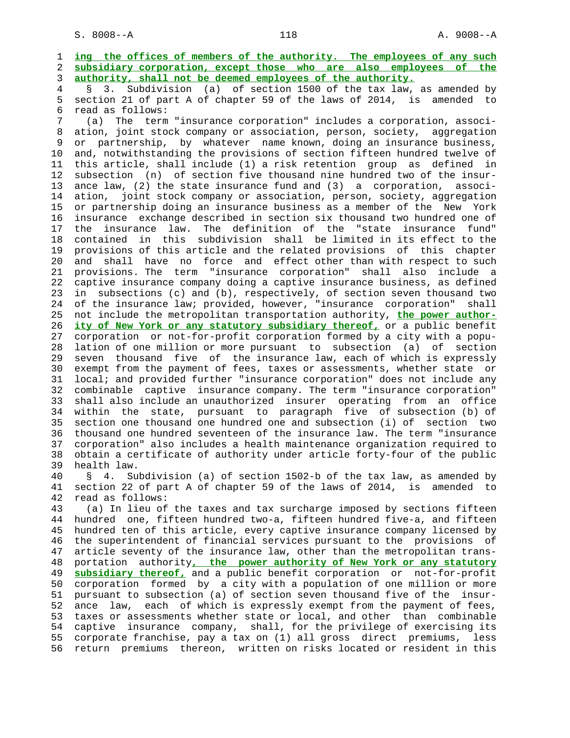**ing the offices of members of the authority. The employees of any such subsidiary corporation, except those who are also employees of the authority, shall not be deemed employees of the authority.**

§ 3. Subdivision (a) of section 1500 of the tax law, as amended by section 21 of part A of chapter 59 of the laws of 2014, is amended to read as follows:

(a) The term "insurance corporation" includes a corporation, association, joint stock company or association, person, society, aggregation or partnership, by whatever name known, doing an insurance business, and, notwithstanding the provisions of section fifteen hundred twelve of this article, shall include (1) a risk retention group as defined in subsection (n) of section five thousand nine hundred two of the insurance law, (2) the state insurance fund and (3) a corporation, association, joint stock company or association, person, society, aggregation or partnership doing an insurance business as a member of the New York insurance exchange described in section six thousand two hundred one of the insurance law. The definition of the "state insurance fund" contained in this subdivision shall be limited in its effect to the provisions of this article and the related provisions of this chapter and shall have no force and effect other than with respect to such provisions. The term "insurance corporation" shall also include a captive insurance company doing a captive insurance business, as defined in subsections (c) and (b), respectively, of section seven thousand two of the insurance law; provided, however, "insurance corporation" shall not include the metropolitan transportation authority, **the power authority of New York or any statutory subsidiary thereof,** or a public benefit corporation or not-for-profit corporation formed by a city with a population of one million or more pursuant to subsection (a) of section seven thousand five of the insurance law, each of which is expressly exempt from the payment of fees, taxes or assessments, whether state or local; and provided further "insurance corporation" does not include any combinable captive insurance company. The term "insurance corporation" shall also include an unauthorized insurer operating from an office within the state, pursuant to paragraph five of subsection (b) of section one thousand one hundred one and subsection (i) of section two thousand one hundred seventeen of the insurance law. The term "insurance corporation" also includes a health maintenance organization required to obtain a certificate of authority under article forty-four of the public health law.

§ 4. Subdivision (a) of section 1502-b of the tax law, as amended by section 22 of part A of chapter 59 of the laws of 2014, is amended to read as follows:

(a) In lieu of the taxes and tax surcharge imposed by sections fifteen hundred one, fifteen hundred two-a, fifteen hundred five-a, and fifteen hundred ten of this article, every captive insurance company licensed by the superintendent of financial services pursuant to the provisions of article seventy of the insurance law, other than the metropolitan transportation authority**, the power authority of New York or any statutory subsidiary thereof,** and a public benefit corporation or not-for-profit corporation formed by a city with a population of one million or more pursuant to subsection (a) of section seven thousand five of the insurance law, each of which is expressly exempt from the payment of fees, taxes or assessments whether state or local, and other than combinable captive insurance company, shall, for the privilege of exercising its corporate franchise, pay a tax on (1) all gross direct premiums, less return premiums thereon, written on risks located or resident in this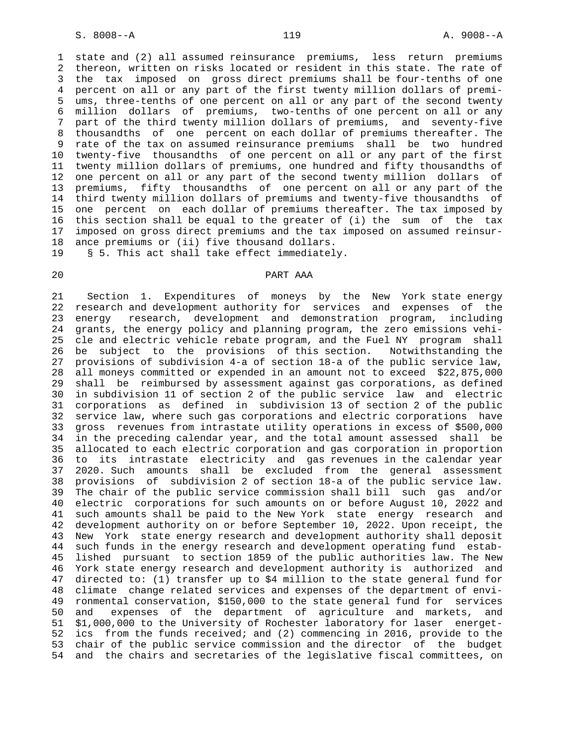state and (2) all assumed reinsurance premiums, less return premiums thereon, written on risks located or resident in this state. The rate of the tax imposed on gross direct premiums shall be four-tenths of one percent on all or any part of the first twenty million dollars of premiums, three-tenths of one percent on all or any part of the second twenty million dollars of premiums, two-tenths of one percent on all or any part of the third twenty million dollars of premiums, and seventy-five thousandths of one percent on each dollar of premiums thereafter. The rate of the tax on assumed reinsurance premiums shall be two hundred twenty-five thousandths of one percent on all or any part of the first twenty million dollars of premiums, one hundred and fifty thousandths of one percent on all or any part of the second twenty million dollars of premiums, fifty thousandths of one percent on all or any part of the third twenty million dollars of premiums and twenty-five thousandths of one percent on each dollar of premiums thereafter. The tax imposed by this section shall be equal to the greater of (i) the sum of the tax imposed on gross direct premiums and the tax imposed on assumed reinsurance premiums or (ii) five thousand dollars.

§ 5. This act shall take effect immediately.

## PART AAA

Section 1. Expenditures of moneys by the New York state energy research and development authority for services and expenses of the energy research, development and demonstration program, including grants, the energy policy and planning program, the zero emissions vehicle and electric vehicle rebate program, and the Fuel NY program shall be subject to the provisions of this section. Notwithstanding the provisions of subdivision 4-a of section 18-a of the public service law, all moneys committed or expended in an amount not to exceed $22,875,000 shall be reimbursed by assessment against gas corporations, as defined in subdivision 11 of section 2 of the public service law and electric corporations as defined in subdivision 13 of section 2 of the public service law, where such gas corporations and electric corporations have gross revenues from intrastate utility operations in excess of $500,000 in the preceding calendar year, and the total amount assessed shall be allocated to each electric corporation and gas corporation in proportion to its intrastate electricity and gas revenues in the calendar year 2020. Such amounts shall be excluded from the general assessment provisions of subdivision 2 of section 18-a of the public service law. The chair of the public service commission shall bill such gas and/or electric corporations for such amounts on or before August 10, 2022 and such amounts shall be paid to the New York state energy research and development authority on or before September 10, 2022. Upon receipt, the New York state energy research and development authority shall deposit such funds in the energy research and development operating fund established pursuant to section 1859 of the public authorities law. The New York state energy research and development authority is authorized and directed to: (1) transfer up to $4 million to the state general fund for climate change related services and expenses of the department of environmental conservation, $150,000 to the state general fund for services and expenses of the department of agriculture and markets, and $1,000,000 to the University of Rochester laboratory for laser energetics from the funds received; and (2) commencing in 2016, provide to the chair of the public service commission and the director of the budget and the chairs and secretaries of the legislative fiscal committees, on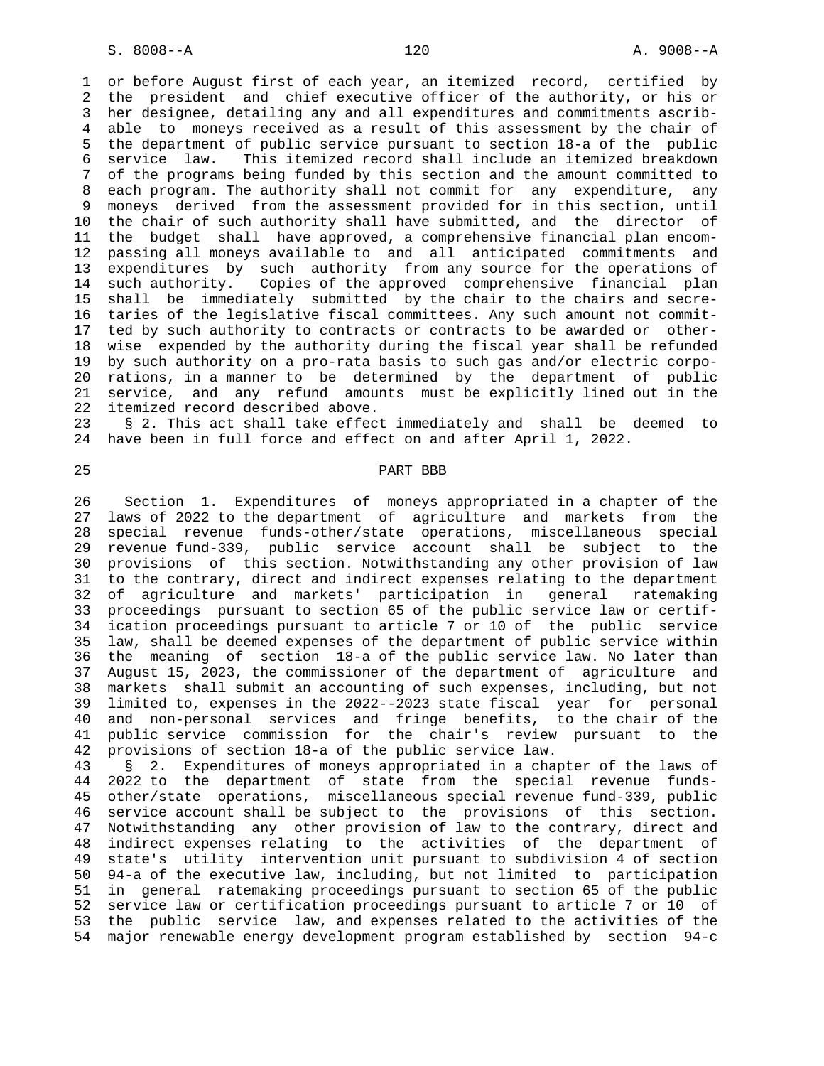or before August first of each year, an itemized record, certified by the president and chief executive officer of the authority, or his or her designee, detailing any and all expenditures and commitments ascribable to moneys received as a result of this assessment by the chair of the department of public service pursuant to section 18-a of the public service law. This itemized record shall include an itemized breakdown of the programs being funded by this section and the amount committed to each program. The authority shall not commit for any expenditure, any moneys derived from the assessment provided for in this section, until the chair of such authority shall have submitted, and the director of the budget shall have approved, a comprehensive financial plan encompassing all moneys available to and all anticipated commitments and expenditures by such authority from any source for the operations of such authority. Copies of the approved comprehensive financial plan shall be immediately submitted by the chair to the chairs and secretaries of the legislative fiscal committees. Any such amount not committed by such authority to contracts or contracts to be awarded or otherwise expended by the authority during the fiscal year shall be refunded by such authority on a pro-rata basis to such gas and/or electric corporations, in a manner to be determined by the department of public service, and any refund amounts must be explicitly lined out in the itemized record described above.

§ 2. This act shall take effect immediately and shall be deemed to have been in full force and effect on and after April 1, 2022.

## PART BBB

Section 1. Expenditures of moneys appropriated in a chapter of the laws of 2022 to the department of agriculture and markets from the special revenue funds-other/state operations, miscellaneous special revenue fund-339, public service account shall be subject to the provisions of this section. Notwithstanding any other provision of law to the contrary, direct and indirect expenses relating to the department of agriculture and markets' participation in general ratemaking proceedings pursuant to section 65 of the public service law or certification proceedings pursuant to article 7 or 10 of the public service law, shall be deemed expenses of the department of public service within the meaning of section 18-a of the public service law. No later than August 15, 2023, the commissioner of the department of agriculture and markets shall submit an accounting of such expenses, including, but not limited to, expenses in the 2022--2023 state fiscal year for personal and non-personal services and fringe benefits, to the chair of the public service commission for the chair's review pursuant to the provisions of section 18-a of the public service law.

§ 2. Expenditures of moneys appropriated in a chapter of the laws of 2022 to the department of state from the special revenue funds-other/state operations, miscellaneous special revenue fund-339, public service account shall be subject to the provisions of this section. Notwithstanding any other provision of law to the contrary, direct and indirect expenses relating to the activities of the department of state's utility intervention unit pursuant to subdivision 4 of section 94-a of the executive law, including, but not limited to participation in general ratemaking proceedings pursuant to section 65 of the public service law or certification proceedings pursuant to article 7 or 10 of the public service law, and expenses related to the activities of the major renewable energy development program established by section 94-c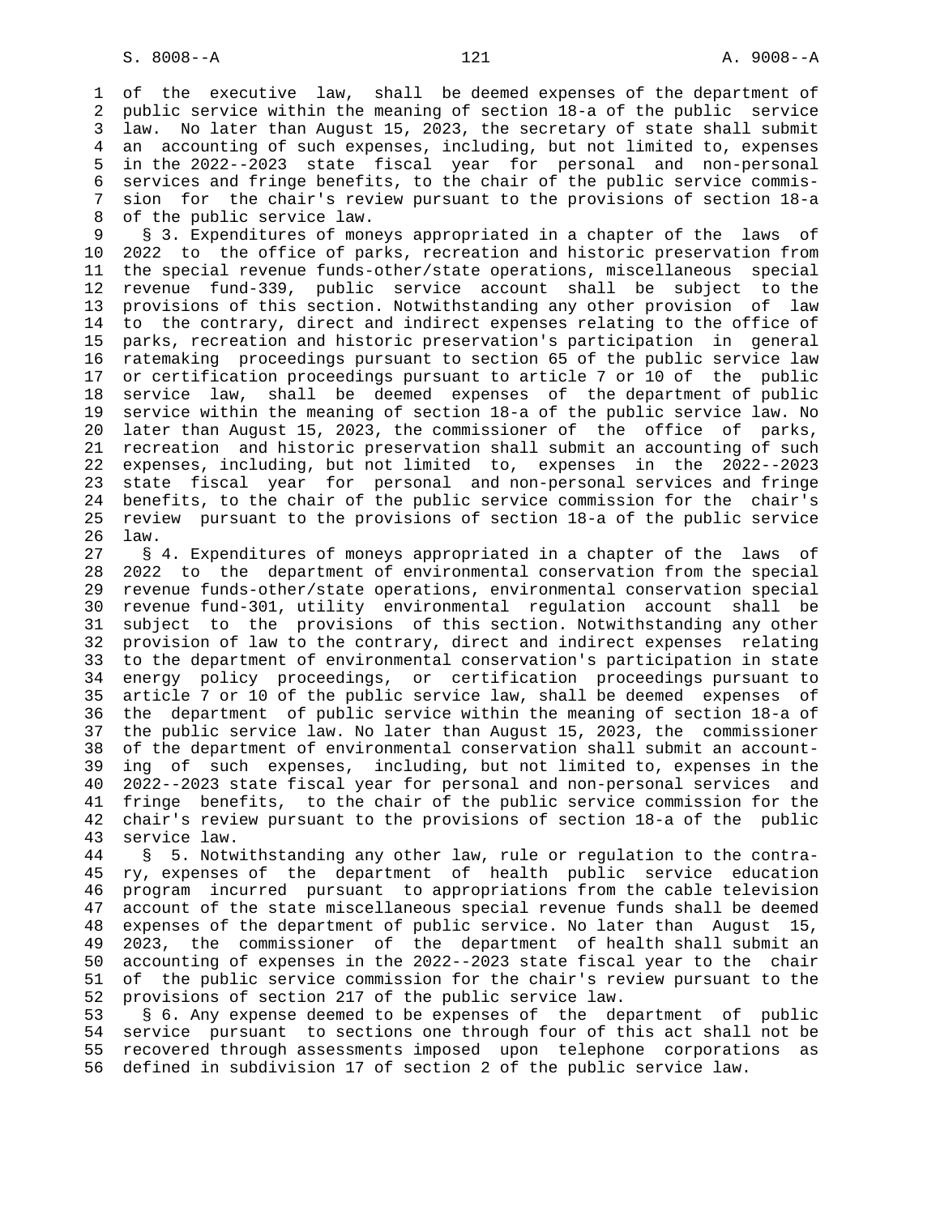of the executive law, shall be deemed expenses of the department of public service within the meaning of section 18-a of the public service law. No later than August 15, 2023, the secretary of state shall submit an accounting of such expenses, including, but not limited to, expenses in the 2022--2023 state fiscal year for personal and non-personal services and fringe benefits, to the chair of the public service commission for the chair's review pursuant to the provisions of section 18-a of the public service law.

§ 3. Expenditures of moneys appropriated in a chapter of the laws of 2022 to the office of parks, recreation and historic preservation from the special revenue funds-other/state operations, miscellaneous special revenue fund-339, public service account shall be subject to the provisions of this section. Notwithstanding any other provision of law to the contrary, direct and indirect expenses relating to the office of parks, recreation and historic preservation's participation in general ratemaking proceedings pursuant to section 65 of the public service law or certification proceedings pursuant to article 7 or 10 of the public service law, shall be deemed expenses of the department of public service within the meaning of section 18-a of the public service law. No later than August 15, 2023, the commissioner of the office of parks, recreation and historic preservation shall submit an accounting of such expenses, including, but not limited to, expenses in the 2022--2023 state fiscal year for personal and non-personal services and fringe benefits, to the chair of the public service commission for the chair's review pursuant to the provisions of section 18-a of the public service law.

§ 4. Expenditures of moneys appropriated in a chapter of the laws of 2022 to the department of environmental conservation from the special revenue funds-other/state operations, environmental conservation special revenue fund-301, utility environmental regulation account shall be subject to the provisions of this section. Notwithstanding any other provision of law to the contrary, direct and indirect expenses relating to the department of environmental conservation's participation in state energy policy proceedings, or certification proceedings pursuant to article 7 or 10 of the public service law, shall be deemed expenses of the department of public service within the meaning of section 18-a of the public service law. No later than August 15, 2023, the commissioner of the department of environmental conservation shall submit an accounting of such expenses, including, but not limited to, expenses in the 2022--2023 state fiscal year for personal and non-personal services and fringe benefits, to the chair of the public service commission for the chair's review pursuant to the provisions of section 18-a of the public service law.

§ 5. Notwithstanding any other law, rule or regulation to the contrary, expenses of the department of health public service education program incurred pursuant to appropriations from the cable television account of the state miscellaneous special revenue funds shall be deemed expenses of the department of public service. No later than August 15, 2023, the commissioner of the department of health shall submit an accounting of expenses in the 2022--2023 state fiscal year to the chair of the public service commission for the chair's review pursuant to the provisions of section 217 of the public service law.

§ 6. Any expense deemed to be expenses of the department of public service pursuant to sections one through four of this act shall not be recovered through assessments imposed upon telephone corporations as defined in subdivision 17 of section 2 of the public service law.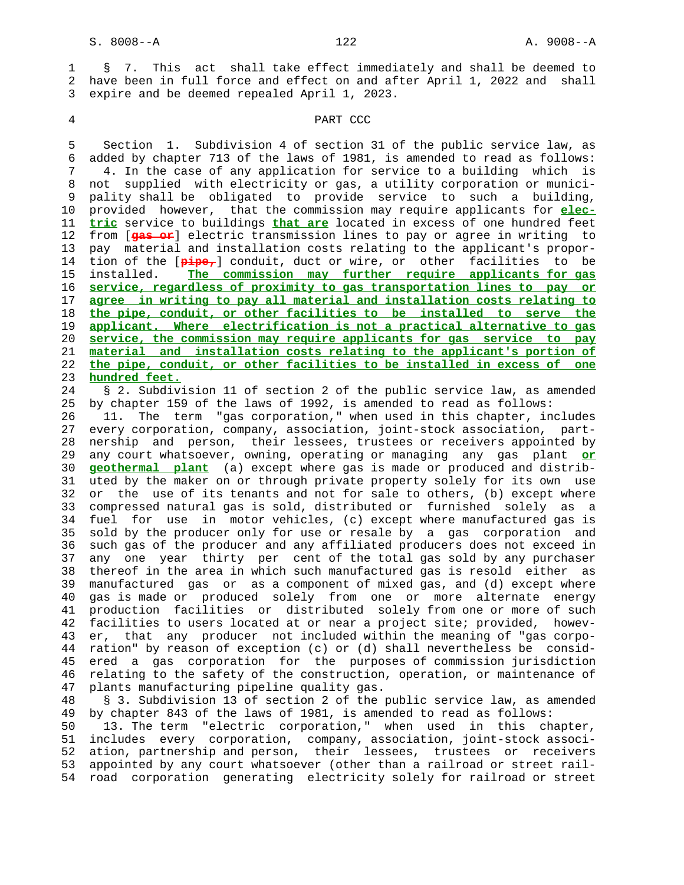§ 7. This act shall take effect immediately and shall be deemed to have been in full force and effect on and after April 1, 2022 and shall expire and be deemed repealed April 1, 2023.

PART CCC

Section 1. Subdivision 4 of section 31 of the public service law, as added by chapter 713 of the laws of 1981, is amended to read as follows:

4. In the case of any application for service to a building which is not supplied with electricity or gas, a utility corporation or municipality shall be obligated to provide service to such a building, provided however, that the commission may require applicants for **electric** service to buildings **that are** located in excess of one hundred feet from [~~gas or~~] electric transmission lines to pay or agree in writing to pay material and installation costs relating to the applicant's proportion of the [~~pipe,~~] conduit, duct or wire, or other facilities to be installed. **The commission may further require applicants for gas service, regardless of proximity to gas transportation lines to pay or agree in writing to pay all material and installation costs relating to the pipe, conduit, or other facilities to be installed to serve the applicant. Where electrification is not a practical alternative to gas service, the commission may require applicants for gas service to pay material and installation costs relating to the applicant's portion of the pipe, conduit, or other facilities to be installed in excess of one hundred feet.**

§ 2. Subdivision 11 of section 2 of the public service law, as amended by chapter 159 of the laws of 1992, is amended to read as follows:

11. The term "gas corporation," when used in this chapter, includes every corporation, company, association, joint-stock association, partnership and person, their lessees, trustees or receivers appointed by any court whatsoever, owning, operating or managing any gas plant **or geothermal plant** (a) except where gas is made or produced and distributed by the maker on or through private property solely for its own use or the use of its tenants and not for sale to others, (b) except where compressed natural gas is sold, distributed or furnished solely as a fuel for use in motor vehicles, (c) except where manufactured gas is sold by the producer only for use or resale by a gas corporation and such gas of the producer and any affiliated producers does not exceed in any one year thirty per cent of the total gas sold by any purchaser thereof in the area in which such manufactured gas is resold either as manufactured gas or as a component of mixed gas, and (d) except where gas is made or produced solely from one or more alternate energy production facilities or distributed solely from one or more of such facilities to users located at or near a project site; provided, however, that any producer not included within the meaning of "gas corporation" by reason of exception (c) or (d) shall nevertheless be considered a gas corporation for the purposes of commission jurisdiction relating to the safety of the construction, operation, or maintenance of plants manufacturing pipeline quality gas.

§ 3. Subdivision 13 of section 2 of the public service law, as amended by chapter 843 of the laws of 1981, is amended to read as follows:

13. The term "electric corporation," when used in this chapter, includes every corporation, company, association, joint-stock association, partnership and person, their lessees, trustees or receivers appointed by any court whatsoever (other than a railroad or street railroad corporation generating electricity solely for railroad or street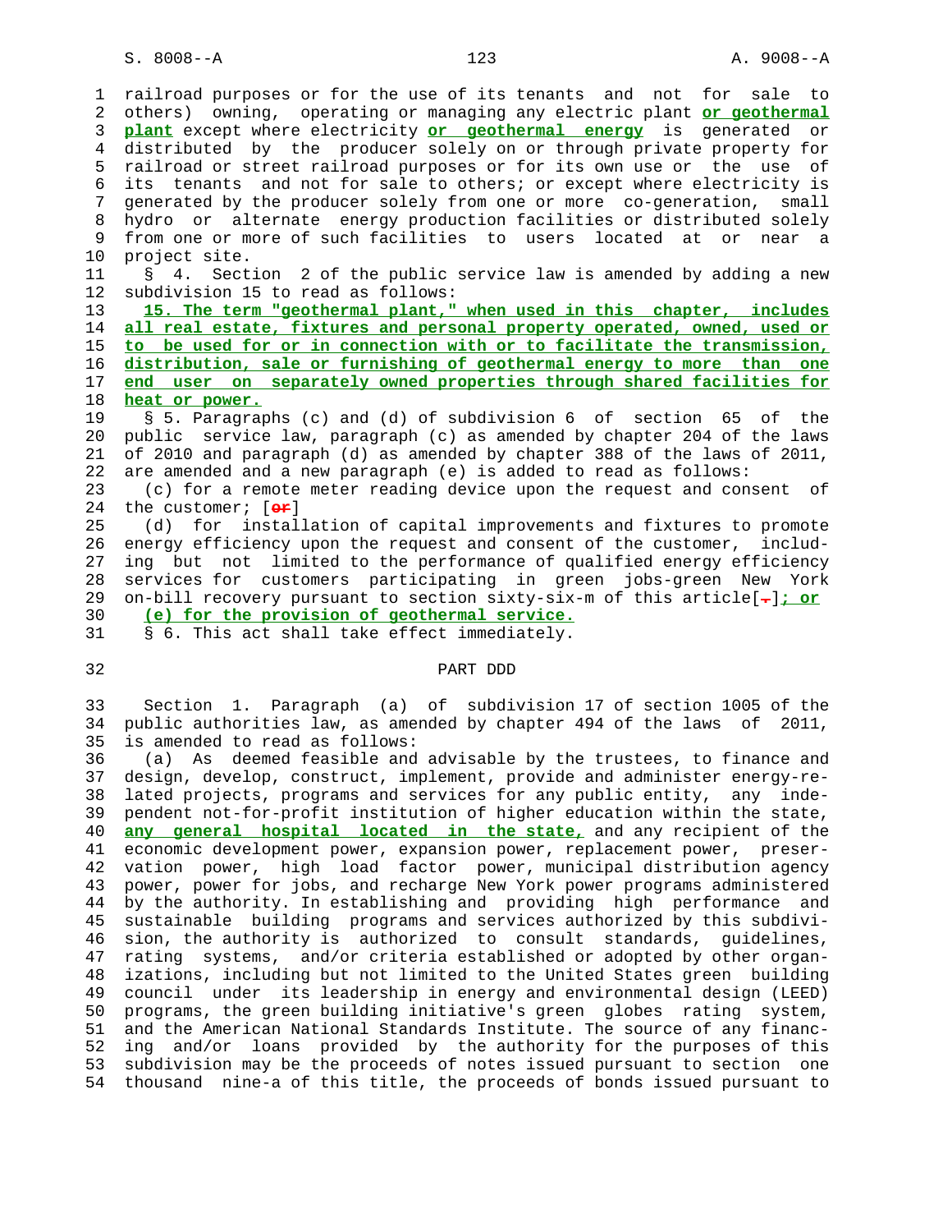railroad purposes or for the use of its tenants and not for sale to others) owning, operating or managing any electric plant **or geothermal plant** except where electricity **or geothermal energy** is generated or distributed by the producer solely on or through private property for railroad or street railroad purposes or for its own use or the use of its tenants and not for sale to others; or except where electricity is generated by the producer solely from one or more co-generation, small hydro or alternate energy production facilities or distributed solely from one or more of such facilities to users located at or near a project site.

§ 4. Section 2 of the public service law is amended by adding a new subdivision 15 to read as follows:

**15. The term "geothermal plant," when used in this chapter, includes all real estate, fixtures and personal property operated, owned, used or to be used for or in connection with or to facilitate the transmission, distribution, sale or furnishing of geothermal energy to more than one end user on separately owned properties through shared facilities for heat or power.**

§ 5. Paragraphs (c) and (d) of subdivision 6 of section 65 of the public service law, paragraph (c) as amended by chapter 204 of the laws of 2010 and paragraph (d) as amended by chapter 388 of the laws of 2011, are amended and a new paragraph (e) is added to read as follows:

(c) for a remote meter reading device upon the request and consent of the customer; [~~or~~]

(d) for installation of capital improvements and fixtures to promote energy efficiency upon the request and consent of the customer, including but not limited to the performance of qualified energy efficiency services for customers participating in green jobs-green New York on-bill recovery pursuant to section sixty-six-m of this article[~~.~~]**; or**

**(e) for the provision of geothermal service.**

§ 6. This act shall take effect immediately.

## PART DDD

Section 1. Paragraph (a) of subdivision 17 of section 1005 of the public authorities law, as amended by chapter 494 of the laws of 2011, is amended to read as follows:

(a) As deemed feasible and advisable by the trustees, to finance and design, develop, construct, implement, provide and administer energy-related projects, programs and services for any public entity, any independent not-for-profit institution of higher education within the state, **any general hospital located in the state,** and any recipient of the economic development power, expansion power, replacement power, preservation power, high load factor power, municipal distribution agency power, power for jobs, and recharge New York power programs administered by the authority. In establishing and providing high performance and sustainable building programs and services authorized by this subdivision, the authority is authorized to consult standards, guidelines, rating systems, and/or criteria established or adopted by other organizations, including but not limited to the United States green building council under its leadership in energy and environmental design (LEED) programs, the green building initiative's green globes rating system, and the American National Standards Institute. The source of any financing and/or loans provided by the authority for the purposes of this subdivision may be the proceeds of notes issued pursuant to section one thousand nine-a of this title, the proceeds of bonds issued pursuant to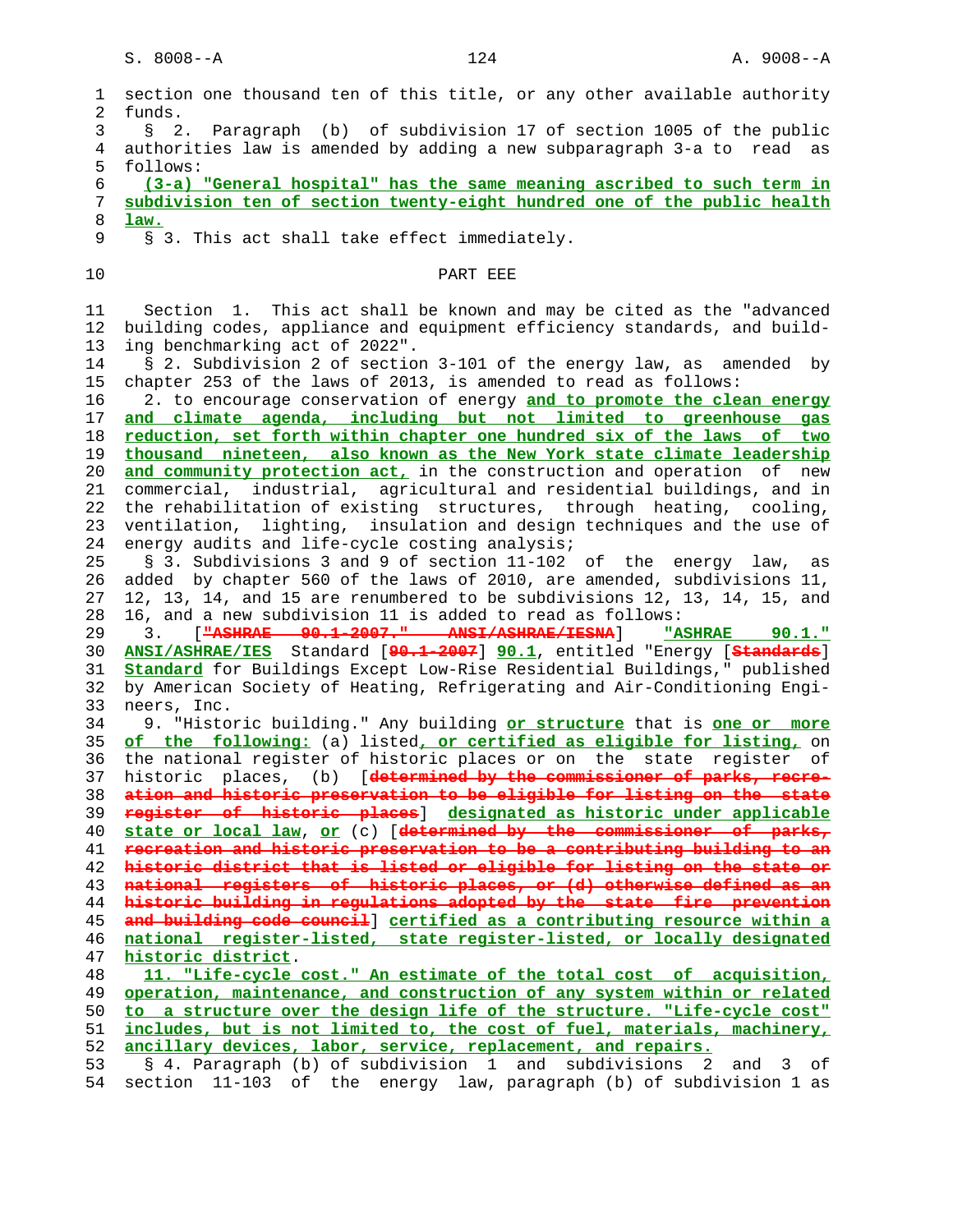section one thousand ten of this title, or any other available authority funds.

§ 2. Paragraph (b) of subdivision 17 of section 1005 of the public authorities law is amended by adding a new subparagraph 3-a to read as follows:

(3-a) "General hospital" has the same meaning ascribed to such term in subdivision ten of section twenty-eight hundred one of the public health law.

§ 3. This act shall take effect immediately.

## PART EEE

Section 1. This act shall be known and may be cited as the "advanced building codes, appliance and equipment efficiency standards, and building benchmarking act of 2022".

§ 2. Subdivision 2 of section 3-101 of the energy law, as amended by chapter 253 of the laws of 2013, is amended to read as follows:

2. to encourage conservation of energy and to promote the clean energy and climate agenda, including but not limited to greenhouse gas reduction, set forth within chapter one hundred six of the laws of two thousand nineteen, also known as the New York state climate leadership and community protection act, in the construction and operation of new commercial, industrial, agricultural and residential buildings, and in the rehabilitation of existing structures, through heating, cooling, ventilation, lighting, insulation and design techniques and the use of energy audits and life-cycle costing analysis;

§ 3. Subdivisions 3 and 9 of section 11-102 of the energy law, as added by chapter 560 of the laws of 2010, are amended, subdivisions 11, 12, 13, 14, and 15 are renumbered to be subdivisions 12, 13, 14, 15, and 16, and a new subdivision 11 is added to read as follows:

3. ["ASHRAE 90.1-2007." ANSI/ASHRAE/IESNA] "ASHRAE 90.1." ANSI/ASHRAE/IES Standard [90.1-2007] 90.1, entitled "Energy [Standards] Standard for Buildings Except Low-Rise Residential Buildings," published by American Society of Heating, Refrigerating and Air-Conditioning Engineers, Inc.

9. "Historic building." Any building or structure that is one or more of the following: (a) listed, or certified as eligible for listing, on the national register of historic places or on the state register of historic places, (b) [determined by the commissioner of parks, recreation and historic preservation to be eligible for listing on the state register of historic places] designated as historic under applicable state or local law, or (c) [determined by the commissioner of parks, recreation and historic preservation to be a contributing building to an historic district that is listed or eligible for listing on the state or national registers of historic places, or (d) otherwise defined as an historic building in regulations adopted by the state fire prevention and building code council] certified as a contributing resource within a national register-listed, state register-listed, or locally designated historic district.

11. "Life-cycle cost." An estimate of the total cost of acquisition, operation, maintenance, and construction of any system within or related to a structure over the design life of the structure. "Life-cycle cost" includes, but is not limited to, the cost of fuel, materials, machinery, ancillary devices, labor, service, replacement, and repairs.

§ 4. Paragraph (b) of subdivision 1 and subdivisions 2 and 3 of section 11-103 of the energy law, paragraph (b) of subdivision 1 as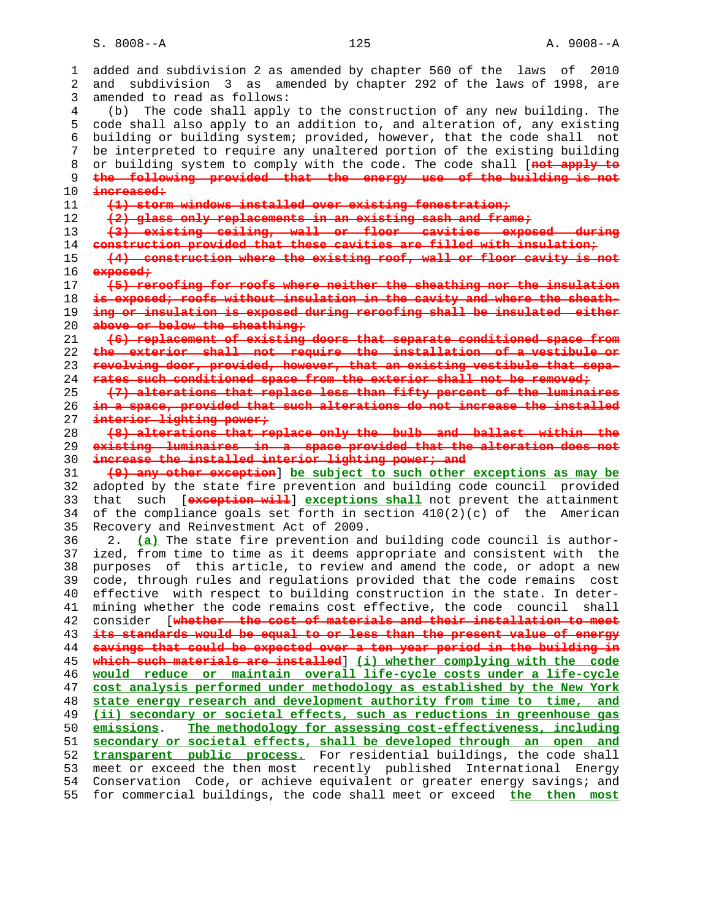added and subdivision 2 as amended by chapter 560 of the laws of 2010 and subdivision 3 as amended by chapter 292 of the laws of 1998, are amended to read as follows:

(b) The code shall apply to the construction of any new building. The code shall also apply to an addition to, and alteration of, any existing building or building system; provided, however, that the code shall not be interpreted to require any unaltered portion of the existing building or building system to comply with the code. The code shall [~~not apply to the following provided that the energy use of the building is not increased:~~

~~(1) storm windows installed over existing fenestration;~~

~~(2) glass only replacements in an existing sash and frame;~~

~~(3) existing ceiling, wall or floor cavities exposed during construction provided that these cavities are filled with insulation;~~

~~(4) construction where the existing roof, wall or floor cavity is not exposed;~~

~~(5) reroofing for roofs where neither the sheathing nor the insulation is exposed; roofs without insulation in the cavity and where the sheathing or insulation is exposed during reroofing shall be insulated either above or below the sheathing;~~

~~(6) replacement of existing doors that separate conditioned space from the exterior shall not require the installation of a vestibule or revolving door, provided, however, that an existing vestibule that separates such conditioned space from the exterior shall not be removed;~~

~~(7) alterations that replace less than fifty percent of the luminaires in a space, provided that such alterations do not increase the installed interior lighting power;~~

~~(8) alterations that replace only the bulb and ballast within the existing luminaires in a space provided that the alteration does not increase the installed interior lighting power; and~~

~~(9) any other exception~~] <u>be subject to such other exceptions as may be</u> adopted by the state fire prevention and building code council provided that such [~~exception will~~] <u>exceptions shall</u> not prevent the attainment of the compliance goals set forth in section 410(2)(c) of the American Recovery and Reinvestment Act of 2009.

2. <u>(a)</u> The state fire prevention and building code council is authorized, from time to time as it deems appropriate and consistent with the purposes of this article, to review and amend the code, or adopt a new code, through rules and regulations provided that the code remains cost effective with respect to building construction in the state. In determining whether the code remains cost effective, the code council shall consider [~~whether the cost of materials and their installation to meet its standards would be equal to or less than the present value of energy savings that could be expected over a ten year period in the building in which such materials are installed~~] <u>(i) whether complying with the code would reduce or maintain overall life-cycle costs under a life-cycle cost analysis performed under methodology as established by the New York state energy research and development authority from time to time, and (ii) secondary or societal effects, such as reductions in greenhouse gas emissions</u>. <u>The methodology for assessing cost-effectiveness, including secondary or societal effects, shall be developed through an open and transparent public process.</u> For residential buildings, the code shall meet or exceed the then most recently published International Energy Conservation Code, or achieve equivalent or greater energy savings; and for commercial buildings, the code shall meet or exceed <u>the then most</u>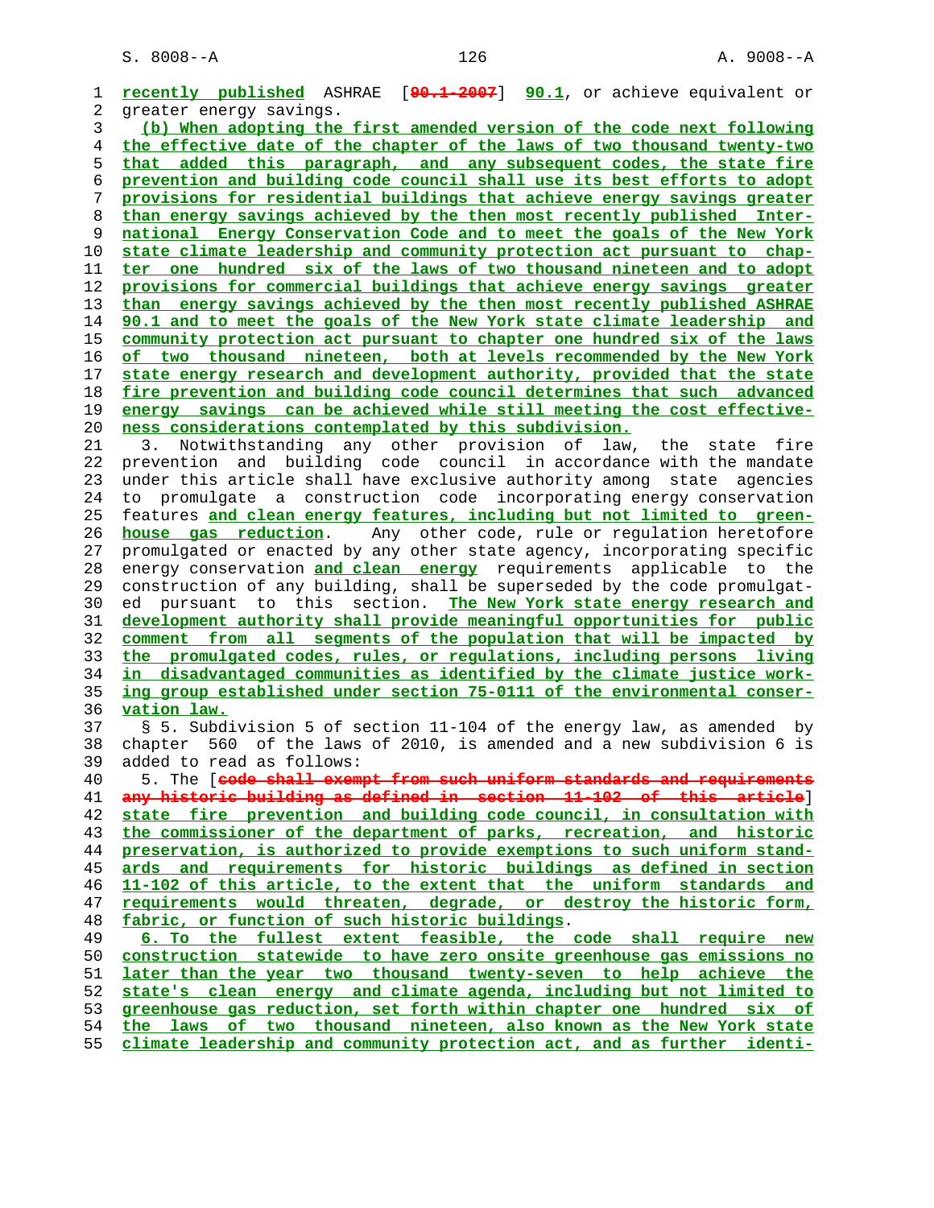recently published ASHRAE [90.1-2007] 90.1, or achieve equivalent or greater energy savings.

(b) When adopting the first amended version of the code next following the effective date of the chapter of the laws of two thousand twenty-two that added this paragraph, and any subsequent codes, the state fire prevention and building code council shall use its best efforts to adopt provisions for residential buildings that achieve energy savings greater than energy savings achieved by the then most recently published International Energy Conservation Code and to meet the goals of the New York state climate leadership and community protection act pursuant to chapter one hundred six of the laws of two thousand nineteen and to adopt provisions for commercial buildings that achieve energy savings greater than energy savings achieved by the then most recently published ASHRAE 90.1 and to meet the goals of the New York state climate leadership and community protection act pursuant to chapter one hundred six of the laws of two thousand nineteen, both at levels recommended by the New York state energy research and development authority, provided that the state fire prevention and building code council determines that such advanced energy savings can be achieved while still meeting the cost effectiveness considerations contemplated by this subdivision.

3. Notwithstanding any other provision of law, the state fire prevention and building code council in accordance with the mandate under this article shall have exclusive authority among state agencies to promulgate a construction code incorporating energy conservation features and clean energy features, including but not limited to greenhouse gas reduction. Any other code, rule or regulation heretofore promulgated or enacted by any other state agency, incorporating specific energy conservation and clean energy requirements applicable to the construction of any building, shall be superseded by the code promulgated pursuant to this section. The New York state energy research and development authority shall provide meaningful opportunities for public comment from all segments of the population that will be impacted by the promulgated codes, rules, or regulations, including persons living in disadvantaged communities as identified by the climate justice working group established under section 75-0111 of the environmental conservation law.

§ 5. Subdivision 5 of section 11-104 of the energy law, as amended by chapter 560 of the laws of 2010, is amended and a new subdivision 6 is added to read as follows:

5. The [code shall exempt from such uniform standards and requirements any historic building as defined in section 11-102 of this article] state fire prevention and building code council, in consultation with the commissioner of the department of parks, recreation, and historic preservation, is authorized to provide exemptions to such uniform standards and requirements for historic buildings as defined in section 11-102 of this article, to the extent that the uniform standards and requirements would threaten, degrade, or destroy the historic form, fabric, or function of such historic buildings.

6. To the fullest extent feasible, the code shall require new construction statewide to have zero onsite greenhouse gas emissions no later than the year two thousand twenty-seven to help achieve the state's clean energy and climate agenda, including but not limited to greenhouse gas reduction, set forth within chapter one hundred six of the laws of two thousand nineteen, also known as the New York state climate leadership and community protection act, and as further identi-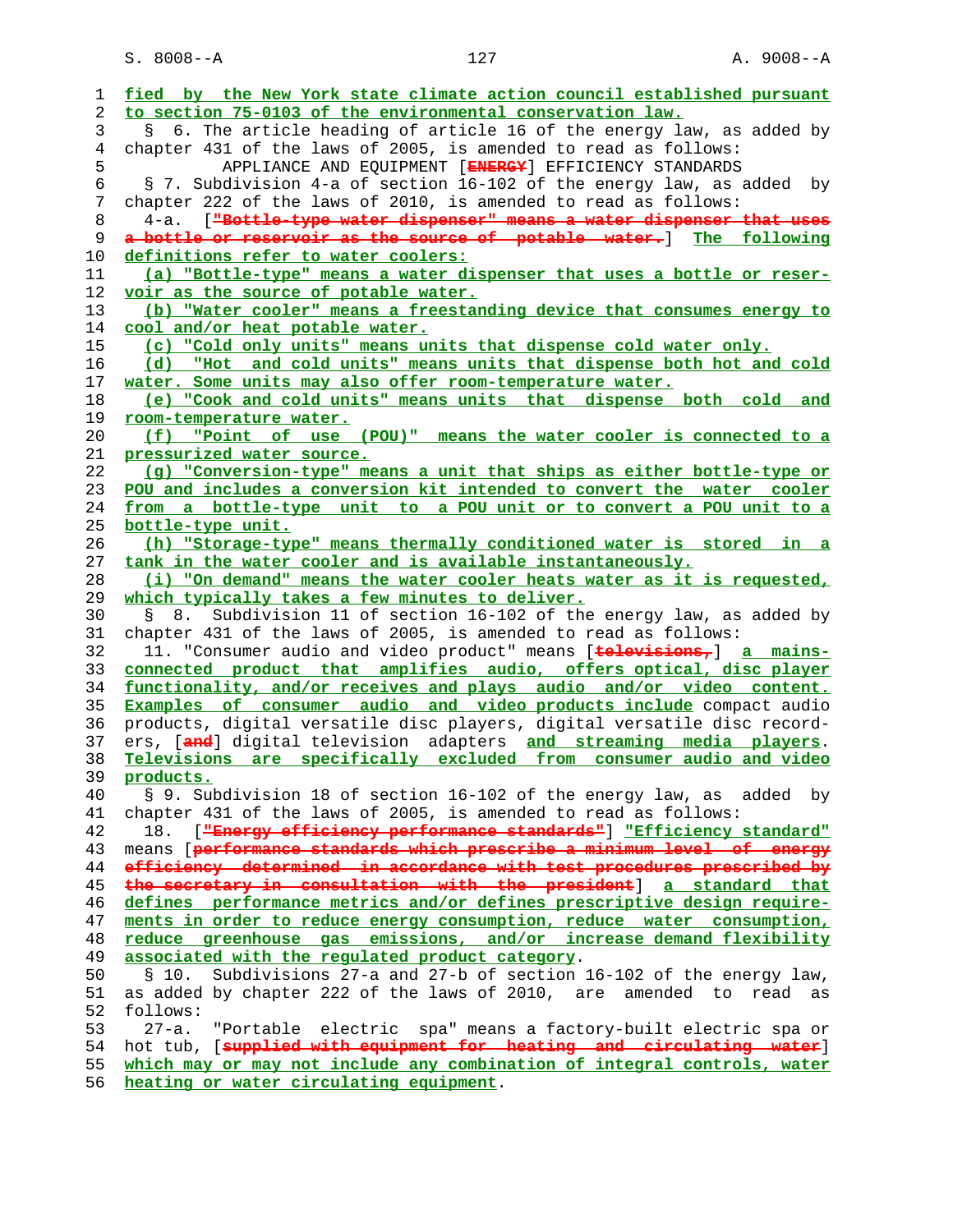fied by the New York state climate action council established pursuant to section 75-0103 of the environmental conservation law.

§ 6. The article heading of article 16 of the energy law, as added by chapter 431 of the laws of 2005, is amended to read as follows:

APPLIANCE AND EQUIPMENT [ENERGY] EFFICIENCY STANDARDS

§ 7. Subdivision 4-a of section 16-102 of the energy law, as added by chapter 222 of the laws of 2010, is amended to read as follows:

4-a. ["Bottle-type water dispenser" means a water dispenser that uses a bottle or reservoir as the source of potable water.] The following definitions refer to water coolers:

(a) "Bottle-type" means a water dispenser that uses a bottle or reservoir as the source of potable water.

(b) "Water cooler" means a freestanding device that consumes energy to cool and/or heat potable water.

(c) "Cold only units" means units that dispense cold water only.

(d) "Hot and cold units" means units that dispense both hot and cold water. Some units may also offer room-temperature water.

(e) "Cook and cold units" means units that dispense both cold and room-temperature water.

(f) "Point of use (POU)" means the water cooler is connected to a pressurized water source.

(g) "Conversion-type" means a unit that ships as either bottle-type or POU and includes a conversion kit intended to convert the water cooler from a bottle-type unit to a POU unit or to convert a POU unit to a bottle-type unit.

(h) "Storage-type" means thermally conditioned water is stored in a tank in the water cooler and is available instantaneously.

(i) "On demand" means the water cooler heats water as it is requested, which typically takes a few minutes to deliver.

§ 8. Subdivision 11 of section 16-102 of the energy law, as added by chapter 431 of the laws of 2005, is amended to read as follows:

11. "Consumer audio and video product" means [televisions,] a mains-connected product that amplifies audio, offers optical, disc player functionality, and/or receives and plays audio and/or video content. Examples of consumer audio and video products include compact audio products, digital versatile disc players, digital versatile disc recorders, [and] digital television adapters and streaming media players. Televisions are specifically excluded from consumer audio and video products.

§ 9. Subdivision 18 of section 16-102 of the energy law, as added by chapter 431 of the laws of 2005, is amended to read as follows:

18. ["Energy efficiency performance standards"] "Efficiency standard" means [performance standards which prescribe a minimum level of energy efficiency determined in accordance with test procedures prescribed by the secretary in consultation with the president] a standard that defines performance metrics and/or defines prescriptive design requirements in order to reduce energy consumption, reduce water consumption, reduce greenhouse gas emissions, and/or increase demand flexibility associated with the regulated product category.

§ 10. Subdivisions 27-a and 27-b of section 16-102 of the energy law, as added by chapter 222 of the laws of 2010, are amended to read as follows:

27-a. "Portable electric spa" means a factory-built electric spa or hot tub, [supplied with equipment for heating and circulating water] which may or may not include any combination of integral controls, water heating or water circulating equipment.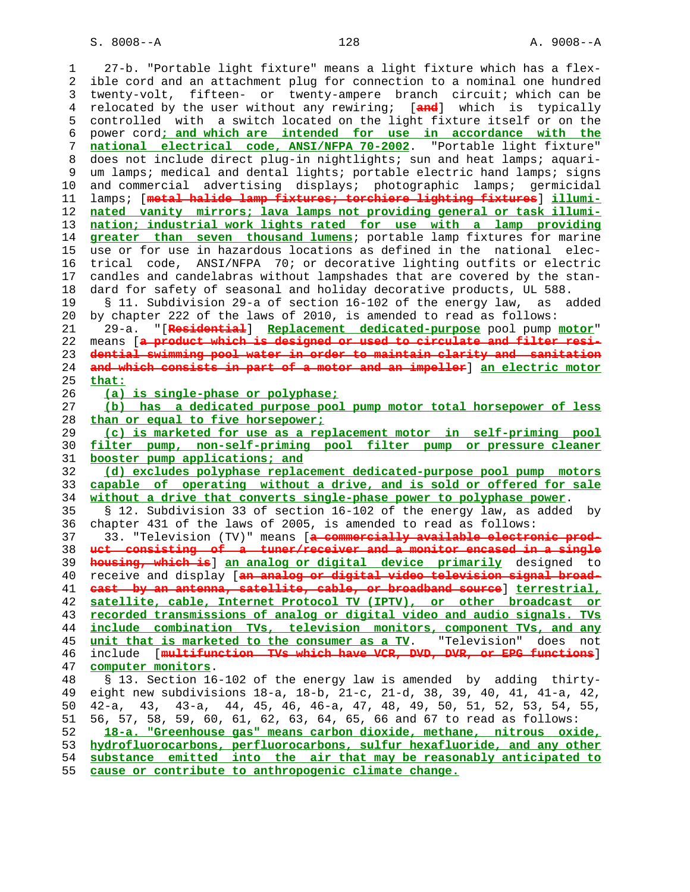27-b. "Portable light fixture" means a light fixture which has a flexible cord and an attachment plug for connection to a nominal one hundred twenty-volt, fifteen- or twenty-ampere branch circuit; which can be relocated by the user without any rewiring; [~~and~~] which is typically controlled with a switch located on the light fixture itself or on the power cord<u>; and which are intended for use in accordance with the national electrical code, ANSI/NFPA 70-2002</u>. "Portable light fixture" does not include direct plug-in nightlights; sun and heat lamps; aquarium lamps; medical and dental lights; portable electric hand lamps; signs and commercial advertising displays; photographic lamps; germicidal lamps; [~~metal halide lamp fixtures; torchiere lighting fixtures~~] <u>illuminated vanity mirrors; lava lamps not providing general or task illumination; industrial work lights rated for use with a lamp providing greater than seven thousand lumens</u>; portable lamp fixtures for marine use or for use in hazardous locations as defined in the national electrical code, ANSI/NFPA 70; or decorative lighting outfits or electric candles and candelabras without lampshades that are covered by the standard for safety of seasonal and holiday decorative products, UL 588.

§ 11. Subdivision 29-a of section 16-102 of the energy law, as added by chapter 222 of the laws of 2010, is amended to read as follows:

29-a. "[~~Residential~~] <u>Replacement dedicated-purpose</u> pool pump <u>motor</u>" means [~~a product which is designed or used to circulate and filter residential swimming pool water in order to maintain clarity and sanitation and which consists in part of a motor and an impeller~~] <u>an electric motor that:</u>

<u>(a) is single-phase or polyphase;</u>

<u>(b) has a dedicated purpose pool pump motor total horsepower of less than or equal to five horsepower;</u>

<u>(c) is marketed for use as a replacement motor in self-priming pool filter pump, non-self-priming pool filter pump or pressure cleaner booster pump applications; and</u>

<u>(d) excludes polyphase replacement dedicated-purpose pool pump motors capable of operating without a drive, and is sold or offered for sale without a drive that converts single-phase power to polyphase power</u>.

§ 12. Subdivision 33 of section 16-102 of the energy law, as added by chapter 431 of the laws of 2005, is amended to read as follows:

33. "Television (TV)" means [~~a commercially available electronic product consisting of a tuner/receiver and a monitor encased in a single housing, which is~~] <u>an analog or digital device primarily</u> designed to receive and display [~~an analog or digital video television signal broadcast by an antenna, satellite, cable, or broadband source~~] <u>terrestrial, satellite, cable, Internet Protocol TV (IPTV), or other broadcast or recorded transmissions of analog or digital video and audio signals. TVs include combination TVs, television monitors, component TVs, and any unit that is marketed to the consumer as a TV</u>. "Television" does not include [~~multifunction TVs which have VCR, DVD, DVR, or EPG functions~~] <u>computer monitors</u>.

§ 13. Section 16-102 of the energy law is amended by adding thirty-eight new subdivisions 18-a, 18-b, 21-c, 21-d, 38, 39, 40, 41, 41-a, 42, 42-a, 43, 43-a, 44, 45, 46, 46-a, 47, 48, 49, 50, 51, 52, 53, 54, 55, 56, 57, 58, 59, 60, 61, 62, 63, 64, 65, 66 and 67 to read as follows:

<u>18-a. "Greenhouse gas" means carbon dioxide, methane, nitrous oxide, hydrofluorocarbons, perfluorocarbons, sulfur hexafluoride, and any other substance emitted into the air that may be reasonably anticipated to cause or contribute to anthropogenic climate change.</u>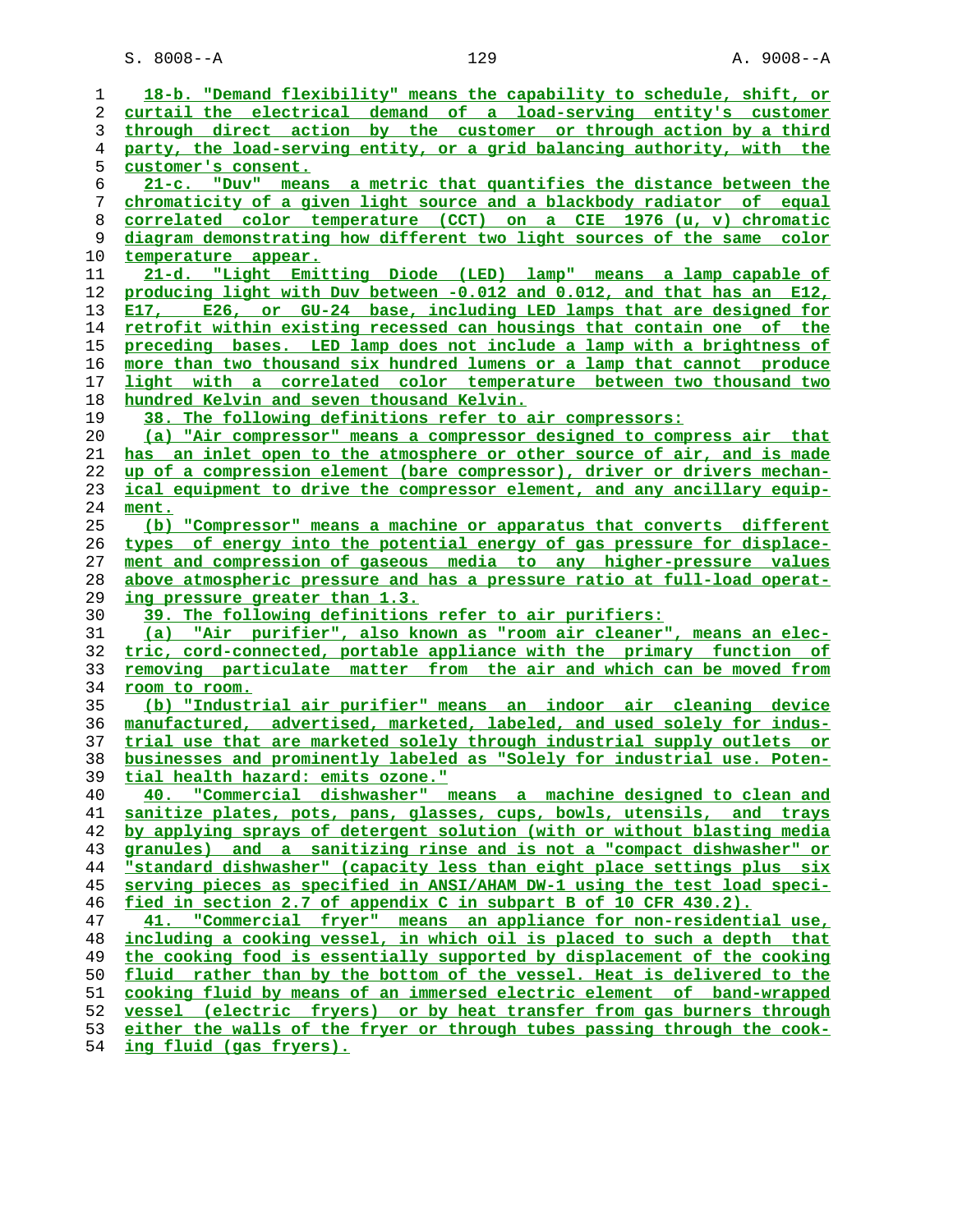18-b. "Demand flexibility" means the capability to schedule, shift, or curtail the electrical demand of a load-serving entity's customer through direct action by the customer or through action by a third party, the load-serving entity, or a grid balancing authority, with the customer's consent.

21-c. "Duv" means a metric that quantifies the distance between the chromaticity of a given light source and a blackbody radiator of equal correlated color temperature (CCT) on a CIE 1976 (u, v) chromatic diagram demonstrating how different two light sources of the same color temperature appear.

21-d. "Light Emitting Diode (LED) lamp" means a lamp capable of producing light with Duv between -0.012 and 0.012, and that has an E12, E17, E26, or GU-24 base, including LED lamps that are designed for retrofit within existing recessed can housings that contain one of the preceding bases. LED lamp does not include a lamp with a brightness of more than two thousand six hundred lumens or a lamp that cannot produce light with a correlated color temperature between two thousand two hundred Kelvin and seven thousand Kelvin.

38. The following definitions refer to air compressors:

(a) "Air compressor" means a compressor designed to compress air that has an inlet open to the atmosphere or other source of air, and is made up of a compression element (bare compressor), driver or drivers mechanical equipment to drive the compressor element, and any ancillary equipment.

(b) "Compressor" means a machine or apparatus that converts different types of energy into the potential energy of gas pressure for displacement and compression of gaseous media to any higher-pressure values above atmospheric pressure and has a pressure ratio at full-load operating pressure greater than 1.3.

39. The following definitions refer to air purifiers:

(a) "Air purifier", also known as "room air cleaner", means an electric, cord-connected, portable appliance with the primary function of removing particulate matter from the air and which can be moved from room to room.

(b) "Industrial air purifier" means an indoor air cleaning device manufactured, advertised, marketed, labeled, and used solely for industrial use that are marketed solely through industrial supply outlets or businesses and prominently labeled as "Solely for industrial use. Potential health hazard: emits ozone."

40. "Commercial dishwasher" means a machine designed to clean and sanitize plates, pots, pans, glasses, cups, bowls, utensils, and trays by applying sprays of detergent solution (with or without blasting media granules) and a sanitizing rinse and is not a "compact dishwasher" or "standard dishwasher" (capacity less than eight place settings plus six serving pieces as specified in ANSI/AHAM DW-1 using the test load specified in section 2.7 of appendix C in subpart B of 10 CFR 430.2).

41. "Commercial fryer" means an appliance for non-residential use, including a cooking vessel, in which oil is placed to such a depth that the cooking food is essentially supported by displacement of the cooking fluid rather than by the bottom of the vessel. Heat is delivered to the cooking fluid by means of an immersed electric element of band-wrapped vessel (electric fryers) or by heat transfer from gas burners through either the walls of the fryer or through tubes passing through the cooking fluid (gas fryers).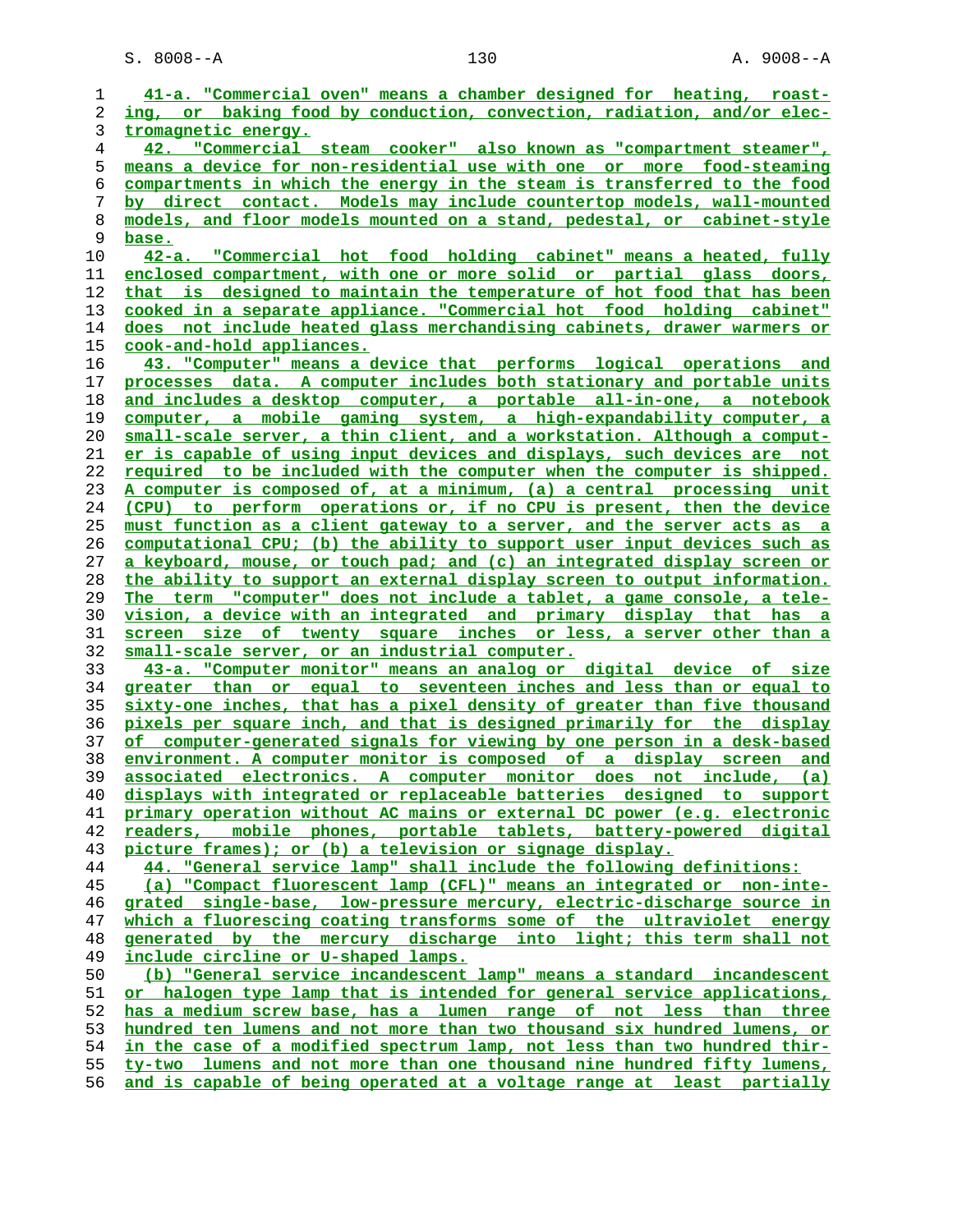41-a. "Commercial oven" means a chamber designed for heating, roasting, or baking food by conduction, convection, radiation, and/or electromagnetic energy.

42. "Commercial steam cooker" also known as "compartment steamer", means a device for non-residential use with one or more food-steaming compartments in which the energy in the steam is transferred to the food by direct contact. Models may include countertop models, wall-mounted models, and floor models mounted on a stand, pedestal, or cabinet-style base.

42-a. "Commercial hot food holding cabinet" means a heated, fully enclosed compartment, with one or more solid or partial glass doors, that is designed to maintain the temperature of hot food that has been cooked in a separate appliance. "Commercial hot food holding cabinet" does not include heated glass merchandising cabinets, drawer warmers or cook-and-hold appliances.

43. "Computer" means a device that performs logical operations and processes data. A computer includes both stationary and portable units and includes a desktop computer, a portable all-in-one, a notebook computer, a mobile gaming system, a high-expandability computer, a small-scale server, a thin client, and a workstation. Although a computer is capable of using input devices and displays, such devices are not required to be included with the computer when the computer is shipped. A computer is composed of, at a minimum, (a) a central processing unit (CPU) to perform operations or, if no CPU is present, then the device must function as a client gateway to a server, and the server acts as a computational CPU; (b) the ability to support user input devices such as a keyboard, mouse, or touch pad; and (c) an integrated display screen or the ability to support an external display screen to output information. The term "computer" does not include a tablet, a game console, a television, a device with an integrated and primary display that has a screen size of twenty square inches or less, a server other than a small-scale server, or an industrial computer.

43-a. "Computer monitor" means an analog or digital device of size greater than or equal to seventeen inches and less than or equal to sixty-one inches, that has a pixel density of greater than five thousand pixels per square inch, and that is designed primarily for the display of computer-generated signals for viewing by one person in a desk-based environment. A computer monitor is composed of a display screen and associated electronics. A computer monitor does not include, (a) displays with integrated or replaceable batteries designed to support primary operation without AC mains or external DC power (e.g. electronic readers, mobile phones, portable tablets, battery-powered digital picture frames); or (b) a television or signage display.

44. "General service lamp" shall include the following definitions:

(a) "Compact fluorescent lamp (CFL)" means an integrated or non-integrated single-base, low-pressure mercury, electric-discharge source in which a fluorescing coating transforms some of the ultraviolet energy generated by the mercury discharge into light; this term shall not include circline or U-shaped lamps.

(b) "General service incandescent lamp" means a standard incandescent or halogen type lamp that is intended for general service applications, has a medium screw base, has a lumen range of not less than three hundred ten lumens and not more than two thousand six hundred lumens, or in the case of a modified spectrum lamp, not less than two hundred thirty-two lumens and not more than one thousand nine hundred fifty lumens, and is capable of being operated at a voltage range at least partially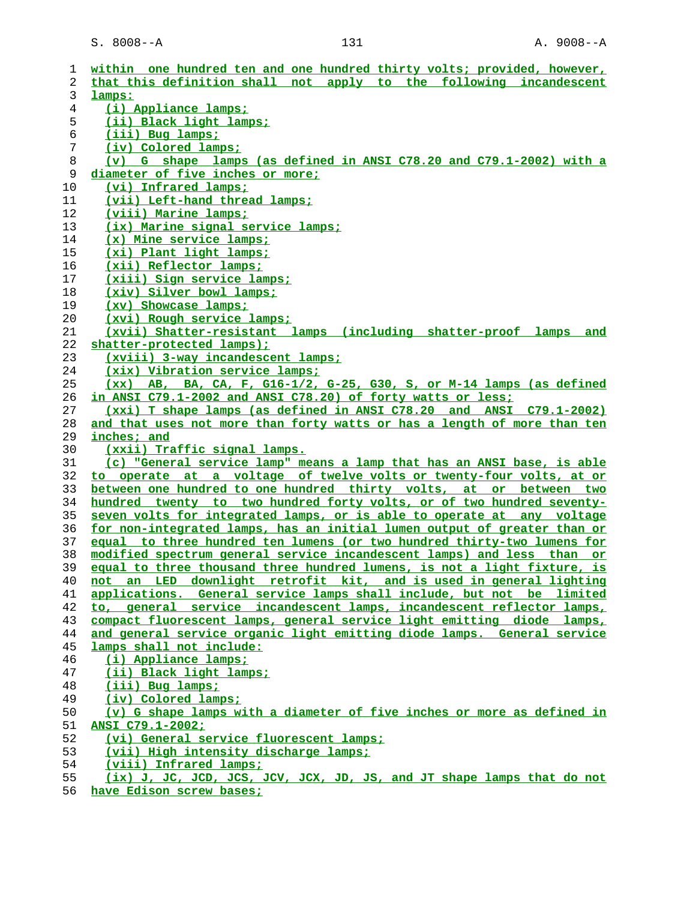within one hundred ten and one hundred thirty volts; provided, however, that this definition shall not apply to the following incandescent lamps:

(i) Appliance lamps;

(ii) Black light lamps;

(iii) Bug lamps;

(iv) Colored lamps;

(v) G shape lamps (as defined in ANSI C78.20 and C79.1-2002) with a diameter of five inches or more;

(vi) Infrared lamps;

(vii) Left-hand thread lamps;

(viii) Marine lamps;

(ix) Marine signal service lamps;

(x) Mine service lamps;

(xi) Plant light lamps;

(xii) Reflector lamps;

(xiii) Sign service lamps;

(xiv) Silver bowl lamps;

(xv) Showcase lamps;

(xvi) Rough service lamps;

(xvii) Shatter-resistant lamps (including shatter-proof lamps and shatter-protected lamps);

(xviii) 3-way incandescent lamps;

(xix) Vibration service lamps;

(xx) AB, BA, CA, F, G16-1/2, G-25, G30, S, or M-14 lamps (as defined in ANSI C79.1-2002 and ANSI C78.20) of forty watts or less;

(xxi) T shape lamps (as defined in ANSI C78.20 and ANSI C79.1-2002) and that uses not more than forty watts or has a length of more than ten inches; and

(xxii) Traffic signal lamps.

(c) "General service lamp" means a lamp that has an ANSI base, is able to operate at a voltage of twelve volts or twenty-four volts, at or between one hundred to one hundred thirty volts, at or between two hundred twenty to two hundred forty volts, or of two hundred seventy-seven volts for integrated lamps, or is able to operate at any voltage for non-integrated lamps, has an initial lumen output of greater than or equal to three hundred ten lumens (or two hundred thirty-two lumens for modified spectrum general service incandescent lamps) and less than or equal to three thousand three hundred lumens, is not a light fixture, is not an LED downlight retrofit kit, and is used in general lighting applications. General service lamps shall include, but not be limited to, general service incandescent lamps, incandescent reflector lamps, compact fluorescent lamps, general service light emitting diode lamps, and general service organic light emitting diode lamps. General service lamps shall not include:

(i) Appliance lamps;

(ii) Black light lamps;

(iii) Bug lamps;

(iv) Colored lamps;

(v) G shape lamps with a diameter of five inches or more as defined in ANSI C79.1-2002;

(vi) General service fluorescent lamps;

(vii) High intensity discharge lamps;

(viii) Infrared lamps;

(ix) J, JC, JCD, JCS, JCV, JCX, JD, JS, and JT shape lamps that do not have Edison screw bases;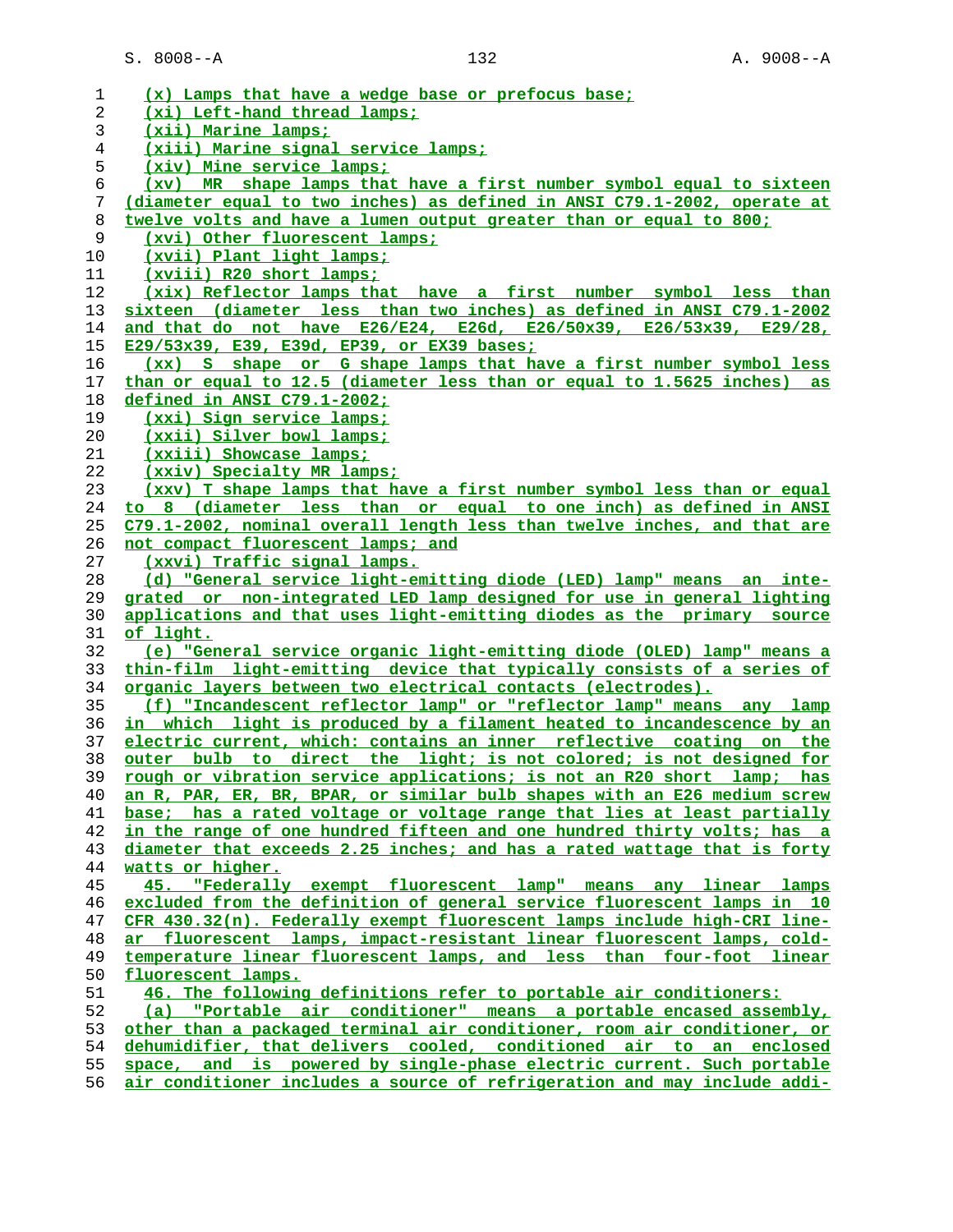(x) Lamps that have a wedge base or prefocus base;

(xi) Left-hand thread lamps;

(xii) Marine lamps;

(xiii) Marine signal service lamps;

(xiv) Mine service lamps;

(xv) MR shape lamps that have a first number symbol equal to sixteen (diameter equal to two inches) as defined in ANSI C79.1-2002, operate at twelve volts and have a lumen output greater than or equal to 800;

(xvi) Other fluorescent lamps;

(xvii) Plant light lamps;

(xviii) R20 short lamps;

(xix) Reflector lamps that have a first number symbol less than sixteen (diameter less than two inches) as defined in ANSI C79.1-2002 and that do not have E26/E24, E26d, E26/50x39, E26/53x39, E29/28, E29/53x39, E39, E39d, EP39, or EX39 bases;

(xx) S shape or G shape lamps that have a first number symbol less than or equal to 12.5 (diameter less than or equal to 1.5625 inches) as defined in ANSI C79.1-2002;

(xxi) Sign service lamps;

(xxii) Silver bowl lamps;

(xxiii) Showcase lamps;

(xxiv) Specialty MR lamps;

(xxv) T shape lamps that have a first number symbol less than or equal to 8 (diameter less than or equal to one inch) as defined in ANSI C79.1-2002, nominal overall length less than twelve inches, and that are not compact fluorescent lamps; and

(xxvi) Traffic signal lamps.

(d) "General service light-emitting diode (LED) lamp" means an integrated or non-integrated LED lamp designed for use in general lighting applications and that uses light-emitting diodes as the primary source of light.

(e) "General service organic light-emitting diode (OLED) lamp" means a thin-film light-emitting device that typically consists of a series of organic layers between two electrical contacts (electrodes).

(f) "Incandescent reflector lamp" or "reflector lamp" means any lamp in which light is produced by a filament heated to incandescence by an electric current, which: contains an inner reflective coating on the outer bulb to direct the light; is not colored; is not designed for rough or vibration service applications; is not an R20 short lamp; has an R, PAR, ER, BR, BPAR, or similar bulb shapes with an E26 medium screw base; has a rated voltage or voltage range that lies at least partially in the range of one hundred fifteen and one hundred thirty volts; has a diameter that exceeds 2.25 inches; and has a rated wattage that is forty watts or higher.

45. "Federally exempt fluorescent lamp" means any linear lamps excluded from the definition of general service fluorescent lamps in 10 CFR 430.32(n). Federally exempt fluorescent lamps include high-CRI linear fluorescent lamps, impact-resistant linear fluorescent lamps, cold-temperature linear fluorescent lamps, and less than four-foot linear fluorescent lamps.

46. The following definitions refer to portable air conditioners:

(a) "Portable air conditioner" means a portable encased assembly, other than a packaged terminal air conditioner, room air conditioner, or dehumidifier, that delivers cooled, conditioned air to an enclosed space, and is powered by single-phase electric current. Such portable air conditioner includes a source of refrigeration and may include addi-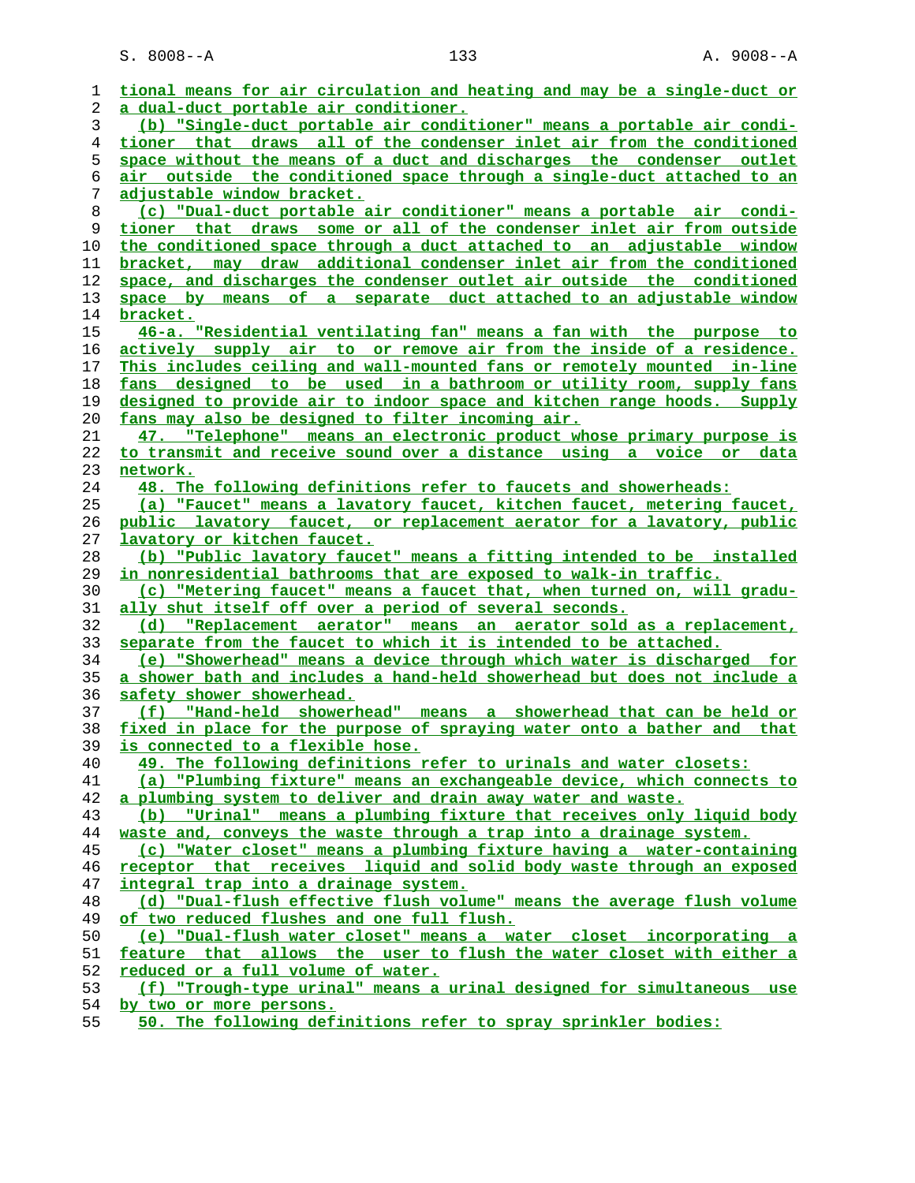tional means for air circulation and heating and may be a single-duct or a dual-duct portable air conditioner.

(b) "Single-duct portable air conditioner" means a portable air conditioner that draws all of the condenser inlet air from the conditioned space without the means of a duct and discharges the condenser outlet air outside the conditioned space through a single-duct attached to an adjustable window bracket.

(c) "Dual-duct portable air conditioner" means a portable air conditioner that draws some or all of the condenser inlet air from outside the conditioned space through a duct attached to an adjustable window bracket, may draw additional condenser inlet air from the conditioned space, and discharges the condenser outlet air outside the conditioned space by means of a separate duct attached to an adjustable window bracket.

46-a. "Residential ventilating fan" means a fan with the purpose to actively supply air to or remove air from the inside of a residence. This includes ceiling and wall-mounted fans or remotely mounted in-line fans designed to be used in a bathroom or utility room, supply fans designed to provide air to indoor space and kitchen range hoods. Supply fans may also be designed to filter incoming air.

47. "Telephone" means an electronic product whose primary purpose is to transmit and receive sound over a distance using a voice or data network.

48. The following definitions refer to faucets and showerheads:

(a) "Faucet" means a lavatory faucet, kitchen faucet, metering faucet, public lavatory faucet, or replacement aerator for a lavatory, public lavatory or kitchen faucet.

(b) "Public lavatory faucet" means a fitting intended to be installed in nonresidential bathrooms that are exposed to walk-in traffic.

(c) "Metering faucet" means a faucet that, when turned on, will gradually shut itself off over a period of several seconds.

(d) "Replacement aerator" means an aerator sold as a replacement, separate from the faucet to which it is intended to be attached.

(e) "Showerhead" means a device through which water is discharged for a shower bath and includes a hand-held showerhead but does not include a safety shower showerhead.

(f) "Hand-held showerhead" means a showerhead that can be held or fixed in place for the purpose of spraying water onto a bather and that is connected to a flexible hose.

49. The following definitions refer to urinals and water closets:

(a) "Plumbing fixture" means an exchangeable device, which connects to a plumbing system to deliver and drain away water and waste.

(b) "Urinal" means a plumbing fixture that receives only liquid body waste and, conveys the waste through a trap into a drainage system.

(c) "Water closet" means a plumbing fixture having a water-containing receptor that receives liquid and solid body waste through an exposed integral trap into a drainage system.

(d) "Dual-flush effective flush volume" means the average flush volume of two reduced flushes and one full flush.

(e) "Dual-flush water closet" means a water closet incorporating a feature that allows the user to flush the water closet with either a reduced or a full volume of water.

(f) "Trough-type urinal" means a urinal designed for simultaneous use by two or more persons.

50. The following definitions refer to spray sprinkler bodies: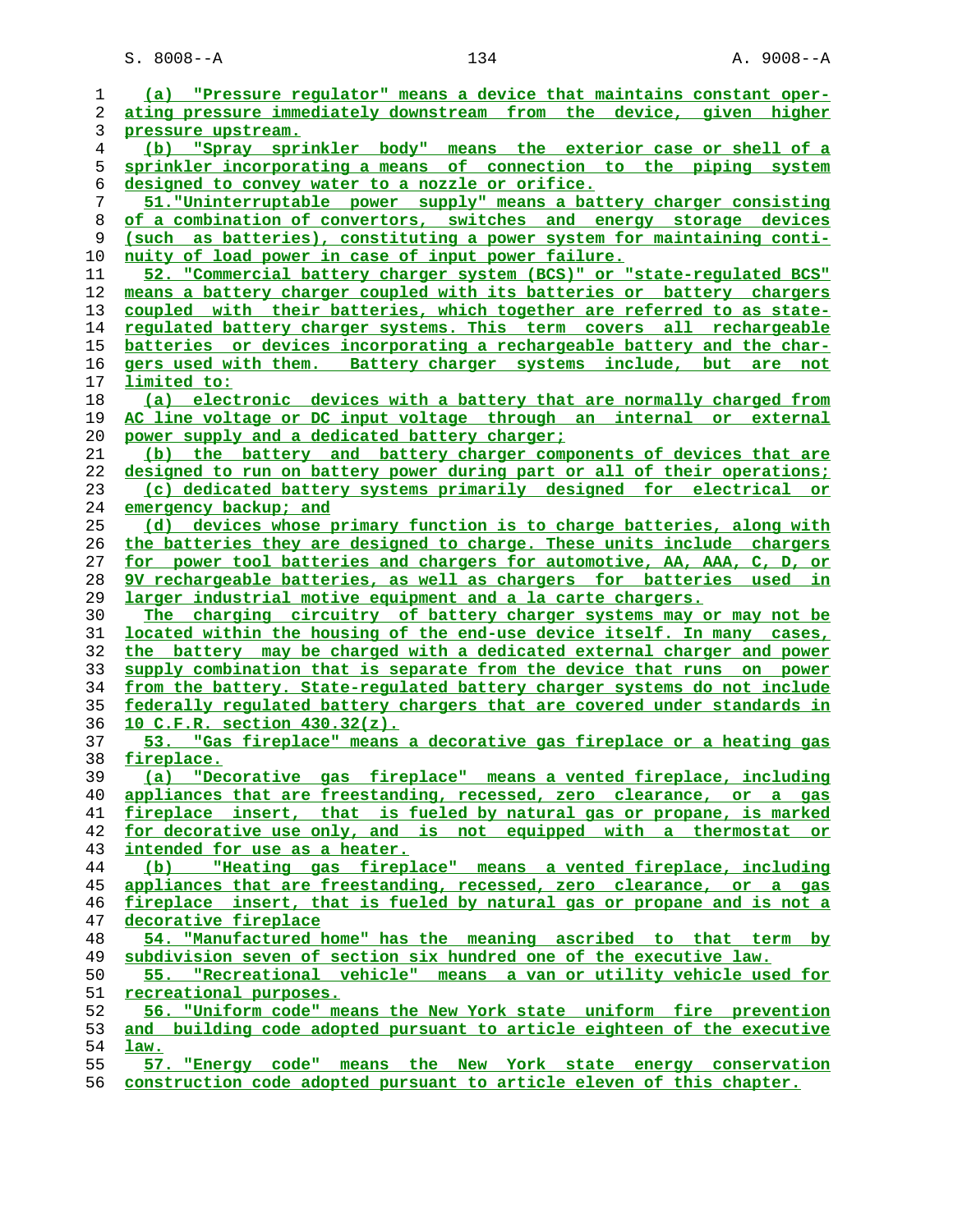(a) "Pressure regulator" means a device that maintains constant operating pressure immediately downstream from the device, given higher pressure upstream.

(b) "Spray sprinkler body" means the exterior case or shell of a sprinkler incorporating a means of connection to the piping system designed to convey water to a nozzle or orifice.

51."Uninterruptable power supply" means a battery charger consisting of a combination of convertors, switches and energy storage devices (such as batteries), constituting a power system for maintaining continuity of load power in case of input power failure.

52. "Commercial battery charger system (BCS)" or "state-regulated BCS" means a battery charger coupled with its batteries or battery chargers coupled with their batteries, which together are referred to as state-regulated battery charger systems. This term covers all rechargeable batteries or devices incorporating a rechargeable battery and the chargers used with them. Battery charger systems include, but are not limited to:

(a) electronic devices with a battery that are normally charged from AC line voltage or DC input voltage through an internal or external power supply and a dedicated battery charger;

(b) the battery and battery charger components of devices that are designed to run on battery power during part or all of their operations;

(c) dedicated battery systems primarily designed for electrical or emergency backup; and

(d) devices whose primary function is to charge batteries, along with the batteries they are designed to charge. These units include chargers for power tool batteries and chargers for automotive, AA, AAA, C, D, or 9V rechargeable batteries, as well as chargers for batteries used in larger industrial motive equipment and a la carte chargers.

The charging circuitry of battery charger systems may or may not be located within the housing of the end-use device itself. In many cases, the battery may be charged with a dedicated external charger and power supply combination that is separate from the device that runs on power from the battery. State-regulated battery charger systems do not include federally regulated battery chargers that are covered under standards in 10 C.F.R. section 430.32(z).

53. "Gas fireplace" means a decorative gas fireplace or a heating gas fireplace.

(a) "Decorative gas fireplace" means a vented fireplace, including appliances that are freestanding, recessed, zero clearance, or a gas fireplace insert, that is fueled by natural gas or propane, is marked for decorative use only, and is not equipped with a thermostat or intended for use as a heater.

(b) "Heating gas fireplace" means a vented fireplace, including appliances that are freestanding, recessed, zero clearance, or a gas fireplace insert, that is fueled by natural gas or propane and is not a decorative fireplace

54. "Manufactured home" has the meaning ascribed to that term by subdivision seven of section six hundred one of the executive law.

55. "Recreational vehicle" means a van or utility vehicle used for recreational purposes.

56. "Uniform code" means the New York state uniform fire prevention and building code adopted pursuant to article eighteen of the executive law.

57. "Energy code" means the New York state energy conservation construction code adopted pursuant to article eleven of this chapter.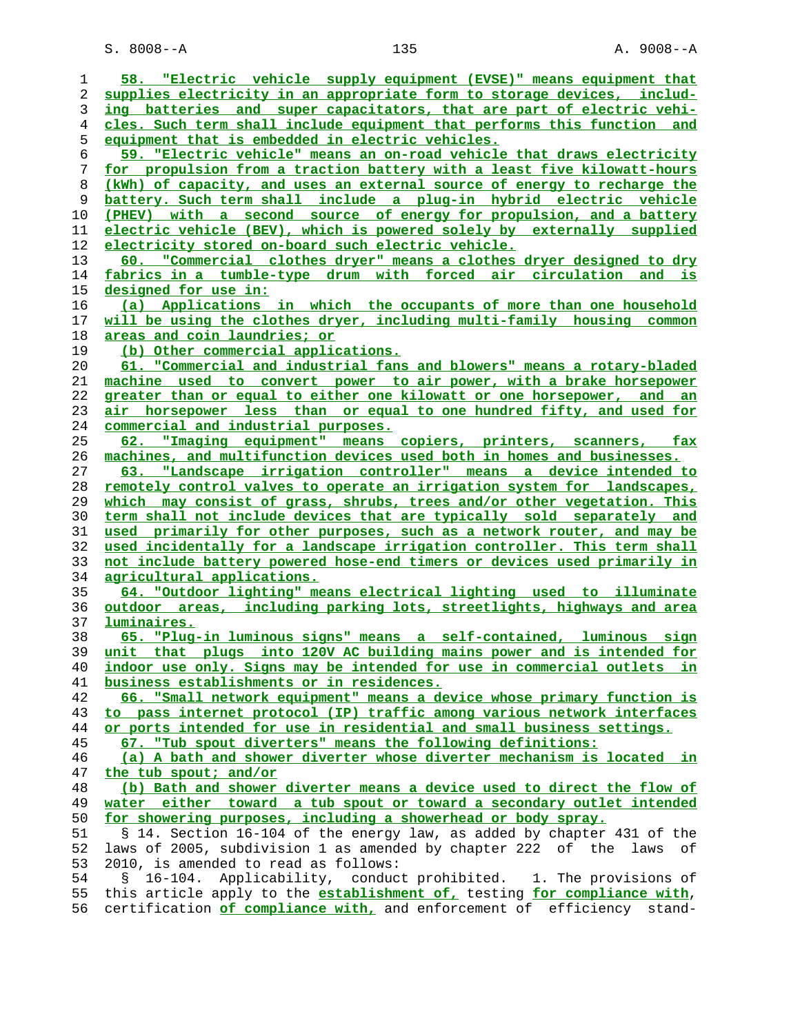58. "Electric vehicle supply equipment (EVSE)" means equipment that supplies electricity in an appropriate form to storage devices, including batteries and super capacitators, that are part of electric vehicles. Such term shall include equipment that performs this function and equipment that is embedded in electric vehicles.

59. "Electric vehicle" means an on-road vehicle that draws electricity for propulsion from a traction battery with a least five kilowatt-hours (kWh) of capacity, and uses an external source of energy to recharge the battery. Such term shall include a plug-in hybrid electric vehicle (PHEV) with a second source of energy for propulsion, and a battery electric vehicle (BEV), which is powered solely by externally supplied electricity stored on-board such electric vehicle.

60. "Commercial clothes dryer" means a clothes dryer designed to dry fabrics in a tumble-type drum with forced air circulation and is designed for use in:

(a) Applications in which the occupants of more than one household will be using the clothes dryer, including multi-family housing common areas and coin laundries; or

(b) Other commercial applications.

61. "Commercial and industrial fans and blowers" means a rotary-bladed machine used to convert power to air power, with a brake horsepower greater than or equal to either one kilowatt or one horsepower, and an air horsepower less than or equal to one hundred fifty, and used for commercial and industrial purposes.

62. "Imaging equipment" means copiers, printers, scanners, fax machines, and multifunction devices used both in homes and businesses.

63. "Landscape irrigation controller" means a device intended to remotely control valves to operate an irrigation system for landscapes, which may consist of grass, shrubs, trees and/or other vegetation. This term shall not include devices that are typically sold separately and used primarily for other purposes, such as a network router, and may be used incidentally for a landscape irrigation controller. This term shall not include battery powered hose-end timers or devices used primarily in agricultural applications.

64. "Outdoor lighting" means electrical lighting used to illuminate outdoor areas, including parking lots, streetlights, highways and area luminaires.

65. "Plug-in luminous signs" means a self-contained, luminous sign unit that plugs into 120V AC building mains power and is intended for indoor use only. Signs may be intended for use in commercial outlets in business establishments or in residences.

66. "Small network equipment" means a device whose primary function is to pass internet protocol (IP) traffic among various network interfaces or ports intended for use in residential and small business settings.

67. "Tub spout diverters" means the following definitions:

(a) A bath and shower diverter whose diverter mechanism is located in the tub spout; and/or

(b) Bath and shower diverter means a device used to direct the flow of water either toward a tub spout or toward a secondary outlet intended for showering purposes, including a showerhead or body spray.

§ 14. Section 16-104 of the energy law, as added by chapter 431 of the laws of 2005, subdivision 1 as amended by chapter 222 of the laws of 2010, is amended to read as follows:

§ 16-104. Applicability, conduct prohibited. 1. The provisions of this article apply to the **establishment of,** testing **for compliance with**, certification **of compliance with,** and enforcement of efficiency stand-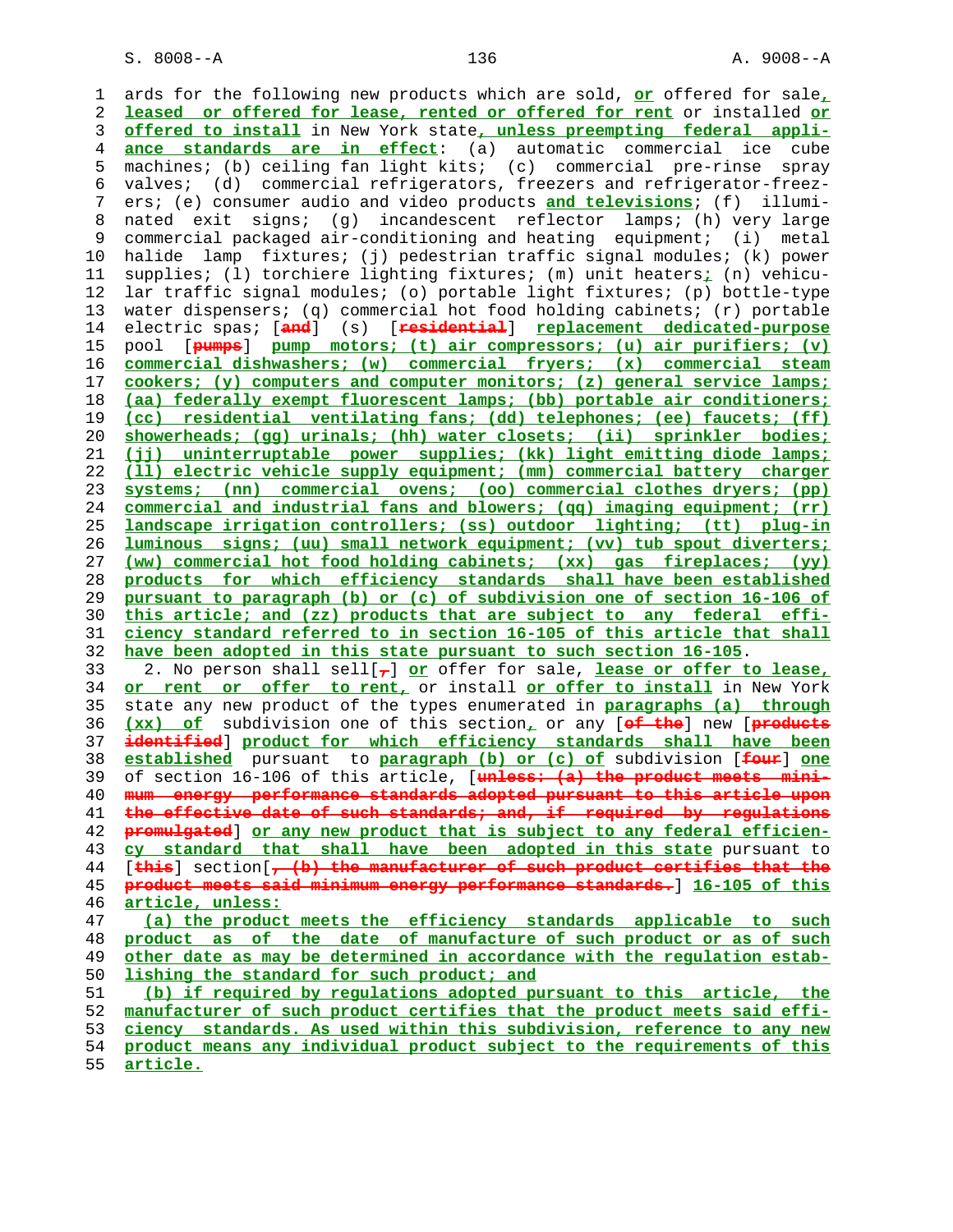ards for the following new products which are sold, or offered for sale, leased or offered for lease, rented or offered for rent or installed or offered to install in New York state, unless preempting federal appliance standards are in effect: (a) automatic commercial ice cube machines; (b) ceiling fan light kits; (c) commercial pre-rinse spray valves; (d) commercial refrigerators, freezers and refrigerator-freezers; (e) consumer audio and video products and televisions; (f) illuminated exit signs; (g) incandescent reflector lamps; (h) very large commercial packaged air-conditioning and heating equipment; (i) metal halide lamp fixtures; (j) pedestrian traffic signal modules; (k) power supplies; (l) torchiere lighting fixtures; (m) unit heaters; (n) vehicular traffic signal modules; (o) portable light fixtures; (p) bottle-type water dispensers; (q) commercial hot food holding cabinets; (r) portable electric spas; [and] (s) [residential] replacement dedicated-purpose pool [pumps] pump motors; (t) air compressors; (u) air purifiers; (v) commercial dishwashers; (w) commercial fryers; (x) commercial steam cookers; (y) computers and computer monitors; (z) general service lamps; (aa) federally exempt fluorescent lamps; (bb) portable air conditioners; (cc) residential ventilating fans; (dd) telephones; (ee) faucets; (ff) showerheads; (gg) urinals; (hh) water closets; (ii) sprinkler bodies; (jj) uninterruptable power supplies; (kk) light emitting diode lamps; (ll) electric vehicle supply equipment; (mm) commercial battery charger systems; (nn) commercial ovens; (oo) commercial clothes dryers; (pp) commercial and industrial fans and blowers; (qq) imaging equipment; (rr) landscape irrigation controllers; (ss) outdoor lighting; (tt) plug-in luminous signs; (uu) small network equipment; (vv) tub spout diverters; (ww) commercial hot food holding cabinets; (xx) gas fireplaces; (yy) products for which efficiency standards shall have been established pursuant to paragraph (b) or (c) of subdivision one of section 16-106 of this article; and (zz) products that are subject to any federal efficiency standard referred to in section 16-105 of this article that shall have been adopted in this state pursuant to such section 16-105.

2. No person shall sell[,] or offer for sale, lease or offer to lease, or rent or offer to rent, or install or offer to install in New York state any new product of the types enumerated in paragraphs (a) through (xx) of subdivision one of this section, or any [of the] new [products identified] product for which efficiency standards shall have been established pursuant to paragraph (b) or (c) of subdivision [four] one of section 16-106 of this article, [unless: (a) the product meets minimum energy performance standards adopted pursuant to this article upon the effective date of such standards; and, if required by regulations promulgated] or any new product that is subject to any federal efficiency standard that shall have been adopted in this state pursuant to [this] section[, (b) the manufacturer of such product certifies that the product meets said minimum energy performance standards.] 16-105 of this article, unless:

(a) the product meets the efficiency standards applicable to such product as of the date of manufacture of such product or as of such other date as may be determined in accordance with the regulation establishing the standard for such product; and

(b) if required by regulations adopted pursuant to this article, the manufacturer of such product certifies that the product meets said efficiency standards. As used within this subdivision, reference to any new product means any individual product subject to the requirements of this article.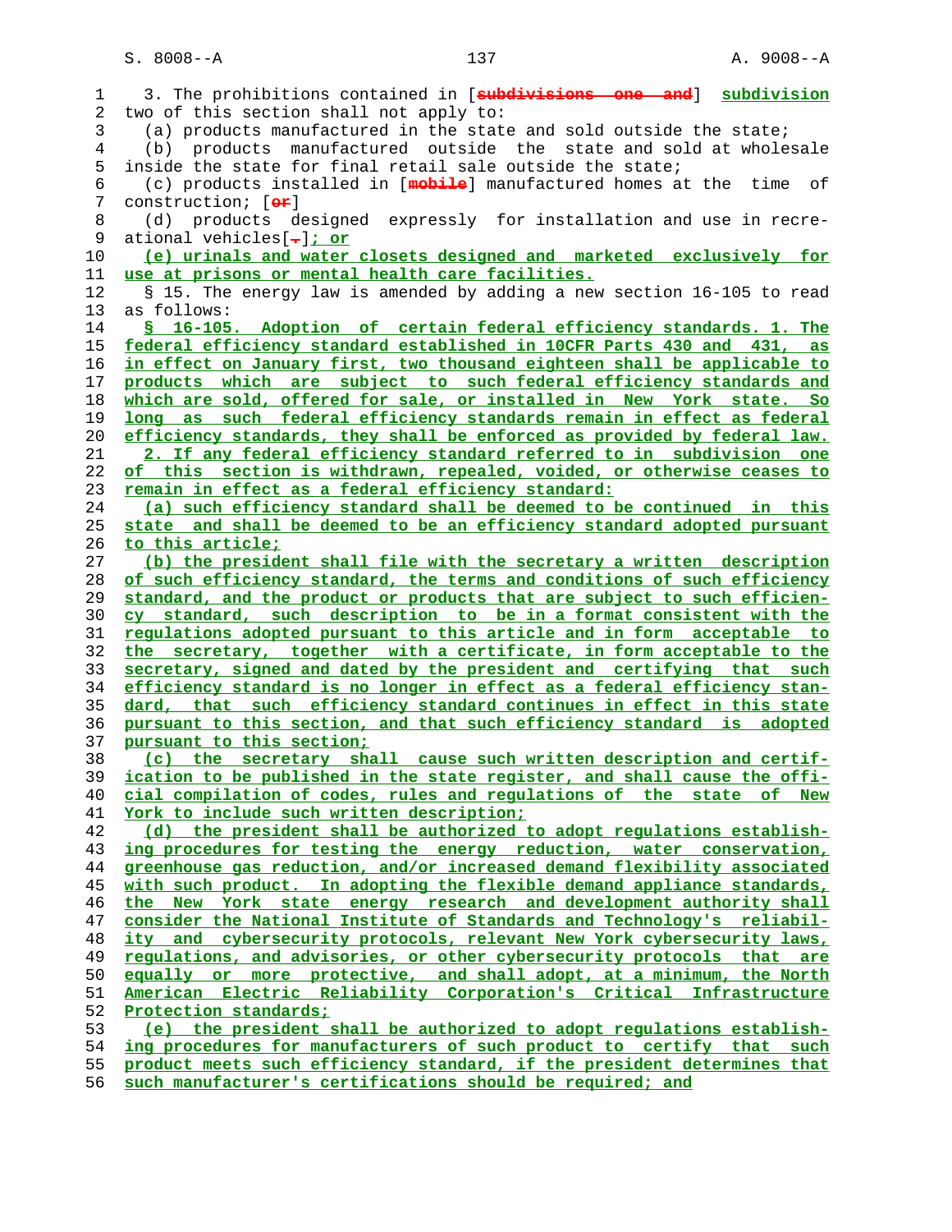3. The prohibitions contained in [subdivisions one and] subdivision two of this section shall not apply to:

(a) products manufactured in the state and sold outside the state;

(b) products manufactured outside the state and sold at wholesale inside the state for final retail sale outside the state;

(c) products installed in [mobile] manufactured homes at the time of construction; [or]

(d) products designed expressly for installation and use in recreational vehicles[.]; or

(e) urinals and water closets designed and marketed exclusively for use at prisons or mental health care facilities.

§ 15. The energy law is amended by adding a new section 16-105 to read as follows:

§ 16-105. Adoption of certain federal efficiency standards. 1. The federal efficiency standard established in 10CFR Parts 430 and 431, as in effect on January first, two thousand eighteen shall be applicable to products which are subject to such federal efficiency standards and which are sold, offered for sale, or installed in New York state. So long as such federal efficiency standards remain in effect as federal efficiency standards, they shall be enforced as provided by federal law.

2. If any federal efficiency standard referred to in subdivision one of this section is withdrawn, repealed, voided, or otherwise ceases to remain in effect as a federal efficiency standard:

(a) such efficiency standard shall be deemed to be continued in this state and shall be deemed to be an efficiency standard adopted pursuant to this article;

(b) the president shall file with the secretary a written description of such efficiency standard, the terms and conditions of such efficiency standard, and the product or products that are subject to such efficiency standard, such description to be in a format consistent with the regulations adopted pursuant to this article and in form acceptable to the secretary, together with a certificate, in form acceptable to the secretary, signed and dated by the president and certifying that such efficiency standard is no longer in effect as a federal efficiency standard, that such efficiency standard continues in effect in this state pursuant to this section, and that such efficiency standard is adopted pursuant to this section;

(c) the secretary shall cause such written description and certification to be published in the state register, and shall cause the official compilation of codes, rules and regulations of the state of New York to include such written description;

(d) the president shall be authorized to adopt regulations establishing procedures for testing the energy reduction, water conservation, greenhouse gas reduction, and/or increased demand flexibility associated with such product. In adopting the flexible demand appliance standards, the New York state energy research and development authority shall consider the National Institute of Standards and Technology's reliability and cybersecurity protocols, relevant New York cybersecurity laws, regulations, and advisories, or other cybersecurity protocols that are equally or more protective, and shall adopt, at a minimum, the North American Electric Reliability Corporation's Critical Infrastructure Protection standards;

(e) the president shall be authorized to adopt regulations establishing procedures for manufacturers of such product to certify that such product meets such efficiency standard, if the president determines that such manufacturer's certifications should be required; and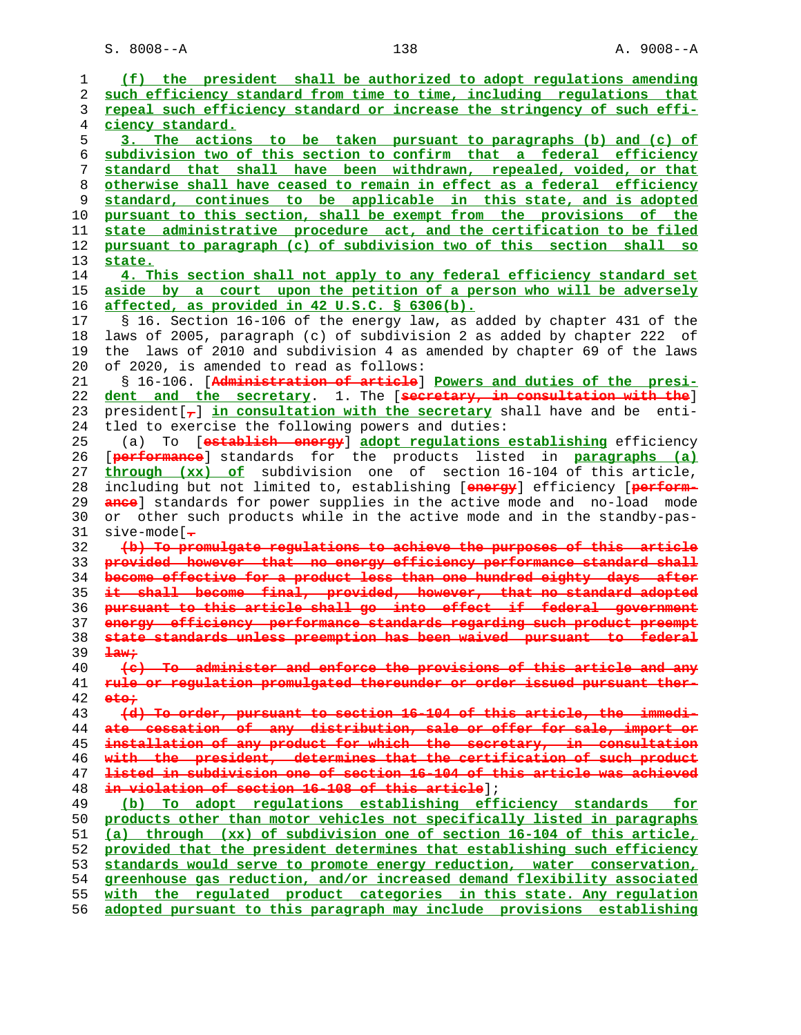(f) the president shall be authorized to adopt regulations amending such efficiency standard from time to time, including regulations that repeal such efficiency standard or increase the stringency of such efficiency standard.

3. The actions to be taken pursuant to paragraphs (b) and (c) of subdivision two of this section to confirm that a federal efficiency standard that shall have been withdrawn, repealed, voided, or that otherwise shall have ceased to remain in effect as a federal efficiency standard, continues to be applicable in this state, and is adopted pursuant to this section, shall be exempt from the provisions of the state administrative procedure act, and the certification to be filed pursuant to paragraph (c) of subdivision two of this section shall so state.

4. This section shall not apply to any federal efficiency standard set aside by a court upon the petition of a person who will be adversely affected, as provided in 42 U.S.C. § 6306(b).

§ 16. Section 16-106 of the energy law, as added by chapter 431 of the laws of 2005, paragraph (c) of subdivision 2 as added by chapter 222 of the laws of 2010 and subdivision 4 as amended by chapter 69 of the laws of 2020, is amended to read as follows:

§ 16-106. [Administration of article] Powers and duties of the president and the secretary. 1. The [secretary, in consultation with the] president[,] in consultation with the secretary shall have and be entitled to exercise the following powers and duties:

(a) To [establish energy] adopt regulations establishing efficiency [performance] standards for the products listed in paragraphs (a) through (xx) of subdivision one of section 16-104 of this article, including but not limited to, establishing [energy] efficiency [performance] standards for power supplies in the active mode and no-load mode or other such products while in the active mode and in the standby-passive-mode[.

(b) To promulgate regulations to achieve the purposes of this article provided however that no energy efficiency performance standard shall become effective for a product less than one hundred eighty days after it shall become final, provided, however, that no standard adopted pursuant to this article shall go into effect if federal government energy efficiency performance standards regarding such product preempt state standards unless preemption has been waived pursuant to federal law;

(c) To administer and enforce the provisions of this article and any rule or regulation promulgated thereunder or order issued pursuant thereto;

(d) To order, pursuant to section 16-104 of this article, the immediate cessation of any distribution, sale or offer for sale, import or installation of any product for which the secretary, in consultation with the president, determines that the certification of such product listed in subdivision one of section 16-104 of this article was achieved in violation of section 16-108 of this article];

(b) To adopt regulations establishing efficiency standards for products other than motor vehicles not specifically listed in paragraphs (a) through (xx) of subdivision one of section 16-104 of this article, provided that the president determines that establishing such efficiency standards would serve to promote energy reduction, water conservation, greenhouse gas reduction, and/or increased demand flexibility associated with the regulated product categories in this state. Any regulation adopted pursuant to this paragraph may include provisions establishing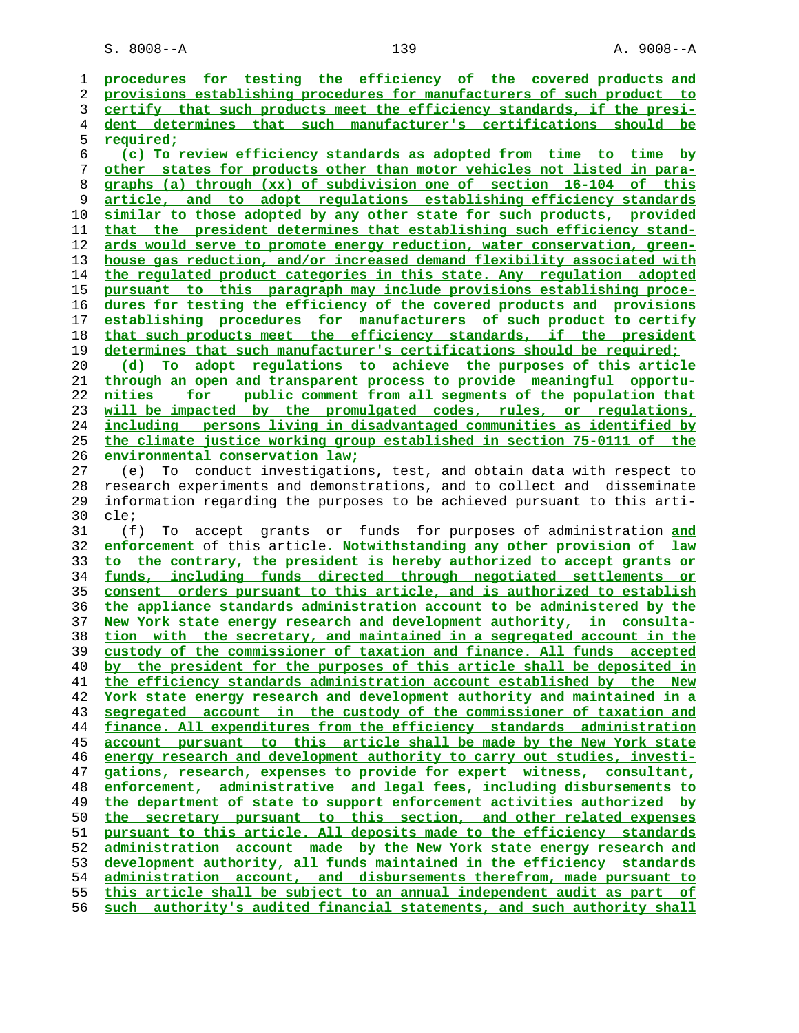procedures for testing the efficiency of the covered products and provisions establishing procedures for manufacturers of such product to certify that such products meet the efficiency standards, if the president determines that such manufacturer's certifications should be required;

(c) To review efficiency standards as adopted from time to time by other states for products other than motor vehicles not listed in paragraphs (a) through (xx) of subdivision one of section 16-104 of this article, and to adopt regulations establishing efficiency standards similar to those adopted by any other state for such products, provided that the president determines that establishing such efficiency standards would serve to promote energy reduction, water conservation, greenhouse gas reduction, and/or increased demand flexibility associated with the regulated product categories in this state. Any regulation adopted pursuant to this paragraph may include provisions establishing procedures for testing the efficiency of the covered products and provisions establishing procedures for manufacturers of such product to certify that such products meet the efficiency standards, if the president determines that such manufacturer's certifications should be required;

(d) To adopt regulations to achieve the purposes of this article through an open and transparent process to provide meaningful opportunities for public comment from all segments of the population that will be impacted by the promulgated codes, rules, or regulations, including persons living in disadvantaged communities as identified by the climate justice working group established in section 75-0111 of the environmental conservation law;

(e) To conduct investigations, test, and obtain data with respect to research experiments and demonstrations, and to collect and disseminate information regarding the purposes to be achieved pursuant to this article;

(f) To accept grants or funds for purposes of administration and enforcement of this article. Notwithstanding any other provision of law to the contrary, the president is hereby authorized to accept grants or funds, including funds directed through negotiated settlements or consent orders pursuant to this article, and is authorized to establish the appliance standards administration account to be administered by the New York state energy research and development authority, in consultation with the secretary, and maintained in a segregated account in the custody of the commissioner of taxation and finance. All funds accepted by the president for the purposes of this article shall be deposited in the efficiency standards administration account established by the New York state energy research and development authority and maintained in a segregated account in the custody of the commissioner of taxation and finance. All expenditures from the efficiency standards administration account pursuant to this article shall be made by the New York state energy research and development authority to carry out studies, investigations, research, expenses to provide for expert witness, consultant, enforcement, administrative and legal fees, including disbursements to the department of state to support enforcement activities authorized by the secretary pursuant to this section, and other related expenses pursuant to this article. All deposits made to the efficiency standards administration account made by the New York state energy research and development authority, all funds maintained in the efficiency standards administration account, and disbursements therefrom, made pursuant to this article shall be subject to an annual independent audit as part of such authority's audited financial statements, and such authority shall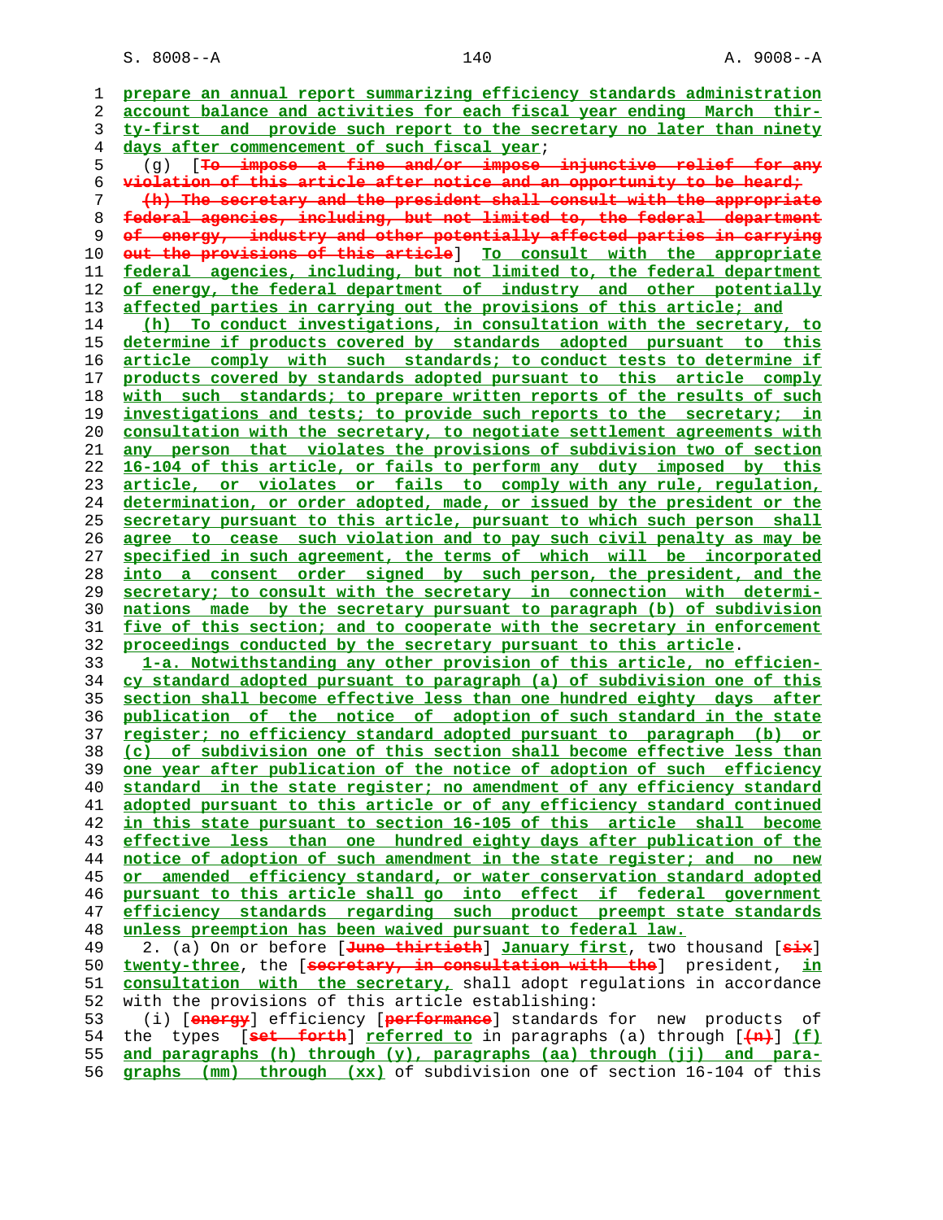prepare an annual report summarizing efficiency standards administration account balance and activities for each fiscal year ending March thirty-first and provide such report to the secretary no later than ninety days after commencement of such fiscal year;

(g) [To impose a fine and/or impose injunctive relief for any violation of this article after notice and an opportunity to be heard;

(h) The secretary and the president shall consult with the appropriate federal agencies, including, but not limited to, the federal department of energy, industry and other potentially affected parties in carrying out the provisions of this article] To consult with the appropriate federal agencies, including, but not limited to, the federal department of energy, the federal department of industry and other potentially affected parties in carrying out the provisions of this article; and

(h) To conduct investigations, in consultation with the secretary, to determine if products covered by standards adopted pursuant to this article comply with such standards; to conduct tests to determine if products covered by standards adopted pursuant to this article comply with such standards; to prepare written reports of the results of such investigations and tests; to provide such reports to the secretary; in consultation with the secretary, to negotiate settlement agreements with any person that violates the provisions of subdivision two of section 16-104 of this article, or fails to perform any duty imposed by this article, or violates or fails to comply with any rule, regulation, determination, or order adopted, made, or issued by the president or the secretary pursuant to this article, pursuant to which such person shall agree to cease such violation and to pay such civil penalty as may be specified in such agreement, the terms of which will be incorporated into a consent order signed by such person, the president, and the secretary; to consult with the secretary in connection with determinations made by the secretary pursuant to paragraph (b) of subdivision five of this section; and to cooperate with the secretary in enforcement proceedings conducted by the secretary pursuant to this article.

1-a. Notwithstanding any other provision of this article, no efficiency standard adopted pursuant to paragraph (a) of subdivision one of this section shall become effective less than one hundred eighty days after publication of the notice of adoption of such standard in the state register; no efficiency standard adopted pursuant to paragraph (b) or (c) of subdivision one of this section shall become effective less than one year after publication of the notice of adoption of such efficiency standard in the state register; no amendment of any efficiency standard adopted pursuant to this article or of any efficiency standard continued in this state pursuant to section 16-105 of this article shall become effective less than one hundred eighty days after publication of the notice of adoption of such amendment in the state register; and no new or amended efficiency standard, or water conservation standard adopted pursuant to this article shall go into effect if federal government efficiency standards regarding such product preempt state standards unless preemption has been waived pursuant to federal law.

2. (a) On or before [June thirtieth] January first, two thousand [six] twenty-three, the [secretary, in consultation with the] president, in consultation with the secretary, shall adopt regulations in accordance with the provisions of this article establishing:

(i) [energy] efficiency [performance] standards for new products of the types [set forth] referred to in paragraphs (a) through [(n)] (f) and paragraphs (h) through (y), paragraphs (aa) through (jj) and paragraphs (mm) through (xx) of subdivision one of section 16-104 of this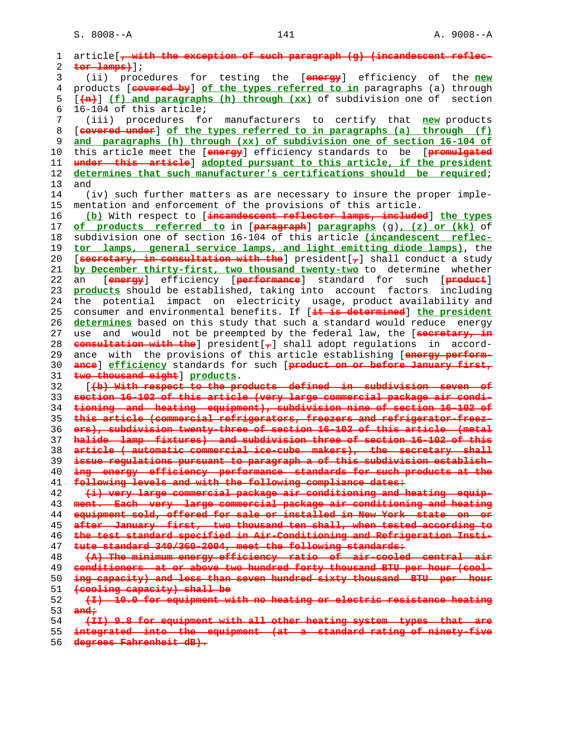article[, with the exception of such paragraph (g) (incandescent reflector lamps)];

(ii) procedures for testing the [energy] efficiency of the new products [covered by] of the types referred to in paragraphs (a) through [(n)] (f) and paragraphs (h) through (xx) of subdivision one of section 16-104 of this article;

(iii) procedures for manufacturers to certify that new products [covered under] of the types referred to in paragraphs (a) through (f) and paragraphs (h) through (xx) of subdivision one of section 16-104 of this article meet the [energy] efficiency standards to be [promulgated under this article] adopted pursuant to this article, if the president determines that such manufacturer's certifications should be required; and

(iv) such further matters as are necessary to insure the proper implementation and enforcement of the provisions of this article.

(b) With respect to [incandescent reflector lamps, included] the types of products referred to in [paragraph] paragraphs (g), (z) or (kk) of subdivision one of section 16-104 of this article (incandescent reflector lamps, general service lamps, and light emitting diode lamps), the [secretary, in consultation with the] president[,] shall conduct a study by December thirty-first, two thousand twenty-two to determine whether an [energy] efficiency [performance] standard for such [product] products should be established, taking into account factors including the potential impact on electricity usage, product availability and consumer and environmental benefits. If [it is determined] the president determines based on this study that such a standard would reduce energy use and would not be preempted by the federal law, the [secretary, in consultation with the] president[,] shall adopt regulations in accordance with the provisions of this article establishing [energy performance] efficiency standards for such [product on or before January first, two thousand eight] products.

[(b) With respect to the products defined in subdivision seven of section 16-102 of this article (very large commercial package air conditioning and heating equipment), subdivision nine of section 16-102 of this article (commercial refrigerators, freezers and refrigerator-freezers), subdivision twenty-three of section 16-102 of this article (metal halide lamp fixtures) and subdivision three of section 16-102 of this article ( automatic commercial ice-cube makers), the secretary shall issue regulations pursuant to paragraph a of this subdivision establishing energy efficiency performance standards for such products at the following levels and with the following compliance dates:

(i) very large commercial package air conditioning and heating equipment. Each very large commercial package air conditioning and heating equipment sold, offered for sale or installed in New York state on or after January first, two thousand ten shall, when tested according to the test standard specified in Air-Conditioning and Refrigeration Institute standard 340/360-2004, meet the following standards:

(A) The minimum energy efficiency ratio of air-cooled central air conditioners at or above two hundred forty thousand BTU per hour (cooling capacity) and less than seven hundred sixty thousand BTU per hour (cooling capacity) shall be

(I) 10.0 for equipment with no heating or electric resistance heating and;

(II) 9.8 for equipment with all other heating system types that are integrated into the equipment (at a standard rating of ninety-five degrees Fahrenheit dB).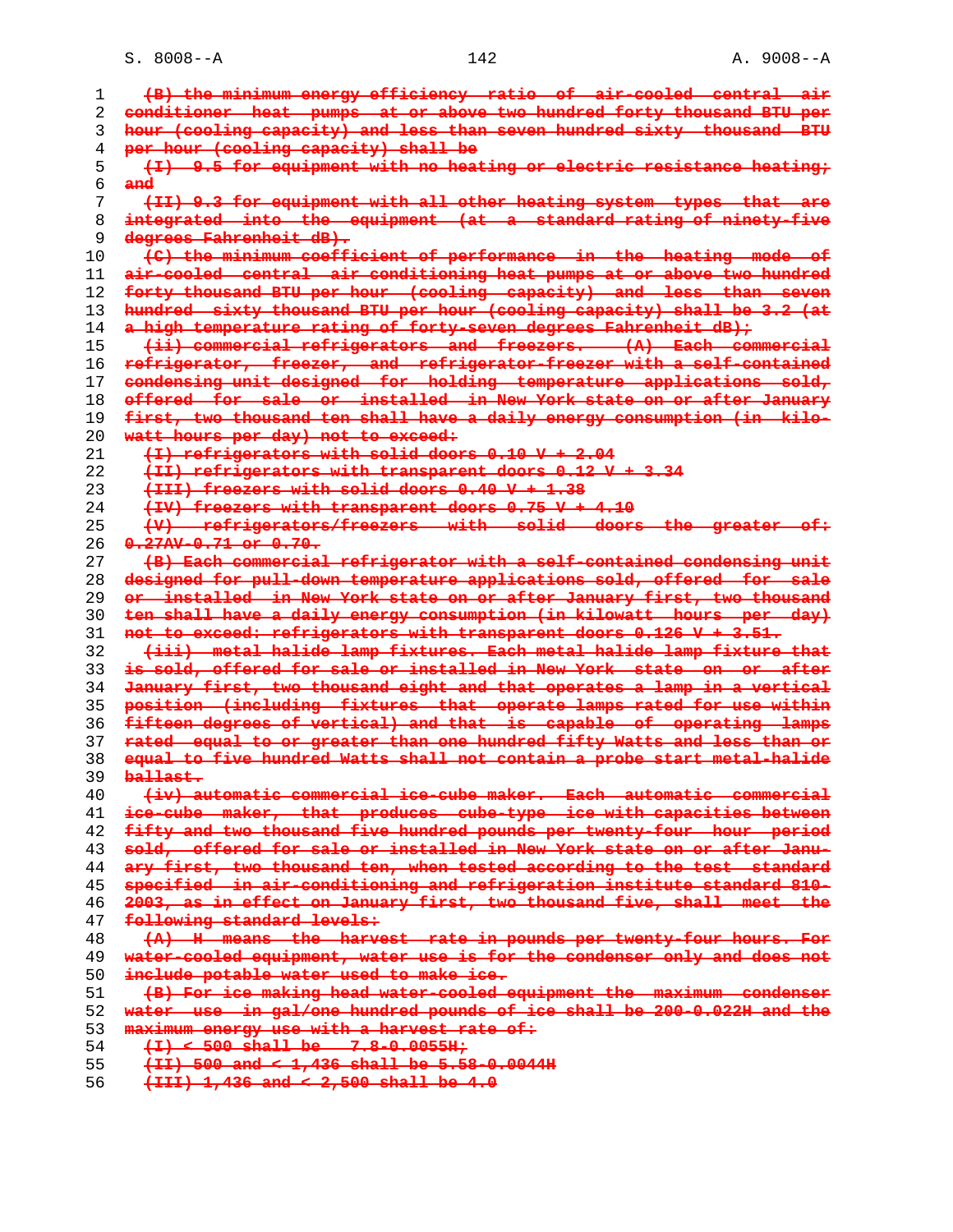~~(B) the minimum energy efficiency ratio of air-cooled central air conditioner heat pumps at or above two hundred forty thousand BTU per hour (cooling capacity) and less than seven hundred sixty thousand BTU per hour (cooling capacity) shall be~~

~~(I) 9.5 for equipment with no heating or electric resistance heating; and~~

~~(II) 9.3 for equipment with all other heating system types that are integrated into the equipment (at a standard rating of ninety-five degrees Fahrenheit dB).~~

~~(C) the minimum coefficient of performance in the heating mode of air-cooled central air conditioning heat pumps at or above two hundred forty thousand BTU per hour (cooling capacity) and less than seven hundred sixty thousand BTU per hour (cooling capacity) shall be 3.2 (at a high temperature rating of forty-seven degrees Fahrenheit dB);~~

~~(ii) commercial refrigerators and freezers. (A) Each commercial refrigerator, freezer, and refrigerator-freezer with a self-contained condensing unit designed for holding temperature applications sold, offered for sale or installed in New York state on or after January first, two thousand ten shall have a daily energy consumption (in kilowatt hours per day) not to exceed:~~

~~(I) refrigerators with solid doors 0.10 V + 2.04~~

~~(II) refrigerators with transparent doors 0.12 V + 3.34~~

~~(III) freezers with solid doors 0.40 V + 1.38~~

~~(IV) freezers with transparent doors 0.75 V + 4.10~~

~~(V) refrigerators/freezers with solid doors the greater of: 0.27AV-0.71 or 0.70.~~

~~(B) Each commercial refrigerator with a self-contained condensing unit designed for pull-down temperature applications sold, offered for sale or installed in New York state on or after January first, two thousand ten shall have a daily energy consumption (in kilowatt hours per day) not to exceed: refrigerators with transparent doors 0.126 V + 3.51.~~

~~(iii) metal halide lamp fixtures. Each metal halide lamp fixture that is sold, offered for sale or installed in New York state on or after January first, two thousand eight and that operates a lamp in a vertical position (including fixtures that operate lamps rated for use within fifteen degrees of vertical) and that is capable of operating lamps rated equal to or greater than one hundred fifty Watts and less than or equal to five hundred Watts shall not contain a probe start metal-halide ballast.~~

~~(iv) automatic commercial ice-cube maker. Each automatic commercial ice-cube maker, that produces cube-type ice with capacities between fifty and two thousand five hundred pounds per twenty-four hour period sold, offered for sale or installed in New York state on or after January first, two thousand ten, when tested according to the test standard specified in air-conditioning and refrigeration institute standard 810-2003, as in effect on January first, two thousand five, shall meet the following standard levels:~~

~~(A) H means the harvest rate in pounds per twenty-four hours. For water-cooled equipment, water use is for the condenser only and does not include potable water used to make ice.~~

~~(B) For ice making head water-cooled equipment the maximum condenser water use in gal/one hundred pounds of ice shall be 200-0.022H and the maximum energy use with a harvest rate of:~~

~~(I) < 500 shall be 7.8-0.0055H;~~

~~(II) 500 and < 1,436 shall be 5.58-0.0044H~~

~~(III) 1,436 and < 2,500 shall be 4.0~~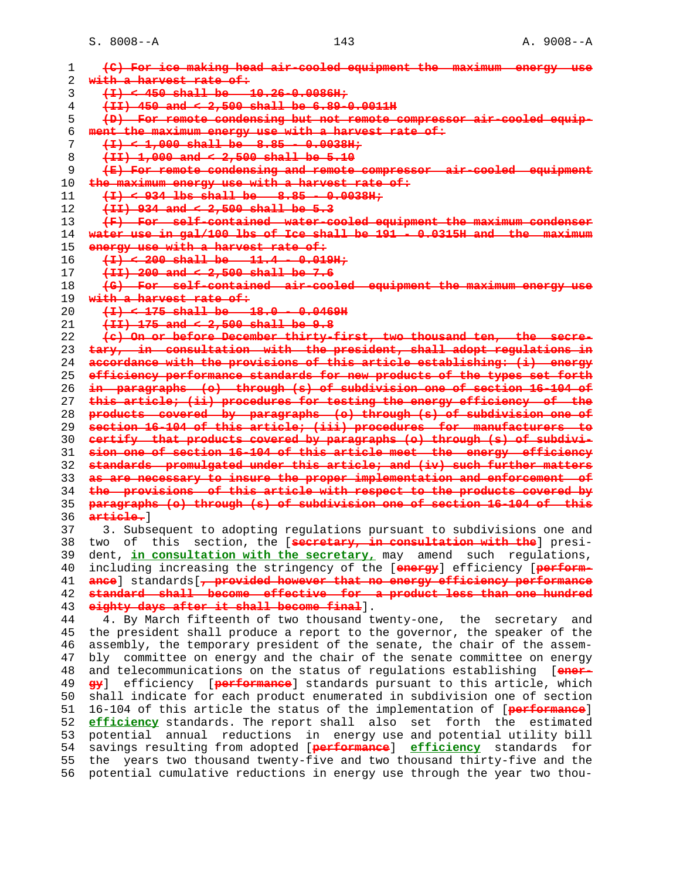~~(C) For ice making head air-cooled equipment the maximum energy use with a harvest rate of:~~

~~(I) < 450 shall be 10.26-0.0086H;~~

~~(II) 450 and < 2,500 shall be 6.89-0.0011H~~

~~(D) For remote condensing but not remote compressor air-cooled equipment the maximum energy use with a harvest rate of:~~

~~(I) < 1,000 shall be 8.85 - 0.0038H;~~

~~(II) 1,000 and < 2,500 shall be 5.10~~

~~(E) For remote condensing and remote compressor air-cooled equipment the maximum energy use with a harvest rate of:~~

~~(I) < 934 lbs shall be 8.85 - 0.0038H;~~

~~(II) 934 and < 2,500 shall be 5.3~~

~~(F) For self-contained water-cooled equipment the maximum condenser water use in gal/100 lbs of Ice shall be 191 - 0.0315H and the maximum energy use with a harvest rate of:~~

~~(I) < 200 shall be 11.4 - 0.019H;~~

~~(II) 200 and < 2,500 shall be 7.6~~

~~(G) For self-contained air-cooled equipment the maximum energy use with a harvest rate of:~~

~~(I) < 175 shall be 18.0 - 0.0469H~~

~~(II) 175 and < 2,500 shall be 9.8~~

~~(c) On or before December thirty-first, two thousand ten, the secretary, in consultation with the president, shall adopt regulations in accordance with the provisions of this article establishing: (i) energy efficiency performance standards for new products of the types set forth in paragraphs (o) through (s) of subdivision one of section 16-104 of this article; (ii) procedures for testing the energy efficiency of the products covered by paragraphs (o) through (s) of subdivision one of section 16-104 of this article; (iii) procedures for manufacturers to certify that products covered by paragraphs (o) through (s) of subdivision one of section 16-104 of this article meet the energy efficiency standards promulgated under this article; and (iv) such further matters as are necessary to insure the proper implementation and enforcement of the provisions of this article with respect to the products covered by paragraphs (o) through (s) of subdivision one of section 16-104 of this article.~~]

3. Subsequent to adopting regulations pursuant to subdivisions one and two of this section, the [~~secretary, in consultation with the~~] president, **in consultation with the secretary,** may amend such regulations, including increasing the stringency of the [~~energy~~] efficiency [~~performance~~] standards[~~, provided however that no energy efficiency performance standard shall become effective for a product less than one hundred eighty days after it shall become final~~].

4. By March fifteenth of two thousand twenty-one, the secretary and the president shall produce a report to the governor, the speaker of the assembly, the temporary president of the senate, the chair of the assembly committee on energy and the chair of the senate committee on energy and telecommunications on the status of regulations establishing [~~energy~~] efficiency [~~performance~~] standards pursuant to this article, which shall indicate for each product enumerated in subdivision one of section 16-104 of this article the status of the implementation of [~~performance~~] **efficiency** standards. The report shall also set forth the estimated potential annual reductions in energy use and potential utility bill savings resulting from adopted [~~performance~~] **efficiency** standards for the years two thousand twenty-five and two thousand thirty-five and the potential cumulative reductions in energy use through the year two thou-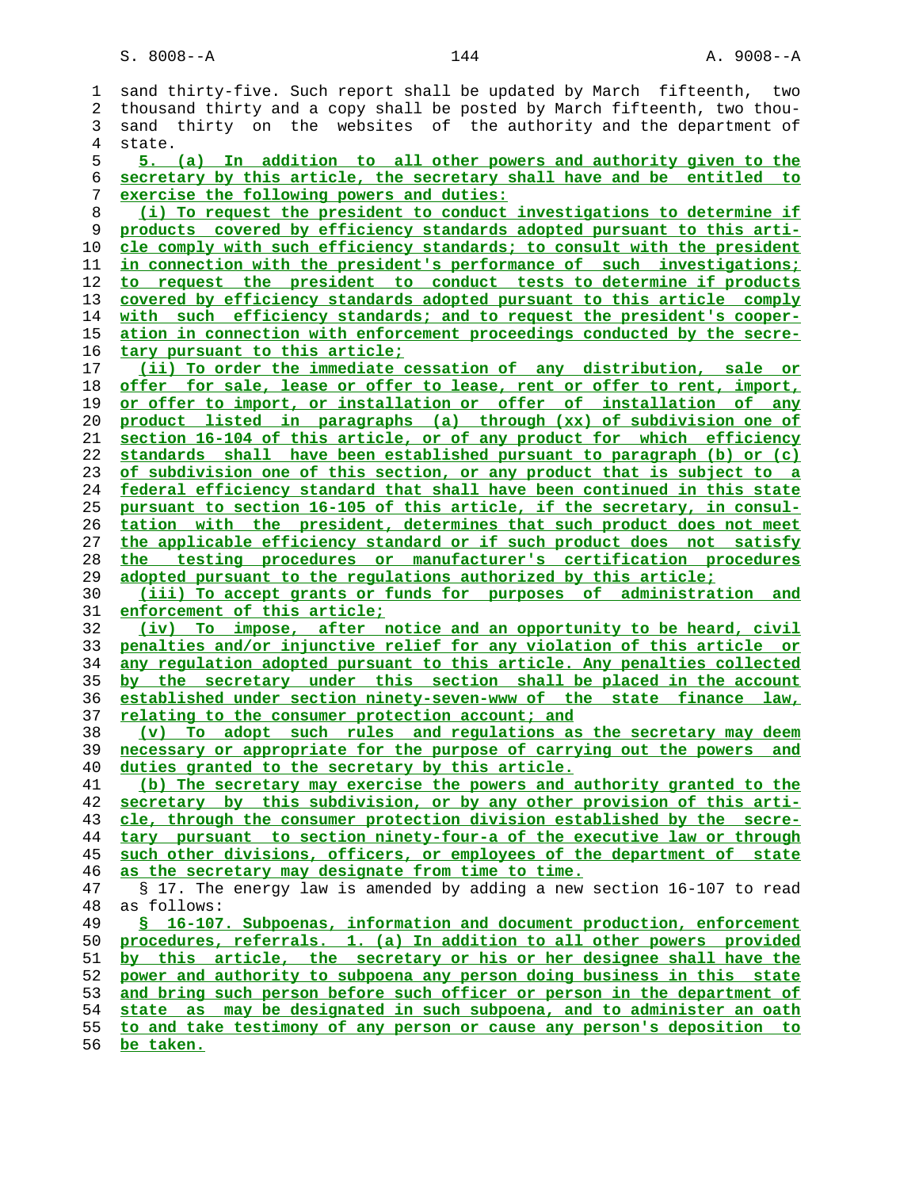sand thirty-five. Such report shall be updated by March fifteenth, two thousand thirty and a copy shall be posted by March fifteenth, two thousand thirty on the websites of the authority and the department of state.

5. (a) In addition to all other powers and authority given to the secretary by this article, the secretary shall have and be entitled to exercise the following powers and duties:

(i) To request the president to conduct investigations to determine if products covered by efficiency standards adopted pursuant to this article comply with such efficiency standards; to consult with the president in connection with the president's performance of such investigations; to request the president to conduct tests to determine if products covered by efficiency standards adopted pursuant to this article comply with such efficiency standards; and to request the president's cooperation in connection with enforcement proceedings conducted by the secretary pursuant to this article;

(ii) To order the immediate cessation of any distribution, sale or offer for sale, lease or offer to lease, rent or offer to rent, import, or offer to import, or installation or offer of installation of any product listed in paragraphs (a) through (xx) of subdivision one of section 16-104 of this article, or of any product for which efficiency standards shall have been established pursuant to paragraph (b) or (c) of subdivision one of this section, or any product that is subject to a federal efficiency standard that shall have been continued in this state pursuant to section 16-105 of this article, if the secretary, in consultation with the president, determines that such product does not meet the applicable efficiency standard or if such product does not satisfy the testing procedures or manufacturer's certification procedures adopted pursuant to the regulations authorized by this article;

(iii) To accept grants or funds for purposes of administration and enforcement of this article;

(iv) To impose, after notice and an opportunity to be heard, civil penalties and/or injunctive relief for any violation of this article or any regulation adopted pursuant to this article. Any penalties collected by the secretary under this section shall be placed in the account established under section ninety-seven-www of the state finance law, relating to the consumer protection account; and

(v) To adopt such rules and regulations as the secretary may deem necessary or appropriate for the purpose of carrying out the powers and duties granted to the secretary by this article.

(b) The secretary may exercise the powers and authority granted to the secretary by this subdivision, or by any other provision of this article, through the consumer protection division established by the secretary pursuant to section ninety-four-a of the executive law or through such other divisions, officers, or employees of the department of state as the secretary may designate from time to time.

§ 17. The energy law is amended by adding a new section 16-107 to read as follows:

§ 16-107. Subpoenas, information and document production, enforcement procedures, referrals. 1. (a) In addition to all other powers provided by this article, the secretary or his or her designee shall have the power and authority to subpoena any person doing business in this state and bring such person before such officer or person in the department of state as may be designated in such subpoena, and to administer an oath to and take testimony of any person or cause any person's deposition to be taken.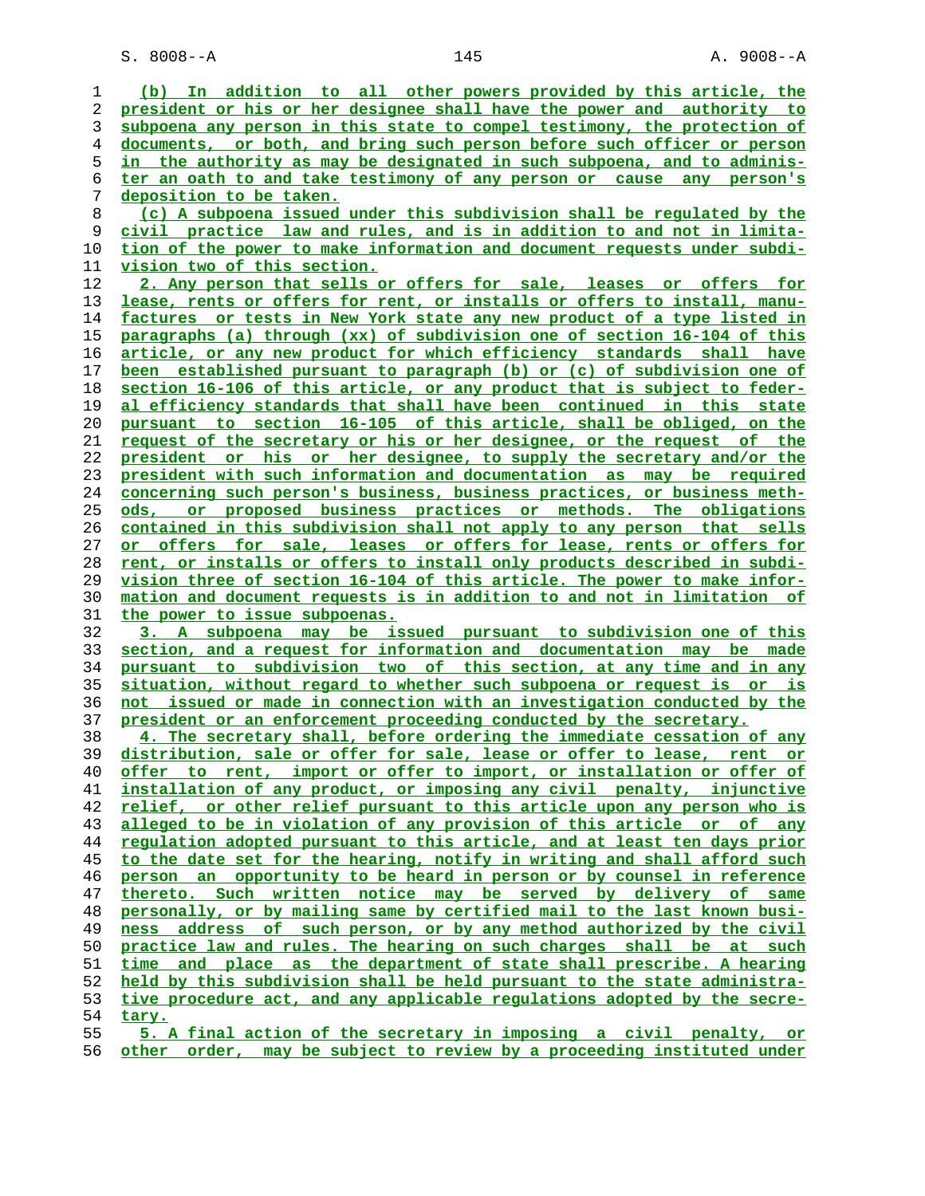(b) In addition to all other powers provided by this article, the president or his or her designee shall have the power and authority to subpoena any person in this state to compel testimony, the protection of documents, or both, and bring such person before such officer or person in the authority as may be designated in such subpoena, and to administer an oath to and take testimony of any person or cause any person's deposition to be taken.

(c) A subpoena issued under this subdivision shall be regulated by the civil practice law and rules, and is in addition to and not in limitation of the power to make information and document requests under subdivision two of this section.

2. Any person that sells or offers for sale, leases or offers for lease, rents or offers for rent, or installs or offers to install, manufactures or tests in New York state any new product of a type listed in paragraphs (a) through (xx) of subdivision one of section 16-104 of this article, or any new product for which efficiency standards shall have been established pursuant to paragraph (b) or (c) of subdivision one of section 16-106 of this article, or any product that is subject to federal efficiency standards that shall have been continued in this state pursuant to section 16-105 of this article, shall be obliged, on the request of the secretary or his or her designee, or the request of the president or his or her designee, to supply the secretary and/or the president with such information and documentation as may be required concerning such person's business, business practices, or business methods, or proposed business practices or methods. The obligations contained in this subdivision shall not apply to any person that sells or offers for sale, leases or offers for lease, rents or offers for rent, or installs or offers to install only products described in subdivision three of section 16-104 of this article. The power to make information and document requests is in addition to and not in limitation of the power to issue subpoenas.

3. A subpoena may be issued pursuant to subdivision one of this section, and a request for information and documentation may be made pursuant to subdivision two of this section, at any time and in any situation, without regard to whether such subpoena or request is or is not issued or made in connection with an investigation conducted by the president or an enforcement proceeding conducted by the secretary.

4. The secretary shall, before ordering the immediate cessation of any distribution, sale or offer for sale, lease or offer to lease, rent or offer to rent, import or offer to import, or installation or offer of installation of any product, or imposing any civil penalty, injunctive relief, or other relief pursuant to this article upon any person who is alleged to be in violation of any provision of this article or of any regulation adopted pursuant to this article, and at least ten days prior to the date set for the hearing, notify in writing and shall afford such person an opportunity to be heard in person or by counsel in reference thereto. Such written notice may be served by delivery of same personally, or by mailing same by certified mail to the last known business address of such person, or by any method authorized by the civil practice law and rules. The hearing on such charges shall be at such time and place as the department of state shall prescribe. A hearing held by this subdivision shall be held pursuant to the state administrative procedure act, and any applicable regulations adopted by the secretary.

5. A final action of the secretary in imposing a civil penalty, or other order, may be subject to review by a proceeding instituted under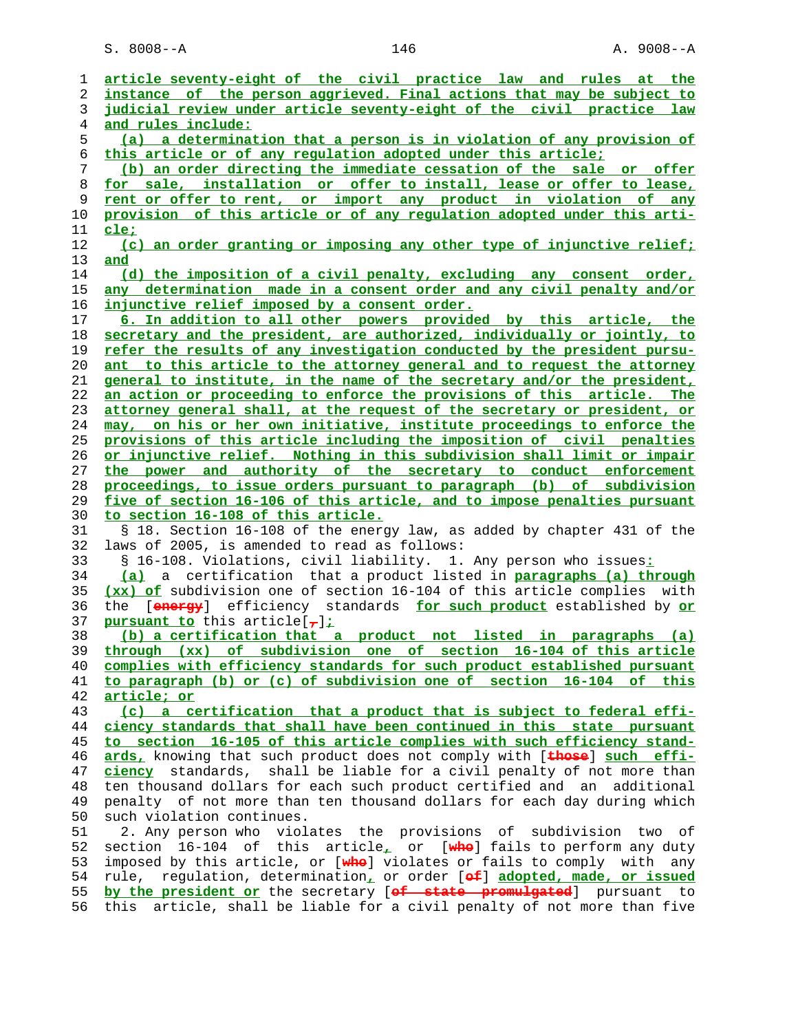article seventy-eight of the civil practice law and rules at the instance of the person aggrieved. Final actions that may be subject to judicial review under article seventy-eight of the civil practice law and rules include:

(a) a determination that a person is in violation of any provision of this article or of any regulation adopted under this article;

(b) an order directing the immediate cessation of the sale or offer for sale, installation or offer to install, lease or offer to lease, rent or offer to rent, or import any product in violation of any provision of this article or of any regulation adopted under this article;

(c) an order granting or imposing any other type of injunctive relief; and

(d) the imposition of a civil penalty, excluding any consent order, any determination made in a consent order and any civil penalty and/or injunctive relief imposed by a consent order.

6. In addition to all other powers provided by this article, the secretary and the president, are authorized, individually or jointly, to refer the results of any investigation conducted by the president pursuant to this article to the attorney general and to request the attorney general to institute, in the name of the secretary and/or the president, an action or proceeding to enforce the provisions of this article. The attorney general shall, at the request of the secretary or president, or may, on his or her own initiative, institute proceedings to enforce the provisions of this article including the imposition of civil penalties or injunctive relief. Nothing in this subdivision shall limit or impair the power and authority of the secretary to conduct enforcement proceedings, to issue orders pursuant to paragraph (b) of subdivision five of section 16-106 of this article, and to impose penalties pursuant to section 16-108 of this article.

§ 18. Section 16-108 of the energy law, as added by chapter 431 of the laws of 2005, is amended to read as follows:

§ 16-108. Violations, civil liability. 1. Any person who issues:

(a) a certification that a product listed in paragraphs (a) through (xx) of subdivision one of section 16-104 of this article complies with the [energy] efficiency standards for such product established by or pursuant to this article[,];

(b) a certification that a product not listed in paragraphs (a) through (xx) of subdivision one of section 16-104 of this article complies with efficiency standards for such product established pursuant to paragraph (b) or (c) of subdivision one of section 16-104 of this article; or

(c) a certification that a product that is subject to federal efficiency standards that shall have been continued in this state pursuant to section 16-105 of this article complies with such efficiency standards, knowing that such product does not comply with [those] such efficiency standards, shall be liable for a civil penalty of not more than ten thousand dollars for each such product certified and an additional penalty of not more than ten thousand dollars for each day during which such violation continues.

2. Any person who violates the provisions of subdivision two of section 16-104 of this article, or [who] fails to perform any duty imposed by this article, or [who] violates or fails to comply with any rule, regulation, determination, or order [of] adopted, made, or issued by the president or the secretary [of state promulgated] pursuant to this article, shall be liable for a civil penalty of not more than five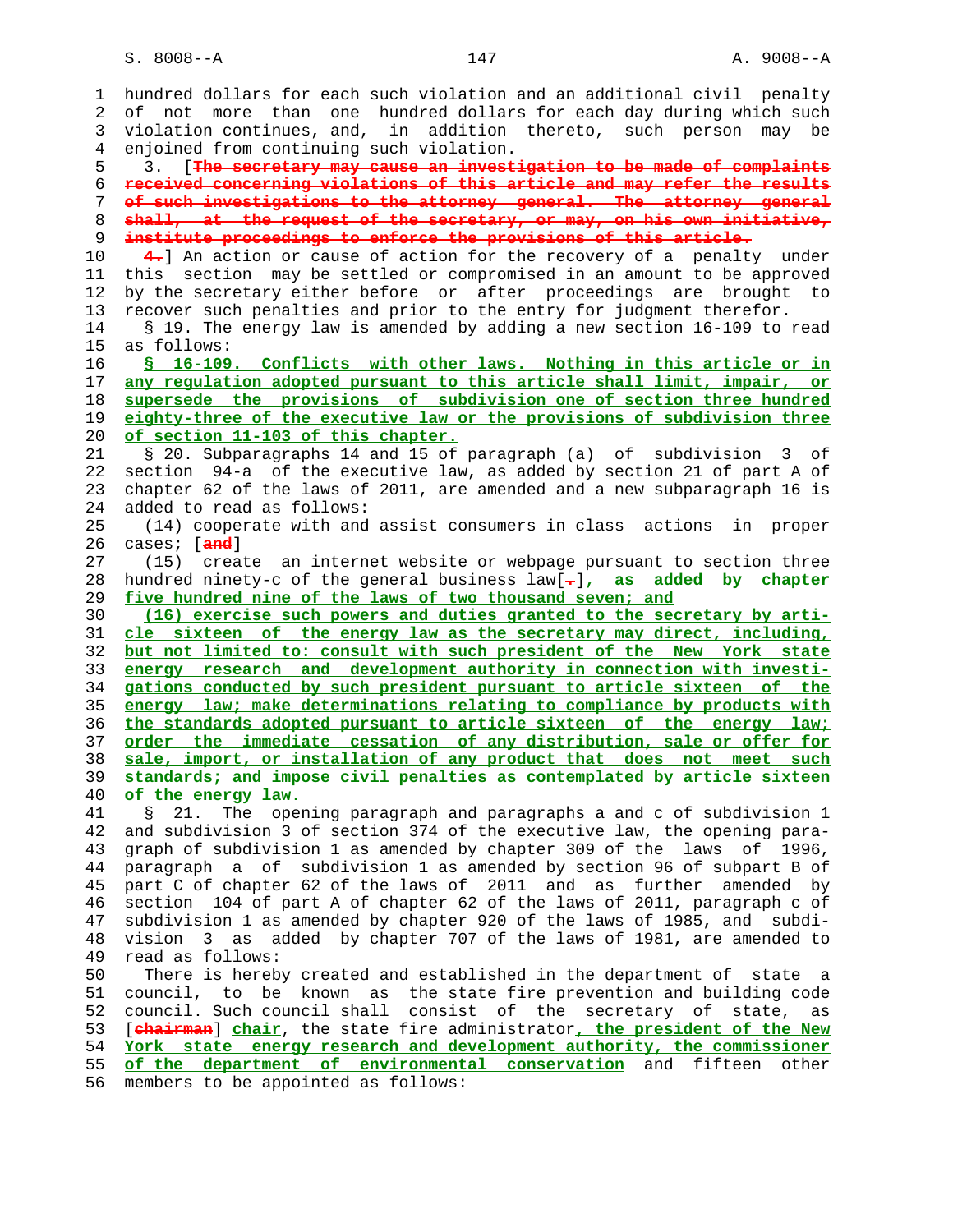hundred dollars for each such violation and an additional civil penalty of not more than one hundred dollars for each day during which such violation continues, and, in addition thereto, such person may be enjoined from continuing such violation.

3. [~~The secretary may cause an investigation to be made of complaints received concerning violations of this article and may refer the results of such investigations to the attorney general. The attorney general shall, at the request of the secretary, or may, on his own initiative, institute proceedings to enforce the provisions of this article.~~

~~4.~~] An action or cause of action for the recovery of a penalty under this section may be settled or compromised in an amount to be approved by the secretary either before or after proceedings are brought to recover such penalties and prior to the entry for judgment therefor.

§ 19. The energy law is amended by adding a new section 16-109 to read as follows:

**§ 16-109. Conflicts with other laws. Nothing in this article or in any regulation adopted pursuant to this article shall limit, impair, or supersede the provisions of subdivision one of section three hundred eighty-three of the executive law or the provisions of subdivision three of section 11-103 of this chapter.**

§ 20. Subparagraphs 14 and 15 of paragraph (a) of subdivision 3 of section 94-a of the executive law, as added by section 21 of part A of chapter 62 of the laws of 2011, are amended and a new subparagraph 16 is added to read as follows:

(14) cooperate with and assist consumers in class actions in proper cases; [~~and~~]

(15) create an internet website or webpage pursuant to section three hundred ninety-c of the general business law[~~.~~]**, as added by chapter five hundred nine of the laws of two thousand seven; and**

**(16) exercise such powers and duties granted to the secretary by article sixteen of the energy law as the secretary may direct, including, but not limited to: consult with such president of the New York state energy research and development authority in connection with investigations conducted by such president pursuant to article sixteen of the energy law; make determinations relating to compliance by products with the standards adopted pursuant to article sixteen of the energy law; order the immediate cessation of any distribution, sale or offer for sale, import, or installation of any product that does not meet such standards; and impose civil penalties as contemplated by article sixteen of the energy law.**

§ 21. The opening paragraph and paragraphs a and c of subdivision 1 and subdivision 3 of section 374 of the executive law, the opening paragraph of subdivision 1 as amended by chapter 309 of the laws of 1996, paragraph a of subdivision 1 as amended by section 96 of subpart B of part C of chapter 62 of the laws of 2011 and as further amended by section 104 of part A of chapter 62 of the laws of 2011, paragraph c of subdivision 1 as amended by chapter 920 of the laws of 1985, and subdivision 3 as added by chapter 707 of the laws of 1981, are amended to read as follows:

There is hereby created and established in the department of state a council, to be known as the state fire prevention and building code council. Such council shall consist of the secretary of state, as [~~chairman~~] **chair**, the state fire administrator**, the president of the New York state energy research and development authority, the commissioner of the department of environmental conservation** and fifteen other members to be appointed as follows: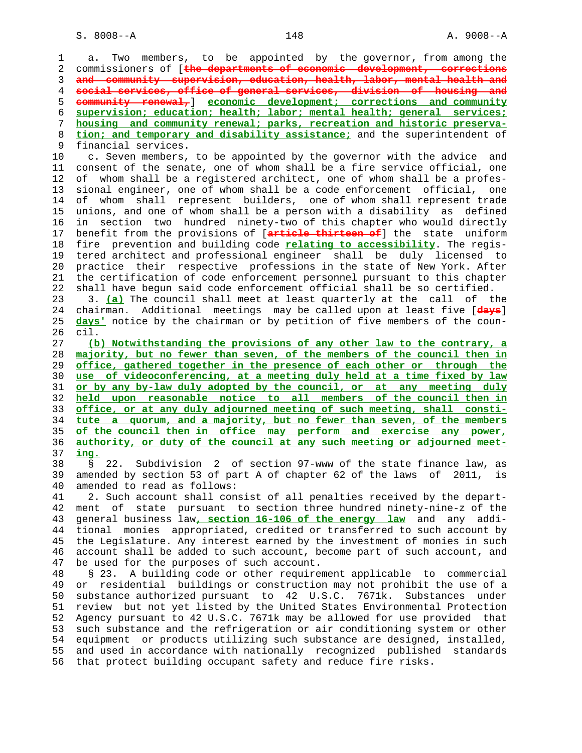a. Two members, to be appointed by the governor, from among the commissioners of [~~the departments of economic development, corrections and community supervision, education, health, labor, mental health and social services, office of general services, division of housing and community renewal,~~] **economic development; corrections and community supervision; education; health; labor; mental health; general services; housing and community renewal; parks, recreation and historic preservation; and temporary and disability assistance;** and the superintendent of financial services.

c. Seven members, to be appointed by the governor with the advice and consent of the senate, one of whom shall be a fire service official, one of whom shall be a registered architect, one of whom shall be a professional engineer, one of whom shall be a code enforcement official, one of whom shall represent builders, one of whom shall represent trade unions, and one of whom shall be a person with a disability as defined in section two hundred ninety-two of this chapter who would directly benefit from the provisions of [~~article thirteen of~~] the state uniform fire prevention and building code **relating to accessibility**. The registered architect and professional engineer shall be duly licensed to practice their respective professions in the state of New York. After the certification of code enforcement personnel pursuant to this chapter shall have begun said code enforcement official shall be so certified.

3. **(a)** The council shall meet at least quarterly at the call of the chairman. Additional meetings may be called upon at least five [~~days~~] **days'** notice by the chairman or by petition of five members of the council.

**(b) Notwithstanding the provisions of any other law to the contrary, a majority, but no fewer than seven, of the members of the council then in office, gathered together in the presence of each other or through the use of videoconferencing, at a meeting duly held at a time fixed by law or by any by-law duly adopted by the council, or at any meeting duly held upon reasonable notice to all members of the council then in office, or at any duly adjourned meeting of such meeting, shall constitute a quorum, and a majority, but no fewer than seven, of the members of the council then in office may perform and exercise any power, authority, or duty of the council at any such meeting or adjourned meeting.**

§ 22. Subdivision 2 of section 97-www of the state finance law, as amended by section 53 of part A of chapter 62 of the laws of 2011, is amended to read as follows:

2. Such account shall consist of all penalties received by the department of state pursuant to section three hundred ninety-nine-z of the general business law**, section 16-106 of the energy law** and any additional monies appropriated, credited or transferred to such account by the Legislature. Any interest earned by the investment of monies in such account shall be added to such account, become part of such account, and be used for the purposes of such account.

§ 23. A building code or other requirement applicable to commercial or residential buildings or construction may not prohibit the use of a substance authorized pursuant to 42 U.S.C. 7671k. Substances under review but not yet listed by the United States Environmental Protection Agency pursuant to 42 U.S.C. 7671k may be allowed for use provided that such substance and the refrigeration or air conditioning system or other equipment or products utilizing such substance are designed, installed, and used in accordance with nationally recognized published standards that protect building occupant safety and reduce fire risks.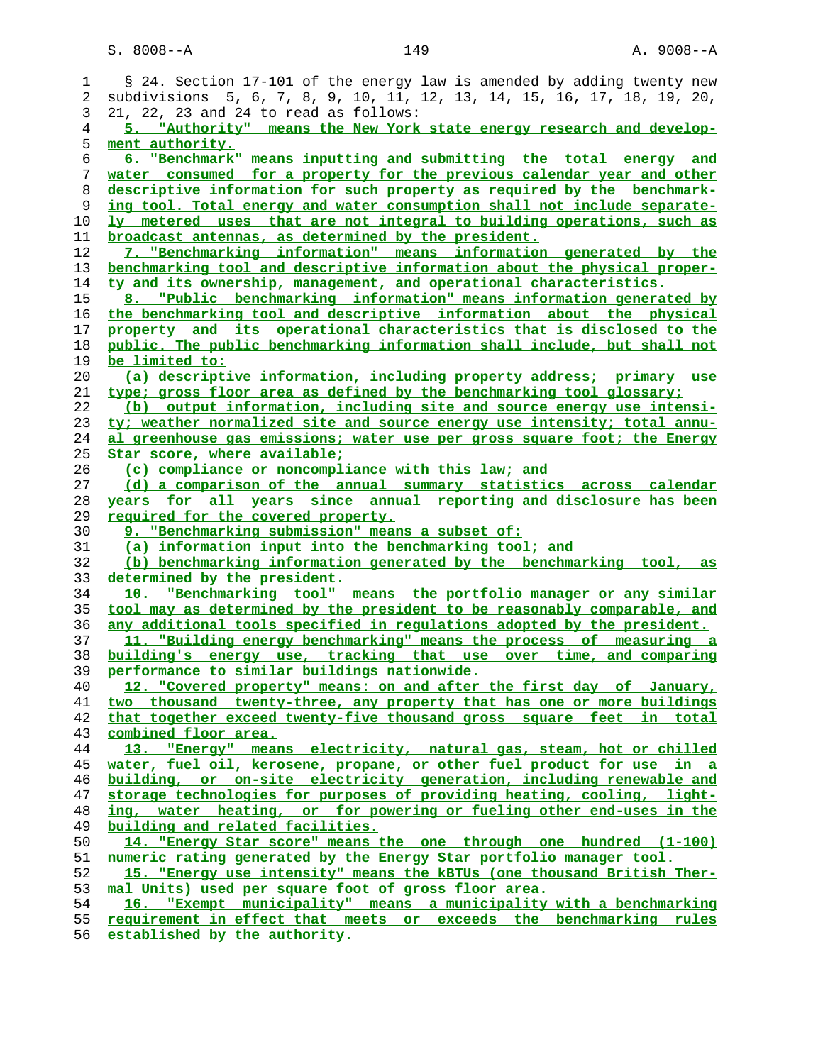§ 24. Section 17-101 of the energy law is amended by adding twenty new subdivisions 5, 6, 7, 8, 9, 10, 11, 12, 13, 14, 15, 16, 17, 18, 19, 20, 21, 22, 23 and 24 to read as follows:

5. "Authority" means the New York state energy research and development authority.

6. "Benchmark" means inputting and submitting the total energy and water consumed for a property for the previous calendar year and other descriptive information for such property as required by the benchmarking tool. Total energy and water consumption shall not include separately metered uses that are not integral to building operations, such as broadcast antennas, as determined by the president.

7. "Benchmarking information" means information generated by the benchmarking tool and descriptive information about the physical property and its ownership, management, and operational characteristics.

8. "Public benchmarking information" means information generated by the benchmarking tool and descriptive information about the physical property and its operational characteristics that is disclosed to the public. The public benchmarking information shall include, but shall not be limited to:

(a) descriptive information, including property address; primary use type; gross floor area as defined by the benchmarking tool glossary;

(b) output information, including site and source energy use intensity; weather normalized site and source energy use intensity; total annual greenhouse gas emissions; water use per gross square foot; the Energy Star score, where available;

(c) compliance or noncompliance with this law; and

(d) a comparison of the annual summary statistics across calendar years for all years since annual reporting and disclosure has been required for the covered property.

9. "Benchmarking submission" means a subset of:

(a) information input into the benchmarking tool; and

(b) benchmarking information generated by the benchmarking tool, as determined by the president.

10. "Benchmarking tool" means the portfolio manager or any similar tool may as determined by the president to be reasonably comparable, and any additional tools specified in regulations adopted by the president.

11. "Building energy benchmarking" means the process of measuring a building's energy use, tracking that use over time, and comparing performance to similar buildings nationwide.

12. "Covered property" means: on and after the first day of January, two thousand twenty-three, any property that has one or more buildings that together exceed twenty-five thousand gross square feet in total combined floor area.

13. "Energy" means electricity, natural gas, steam, hot or chilled water, fuel oil, kerosene, propane, or other fuel product for use in a building, or on-site electricity generation, including renewable and storage technologies for purposes of providing heating, cooling, lighting, water heating, or for powering or fueling other end-uses in the building and related facilities.

14. "Energy Star score" means the one through one hundred (1-100) numeric rating generated by the Energy Star portfolio manager tool.

15. "Energy use intensity" means the kBTUs (one thousand British Thermal Units) used per square foot of gross floor area.

16. "Exempt municipality" means a municipality with a benchmarking requirement in effect that meets or exceeds the benchmarking rules established by the authority.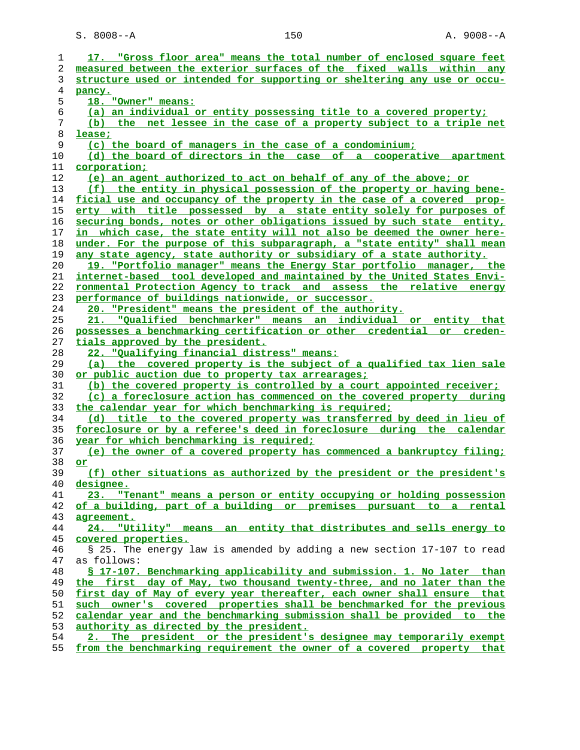17. "Gross floor area" means the total number of enclosed square feet measured between the exterior surfaces of the fixed walls within any structure used or intended for supporting or sheltering any use or occupancy.

18. "Owner" means:

(a) an individual or entity possessing title to a covered property;

(b) the net lessee in the case of a property subject to a triple net lease;

(c) the board of managers in the case of a condominium;

(d) the board of directors in the case of a cooperative apartment corporation;

(e) an agent authorized to act on behalf of any of the above; or

(f) the entity in physical possession of the property or having beneficial use and occupancy of the property in the case of a covered property with title possessed by a state entity solely for purposes of securing bonds, notes or other obligations issued by such state entity, in which case, the state entity will not also be deemed the owner hereunder. For the purpose of this subparagraph, a "state entity" shall mean any state agency, state authority or subsidiary of a state authority.

19. "Portfolio manager" means the Energy Star portfolio manager, the internet-based tool developed and maintained by the United States Environmental Protection Agency to track and assess the relative energy performance of buildings nationwide, or successor.

20. "President" means the president of the authority.

21. "Qualified benchmarker" means an individual or entity that possesses a benchmarking certification or other credential or credentials approved by the president.

22. "Qualifying financial distress" means:

(a) the covered property is the subject of a qualified tax lien sale or public auction due to property tax arrearages;

(b) the covered property is controlled by a court appointed receiver;

(c) a foreclosure action has commenced on the covered property during the calendar year for which benchmarking is required;

(d) title to the covered property was transferred by deed in lieu of foreclosure or by a referee's deed in foreclosure during the calendar year for which benchmarking is required;

(e) the owner of a covered property has commenced a bankruptcy filing; or

(f) other situations as authorized by the president or the president's designee.

23. "Tenant" means a person or entity occupying or holding possession of a building, part of a building or premises pursuant to a rental agreement.

24. "Utility" means an entity that distributes and sells energy to covered properties.

§ 25. The energy law is amended by adding a new section 17-107 to read as follows:

§ 17-107. Benchmarking applicability and submission. 1. No later than the first day of May, two thousand twenty-three, and no later than the first day of May of every year thereafter, each owner shall ensure that such owner's covered properties shall be benchmarked for the previous calendar year and the benchmarking submission shall be provided to the authority as directed by the president.

2. The president or the president's designee may temporarily exempt from the benchmarking requirement the owner of a covered property that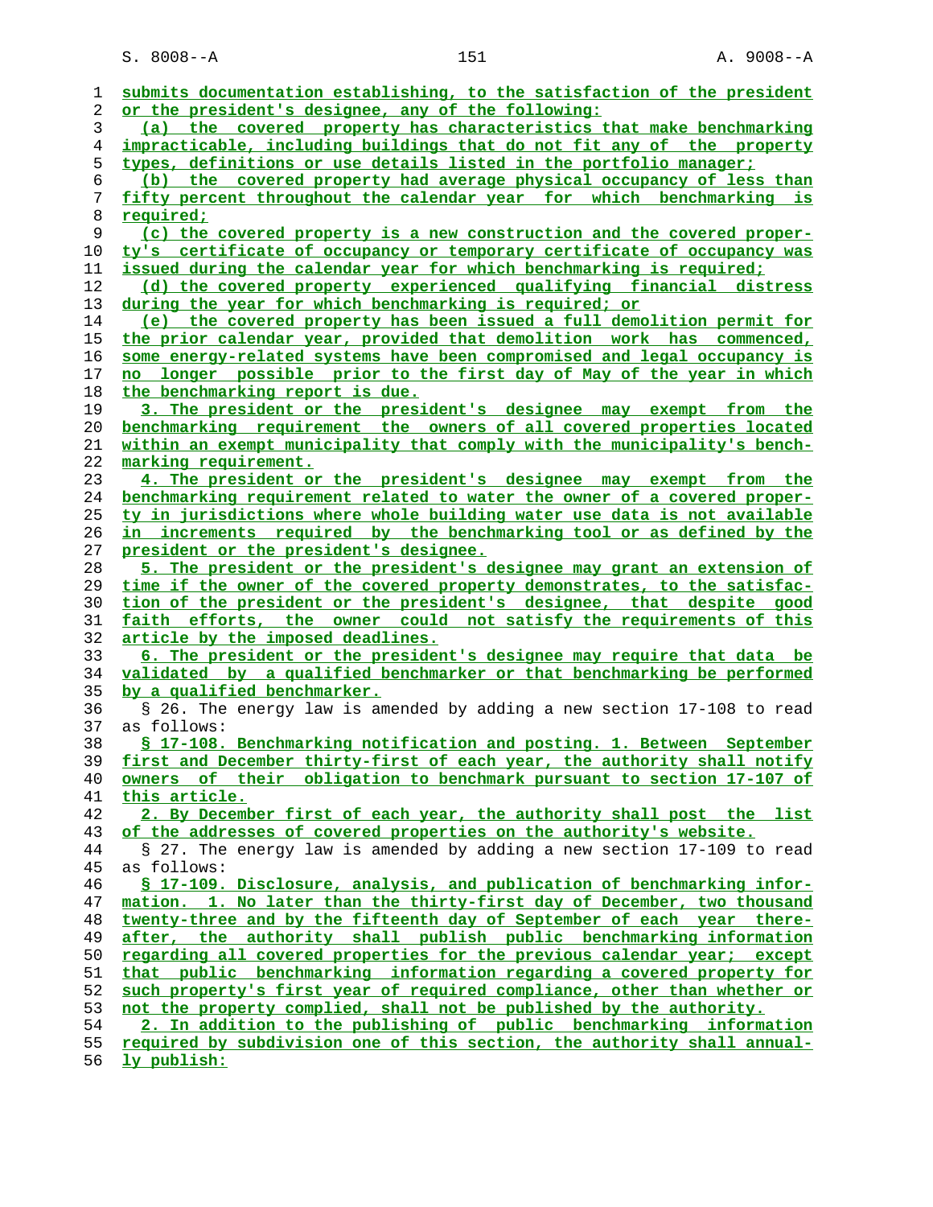submits documentation establishing, to the satisfaction of the president or the president's designee, any of the following:

(a) the covered property has characteristics that make benchmarking impracticable, including buildings that do not fit any of the property types, definitions or use details listed in the portfolio manager;

(b) the covered property had average physical occupancy of less than fifty percent throughout the calendar year for which benchmarking is required;

(c) the covered property is a new construction and the covered property's certificate of occupancy or temporary certificate of occupancy was issued during the calendar year for which benchmarking is required;

(d) the covered property experienced qualifying financial distress during the year for which benchmarking is required; or

(e) the covered property has been issued a full demolition permit for the prior calendar year, provided that demolition work has commenced, some energy-related systems have been compromised and legal occupancy is no longer possible prior to the first day of May of the year in which the benchmarking report is due.

3. The president or the president's designee may exempt from the benchmarking requirement the owners of all covered properties located within an exempt municipality that comply with the municipality's benchmarking requirement.

4. The president or the president's designee may exempt from the benchmarking requirement related to water the owner of a covered property in jurisdictions where whole building water use data is not available in increments required by the benchmarking tool or as defined by the president or the president's designee.

5. The president or the president's designee may grant an extension of time if the owner of the covered property demonstrates, to the satisfaction of the president or the president's designee, that despite good faith efforts, the owner could not satisfy the requirements of this article by the imposed deadlines.

6. The president or the president's designee may require that data be validated by a qualified benchmarker or that benchmarking be performed by a qualified benchmarker.

§ 26. The energy law is amended by adding a new section 17-108 to read as follows:

§ 17-108. Benchmarking notification and posting. 1. Between September first and December thirty-first of each year, the authority shall notify owners of their obligation to benchmark pursuant to section 17-107 of this article.

2. By December first of each year, the authority shall post the list of the addresses of covered properties on the authority's website.

§ 27. The energy law is amended by adding a new section 17-109 to read as follows:

§ 17-109. Disclosure, analysis, and publication of benchmarking information. 1. No later than the thirty-first day of December, two thousand twenty-three and by the fifteenth day of September of each year thereafter, the authority shall publish public benchmarking information regarding all covered properties for the previous calendar year; except that public benchmarking information regarding a covered property for such property's first year of required compliance, other than whether or not the property complied, shall not be published by the authority.

2. In addition to the publishing of public benchmarking information required by subdivision one of this section, the authority shall annually publish: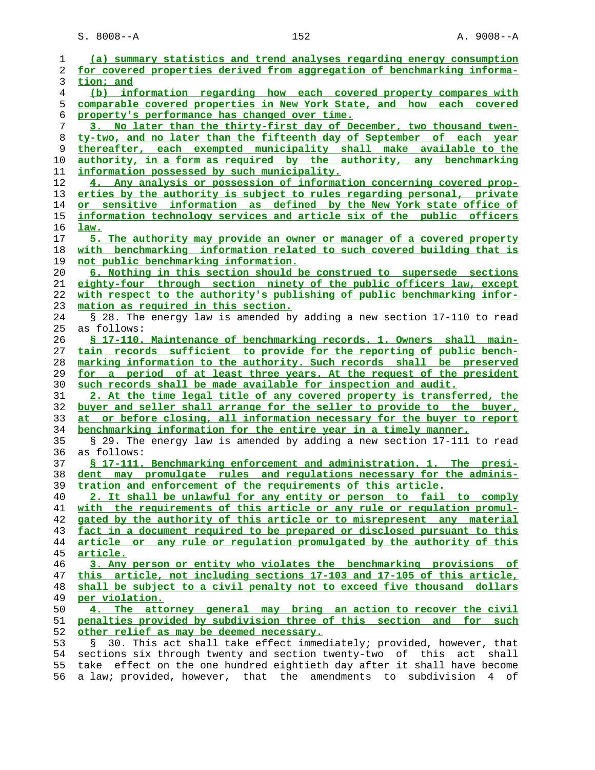(a) summary statistics and trend analyses regarding energy consumption for covered properties derived from aggregation of benchmarking information; and

(b) information regarding how each covered property compares with comparable covered properties in New York State, and how each covered property's performance has changed over time.

3. No later than the thirty-first day of December, two thousand twenty-two, and no later than the fifteenth day of September of each year thereafter, each exempted municipality shall make available to the authority, in a form as required by the authority, any benchmarking information possessed by such municipality.

4. Any analysis or possession of information concerning covered properties by the authority is subject to rules regarding personal, private or sensitive information as defined by the New York state office of information technology services and article six of the public officers law.

5. The authority may provide an owner or manager of a covered property with benchmarking information related to such covered building that is not public benchmarking information.

6. Nothing in this section should be construed to supersede sections eighty-four through section ninety of the public officers law, except with respect to the authority's publishing of public benchmarking information as required in this section.

§ 28. The energy law is amended by adding a new section 17-110 to read as follows:

§ 17-110. Maintenance of benchmarking records. 1. Owners shall maintain records sufficient to provide for the reporting of public benchmarking information to the authority. Such records shall be preserved for a period of at least three years. At the request of the president such records shall be made available for inspection and audit.

2. At the time legal title of any covered property is transferred, the buyer and seller shall arrange for the seller to provide to the buyer, at or before closing, all information necessary for the buyer to report benchmarking information for the entire year in a timely manner.

§ 29. The energy law is amended by adding a new section 17-111 to read as follows:

§ 17-111. Benchmarking enforcement and administration. 1. The president may promulgate rules and regulations necessary for the administration and enforcement of the requirements of this article.

2. It shall be unlawful for any entity or person to fail to comply with the requirements of this article or any rule or regulation promulgated by the authority of this article or to misrepresent any material fact in a document required to be prepared or disclosed pursuant to this article or any rule or regulation promulgated by the authority of this article.

3. Any person or entity who violates the benchmarking provisions of this article, not including sections 17-103 and 17-105 of this article, shall be subject to a civil penalty not to exceed five thousand dollars per violation.

4. The attorney general may bring an action to recover the civil penalties provided by subdivision three of this section and for such other relief as may be deemed necessary.

§ 30. This act shall take effect immediately; provided, however, that sections six through twenty and section twenty-two of this act shall take effect on the one hundred eightieth day after it shall have become a law; provided, however, that the amendments to subdivision 4 of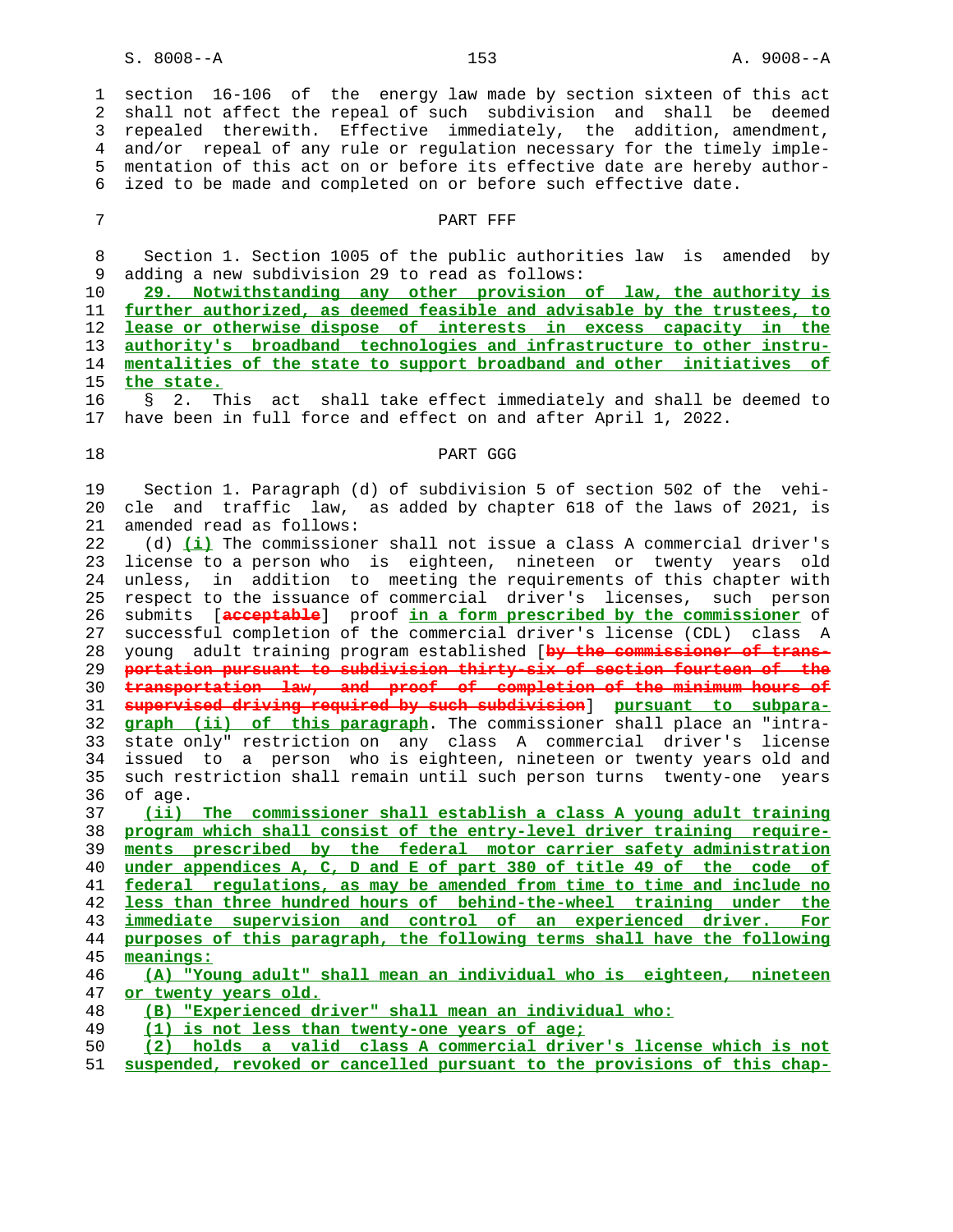section 16-106 of the energy law made by section sixteen of this act shall not affect the repeal of such subdivision and shall be deemed repealed therewith. Effective immediately, the addition, amendment, and/or repeal of any rule or regulation necessary for the timely implementation of this act on or before its effective date are hereby authorized to be made and completed on or before such effective date.

PART FFF

Section 1. Section 1005 of the public authorities law is amended by adding a new subdivision 29 to read as follows:

29. Notwithstanding any other provision of law, the authority is further authorized, as deemed feasible and advisable by the trustees, to lease or otherwise dispose of interests in excess capacity in the authority's broadband technologies and infrastructure to other instrumentalities of the state to support broadband and other initiatives of the state.

§ 2. This act shall take effect immediately and shall be deemed to have been in full force and effect on and after April 1, 2022.

PART GGG

Section 1. Paragraph (d) of subdivision 5 of section 502 of the vehicle and traffic law, as added by chapter 618 of the laws of 2021, is amended read as follows:

(d) (i) The commissioner shall not issue a class A commercial driver's license to a person who is eighteen, nineteen or twenty years old unless, in addition to meeting the requirements of this chapter with respect to the issuance of commercial driver's licenses, such person submits [acceptable] proof in a form prescribed by the commissioner of successful completion of the commercial driver's license (CDL) class A young adult training program established [by the commissioner of transportation pursuant to subdivision thirty-six of section fourteen of the transportation law, and proof of completion of the minimum hours of supervised driving required by such subdivision] pursuant to subparagraph (ii) of this paragraph. The commissioner shall place an "intrastate only" restriction on any class A commercial driver's license issued to a person who is eighteen, nineteen or twenty years old and such restriction shall remain until such person turns twenty-one years of age.

(ii) The commissioner shall establish a class A young adult training program which shall consist of the entry-level driver training requirements prescribed by the federal motor carrier safety administration under appendices A, C, D and E of part 380 of title 49 of the code of federal regulations, as may be amended from time to time and include no less than three hundred hours of behind-the-wheel training under the immediate supervision and control of an experienced driver. For purposes of this paragraph, the following terms shall have the following meanings:

(A) "Young adult" shall mean an individual who is eighteen, nineteen or twenty years old.

(B) "Experienced driver" shall mean an individual who:

(1) is not less than twenty-one years of age;

(2) holds a valid class A commercial driver's license which is not suspended, revoked or cancelled pursuant to the provisions of this chap-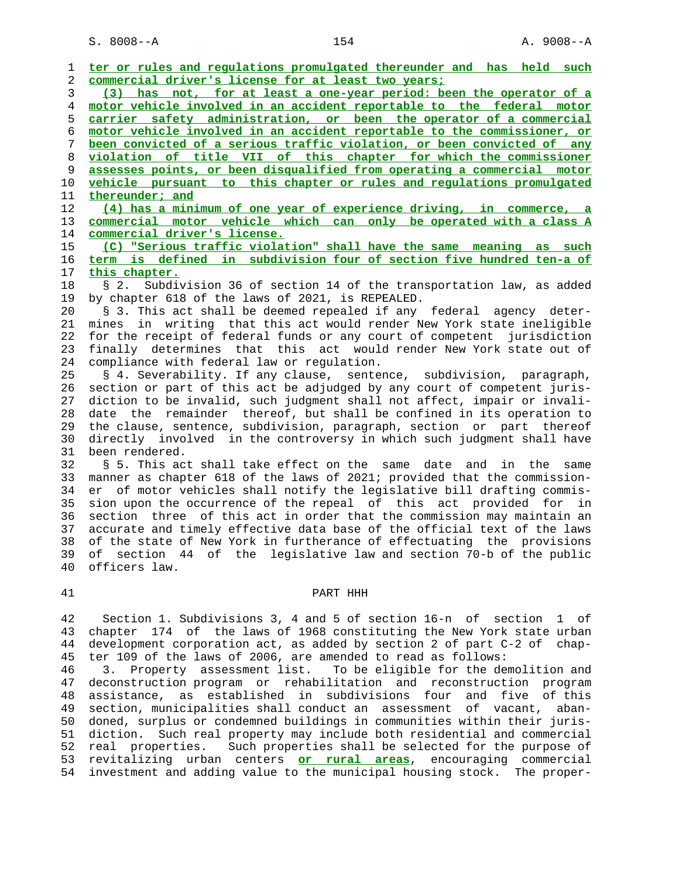ter or rules and regulations promulgated thereunder and has held such commercial driver's license for at least two years;

(3) has not, for at least a one-year period: been the operator of a motor vehicle involved in an accident reportable to the federal motor carrier safety administration, or been the operator of a commercial motor vehicle involved in an accident reportable to the commissioner, or been convicted of a serious traffic violation, or been convicted of any violation of title VII of this chapter for which the commissioner assesses points, or been disqualified from operating a commercial motor vehicle pursuant to this chapter or rules and regulations promulgated thereunder; and

(4) has a minimum of one year of experience driving, in commerce, a commercial motor vehicle which can only be operated with a class A commercial driver's license.

(C) "Serious traffic violation" shall have the same meaning as such term is defined in subdivision four of section five hundred ten-a of this chapter.

§ 2. Subdivision 36 of section 14 of the transportation law, as added by chapter 618 of the laws of 2021, is REPEALED.

§ 3. This act shall be deemed repealed if any federal agency determines in writing that this act would render New York state ineligible for the receipt of federal funds or any court of competent jurisdiction finally determines that this act would render New York state out of compliance with federal law or regulation.

§ 4. Severability. If any clause, sentence, subdivision, paragraph, section or part of this act be adjudged by any court of competent jurisdiction to be invalid, such judgment shall not affect, impair or invalidate the remainder thereof, but shall be confined in its operation to the clause, sentence, subdivision, paragraph, section or part thereof directly involved in the controversy in which such judgment shall have been rendered.

§ 5. This act shall take effect on the same date and in the same manner as chapter 618 of the laws of 2021; provided that the commissioner of motor vehicles shall notify the legislative bill drafting commission upon the occurrence of the repeal of this act provided for in section three of this act in order that the commission may maintain an accurate and timely effective data base of the official text of the laws of the state of New York in furtherance of effectuating the provisions of section 44 of the legislative law and section 70-b of the public officers law.

## PART HHH

Section 1. Subdivisions 3, 4 and 5 of section 16-n of section 1 of chapter 174 of the laws of 1968 constituting the New York state urban development corporation act, as added by section 2 of part C-2 of chapter 109 of the laws of 2006, are amended to read as follows:

3. Property assessment list. To be eligible for the demolition and deconstruction program or rehabilitation and reconstruction program assistance, as established in subdivisions four and five of this section, municipalities shall conduct an assessment of vacant, abandoned, surplus or condemned buildings in communities within their jurisdiction. Such real property may include both residential and commercial real properties. Such properties shall be selected for the purpose of revitalizing urban centers or rural areas, encouraging commercial investment and adding value to the municipal housing stock. The proper-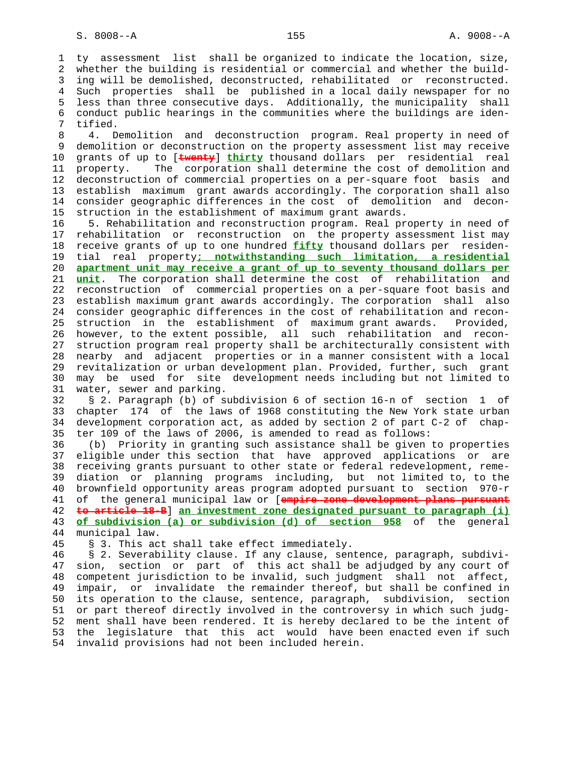ty assessment list shall be organized to indicate the location, size, whether the building is residential or commercial and whether the building will be demolished, deconstructed, rehabilitated or reconstructed. Such properties shall be published in a local daily newspaper for no less than three consecutive days. Additionally, the municipality shall conduct public hearings in the communities where the buildings are identified.

4. Demolition and deconstruction program. Real property in need of demolition or deconstruction on the property assessment list may receive grants of up to [~~twenty~~] **thirty** thousand dollars per residential real property. The corporation shall determine the cost of demolition and deconstruction of commercial properties on a per-square foot basis and establish maximum grant awards accordingly. The corporation shall also consider geographic differences in the cost of demolition and deconstruction in the establishment of maximum grant awards.

5. Rehabilitation and reconstruction program. Real property in need of rehabilitation or reconstruction on the property assessment list may receive grants of up to one hundred **fifty** thousand dollars per residential real property**; notwithstanding such limitation, a residential apartment unit may receive a grant of up to seventy thousand dollars per unit**. The corporation shall determine the cost of rehabilitation and reconstruction of commercial properties on a per-square foot basis and establish maximum grant awards accordingly. The corporation shall also consider geographic differences in the cost of rehabilitation and reconstruction in the establishment of maximum grant awards. Provided, however, to the extent possible, all such rehabilitation and reconstruction program real property shall be architecturally consistent with nearby and adjacent properties or in a manner consistent with a local revitalization or urban development plan. Provided, further, such grant may be used for site development needs including but not limited to water, sewer and parking.

§ 2. Paragraph (b) of subdivision 6 of section 16-n of section 1 of chapter 174 of the laws of 1968 constituting the New York state urban development corporation act, as added by section 2 of part C-2 of chapter 109 of the laws of 2006, is amended to read as follows:

(b) Priority in granting such assistance shall be given to properties eligible under this section that have approved applications or are receiving grants pursuant to other state or federal redevelopment, remediation or planning programs including, but not limited to, to the brownfield opportunity areas program adopted pursuant to section 970-r of the general municipal law or [~~empire zone development plans pursuant to article 18-B~~] **an investment zone designated pursuant to paragraph (i) of subdivision (a) or subdivision (d) of section 958** of the general municipal law.

§ 3. This act shall take effect immediately.

§ 2. Severability clause. If any clause, sentence, paragraph, subdivision, section or part of this act shall be adjudged by any court of competent jurisdiction to be invalid, such judgment shall not affect, impair, or invalidate the remainder thereof, but shall be confined in its operation to the clause, sentence, paragraph, subdivision, section or part thereof directly involved in the controversy in which such judgment shall have been rendered. It is hereby declared to be the intent of the legislature that this act would have been enacted even if such invalid provisions had not been included herein.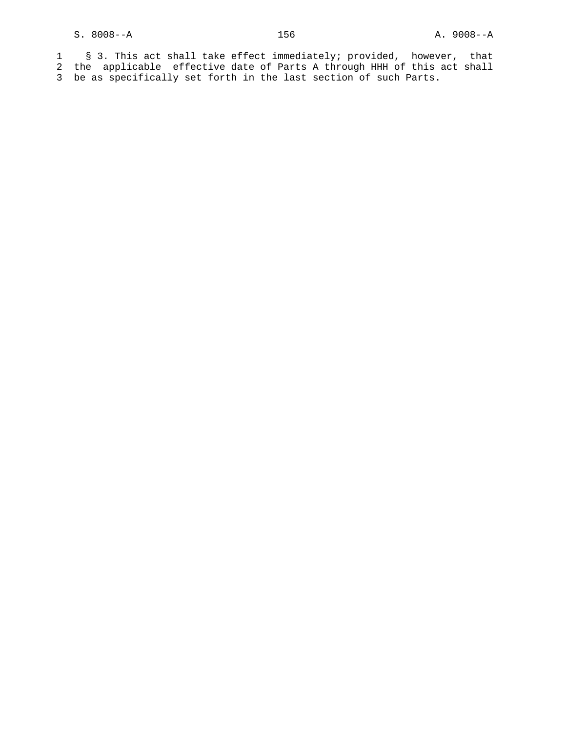§ 3. This act shall take effect immediately; provided, however, that the applicable effective date of Parts A through HHH of this act shall be as specifically set forth in the last section of such Parts.